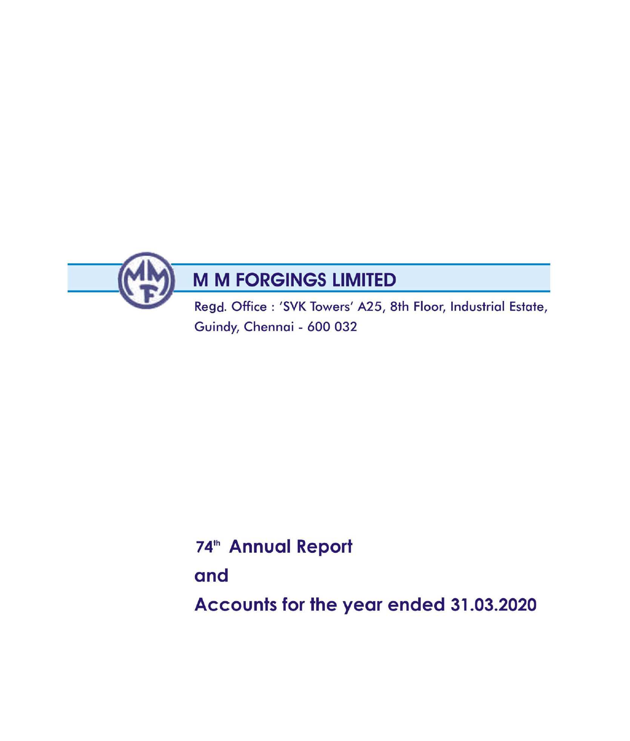# M M FORGINGS LIMITED

Regd. Office : 'SVK Towers' A25, 8th Floor, Industrial Estate, Guindy, Chennai - 600 032

## 74th Annual Report

## and

## Accounts for the year ended 31.03.2020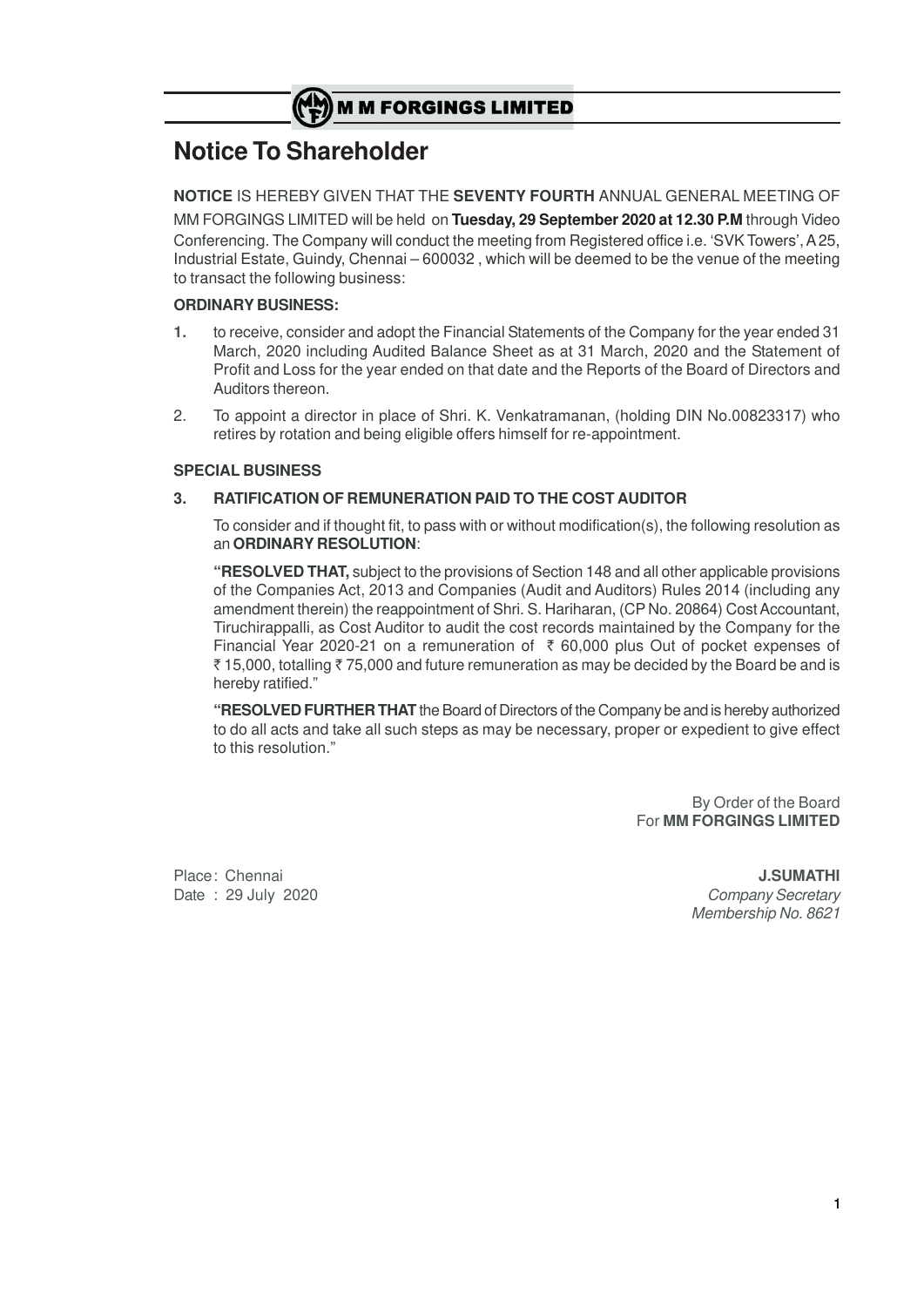# Notice To Shareholder

**NOTICE** IS HEREBY GIVEN THAT THE **SEVENTY FOURTH** ANNUAL GENERAL MEETING OF MM FORGINGS LIMITED will be held on **Tuesday, 29 September 2020 at 12.30 P.M** through Video Conferencing. The Company will conduct the meeting from Registered office i.e. 'SVK Towers', A 25, Industrial Estate, Guindy, Chennai – 600032 , which will be deemed to be the venue of the meeting to transact the following business:

**ORDINARY BUSINESS:**

1. to receive, consider and adopt the Financial Statements of the Company for the year ended 31 March, 2020 including Audited Balance Sheet as at 31 March, 2020 and the Statement of Profit and Loss for the year ended on that date and the Reports of the Board of Directors and Auditors thereon.
2. To appoint a director in place of Shri. K. Venkatramanan, (holding DIN No.00823317) who retires by rotation and being eligible offers himself for re-appointment.

**SPECIAL BUSINESS**

**3. RATIFICATION OF REMUNERATION PAID TO THE COST AUDITOR**

To consider and if thought fit, to pass with or without modification(s), the following resolution as an **ORDINARY RESOLUTION**:

**"RESOLVED THAT,** subject to the provisions of Section 148 and all other applicable provisions of the Companies Act, 2013 and Companies (Audit and Auditors) Rules 2014 (including any amendment therein) the reappointment of Shri. S. Hariharan, (CP No. 20864) Cost Accountant, Tiruchirappalli, as Cost Auditor to audit the cost records maintained by the Company for the Financial Year 2020-21 on a remuneration of ₹ 60,000 plus Out of pocket expenses of ₹ 15,000, totalling ₹ 75,000 and future remuneration as may be decided by the Board be and is hereby ratified."

**"RESOLVED FURTHER THAT** the Board of Directors of the Company be and is hereby authorized to do all acts and take all such steps as may be necessary, proper or expedient to give effect to this resolution."

By Order of the Board
For **MM FORGINGS LIMITED**

Place : Chennai
Date : 29 July 2020

**J.SUMATHI**
*Company Secretary*
*Membership No. 8621*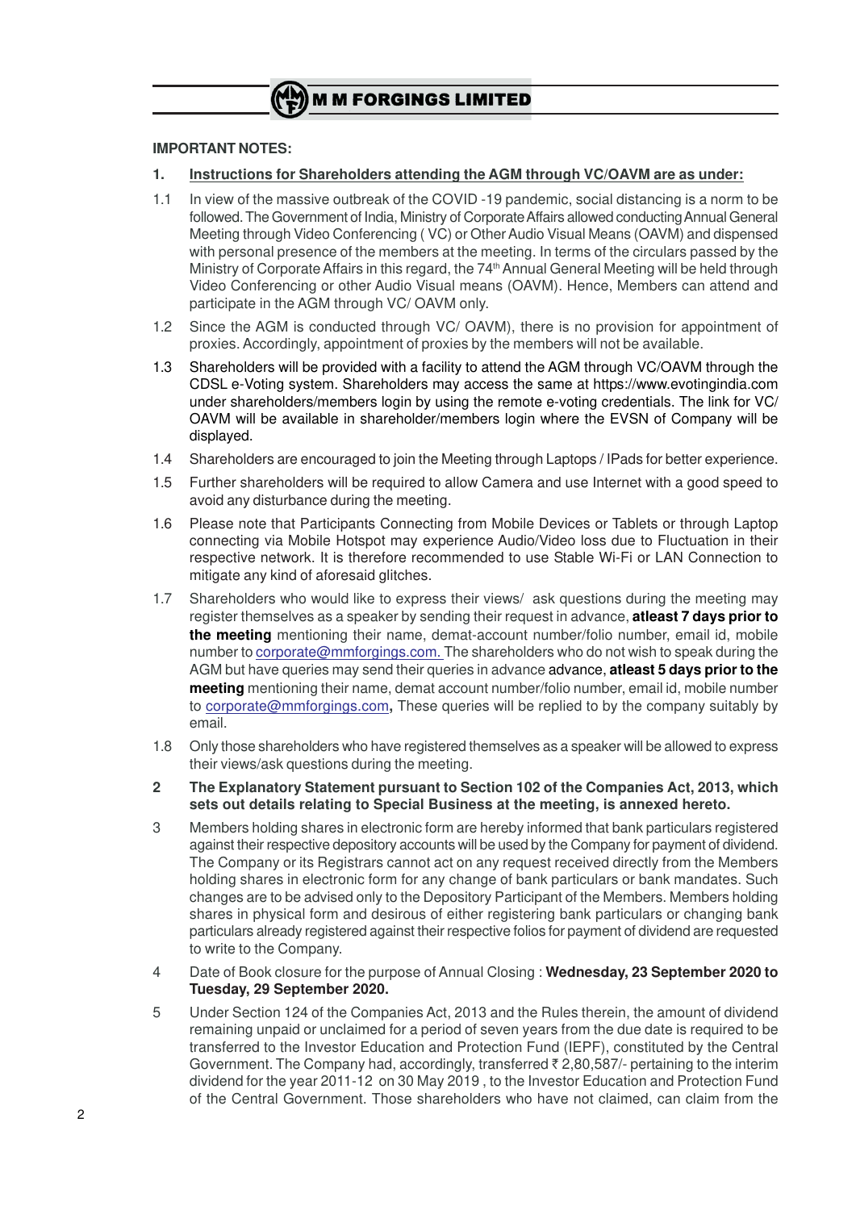**IMPORTANT NOTES:**

1. **Instructions for Shareholders attending the AGM through VC/OAVM are as under:**

1.1 In view of the massive outbreak of the COVID -19 pandemic, social distancing is a norm to be followed. The Government of India, Ministry of Corporate Affairs allowed conducting Annual General Meeting through Video Conferencing ( VC) or Other Audio Visual Means (OAVM) and dispensed with personal presence of the members at the meeting. In terms of the circulars passed by the Ministry of Corporate Affairs in this regard, the 74th Annual General Meeting will be held through Video Conferencing or other Audio Visual means (OAVM). Hence, Members can attend and participate in the AGM through VC/ OAVM only.

1.2 Since the AGM is conducted through VC/ OAVM), there is no provision for appointment of proxies. Accordingly, appointment of proxies by the members will not be available.

1.3 Shareholders will be provided with a facility to attend the AGM through VC/OAVM through the CDSL e-Voting system. Shareholders may access the same at https://www.evotingindia.com under shareholders/members login by using the remote e-voting credentials. The link for VC/ OAVM will be available in shareholder/members login where the EVSN of Company will be displayed.

1.4 Shareholders are encouraged to join the Meeting through Laptops / IPads for better experience.

1.5 Further shareholders will be required to allow Camera and use Internet with a good speed to avoid any disturbance during the meeting.

1.6 Please note that Participants Connecting from Mobile Devices or Tablets or through Laptop connecting via Mobile Hotspot may experience Audio/Video loss due to Fluctuation in their respective network. It is therefore recommended to use Stable Wi-Fi or LAN Connection to mitigate any kind of aforesaid glitches.

1.7 Shareholders who would like to express their views/ ask questions during the meeting may register themselves as a speaker by sending their request in advance, **atleast 7 days prior to the meeting** mentioning their name, demat-account number/folio number, email id, mobile number to corporate@mmforgings.com. The shareholders who do not wish to speak during the AGM but have queries may send their queries in advance advance, **atleast 5 days prior to the meeting** mentioning their name, demat account number/folio number, email id, mobile number to corporate@mmforgings.com**,** These queries will be replied to by the company suitably by email.

1.8 Only those shareholders who have registered themselves as a speaker will be allowed to express their views/ask questions during the meeting.

2 **The Explanatory Statement pursuant to Section 102 of the Companies Act, 2013, which sets out details relating to Special Business at the meeting, is annexed hereto.**

3 Members holding shares in electronic form are hereby informed that bank particulars registered against their respective depository accounts will be used by the Company for payment of dividend. The Company or its Registrars cannot act on any request received directly from the Members holding shares in electronic form for any change of bank particulars or bank mandates. Such changes are to be advised only to the Depository Participant of the Members. Members holding shares in physical form and desirous of either registering bank particulars or changing bank particulars already registered against their respective folios for payment of dividend are requested to write to the Company.

4 Date of Book closure for the purpose of Annual Closing : **Wednesday, 23 September 2020 to Tuesday, 29 September 2020.**

5 Under Section 124 of the Companies Act, 2013 and the Rules therein, the amount of dividend remaining unpaid or unclaimed for a period of seven years from the due date is required to be transferred to the Investor Education and Protection Fund (IEPF), constituted by the Central Government. The Company had, accordingly, transferred ₹ 2,80,587/- pertaining to the interim dividend for the year 2011-12 on 30 May 2019 , to the Investor Education and Protection Fund of the Central Government. Those shareholders who have not claimed, can claim from the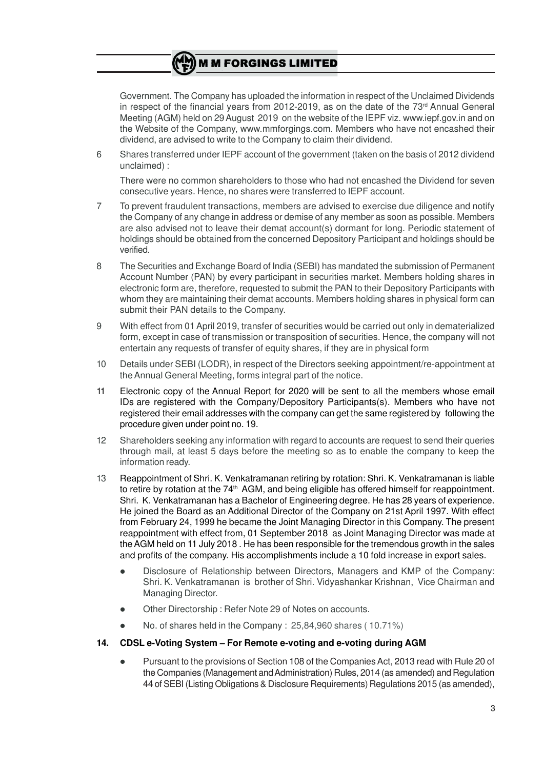Government. The Company has uploaded the information in respect of the Unclaimed Dividends in respect of the financial years from 2012-2019, as on the date of the 73rd Annual General Meeting (AGM) held on 29 August 2019 on the website of the IEPF viz. www.iepf.gov.in and on the Website of the Company, www.mmforgings.com. Members who have not encashed their dividend, are advised to write to the Company to claim their dividend.

6 Shares transferred under IEPF account of the government (taken on the basis of 2012 dividend unclaimed) :

There were no common shareholders to those who had not encashed the Dividend for seven consecutive years. Hence, no shares were transferred to IEPF account.

7 To prevent fraudulent transactions, members are advised to exercise due diligence and notify the Company of any change in address or demise of any member as soon as possible. Members are also advised not to leave their demat account(s) dormant for long. Periodic statement of holdings should be obtained from the concerned Depository Participant and holdings should be verified.

8 The Securities and Exchange Board of India (SEBI) has mandated the submission of Permanent Account Number (PAN) by every participant in securities market. Members holding shares in electronic form are, therefore, requested to submit the PAN to their Depository Participants with whom they are maintaining their demat accounts. Members holding shares in physical form can submit their PAN details to the Company.

9 With effect from 01 April 2019, transfer of securities would be carried out only in dematerialized form, except in case of transmission or transposition of securities. Hence, the company will not entertain any requests of transfer of equity shares, if they are in physical form

10 Details under SEBI (LODR), in respect of the Directors seeking appointment/re-appointment at the Annual General Meeting, forms integral part of the notice.

11 Electronic copy of the Annual Report for 2020 will be sent to all the members whose email IDs are registered with the Company/Depository Participants(s). Members who have not registered their email addresses with the company can get the same registered by following the procedure given under point no. 19.

12 Shareholders seeking any information with regard to accounts are request to send their queries through mail, at least 5 days before the meeting so as to enable the company to keep the information ready.

13 Reappointment of Shri. K. Venkatramanan retiring by rotation: Shri. K. Venkatramanan is liable to retire by rotation at the 74th AGM, and being eligible has offered himself for reappointment. Shri. K. Venkatramanan has a Bachelor of Engineering degree. He has 28 years of experience. He joined the Board as an Additional Director of the Company on 21st April 1997. With effect from February 24, 1999 he became the Joint Managing Director in this Company. The present reappointment with effect from, 01 September 2018 as Joint Managing Director was made at the AGM held on 11 July 2018 . He has been responsible for the tremendous growth in the sales and profits of the company. His accomplishments include a 10 fold increase in export sales.

- Disclosure of Relationship between Directors, Managers and KMP of the Company: Shri. K. Venkatramanan is brother of Shri. Vidyashankar Krishnan, Vice Chairman and Managing Director.
- Other Directorship : Refer Note 29 of Notes on accounts.
- No. of shares held in the Company : 25,84,960 shares ( 10.71%)

**14. CDSL e-Voting System – For Remote e-voting and e-voting during AGM**

- Pursuant to the provisions of Section 108 of the Companies Act, 2013 read with Rule 20 of the Companies (Management and Administration) Rules, 2014 (as amended) and Regulation 44 of SEBI (Listing Obligations & Disclosure Requirements) Regulations 2015 (as amended),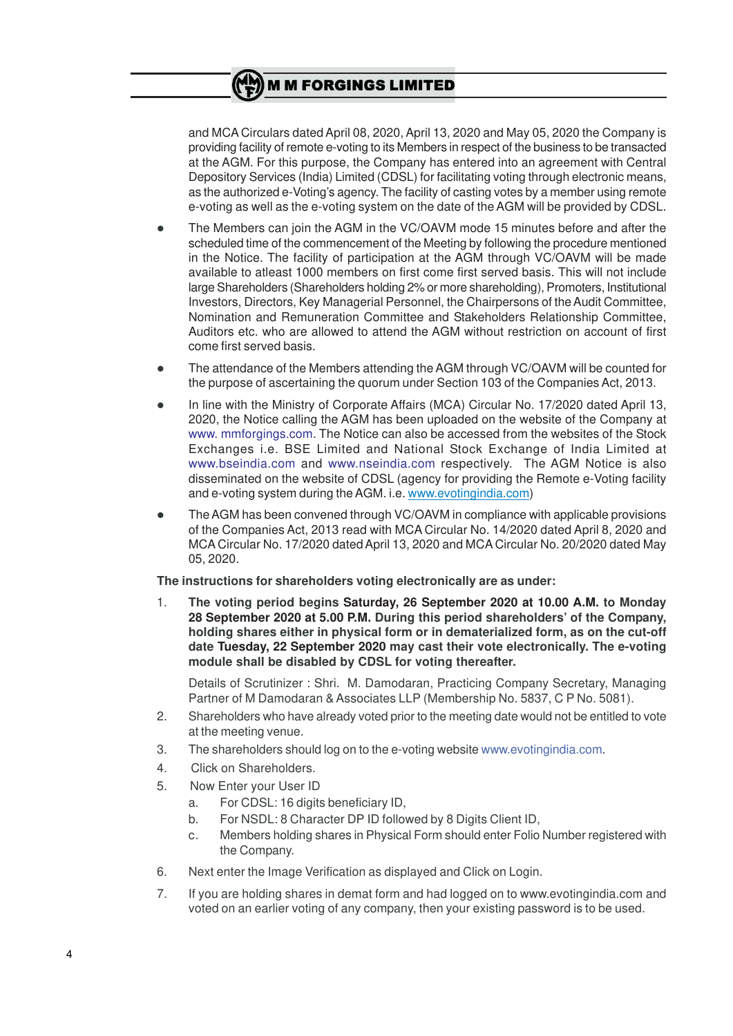and MCA Circulars dated April 08, 2020, April 13, 2020 and May 05, 2020 the Company is providing facility of remote e-voting to its Members in respect of the business to be transacted at the AGM. For this purpose, the Company has entered into an agreement with Central Depository Services (India) Limited (CDSL) for facilitating voting through electronic means, as the authorized e-Voting's agency. The facility of casting votes by a member using remote e-voting as well as the e-voting system on the date of the AGM will be provided by CDSL.

- The Members can join the AGM in the VC/OAVM mode 15 minutes before and after the scheduled time of the commencement of the Meeting by following the procedure mentioned in the Notice. The facility of participation at the AGM through VC/OAVM will be made available to atleast 1000 members on first come first served basis. This will not include large Shareholders (Shareholders holding 2% or more shareholding), Promoters, Institutional Investors, Directors, Key Managerial Personnel, the Chairpersons of the Audit Committee, Nomination and Remuneration Committee and Stakeholders Relationship Committee, Auditors etc. who are allowed to attend the AGM without restriction on account of first come first served basis.
- The attendance of the Members attending the AGM through VC/OAVM will be counted for the purpose of ascertaining the quorum under Section 103 of the Companies Act, 2013.
- In line with the Ministry of Corporate Affairs (MCA) Circular No. 17/2020 dated April 13, 2020, the Notice calling the AGM has been uploaded on the website of the Company at www. mmforgings.com. The Notice can also be accessed from the websites of the Stock Exchanges i.e. BSE Limited and National Stock Exchange of India Limited at www.bseindia.com and www.nseindia.com respectively. The AGM Notice is also disseminated on the website of CDSL (agency for providing the Remote e-Voting facility and e-voting system during the AGM. i.e. www.evotingindia.com)
- The AGM has been convened through VC/OAVM in compliance with applicable provisions of the Companies Act, 2013 read with MCA Circular No. 14/2020 dated April 8, 2020 and MCA Circular No. 17/2020 dated April 13, 2020 and MCA Circular No. 20/2020 dated May 05, 2020.

**The instructions for shareholders voting electronically are as under:**

1. **The voting period begins Saturday, 26 September 2020 at 10.00 A.M. to Monday 28 September 2020 at 5.00 P.M. During this period shareholders' of the Company, holding shares either in physical form or in dematerialized form, as on the cut-off date Tuesday, 22 September 2020 may cast their vote electronically. The e-voting module shall be disabled by CDSL for voting thereafter.**

   Details of Scrutinizer : Shri. M. Damodaran, Practicing Company Secretary, Managing Partner of M Damodaran & Associates LLP (Membership No. 5837, C P No. 5081).
2. Shareholders who have already voted prior to the meeting date would not be entitled to vote at the meeting venue.
3. The shareholders should log on to the e-voting website www.evotingindia.com.
4. Click on Shareholders.
5. Now Enter your User ID
   a. For CDSL: 16 digits beneficiary ID,
   b. For NSDL: 8 Character DP ID followed by 8 Digits Client ID,
   c. Members holding shares in Physical Form should enter Folio Number registered with the Company.
6. Next enter the Image Verification as displayed and Click on Login.
7. If you are holding shares in demat form and had logged on to www.evotingindia.com and voted on an earlier voting of any company, then your existing password is to be used.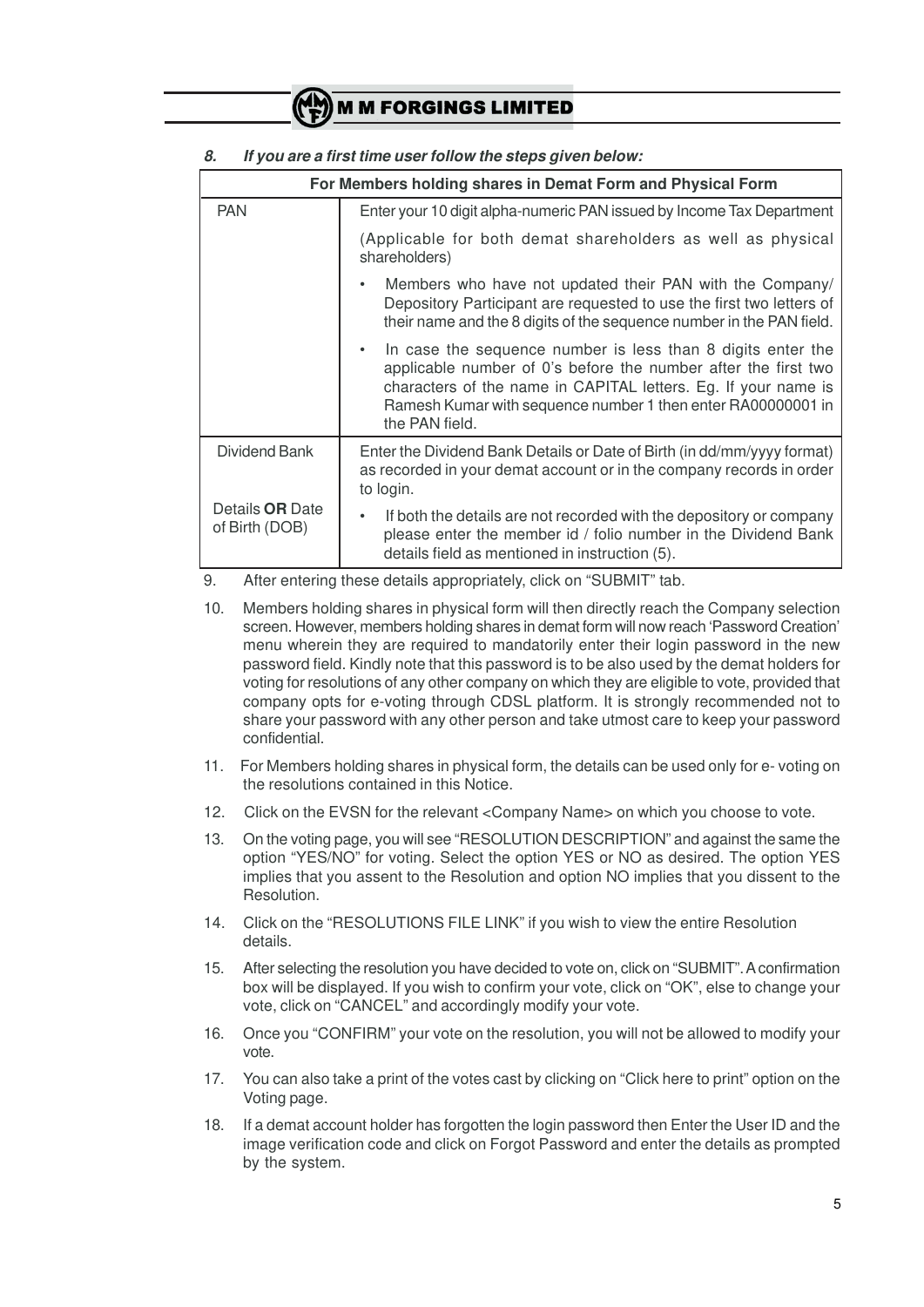*8. If you are a first time user follow the steps given below:*

| For Members holding shares in Demat Form and Physical Form | |
|---|---|
| PAN | Enter your 10 digit alpha-numeric PAN issued by Income Tax Department<br><br>(Applicable for both demat shareholders as well as physical shareholders)<br><br>• Members who have not updated their PAN with the Company/ Depository Participant are requested to use the first two letters of their name and the 8 digits of the sequence number in the PAN field.<br><br>• In case the sequence number is less than 8 digits enter the applicable number of 0's before the number after the first two characters of the name in CAPITAL letters. Eg. If your name is Ramesh Kumar with sequence number 1 then enter RA00000001 in the PAN field. |
| Dividend Bank Details **OR** Date of Birth (DOB) | Enter the Dividend Bank Details or Date of Birth (in dd/mm/yyyy format) as recorded in your demat account or in the company records in order to login.<br><br>• If both the details are not recorded with the depository or company please enter the member id / folio number in the Dividend Bank details field as mentioned in instruction (5). |

9. After entering these details appropriately, click on "SUBMIT" tab.

10. Members holding shares in physical form will then directly reach the Company selection screen. However, members holding shares in demat form will now reach 'Password Creation' menu wherein they are required to mandatorily enter their login password in the new password field. Kindly note that this password is to be also used by the demat holders for voting for resolutions of any other company on which they are eligible to vote, provided that company opts for e-voting through CDSL platform. It is strongly recommended not to share your password with any other person and take utmost care to keep your password confidential.

11. For Members holding shares in physical form, the details can be used only for e- voting on the resolutions contained in this Notice.

12. Click on the EVSN for the relevant <Company Name> on which you choose to vote.

13. On the voting page, you will see "RESOLUTION DESCRIPTION" and against the same the option "YES/NO" for voting. Select the option YES or NO as desired. The option YES implies that you assent to the Resolution and option NO implies that you dissent to the Resolution.

14. Click on the "RESOLUTIONS FILE LINK" if you wish to view the entire Resolution details.

15. After selecting the resolution you have decided to vote on, click on "SUBMIT". A confirmation box will be displayed. If you wish to confirm your vote, click on "OK", else to change your vote, click on "CANCEL" and accordingly modify your vote.

16. Once you "CONFIRM" your vote on the resolution, you will not be allowed to modify your vote.

17. You can also take a print of the votes cast by clicking on "Click here to print" option on the Voting page.

18. If a demat account holder has forgotten the login password then Enter the User ID and the image verification code and click on Forgot Password and enter the details as prompted by the system.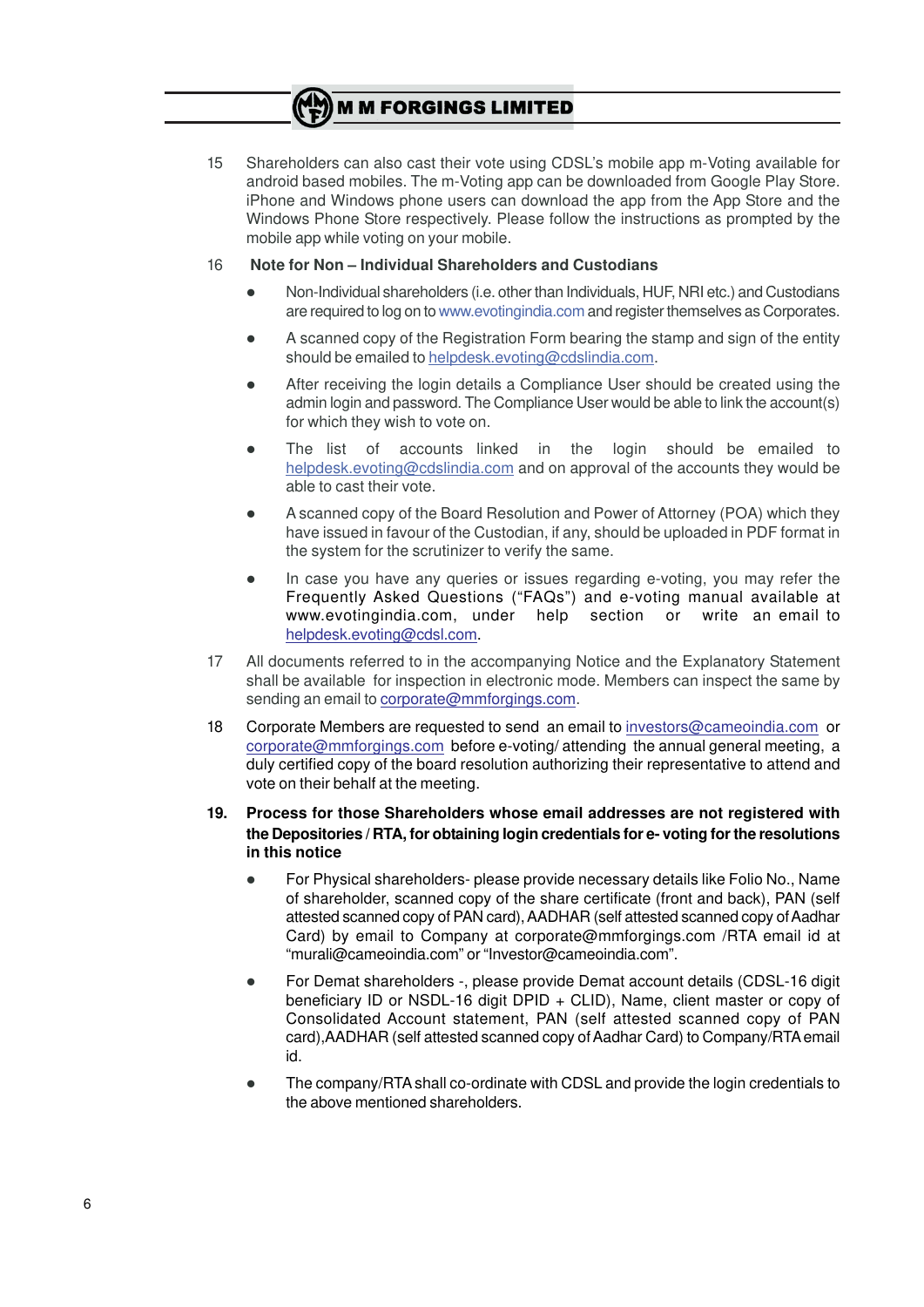15 Shareholders can also cast their vote using CDSL's mobile app m-Voting available for android based mobiles. The m-Voting app can be downloaded from Google Play Store. iPhone and Windows phone users can download the app from the App Store and the Windows Phone Store respectively. Please follow the instructions as prompted by the mobile app while voting on your mobile.

16 **Note for Non – Individual Shareholders and Custodians**

- Non-Individual shareholders (i.e. other than Individuals, HUF, NRI etc.) and Custodians are required to log on to www.evotingindia.com and register themselves as Corporates.
- A scanned copy of the Registration Form bearing the stamp and sign of the entity should be emailed to helpdesk.evoting@cdslindia.com.
- After receiving the login details a Compliance User should be created using the admin login and password. The Compliance User would be able to link the account(s) for which they wish to vote on.
- The list of accounts linked in the login should be emailed to helpdesk.evoting@cdslindia.com and on approval of the accounts they would be able to cast their vote.
- A scanned copy of the Board Resolution and Power of Attorney (POA) which they have issued in favour of the Custodian, if any, should be uploaded in PDF format in the system for the scrutinizer to verify the same.
- In case you have any queries or issues regarding e-voting, you may refer the Frequently Asked Questions ("FAQs") and e-voting manual available at www.evotingindia.com, under help section or write an email to helpdesk.evoting@cdsl.com.

17 All documents referred to in the accompanying Notice and the Explanatory Statement shall be available for inspection in electronic mode. Members can inspect the same by sending an email to corporate@mmforgings.com.

18 Corporate Members are requested to send an email to investors@cameoindia.com or corporate@mmforgings.com before e-voting/ attending the annual general meeting, a duly certified copy of the board resolution authorizing their representative to attend and vote on their behalf at the meeting.

**19. Process for those Shareholders whose email addresses are not registered with the Depositories / RTA, for obtaining login credentials for e- voting for the resolutions in this notice**

- For Physical shareholders- please provide necessary details like Folio No., Name of shareholder, scanned copy of the share certificate (front and back), PAN (self attested scanned copy of PAN card), AADHAR (self attested scanned copy of Aadhar Card) by email to Company at corporate@mmforgings.com /RTA email id at "murali@cameoindia.com" or "Investor@cameoindia.com".
- For Demat shareholders -, please provide Demat account details (CDSL-16 digit beneficiary ID or NSDL-16 digit DPID + CLID), Name, client master or copy of Consolidated Account statement, PAN (self attested scanned copy of PAN card),AADHAR (self attested scanned copy of Aadhar Card) to Company/RTA email id.
- The company/RTA shall co-ordinate with CDSL and provide the login credentials to the above mentioned shareholders.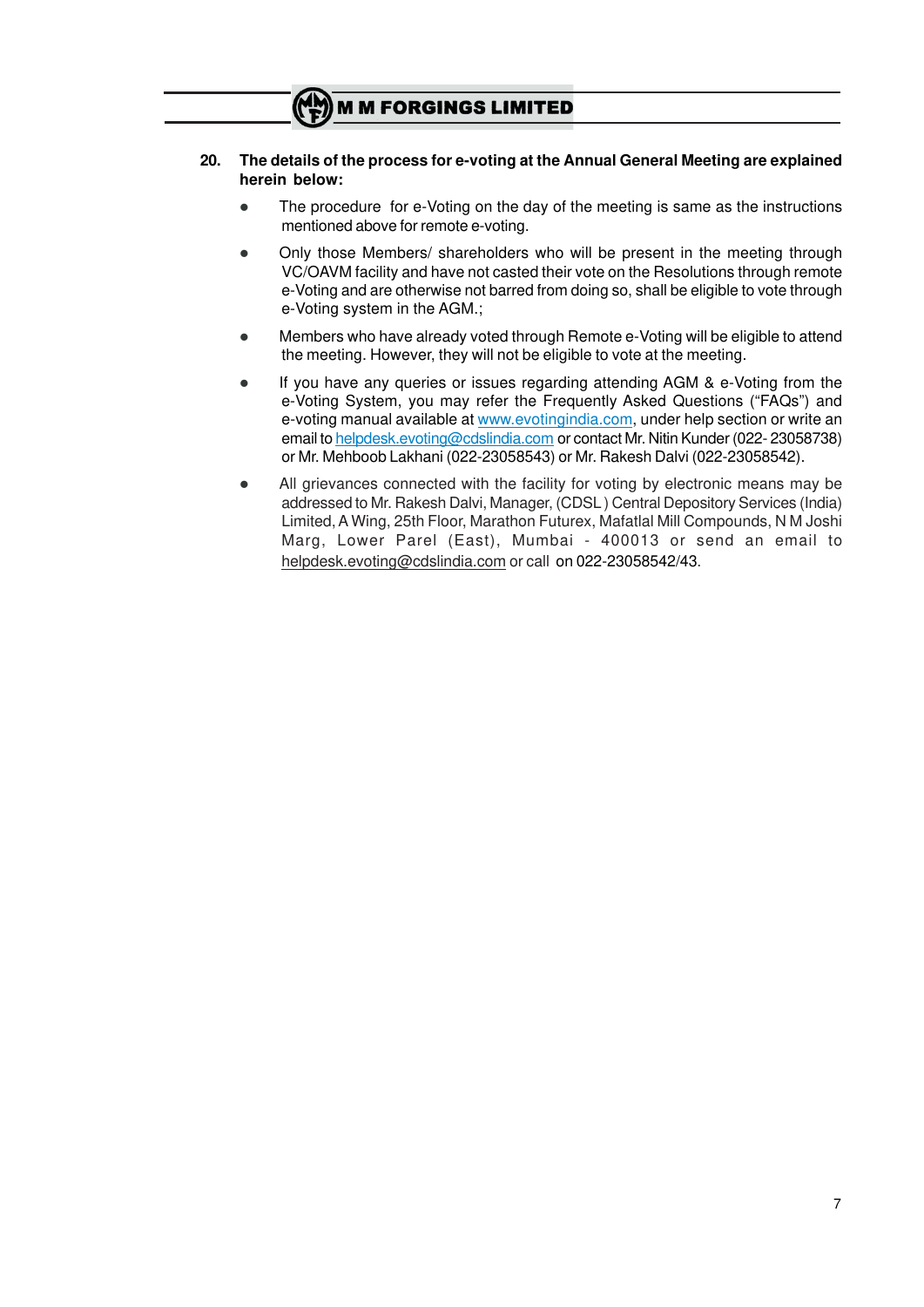**20. The details of the process for e-voting at the Annual General Meeting are explained herein below:**

- The procedure for e-Voting on the day of the meeting is same as the instructions mentioned above for remote e-voting.
- Only those Members/ shareholders who will be present in the meeting through VC/OAVM facility and have not casted their vote on the Resolutions through remote e-Voting and are otherwise not barred from doing so, shall be eligible to vote through e-Voting system in the AGM.;
- Members who have already voted through Remote e-Voting will be eligible to attend the meeting. However, they will not be eligible to vote at the meeting.
- If you have any queries or issues regarding attending AGM & e-Voting from the e-Voting System, you may refer the Frequently Asked Questions ("FAQs") and e-voting manual available at www.evotingindia.com, under help section or write an email to helpdesk.evoting@cdslindia.com or contact Mr. Nitin Kunder (022- 23058738) or Mr. Mehboob Lakhani (022-23058543) or Mr. Rakesh Dalvi (022-23058542).
- All grievances connected with the facility for voting by electronic means may be addressed to Mr. Rakesh Dalvi, Manager, (CDSL ) Central Depository Services (India) Limited, A Wing, 25th Floor, Marathon Futurex, Mafatlal Mill Compounds, N M Joshi Marg, Lower Parel (East), Mumbai - 400013 or send an email to helpdesk.evoting@cdslindia.com or call on 022-23058542/43.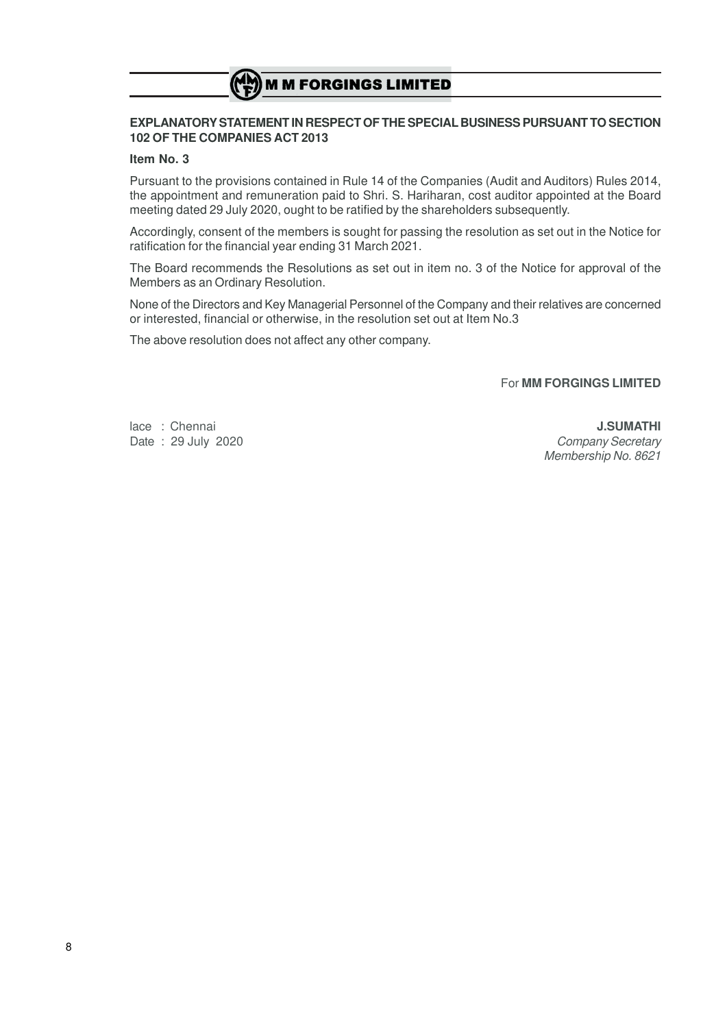## EXPLANATORY STATEMENT IN RESPECT OF THE SPECIAL BUSINESS PURSUANT TO SECTION 102 OF THE COMPANIES ACT 2013

**Item No. 3**

Pursuant to the provisions contained in Rule 14 of the Companies (Audit and Auditors) Rules 2014, the appointment and remuneration paid to Shri. S. Hariharan, cost auditor appointed at the Board meeting dated 29 July 2020, ought to be ratified by the shareholders subsequently.

Accordingly, consent of the members is sought for passing the resolution as set out in the Notice for ratification for the financial year ending 31 March 2021.

The Board recommends the Resolutions as set out in item no. 3 of the Notice for approval of the Members as an Ordinary Resolution.

None of the Directors and Key Managerial Personnel of the Company and their relatives are concerned or interested, financial or otherwise, in the resolution set out at Item No.3

The above resolution does not affect any other company.

For **MM FORGINGS LIMITED**

lace : Chennai
Date : 29 July 2020

**J.SUMATHI**
*Company Secretary*
*Membership No. 8621*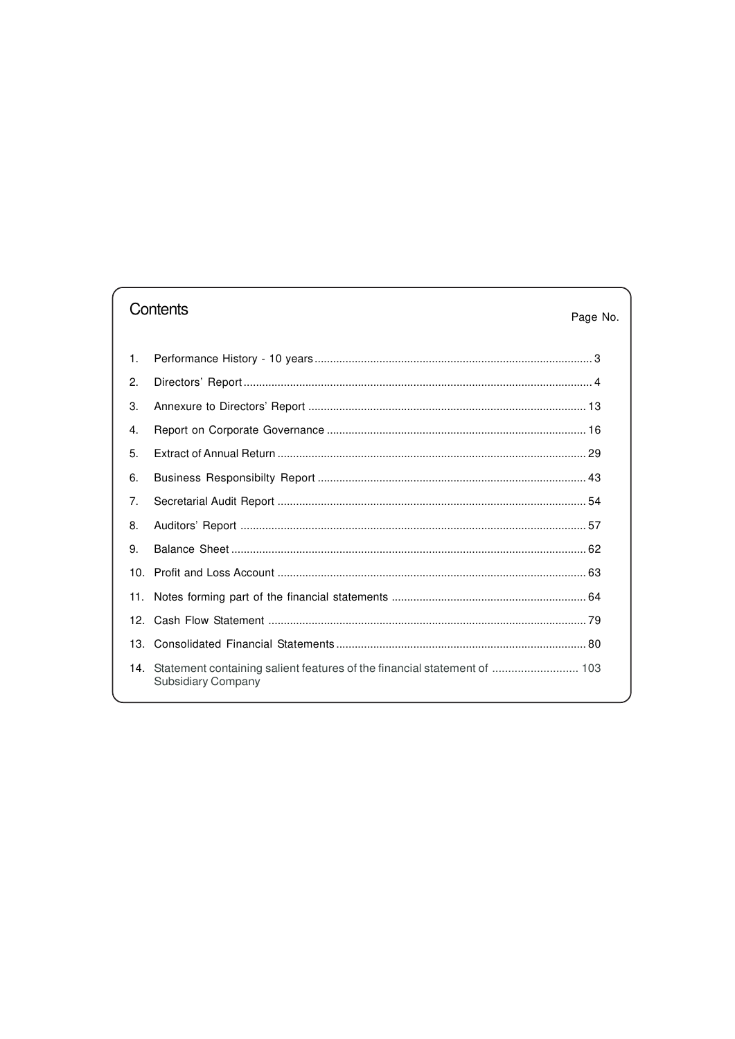## Contents

| | | Page No. |
|---|---|---|
| 1. | Performance History - 10 years | 3 |
| 2. | Directors' Report | 4 |
| 3. | Annexure to Directors' Report | 13 |
| 4. | Report on Corporate Governance | 16 |
| 5. | Extract of Annual Return | 29 |
| 6. | Business Responsibilty Report | 43 |
| 7. | Secretarial Audit Report | 54 |
| 8. | Auditors' Report | 57 |
| 9. | Balance Sheet | 62 |
| 10. | Profit and Loss Account | 63 |
| 11. | Notes forming part of the financial statements | 64 |
| 12. | Cash Flow Statement | 79 |
| 13. | Consolidated Financial Statements | 80 |
| 14. | Statement containing salient features of the financial statement of Subsidiary Company | 103 |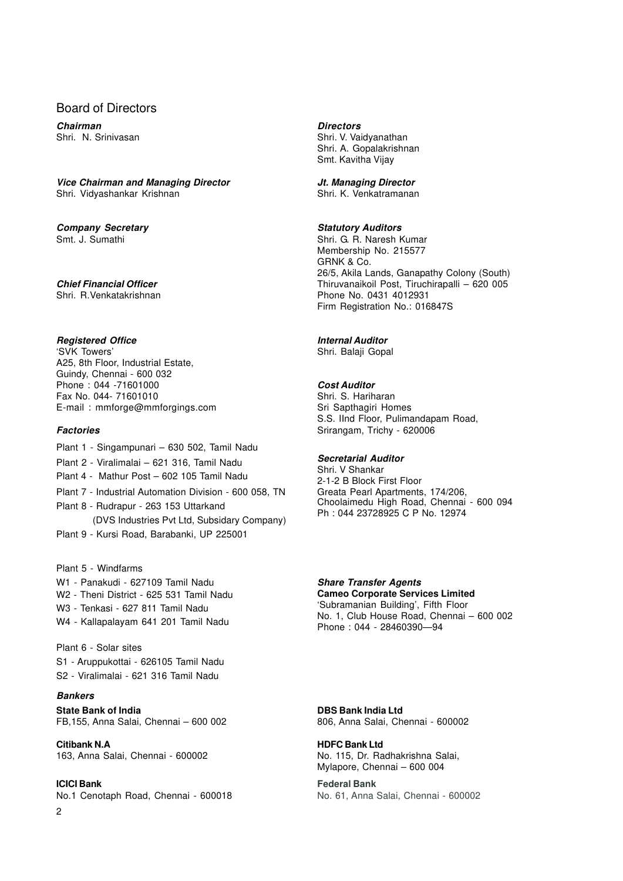# Board of Directors

***Chairman***
Shri. N. Srinivasan

***Vice Chairman and Managing Director***
Shri. Vidyashankar Krishnan

***Company Secretary***
Smt. J. Sumathi

***Chief Financial Officer***
Shri. R.Venkatakrishnan

***Directors***
Shri. V. Vaidyanathan
Shri. A. Gopalakrishnan
Smt. Kavitha Vijay

***Jt. Managing Director***
Shri. K. Venkatramanan

***Statutory Auditors***
Shri. G. R. Naresh Kumar
Membership No. 215577
GRNK & Co.
26/5, Akila Lands, Ganapathy Colony (South)
Thiruvanaikoil Post, Tiruchirapalli – 620 005
Phone No. 0431 4012931
Firm Registration No.: 016847S

***Registered Office***
'SVK Towers'
A25, 8th Floor, Industrial Estate,
Guindy, Chennai - 600 032
Phone : 044 -71601000
Fax No. 044- 71601010
E-mail : mmforge@mmforgings.com

***Internal Auditor***
Shri. Balaji Gopal

***Cost Auditor***
Shri. S. Hariharan
Sri Sapthagiri Homes
S.S. IInd Floor, Pulimandapam Road,
Srirangam, Trichy - 620006

***Factories***

Plant 1 - Singampunari – 630 502, Tamil Nadu
Plant 2 - Viralimalai – 621 316, Tamil Nadu
Plant 4 - Mathur Post – 602 105 Tamil Nadu
Plant 7 - Industrial Automation Division - 600 058, TN
Plant 8 - Rudrapur - 263 153 Uttarkand
(DVS Industries Pvt Ltd, Subsidary Company)
Plant 9 - Kursi Road, Barabanki, UP 225001

***Secretarial Auditor***
Shri. V Shankar
2-1-2 B Block First Floor
Greata Pearl Apartments, 174/206,
Choolaimedu High Road, Chennai - 600 094
Ph : 044 23728925 C P No. 12974

Plant 5 - Windfarms
W1 - Panakudi - 627109 Tamil Nadu
W2 - Theni District - 625 531 Tamil Nadu
W3 - Tenkasi - 627 811 Tamil Nadu
W4 - Kallapalayam 641 201 Tamil Nadu

Plant 6 - Solar sites
S1 - Aruppukottai - 626105 Tamil Nadu
S2 - Viralimalai - 621 316 Tamil Nadu

***Share Transfer Agents***
**Cameo Corporate Services Limited**
'Subramanian Building', Fifth Floor
No. 1, Club House Road, Chennai – 600 002
Phone : 044 - 28460390—94

***Bankers***

**State Bank of India**
FB,155, Anna Salai, Chennai – 600 002

**Citibank N.A**
163, Anna Salai, Chennai - 600002

**ICICI Bank**
No.1 Cenotaph Road, Chennai - 600018

**DBS Bank India Ltd**
806, Anna Salai, Chennai - 600002

**HDFC Bank Ltd**
No. 115, Dr. Radhakrishna Salai,
Mylapore, Chennai – 600 004

**Federal Bank**
No. 61, Anna Salai, Chennai - 600002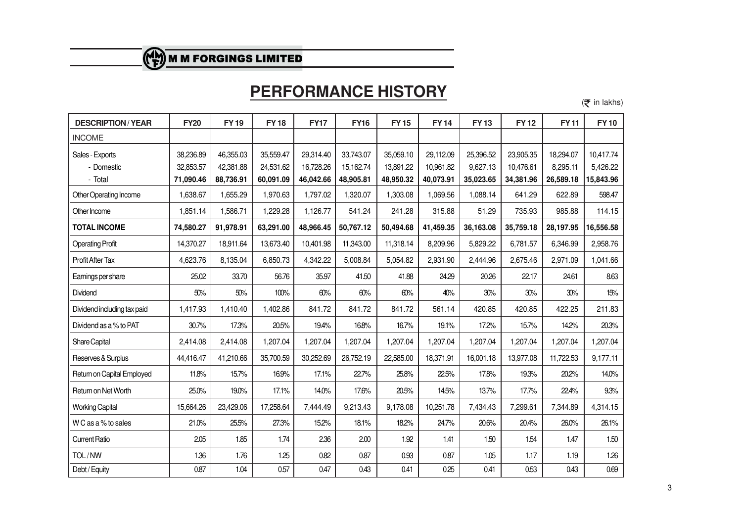# M M FORGINGS LIMITED

## PERFORMANCE HISTORY

(₹ in lakhs)

| DESCRIPTION / YEAR | FY20 | FY 19 | FY 18 | FY17 | FY16 | FY 15 | FY 14 | FY 13 | FY 12 | FY 11 | FY 10 |
|---|---|---|---|---|---|---|---|---|---|---|---|
| INCOME | | | | | | | | | | | |
| Sales - Exports | 38,236.89 | 46,355.03 | 35,559.47 | 29,314.40 | 33,743.07 | 35,059.10 | 29,112.09 | 25,396.52 | 23,905.35 | 18,294.07 | 10,417.74 |
| - Domestic | 32,853.57 | 42,381.88 | 24,531.62 | 16,728.26 | 15,162.74 | 13,891.22 | 10,961.82 | 9,627.13 | 10,476.61 | 8,295.11 | 5,426.22 |
| - Total | **71,090.46** | **88,736.91** | **60,091.09** | **46,042.66** | **48,905.81** | **48,950.32** | **40,073.91** | **35,023.65** | **34,381.96** | **26,589.18** | **15,843.96** |
| Other Operating Income | 1,638.67 | 1,655.29 | 1,970.63 | 1,797.02 | 1,320.07 | 1,303.08 | 1,069.56 | 1,088.14 | 641.29 | 622.89 | 598.47 |
| Other Income | 1,851.14 | 1,586.71 | 1,229.28 | 1,126.77 | 541.24 | 241.28 | 315.88 | 51.29 | 735.93 | 985.88 | 114.15 |
| **TOTAL INCOME** | **74,580.27** | **91,978.91** | **63,291.00** | **48,966.45** | **50,767.12** | **50,494.68** | **41,459.35** | **36,163.08** | **35,759.18** | **28,197.95** | **16,556.58** |
| Operating Profit | 14,370.27 | 18,911.64 | 13,673.40 | 10,401.98 | 11,343.00 | 11,318.14 | 8,209.96 | 5,829.22 | 6,781.57 | 6,346.99 | 2,958.76 |
| Profit After Tax | 4,623.76 | 8,135.04 | 6,850.73 | 4,342.22 | 5,008.84 | 5,054.82 | 2,931.90 | 2,444.96 | 2,675.46 | 2,971.09 | 1,041.66 |
| Earnings per share | 25.02 | 33.70 | 56.76 | 35.97 | 41.50 | 41.88 | 24.29 | 20.26 | 22.17 | 24.61 | 8.63 |
| Dividend | 50% | 50% | 100% | 60% | 60% | 60% | 40% | 30% | 30% | 30% | 15% |
| Dividend including tax paid | 1,417.93 | 1,410.40 | 1,402.86 | 841.72 | 841.72 | 841.72 | 561.14 | 420.85 | 420.85 | 422.25 | 211.83 |
| Dividend as a % to PAT | 30.7% | 17.3% | 20.5% | 19.4% | 16.8% | 16.7% | 19.1% | 17.2% | 15.7% | 14.2% | 20.3% |
| Share Capital | 2,414.08 | 2,414.08 | 1,207.04 | 1,207.04 | 1,207.04 | 1,207.04 | 1,207.04 | 1,207.04 | 1,207.04 | 1,207.04 | 1,207.04 |
| Reserves & Surplus | 44,416.47 | 41,210.66 | 35,700.59 | 30,252.69 | 26,752.19 | 22,585.00 | 18,371.91 | 16,001.18 | 13,977.08 | 11,722.53 | 9,177.11 |
| Return on Capital Employed | 11.8% | 15.7% | 16.9% | 17.1% | 22.7% | 25.8% | 22.5% | 17.8% | 19.3% | 20.2% | 14.0% |
| Return on Net Worth | 25.0% | 19.0% | 17.1% | 14.0% | 17.6% | 20.5% | 14.5% | 13.7% | 17.7% | 22.4% | 9.3% |
| Working Capital | 15,664.26 | 23,429.06 | 17,258.64 | 7,444.49 | 9,213.43 | 9,178.08 | 10,251.78 | 7,434.43 | 7,299.61 | 7,344.89 | 4,314.15 |
| W C as a % to sales | 21.0% | 25.5% | 27.3% | 15.2% | 18.1% | 18.2% | 24.7% | 20.6% | 20.4% | 26.0% | 26.1% |
| Current Ratio | 2.05 | 1.85 | 1.74 | 2.36 | 2.00 | 1.92 | 1.41 | 1.50 | 1.54 | 1.47 | 1.50 |
| TOL / NW | 1.36 | 1.76 | 1.25 | 0.82 | 0.87 | 0.93 | 0.87 | 1.05 | 1.17 | 1.19 | 1.26 |
| Debt / Equity | 0.87 | 1.04 | 0.57 | 0.47 | 0.43 | 0.41 | 0.25 | 0.41 | 0.53 | 0.43 | 0.69 |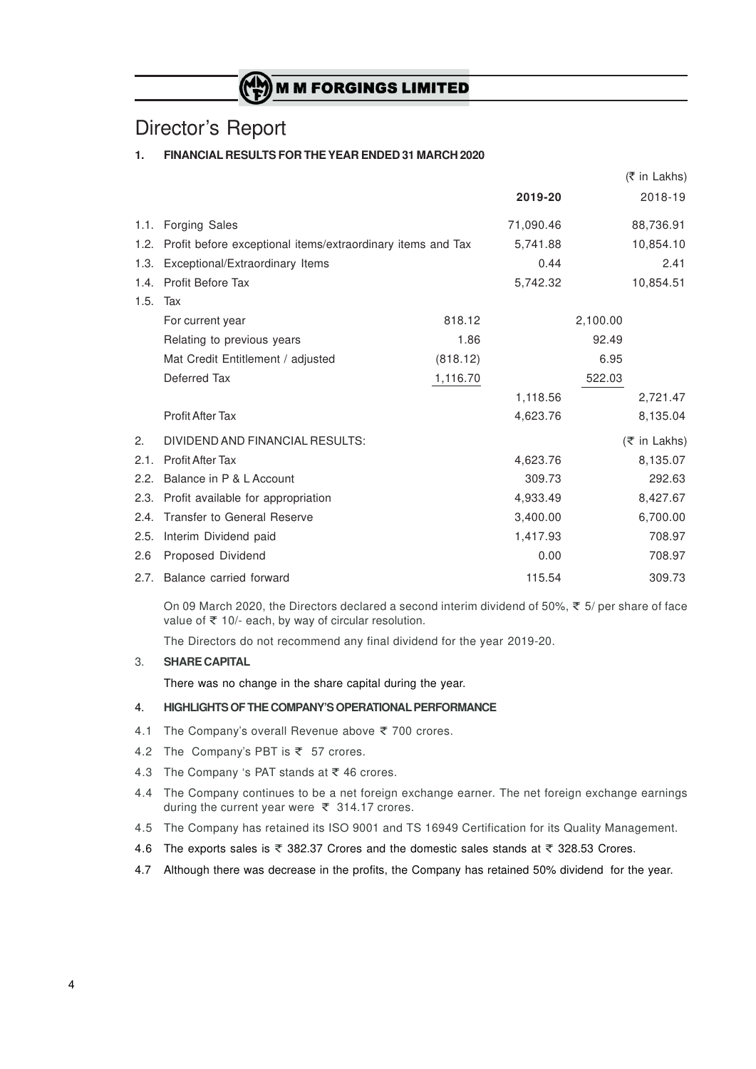# Director's Report

## 1. FINANCIAL RESULTS FOR THE YEAR ENDED 31 MARCH 2020

(₹ in Lakhs)

| | | | 2019-20 | | 2018-19 |
|---|---|---|---|---|---|
| 1.1. | Forging Sales | | 71,090.46 | | 88,736.91 |
| 1.2. | Profit before exceptional items/extraordinary items and Tax | | 5,741.88 | | 10,854.10 |
| 1.3. | Exceptional/Extraordinary Items | | 0.44 | | 2.41 |
| 1.4. | Profit Before Tax | | 5,742.32 | | 10,854.51 |
| 1.5. | Tax | | | | |
| | For current year | 818.12 | | 2,100.00 | |
| | Relating to previous years | 1.86 | | 92.49 | |
| | Mat Credit Entitlement / adjusted | (818.12) | | 6.95 | |
| | Deferred Tax | 1,116.70 | | 522.03 | |
| | | | 1,118.56 | | 2,721.47 |
| | Profit After Tax | | 4,623.76 | | 8,135.04 |

## 2. DIVIDEND AND FINANCIAL RESULTS:

(₹ in Lakhs)

| | | 2019-20 | 2018-19 |
|---|---|---|---|
| 2.1. | Profit After Tax | 4,623.76 | 8,135.07 |
| 2.2. | Balance in P & L Account | 309.73 | 292.63 |
| 2.3. | Profit available for appropriation | 4,933.49 | 8,427.67 |
| 2.4. | Transfer to General Reserve | 3,400.00 | 6,700.00 |
| 2.5. | Interim Dividend paid | 1,417.93 | 708.97 |
| 2.6 | Proposed Dividend | 0.00 | 708.97 |
| 2.7. | Balance carried forward | 115.54 | 309.73 |

On 09 March 2020, the Directors declared a second interim dividend of 50%, ₹ 5/ per share of face value of ₹ 10/- each, by way of circular resolution.

The Directors do not recommend any final dividend for the year 2019-20.

## 3. SHARE CAPITAL

There was no change in the share capital during the year.

## 4. HIGHLIGHTS OF THE COMPANY'S OPERATIONAL PERFORMANCE

4.1 The Company's overall Revenue above ₹ 700 crores.

4.2 The Company's PBT is ₹ 57 crores.

4.3 The Company 's PAT stands at ₹ 46 crores.

4.4 The Company continues to be a net foreign exchange earner. The net foreign exchange earnings during the current year were ₹ 314.17 crores.

4.5 The Company has retained its ISO 9001 and TS 16949 Certification for its Quality Management.

4.6 The exports sales is ₹ 382.37 Crores and the domestic sales stands at ₹ 328.53 Crores.

4.7 Although there was decrease in the profits, the Company has retained 50% dividend for the year.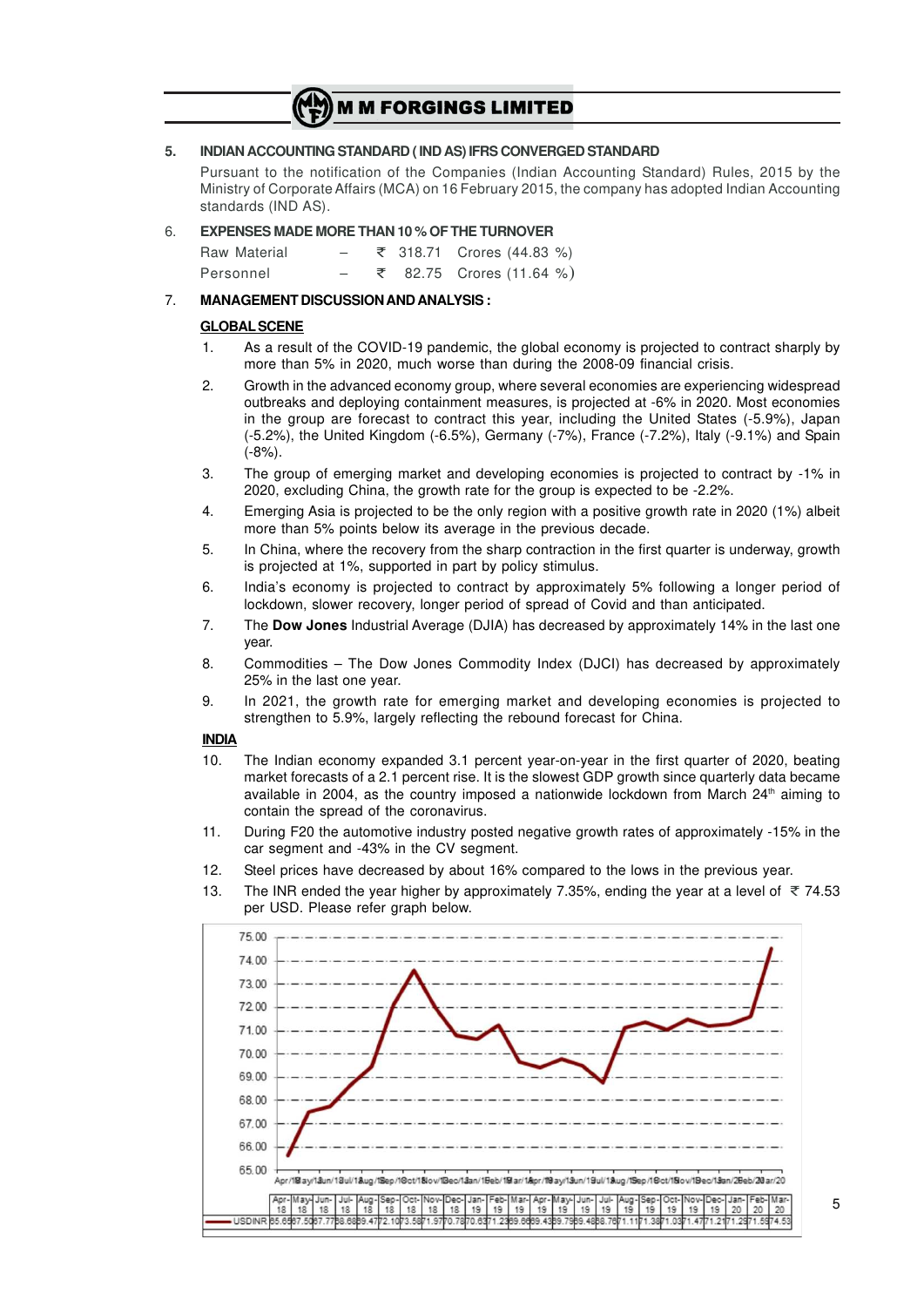### 5. INDIAN ACCOUNTING STANDARD ( IND AS) IFRS CONVERGED STANDARD

Pursuant to the notification of the Companies (Indian Accounting Standard) Rules, 2015 by the Ministry of Corporate Affairs (MCA) on 16 February 2015, the company has adopted Indian Accounting standards (IND AS).

### 6. EXPENSES MADE MORE THAN 10 % OF THE TURNOVER

| | | |
|---|---|---|
| Raw Material | – | ₹ 318.71 Crores (44.83 %) |
| Personnel | – | ₹ 82.75 Crores (11.64 %) |

### 7. MANAGEMENT DISCUSSION AND ANALYSIS :

**GLOBAL SCENE**

1. As a result of the COVID-19 pandemic, the global economy is projected to contract sharply by more than 5% in 2020, much worse than during the 2008-09 financial crisis.
2. Growth in the advanced economy group, where several economies are experiencing widespread outbreaks and deploying containment measures, is projected at -6% in 2020. Most economies in the group are forecast to contract this year, including the United States (-5.9%), Japan (-5.2%), the United Kingdom (-6.5%), Germany (-7%), France (-7.2%), Italy (-9.1%) and Spain (-8%).
3. The group of emerging market and developing economies is projected to contract by -1% in 2020, excluding China, the growth rate for the group is expected to be -2.2%.
4. Emerging Asia is projected to be the only region with a positive growth rate in 2020 (1%) albeit more than 5% points below its average in the previous decade.
5. In China, where the recovery from the sharp contraction in the first quarter is underway, growth is projected at 1%, supported in part by policy stimulus.
6. India's economy is projected to contract by approximately 5% following a longer period of lockdown, slower recovery, longer period of spread of Covid and than anticipated.
7. The **Dow Jones** Industrial Average (DJIA) has decreased by approximately 14% in the last one year.
8. Commodities – The Dow Jones Commodity Index (DJCI) has decreased by approximately 25% in the last one year.
9. In 2021, the growth rate for emerging market and developing economies is projected to strengthen to 5.9%, largely reflecting the rebound forecast for China.

**INDIA**

10. The Indian economy expanded 3.1 percent year-on-year in the first quarter of 2020, beating market forecasts of a 2.1 percent rise. It is the slowest GDP growth since quarterly data became available in 2004, as the country imposed a nationwide lockdown from March 24th aiming to contain the spread of the coronavirus.
11. During F20 the automotive industry posted negative growth rates of approximately -15% in the car segment and -43% in the CV segment.
12. Steel prices have decreased by about 16% compared to the lows in the previous year.
13. The INR ended the year higher by approximately 7.35%, ending the year at a level of ₹ 74.53 per USD. Please refer graph below.

| | Apr-18 | May-18 | Jun-18 | Jul-18 | Aug-18 | Sep-18 | Oct-18 | Nov-18 | Dec-18 | Jan-19 | Feb-19 | Mar-19 | Apr-19 | May-19 | Jun-19 | Jul-19 | Aug-19 | Sep-19 | Oct-19 | Nov-19 | Dec-19 | Jan-20 | Feb-20 | Mar-20 |
|---|---|---|---|---|---|---|---|---|---|---|---|---|---|---|---|---|---|---|---|---|---|---|---|---|
| USDINR | 65.65 | 67.50 | 67.77 | 68.68 | 69.47 | 72.10 | 73.58 | 71.97 | 70.78 | 70.63 | 71.23 | 69.66 | 69.43 | 69.79 | 69.48 | 68.78 | 71.11 | 71.38 | 71.03 | 71.47 | 71.21 | 71.29 | 71.59 | 74.53 |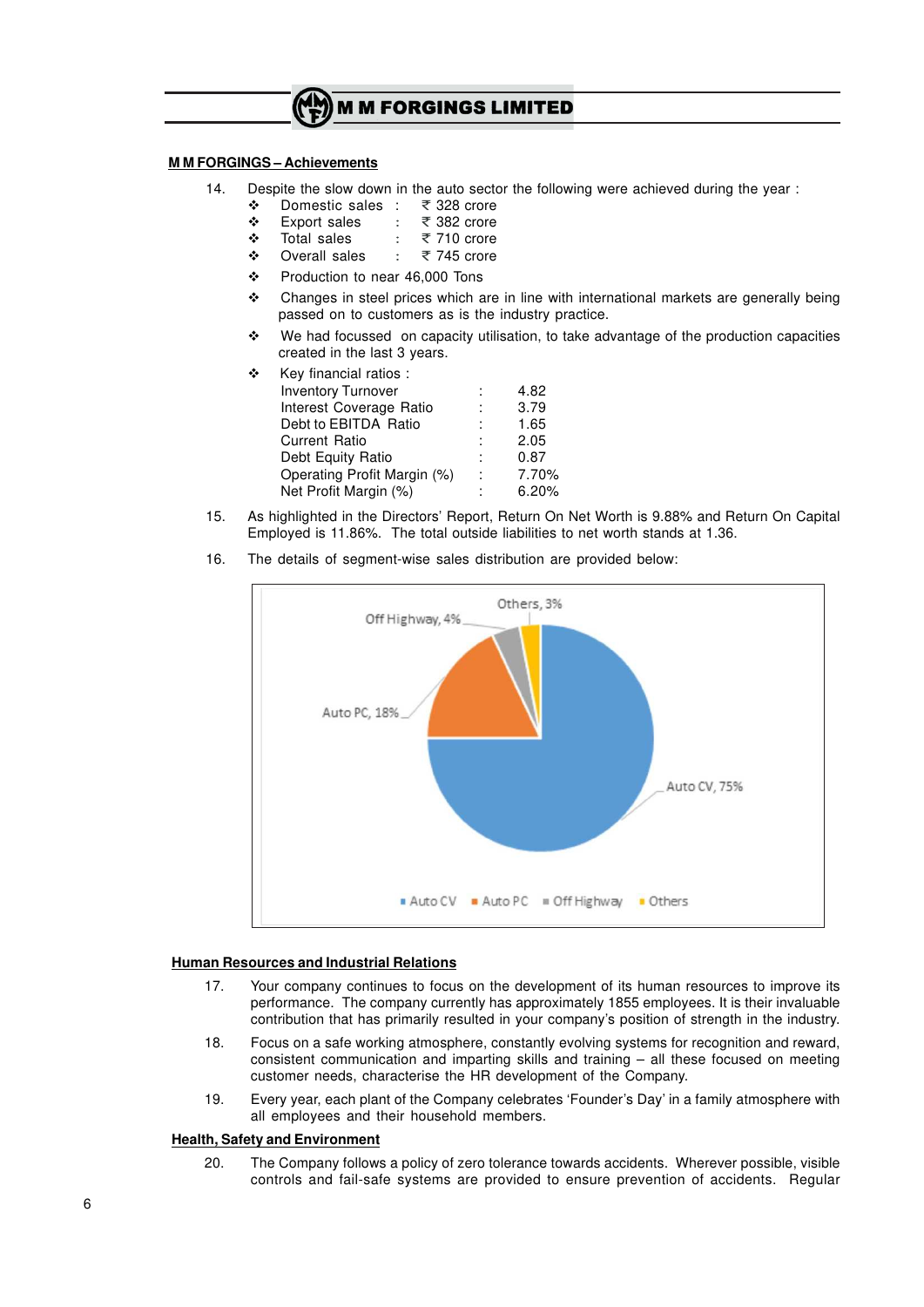## M M FORGINGS – Achievements

14. Despite the slow down in the auto sector the following were achieved during the year :
    - Domestic sales : ₹ 328 crore
    - Export sales : ₹ 382 crore
    - Total sales : ₹ 710 crore
    - Overall sales : ₹ 745 crore
    - Production to near 46,000 Tons
    - Changes in steel prices which are in line with international markets are generally being passed on to customers as is the industry practice.
    - We had focussed on capacity utilisation, to take advantage of the production capacities created in the last 3 years.
    - Key financial ratios :

| | | |
|---|---|---|
| Inventory Turnover | : | 4.82 |
| Interest Coverage Ratio | : | 3.79 |
| Debt to EBITDA Ratio | : | 1.65 |
| Current Ratio | : | 2.05 |
| Debt Equity Ratio | : | 0.87 |
| Operating Profit Margin (%) | : | 7.70% |
| Net Profit Margin (%) | : | 6.20% |

15. As highlighted in the Directors' Report, Return On Net Worth is 9.88% and Return On Capital Employed is 11.86%. The total outside liabilities to net worth stands at 1.36.

16. The details of segment-wise sales distribution are provided below:

Auto CV, 75%; Auto PC, 18%; Off Highway, 4%; Others, 3%

■ Auto CV ■ Auto PC ■ Off Highway ■ Others

## Human Resources and Industrial Relations

17. Your company continues to focus on the development of its human resources to improve its performance. The company currently has approximately 1855 employees. It is their invaluable contribution that has primarily resulted in your company's position of strength in the industry.

18. Focus on a safe working atmosphere, constantly evolving systems for recognition and reward, consistent communication and imparting skills and training – all these focused on meeting customer needs, characterise the HR development of the Company.

19. Every year, each plant of the Company celebrates 'Founder's Day' in a family atmosphere with all employees and their household members.

## Health, Safety and Environment

20. The Company follows a policy of zero tolerance towards accidents. Wherever possible, visible controls and fail-safe systems are provided to ensure prevention of accidents. Regular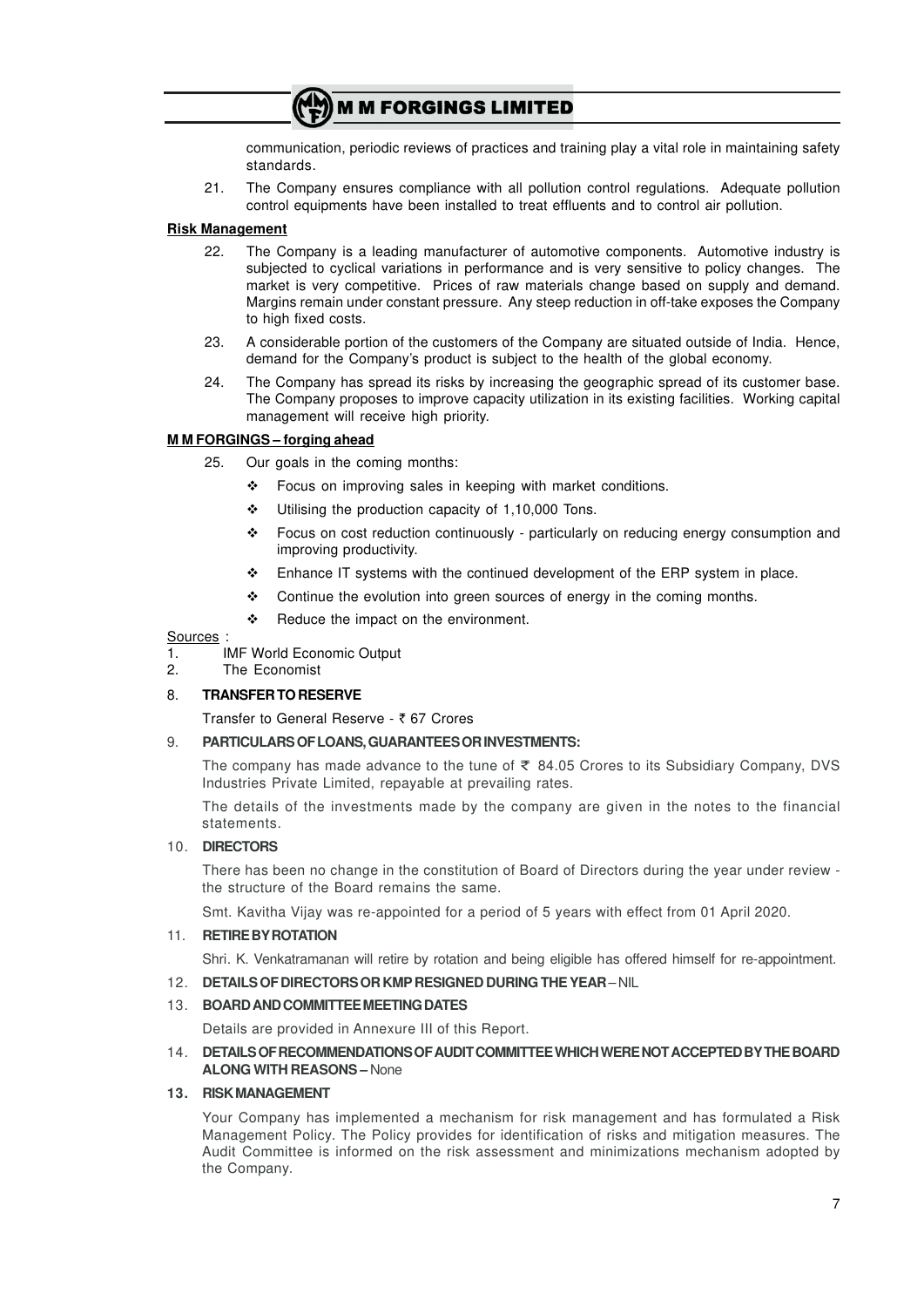communication, periodic reviews of practices and training play a vital role in maintaining safety standards.

21. The Company ensures compliance with all pollution control regulations. Adequate pollution control equipments have been installed to treat effluents and to control air pollution.

**Risk Management**

22. The Company is a leading manufacturer of automotive components. Automotive industry is subjected to cyclical variations in performance and is very sensitive to policy changes. The market is very competitive. Prices of raw materials change based on supply and demand. Margins remain under constant pressure. Any steep reduction in off-take exposes the Company to high fixed costs.

23. A considerable portion of the customers of the Company are situated outside of India. Hence, demand for the Company's product is subject to the health of the global economy.

24. The Company has spread its risks by increasing the geographic spread of its customer base. The Company proposes to improve capacity utilization in its existing facilities. Working capital management will receive high priority.

**M M FORGINGS – forging ahead**

25. Our goals in the coming months:

❖ Focus on improving sales in keeping with market conditions.

❖ Utilising the production capacity of 1,10,000 Tons.

❖ Focus on cost reduction continuously - particularly on reducing energy consumption and improving productivity.

❖ Enhance IT systems with the continued development of the ERP system in place.

❖ Continue the evolution into green sources of energy in the coming months.

❖ Reduce the impact on the environment.

Sources :

1. IMF World Economic Output
2. The Economist

## 8. TRANSFER TO RESERVE

Transfer to General Reserve - ₹ 67 Crores

## 9. PARTICULARS OF LOANS, GUARANTEES OR INVESTMENTS:

The company has made advance to the tune of ₹ 84.05 Crores to its Subsidiary Company, DVS Industries Private Limited, repayable at prevailing rates.

The details of the investments made by the company are given in the notes to the financial statements.

## 10. DIRECTORS

There has been no change in the constitution of Board of Directors during the year under review - the structure of the Board remains the same.

Smt. Kavitha Vijay was re-appointed for a period of 5 years with effect from 01 April 2020.

## 11. RETIRE BY ROTATION

Shri. K. Venkatramanan will retire by rotation and being eligible has offered himself for re-appointment.

## 12. DETAILS OF DIRECTORS OR KMP RESIGNED DURING THE YEAR – NIL

## 13. BOARD AND COMMITTEE MEETING DATES

Details are provided in Annexure III of this Report.

## 14. DETAILS OF RECOMMENDATIONS OF AUDIT COMMITTEE WHICH WERE NOT ACCEPTED BY THE BOARD ALONG WITH REASONS – None

## 13. RISK MANAGEMENT

Your Company has implemented a mechanism for risk management and has formulated a Risk Management Policy. The Policy provides for identification of risks and mitigation measures. The Audit Committee is informed on the risk assessment and minimizations mechanism adopted by the Company.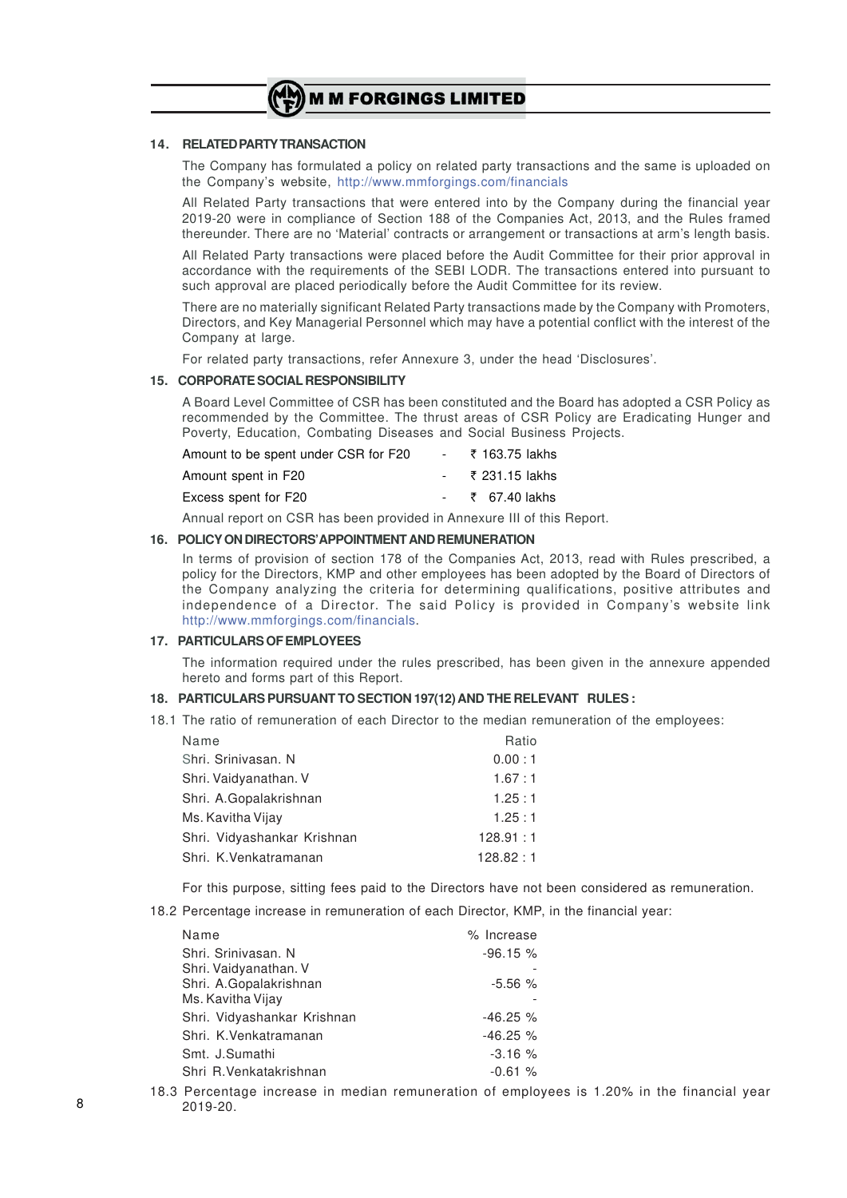## 14. RELATED PARTY TRANSACTION

The Company has formulated a policy on related party transactions and the same is uploaded on the Company's website, http://www.mmforgings.com/financials

All Related Party transactions that were entered into by the Company during the financial year 2019-20 were in compliance of Section 188 of the Companies Act, 2013, and the Rules framed thereunder. There are no 'Material' contracts or arrangement or transactions at arm's length basis.

All Related Party transactions were placed before the Audit Committee for their prior approval in accordance with the requirements of the SEBI LODR. The transactions entered into pursuant to such approval are placed periodically before the Audit Committee for its review.

There are no materially significant Related Party transactions made by the Company with Promoters, Directors, and Key Managerial Personnel which may have a potential conflict with the interest of the Company at large.

For related party transactions, refer Annexure 3, under the head 'Disclosures'.

## 15. CORPORATE SOCIAL RESPONSIBILITY

A Board Level Committee of CSR has been constituted and the Board has adopted a CSR Policy as recommended by the Committee. The thrust areas of CSR Policy are Eradicating Hunger and Poverty, Education, Combating Diseases and Social Business Projects.

| | | |
|---|---|---|
| Amount to be spent under CSR for F20 | - | ₹ 163.75 lakhs |
| Amount spent in F20 | - | ₹ 231.15 lakhs |
| Excess spent for F20 | - | ₹ 67.40 lakhs |

Annual report on CSR has been provided in Annexure III of this Report.

## 16. POLICY ON DIRECTORS' APPOINTMENT AND REMUNERATION

In terms of provision of section 178 of the Companies Act, 2013, read with Rules prescribed, a policy for the Directors, KMP and other employees has been adopted by the Board of Directors of the Company analyzing the criteria for determining qualifications, positive attributes and independence of a Director. The said Policy is provided in Company's website link http://www.mmforgings.com/financials.

## 17. PARTICULARS OF EMPLOYEES

The information required under the rules prescribed, has been given in the annexure appended hereto and forms part of this Report.

## 18. PARTICULARS PURSUANT TO SECTION 197(12) AND THE RELEVANT RULES :

18.1 The ratio of remuneration of each Director to the median remuneration of the employees:

| Name | Ratio |
|---|---|
| Shri. Srinivasan. N | 0.00 : 1 |
| Shri. Vaidyanathan. V | 1.67 : 1 |
| Shri. A.Gopalakrishnan | 1.25 : 1 |
| Ms. Kavitha Vijay | 1.25 : 1 |
| Shri. Vidyashankar Krishnan | 128.91 : 1 |
| Shri. K.Venkatramanan | 128.82 : 1 |

For this purpose, sitting fees paid to the Directors have not been considered as remuneration.

18.2 Percentage increase in remuneration of each Director, KMP, in the financial year:

| Name | % Increase |
|---|---|
| Shri. Srinivasan. N | -96.15 % |
| Shri. Vaidyanathan. V | - |
| Shri. A.Gopalakrishnan | -5.56 % |
| Ms. Kavitha Vijay | - |
| Shri. Vidyashankar Krishnan | -46.25 % |
| Shri. K.Venkatramanan | -46.25 % |
| Smt. J.Sumathi | -3.16 % |
| Shri R.Venkatakrishnan | -0.61 % |

18.3 Percentage increase in median remuneration of employees is 1.20% in the financial year 2019-20.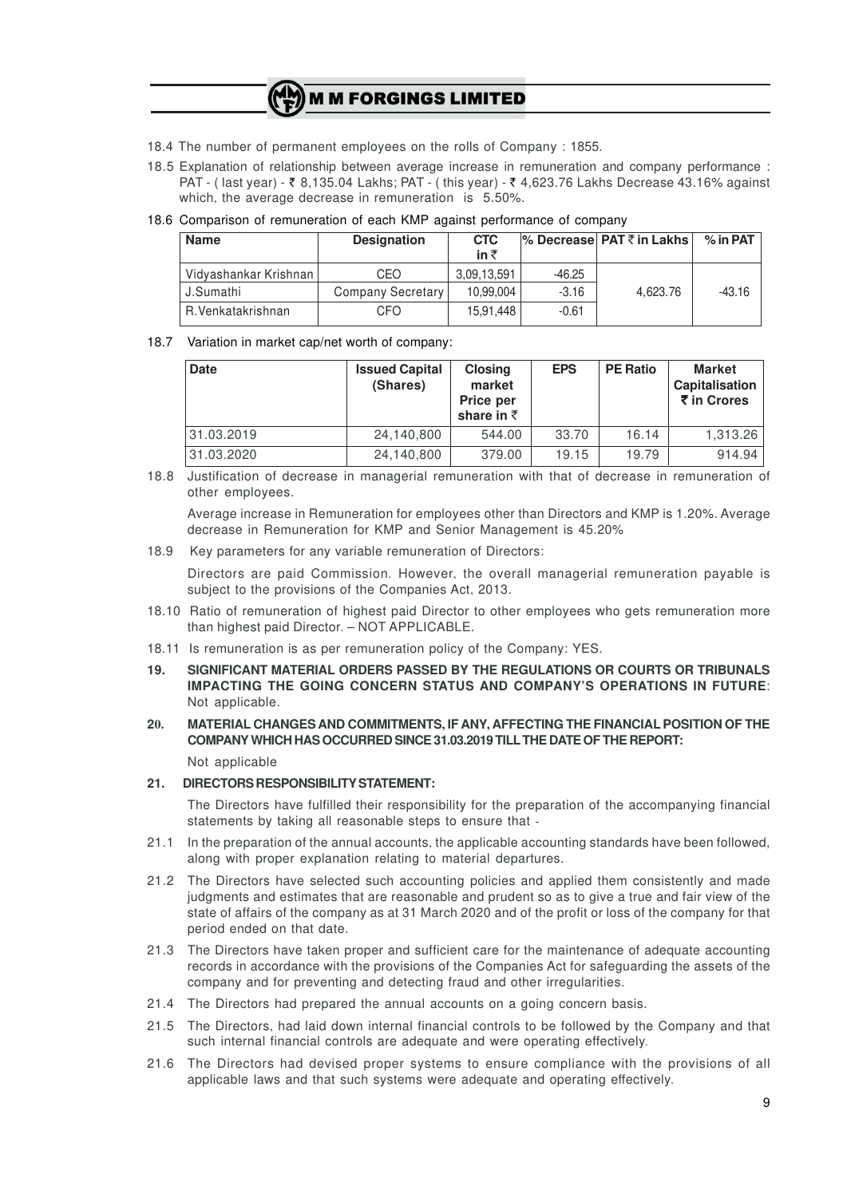18.4 The number of permanent employees on the rolls of Company : 1855.

18.5 Explanation of relationship between average increase in remuneration and company performance : PAT - ( last year) - ₹ 8,135.04 Lakhs; PAT - ( this year) - ₹ 4,623.76 Lakhs Decrease 43.16% against which, the average decrease in remuneration is 5.50%.

18.6 Comparison of remuneration of each KMP against performance of company

| Name | Designation | CTC in ₹ | % Decrease | PAT ₹ in Lakhs | % in PAT |
|---|---|---|---|---|---|
| Vidyashankar Krishnan | CEO | 3,09,13,591 | -46.25 | 4,623.76 | -43.16 |
| J.Sumathi | Company Secretary | 10,99,004 | -3.16 | | |
| R.Venkatakrishnan | CFO | 15,91,448 | -0.61 | | |

18.7 Variation in market cap/net worth of company:

| Date | Issued Capital (Shares) | Closing market Price per share in ₹ | EPS | PE Ratio | Market Capitalisation ₹ in Crores |
|---|---|---|---|---|---|
| 31.03.2019 | 24,140,800 | 544.00 | 33.70 | 16.14 | 1,313.26 |
| 31.03.2020 | 24,140,800 | 379.00 | 19.15 | 19.79 | 914.94 |

18.8 Justification of decrease in managerial remuneration with that of decrease in remuneration of other employees.

Average increase in Remuneration for employees other than Directors and KMP is 1.20%. Average decrease in Remuneration for KMP and Senior Management is 45.20%

18.9 Key parameters for any variable remuneration of Directors:

Directors are paid Commission. However, the overall managerial remuneration payable is subject to the provisions of the Companies Act, 2013.

18.10 Ratio of remuneration of highest paid Director to other employees who gets remuneration more than highest paid Director. – NOT APPLICABLE.

18.11 Is remuneration is as per remuneration policy of the Company: YES.

**19. SIGNIFICANT MATERIAL ORDERS PASSED BY THE REGULATIONS OR COURTS OR TRIBUNALS IMPACTING THE GOING CONCERN STATUS AND COMPANY'S OPERATIONS IN FUTURE**: Not applicable.

**20. MATERIAL CHANGES AND COMMITMENTS, IF ANY, AFFECTING THE FINANCIAL POSITION OF THE COMPANY WHICH HAS OCCURRED SINCE 31.03.2019 TILL THE DATE OF THE REPORT:**

Not applicable

**21. DIRECTORS RESPONSIBILITY STATEMENT:**

The Directors have fulfilled their responsibility for the preparation of the accompanying financial statements by taking all reasonable steps to ensure that -

21.1 In the preparation of the annual accounts, the applicable accounting standards have been followed, along with proper explanation relating to material departures.

21.2 The Directors have selected such accounting policies and applied them consistently and made judgments and estimates that are reasonable and prudent so as to give a true and fair view of the state of affairs of the company as at 31 March 2020 and of the profit or loss of the company for that period ended on that date.

21.3 The Directors have taken proper and sufficient care for the maintenance of adequate accounting records in accordance with the provisions of the Companies Act for safeguarding the assets of the company and for preventing and detecting fraud and other irregularities.

21.4 The Directors had prepared the annual accounts on a going concern basis.

21.5 The Directors, had laid down internal financial controls to be followed by the Company and that such internal financial controls are adequate and were operating effectively.

21.6 The Directors had devised proper systems to ensure compliance with the provisions of all applicable laws and that such systems were adequate and operating effectively.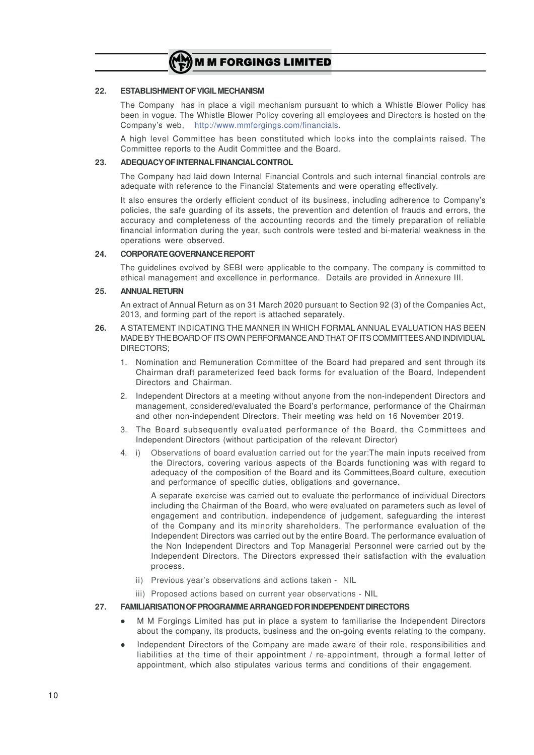## 22. ESTABLISHMENT OF VIGIL MECHANISM

The Company has in place a vigil mechanism pursuant to which a Whistle Blower Policy has been in vogue. The Whistle Blower Policy covering all employees and Directors is hosted on the Company's web, http://www.mmforgings.com/financials.

A high level Committee has been constituted which looks into the complaints raised. The Committee reports to the Audit Committee and the Board.

## 23. ADEQUACY OF INTERNAL FINANCIAL CONTROL

The Company had laid down Internal Financial Controls and such internal financial controls are adequate with reference to the Financial Statements and were operating effectively.

It also ensures the orderly efficient conduct of its business, including adherence to Company's policies, the safe guarding of its assets, the prevention and detention of frauds and errors, the accuracy and completeness of the accounting records and the timely preparation of reliable financial information during the year, such controls were tested and bi-material weakness in the operations were observed.

## 24. CORPORATE GOVERNANCE REPORT

The guidelines evolved by SEBI were applicable to the company. The company is committed to ethical management and excellence in performance. Details are provided in Annexure III.

## 25. ANNUAL RETURN

An extract of Annual Return as on 31 March 2020 pursuant to Section 92 (3) of the Companies Act, 2013, and forming part of the report is attached separately.

## 26. A STATEMENT INDICATING THE MANNER IN WHICH FORMAL ANNUAL EVALUATION HAS BEEN MADE BY THE BOARD OF ITS OWN PERFORMANCE AND THAT OF ITS COMMITTEES AND INDIVIDUAL DIRECTORS;

1. Nomination and Remuneration Committee of the Board had prepared and sent through its Chairman draft parameterized feed back forms for evaluation of the Board, Independent Directors and Chairman.
2. Independent Directors at a meeting without anyone from the non-independent Directors and management, considered/evaluated the Board's performance, performance of the Chairman and other non-independent Directors. Their meeting was held on 16 November 2019.
3. The Board subsequently evaluated performance of the Board, the Committees and Independent Directors (without participation of the relevant Director)
4. i) Observations of board evaluation carried out for the year:The main inputs received from the Directors, covering various aspects of the Boards functioning was with regard to adequacy of the composition of the Board and its Committees,Board culture, execution and performance of specific duties, obligations and governance.

   A separate exercise was carried out to evaluate the performance of individual Directors including the Chairman of the Board, who were evaluated on parameters such as level of engagement and contribution, independence of judgement, safeguarding the interest of the Company and its minority shareholders. The performance evaluation of the Independent Directors was carried out by the entire Board. The performance evaluation of the Non Independent Directors and Top Managerial Personnel were carried out by the Independent Directors. The Directors expressed their satisfaction with the evaluation process.

   ii) Previous year's observations and actions taken - NIL

   iii) Proposed actions based on current year observations - NIL

## 27. FAMILIARISATION OF PROGRAMME ARRANGED FOR INDEPENDENT DIRECTORS

- M M Forgings Limited has put in place a system to familiarise the Independent Directors about the company, its products, business and the on-going events relating to the company.
- Independent Directors of the Company are made aware of their role, responsibilities and liabilities at the time of their appointment / re-appointment, through a formal letter of appointment, which also stipulates various terms and conditions of their engagement.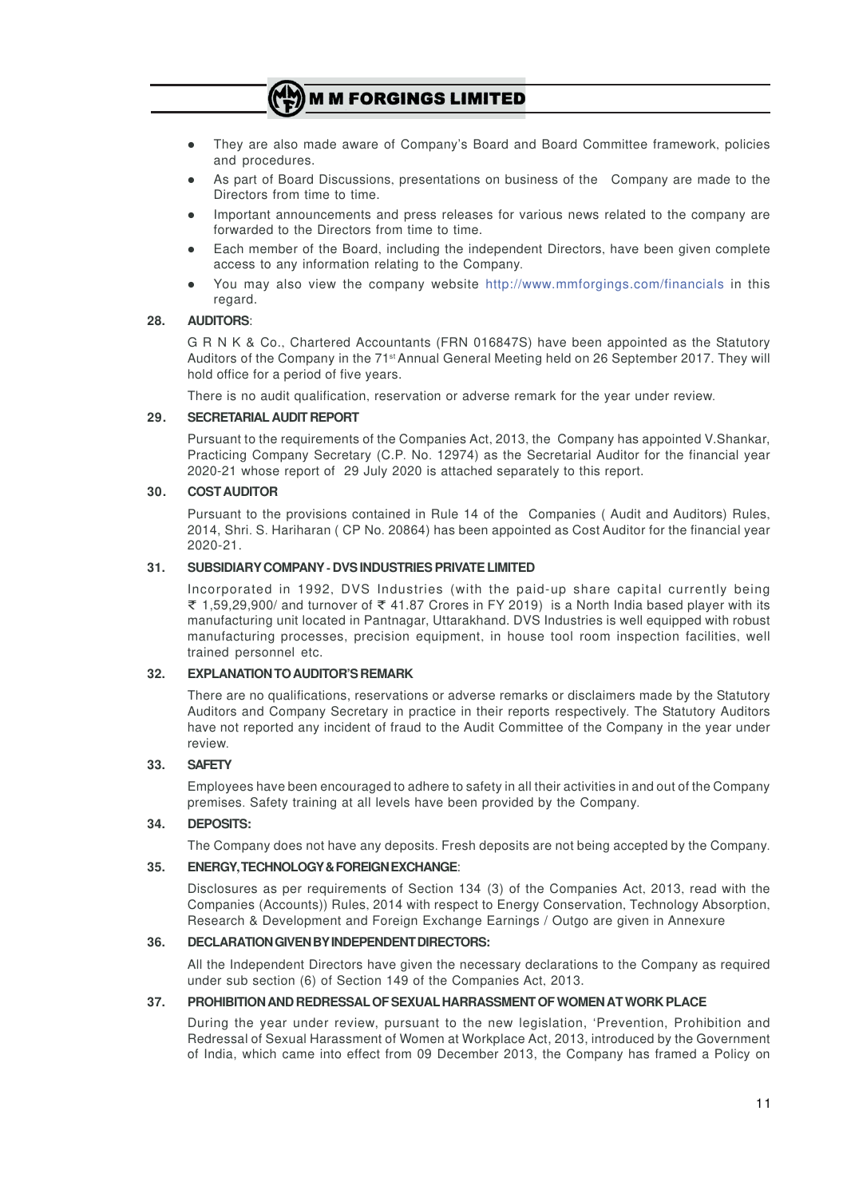- They are also made aware of Company's Board and Board Committee framework, policies and procedures.
- As part of Board Discussions, presentations on business of the Company are made to the Directors from time to time.
- Important announcements and press releases for various news related to the company are forwarded to the Directors from time to time.
- Each member of the Board, including the independent Directors, have been given complete access to any information relating to the Company.
- You may also view the company website http://www.mmforgings.com/financials in this regard.

**28. AUDITORS**:

G R N K & Co., Chartered Accountants (FRN 016847S) have been appointed as the Statutory Auditors of the Company in the 71st Annual General Meeting held on 26 September 2017. They will hold office for a period of five years.

There is no audit qualification, reservation or adverse remark for the year under review.

**29. SECRETARIAL AUDIT REPORT**

Pursuant to the requirements of the Companies Act, 2013, the Company has appointed V.Shankar, Practicing Company Secretary (C.P. No. 12974) as the Secretarial Auditor for the financial year 2020-21 whose report of 29 July 2020 is attached separately to this report.

**30. COST AUDITOR**

Pursuant to the provisions contained in Rule 14 of the Companies ( Audit and Auditors) Rules, 2014, Shri. S. Hariharan ( CP No. 20864) has been appointed as Cost Auditor for the financial year 2020-21.

**31. SUBSIDIARY COMPANY - DVS INDUSTRIES PRIVATE LIMITED**

Incorporated in 1992, DVS Industries (with the paid-up share capital currently being ₹ 1,59,29,900/ and turnover of ₹ 41.87 Crores in FY 2019) is a North India based player with its manufacturing unit located in Pantnagar, Uttarakhand. DVS Industries is well equipped with robust manufacturing processes, precision equipment, in house tool room inspection facilities, well trained personnel etc.

**32. EXPLANATION TO AUDITOR'S REMARK**

There are no qualifications, reservations or adverse remarks or disclaimers made by the Statutory Auditors and Company Secretary in practice in their reports respectively. The Statutory Auditors have not reported any incident of fraud to the Audit Committee of the Company in the year under review.

**33. SAFETY**

Employees have been encouraged to adhere to safety in all their activities in and out of the Company premises. Safety training at all levels have been provided by the Company.

**34. DEPOSITS:**

The Company does not have any deposits. Fresh deposits are not being accepted by the Company.

**35. ENERGY, TECHNOLOGY & FOREIGN EXCHANGE**:

Disclosures as per requirements of Section 134 (3) of the Companies Act, 2013, read with the Companies (Accounts)) Rules, 2014 with respect to Energy Conservation, Technology Absorption, Research & Development and Foreign Exchange Earnings / Outgo are given in Annexure

**36. DECLARATION GIVEN BY INDEPENDENT DIRECTORS:**

All the Independent Directors have given the necessary declarations to the Company as required under sub section (6) of Section 149 of the Companies Act, 2013.

**37. PROHIBITION AND REDRESSAL OF SEXUAL HARRASSMENT OF WOMEN AT WORK PLACE**

During the year under review, pursuant to the new legislation, 'Prevention, Prohibition and Redressal of Sexual Harassment of Women at Workplace Act, 2013, introduced by the Government of India, which came into effect from 09 December 2013, the Company has framed a Policy on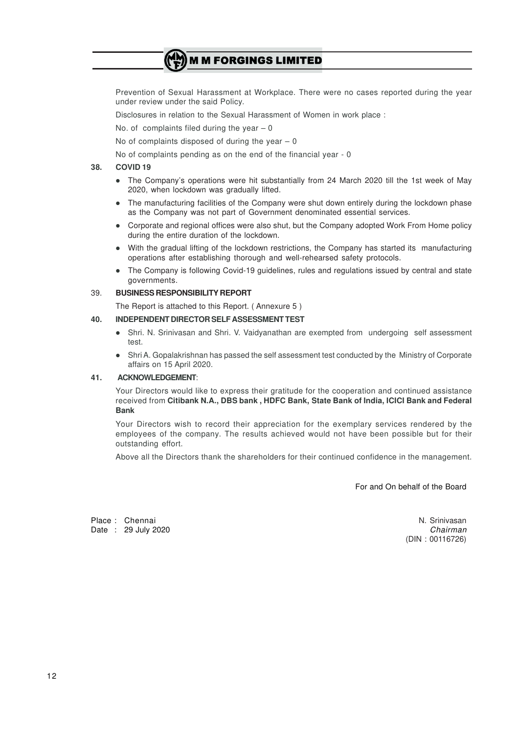Prevention of Sexual Harassment at Workplace. There were no cases reported during the year under review under the said Policy.

Disclosures in relation to the Sexual Harassment of Women in work place :

No. of complaints filed during the year – 0

No of complaints disposed of during the year – 0

No of complaints pending as on the end of the financial year - 0

**38. COVID 19**

- The Company's operations were hit substantially from 24 March 2020 till the 1st week of May 2020, when lockdown was gradually lifted.
- The manufacturing facilities of the Company were shut down entirely during the lockdown phase as the Company was not part of Government denominated essential services.
- Corporate and regional offices were also shut, but the Company adopted Work From Home policy during the entire duration of the lockdown.
- With the gradual lifting of the lockdown restrictions, the Company has started its manufacturing operations after establishing thorough and well-rehearsed safety protocols.
- The Company is following Covid-19 guidelines, rules and regulations issued by central and state governments.

39. **BUSINESS RESPONSIBILITY REPORT**

The Report is attached to this Report. ( Annexure 5 )

**40. INDEPENDENT DIRECTOR SELF ASSESSMENT TEST**

- Shri. N. Srinivasan and Shri. V. Vaidyanathan are exempted from undergoing self assessment test.
- Shri A. Gopalakrishnan has passed the self assessment test conducted by the Ministry of Corporate affairs on 15 April 2020.

**41. ACKNOWLEDGEMENT**:

Your Directors would like to express their gratitude for the cooperation and continued assistance received from **Citibank N.A., DBS bank , HDFC Bank, State Bank of India, ICICI Bank and Federal Bank**

Your Directors wish to record their appreciation for the exemplary services rendered by the employees of the company. The results achieved would not have been possible but for their outstanding effort.

Above all the Directors thank the shareholders for their continued confidence in the management.

For and On behalf of the Board

Place : Chennai
Date : 29 July 2020

N. Srinivasan
*Chairman*
(DIN : 00116726)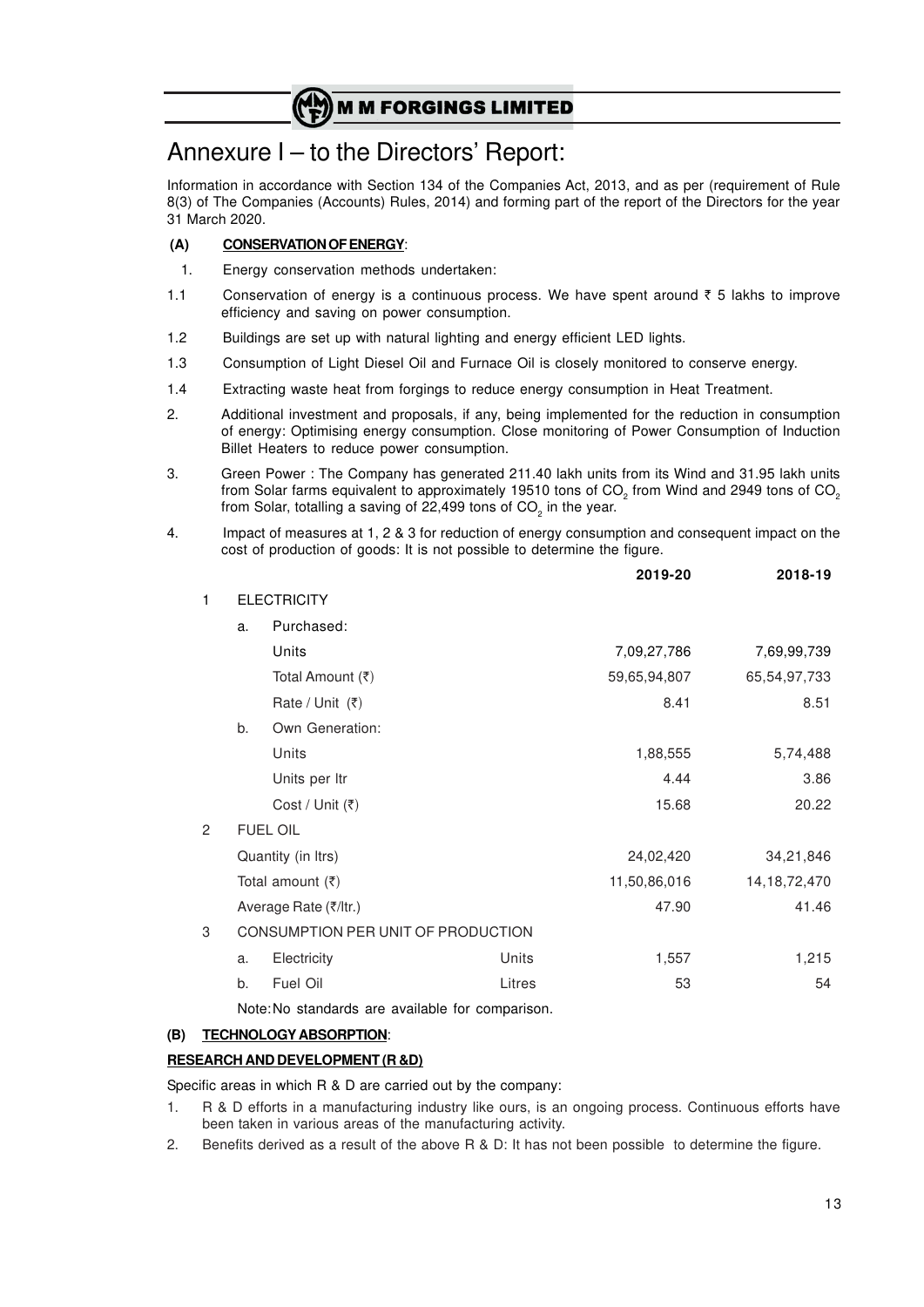# Annexure I – to the Directors' Report:

Information in accordance with Section 134 of the Companies Act, 2013, and as per (requirement of Rule 8(3) of The Companies (Accounts) Rules, 2014) and forming part of the report of the Directors for the year 31 March 2020.

**(A) CONSERVATION OF ENERGY:**

1. Energy conservation methods undertaken:

1.1 Conservation of energy is a continuous process. We have spent around ₹ 5 lakhs to improve efficiency and saving on power consumption.

1.2 Buildings are set up with natural lighting and energy efficient LED lights.

1.3 Consumption of Light Diesel Oil and Furnace Oil is closely monitored to conserve energy.

1.4 Extracting waste heat from forgings to reduce energy consumption in Heat Treatment.

2. Additional investment and proposals, if any, being implemented for the reduction in consumption of energy: Optimising energy consumption. Close monitoring of Power Consumption of Induction Billet Heaters to reduce power consumption.

3. Green Power : The Company has generated 211.40 lakh units from its Wind and 31.95 lakh units from Solar farms equivalent to approximately 19510 tons of $CO_2$ from Wind and 2949 tons of $CO_2$ from Solar, totalling a saving of 22,499 tons of $CO_2$ in the year.

4. Impact of measures at 1, 2 & 3 for reduction of energy consumption and consequent impact on the cost of production of goods: It is not possible to determine the figure.

| | | | | 2019-20 | 2018-19 |
|---|---|---|---|---|---|
| 1 | ELECTRICITY | | | | |
| | a. | Purchased: | | | |
| | | Units | | 7,09,27,786 | 7,69,99,739 |
| | | Total Amount (₹) | | 59,65,94,807 | 65,54,97,733 |
| | | Rate / Unit (₹) | | 8.41 | 8.51 |
| | b. | Own Generation: | | | |
| | | Units | | 1,88,555 | 5,74,488 |
| | | Units per ltr | | 4.44 | 3.86 |
| | | Cost / Unit (₹) | | 15.68 | 20.22 |
| 2 | FUEL OIL | | | | |
| | Quantity (in ltrs) | | | 24,02,420 | 34,21,846 |
| | Total amount (₹) | | | 11,50,86,016 | 14,18,72,470 |
| | Average Rate (₹/ltr.) | | | 47.90 | 41.46 |
| 3 | CONSUMPTION PER UNIT OF PRODUCTION | | | | |
| | a. | Electricity | Units | 1,557 | 1,215 |
| | b. | Fuel Oil | Litres | 53 | 54 |

Note: No standards are available for comparison.

**(B) TECHNOLOGY ABSORPTION:**

**RESEARCH AND DEVELOPMENT (R &D)**

Specific areas in which R & D are carried out by the company:

1. R & D efforts in a manufacturing industry like ours, is an ongoing process. Continuous efforts have been taken in various areas of the manufacturing activity.
2. Benefits derived as a result of the above R & D: It has not been possible to determine the figure.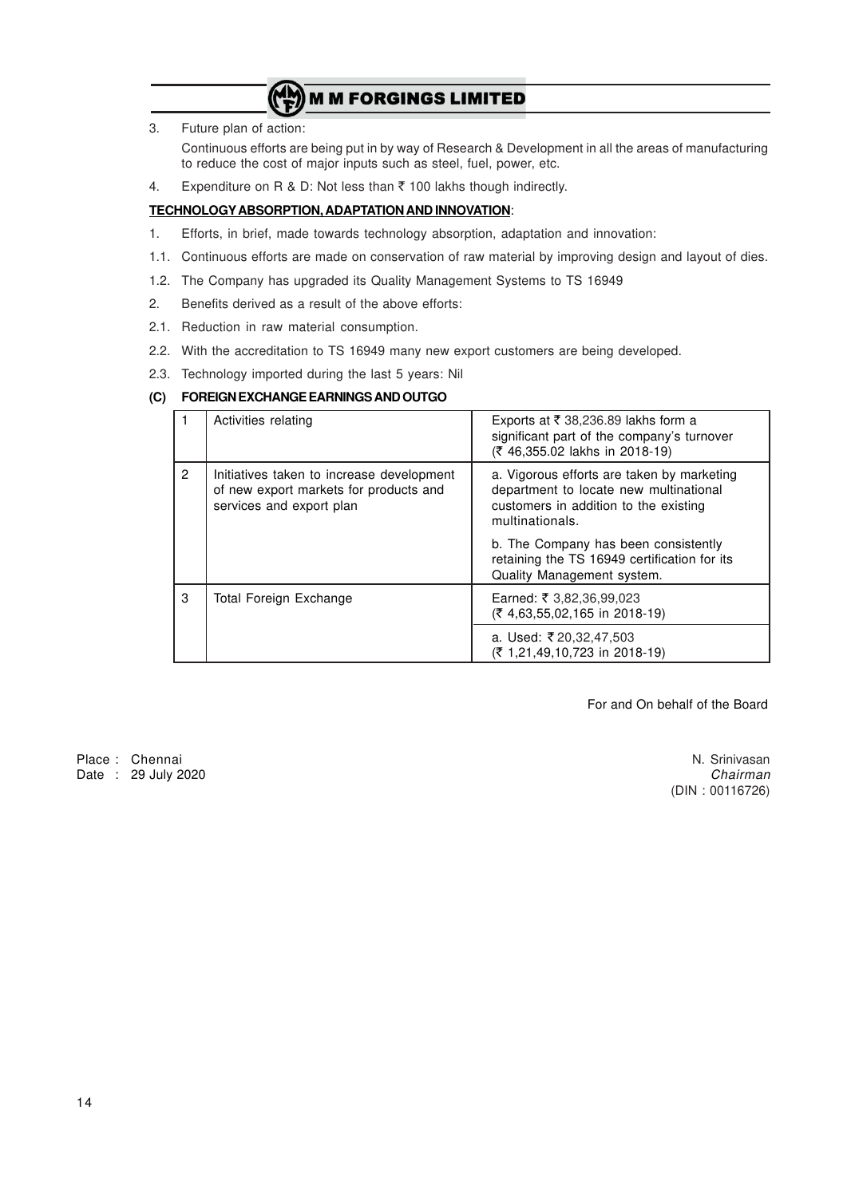3. Future plan of action:

   Continuous efforts are being put in by way of Research & Development in all the areas of manufacturing to reduce the cost of major inputs such as steel, fuel, power, etc.

4. Expenditure on R & D: Not less than ₹ 100 lakhs though indirectly.

**TECHNOLOGY ABSORPTION, ADAPTATION AND INNOVATION**:

1. Efforts, in brief, made towards technology absorption, adaptation and innovation:

1.1. Continuous efforts are made on conservation of raw material by improving design and layout of dies.

1.2. The Company has upgraded its Quality Management Systems to TS 16949

2. Benefits derived as a result of the above efforts:

2.1. Reduction in raw material consumption.

2.2. With the accreditation to TS 16949 many new export customers are being developed.

2.3. Technology imported during the last 5 years: Nil

**(C) FOREIGN EXCHANGE EARNINGS AND OUTGO**

| | | |
|---|---|---|
| 1 | Activities relating | Exports at ₹ 38,236.89 lakhs form a significant part of the company's turnover (₹ 46,355.02 lakhs in 2018-19) |
| 2 | Initiatives taken to increase development of new export markets for products and services and export plan | a. Vigorous efforts are taken by marketing department to locate new multinational customers in addition to the existing multinationals. |
| | | b. The Company has been consistently retaining the TS 16949 certification for its Quality Management system. |
| 3 | Total Foreign Exchange | Earned: ₹ 3,82,36,99,023 (₹ 4,63,55,02,165 in 2018-19) |
| | | a. Used: ₹ 20,32,47,503 (₹ 1,21,49,10,723 in 2018-19) |

For and On behalf of the Board

Place : Chennai
Date : 29 July 2020

N. Srinivasan
*Chairman*
(DIN : 00116726)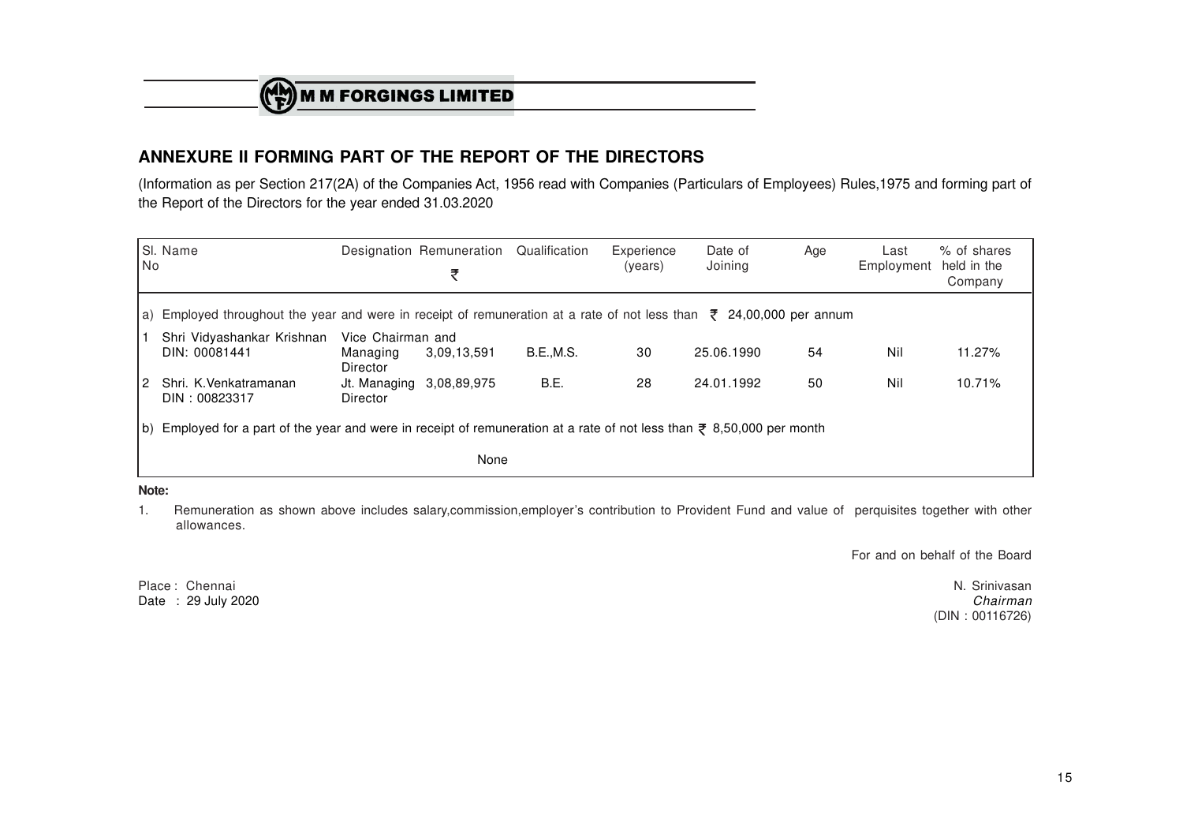## ANNEXURE II FORMING PART OF THE REPORT OF THE DIRECTORS

(Information as per Section 217(2A) of the Companies Act, 1956 read with Companies (Particulars of Employees) Rules,1975 and forming part of the Report of the Directors for the year ended 31.03.2020

| Sl. No | Name | Designation | Remuneration ₹ | Qualification | Experience (years) | Date of Joining | Age | Last Employment | % of shares held in the Company |
|---|---|---|---|---|---|---|---|---|---|
| a) Employed throughout the year and were in receipt of remuneration at a rate of not less than ₹ 24,00,000 per annum | | | | | | | | | |
| 1 | Shri Vidyashankar Krishnan DIN: 00081441 | Vice Chairman and Managing Director | 3,09,13,591 | B.E.,M.S. | 30 | 25.06.1990 | 54 | Nil | 11.27% |
| 2 | Shri. K.Venkatramanan DIN : 00823317 | Jt. Managing Director | 3,08,89,975 | B.E. | 28 | 24.01.1992 | 50 | Nil | 10.71% |
| b) Employed for a part of the year and were in receipt of remuneration at a rate of not less than ₹ 8,50,000 per month | | | | | | | | | |
| | | | None | | | | | | |

**Note:**

1. Remuneration as shown above includes salary,commission,employer's contribution to Provident Fund and value of perquisites together with other allowances.

For and on behalf of the Board

Place : Chennai
Date : 29 July 2020

N. Srinivasan
*Chairman*
(DIN : 00116726)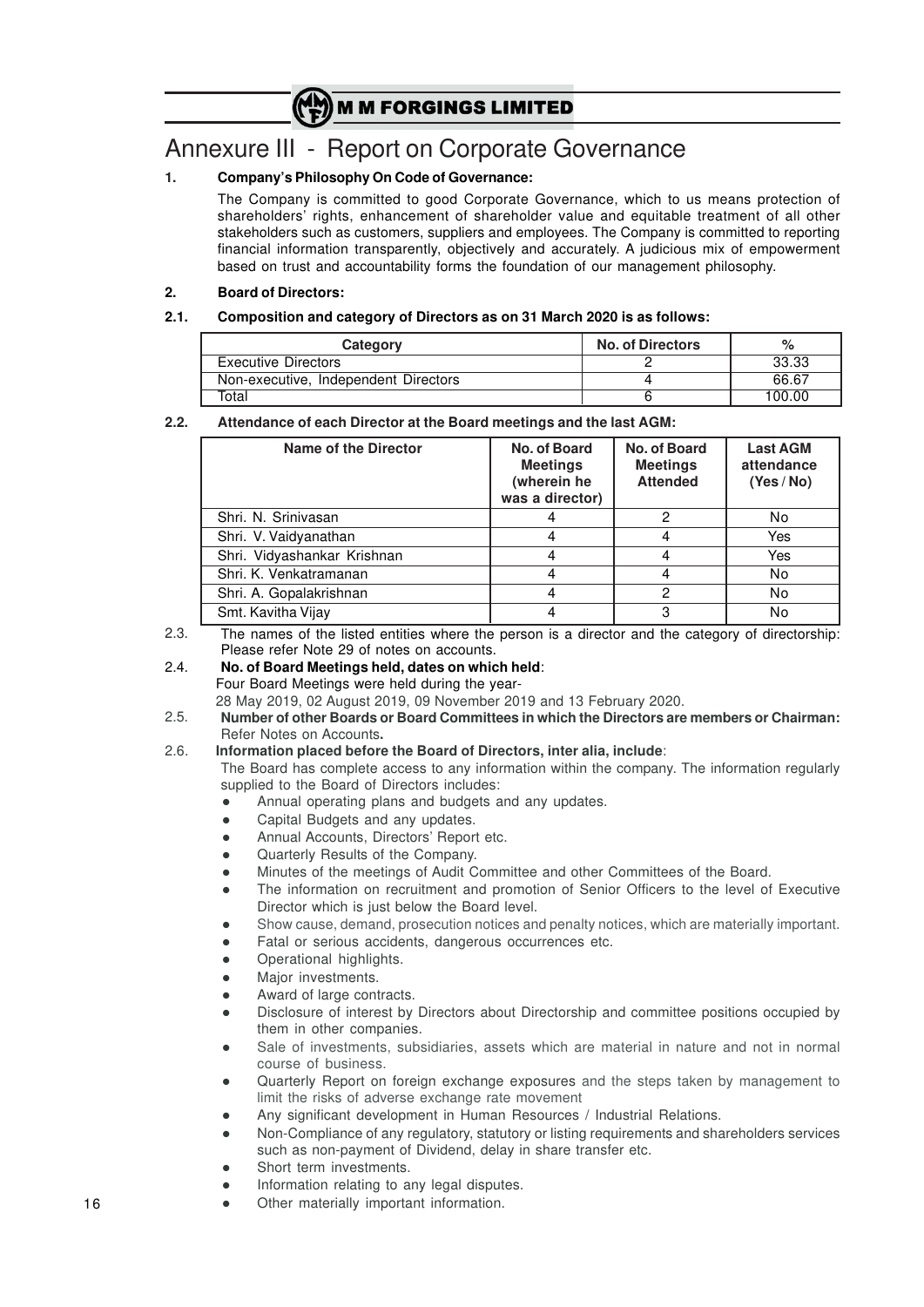# Annexure III - Report on Corporate Governance

## 1. Company's Philosophy On Code of Governance:

The Company is committed to good Corporate Governance, which to us means protection of shareholders' rights, enhancement of shareholder value and equitable treatment of all other stakeholders such as customers, suppliers and employees. The Company is committed to reporting financial information transparently, objectively and accurately. A judicious mix of empowerment based on trust and accountability forms the foundation of our management philosophy.

## 2. Board of Directors:

### 2.1. Composition and category of Directors as on 31 March 2020 is as follows:

| Category | No. of Directors | % |
|---|---|---|
| Executive Directors | 2 | 33.33 |
| Non-executive, Independent Directors | 4 | 66.67 |
| Total | 6 | 100.00 |

### 2.2. Attendance of each Director at the Board meetings and the last AGM:

| Name of the Director | No. of Board Meetings (wherein he was a director) | No. of Board Meetings Attended | Last AGM attendance (Yes / No) |
|---|---|---|---|
| Shri. N. Srinivasan | 4 | 2 | No |
| Shri. V. Vaidyanathan | 4 | 4 | Yes |
| Shri. Vidyashankar Krishnan | 4 | 4 | Yes |
| Shri. K. Venkatramanan | 4 | 4 | No |
| Shri. A. Gopalakrishnan | 4 | 2 | No |
| Smt. Kavitha Vijay | 4 | 3 | No |

2.3. The names of the listed entities where the person is a director and the category of directorship: Please refer Note 29 of notes on accounts.

2.4. **No. of Board Meetings held, dates on which held**:

Four Board Meetings were held during the year-

28 May 2019, 02 August 2019, 09 November 2019 and 13 February 2020.

2.5. **Number of other Boards or Board Committees in which the Directors are members or Chairman:** Refer Notes on Accounts**.**

2.6. **Information placed before the Board of Directors, inter alia, include**:

The Board has complete access to any information within the company. The information regularly supplied to the Board of Directors includes:

- Annual operating plans and budgets and any updates.
- Capital Budgets and any updates.
- Annual Accounts, Directors' Report etc.
- Quarterly Results of the Company.
- Minutes of the meetings of Audit Committee and other Committees of the Board.
- The information on recruitment and promotion of Senior Officers to the level of Executive Director which is just below the Board level.
- Show cause, demand, prosecution notices and penalty notices, which are materially important.
- Fatal or serious accidents, dangerous occurrences etc.
- Operational highlights.
- Major investments.
- Award of large contracts.
- Disclosure of interest by Directors about Directorship and committee positions occupied by them in other companies.
- Sale of investments, subsidiaries, assets which are material in nature and not in normal course of business.
- Quarterly Report on foreign exchange exposures and the steps taken by management to limit the risks of adverse exchange rate movement
- Any significant development in Human Resources / Industrial Relations.
- Non-Compliance of any regulatory, statutory or listing requirements and shareholders services such as non-payment of Dividend, delay in share transfer etc.
- Short term investments.
- Information relating to any legal disputes.
- Other materially important information.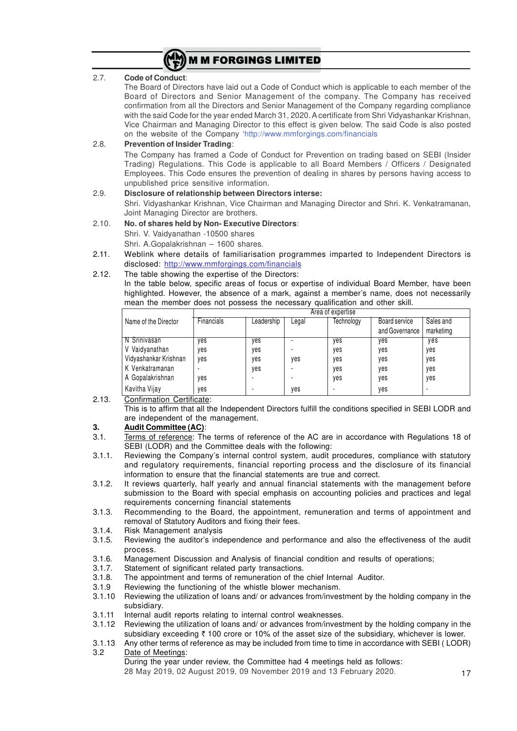2.7. **Code of Conduct**:

The Board of Directors have laid out a Code of Conduct which is applicable to each member of the Board of Directors and Senior Management of the company. The Company has received confirmation from all the Directors and Senior Management of the Company regarding compliance with the said Code for the year ended March 31, 2020. A certificate from Shri Vidyashankar Krishnan, Vice Chairman and Managing Director to this effect is given below. The said Code is also posted on the website of the Company 'http://www.mmforgings.com/financials

2.8. **Prevention of Insider Trading**:

The Company has framed a Code of Conduct for Prevention on trading based on SEBI (Insider Trading) Regulations. This Code is applicable to all Board Members / Officers / Designated Employees. This Code ensures the prevention of dealing in shares by persons having access to unpublished price sensitive information.

2.9. **Disclosure of relationship between Directors interse:**

Shri. Vidyashankar Krishnan, Vice Chairman and Managing Director and Shri. K. Venkatramanan, Joint Managing Director are brothers.

2.10. **No. of shares held by Non- Executive Directors**:

Shri. V. Vaidyanathan -10500 shares

Shri. A.Gopalakrishnan – 1600 shares.

2.11. Weblink where details of familiarisation programmes imparted to Independent Directors is disclosed: http://www.mmforgings.com/financials

2.12. The table showing the expertise of the Directors:

In the table below, specific areas of focus or expertise of individual Board Member, have been highlighted. However, the absence of a mark, against a member's name, does not necessarily mean the member does not possess the necessary qualification and other skill.

| Name of the Director | Area of expertise | | | | | |
|---|---|---|---|---|---|---|
| | Financials | Leadership | Legal | Technology | Board service and Governance | Sales and marketimg |
| N Srinivasan | yes | yes | - | yes | yes | yes |
| V Vaidyanathan | yes | yes | - | yes | yes | yes |
| Vidyashankar Krishnan | yes | yes | yes | yes | yes | yes |
| K Venkatramanan | - | yes | - | yes | yes | yes |
| A Gopalakrishnan | yes | - | - | yes | yes | yes |
| Kavitha Vijay | yes | - | yes | - | yes | - |

2.13. Confirmation Certificate:

This is to affirm that all the Independent Directors fulfill the conditions specified in SEBI LODR and are independent of the management.

## 3. Audit Committee (AC):

3.1. Terms of reference: The terms of reference of the AC are in accordance with Regulations 18 of SEBI (LODR) and the Committee deals with the following:

3.1.1. Reviewing the Company's internal control system, audit procedures, compliance with statutory and regulatory requirements, financial reporting process and the disclosure of its financial information to ensure that the financial statements are true and correct.

3.1.2. It reviews quarterly, half yearly and annual financial statements with the management before submission to the Board with special emphasis on accounting policies and practices and legal requirements concerning financial statements

3.1.3. Recommending to the Board, the appointment, remuneration and terms of appointment and removal of Statutory Auditors and fixing their fees.

3.1.4. Risk Management analysis

3.1.5. Reviewing the auditor's independence and performance and also the effectiveness of the audit process.

3.1.6. Management Discussion and Analysis of financial condition and results of operations;

3.1.7. Statement of significant related party transactions.

3.1.8. The appointment and terms of remuneration of the chief Internal Auditor.

3.1.9 Reviewing the functioning of the whistle blower mechanism.

3.1.10 Reviewing the utilization of loans and/ or advances from/investment by the holding company in the subsidiary.

3.1.11 Internal audit reports relating to internal control weaknesses.

3.1.12 Reviewing the utilization of loans and/ or advances from/investment by the holding company in the subsidiary exceeding ₹ 100 crore or 10% of the asset size of the subsidiary, whichever is lower.

3.1.13 Any other terms of reference as may be included from time to time in accordance with SEBI ( LODR)

3.2 Date of Meetings:

During the year under review, the Committee had 4 meetings held as follows:

28 May 2019, 02 August 2019, 09 November 2019 and 13 February 2020.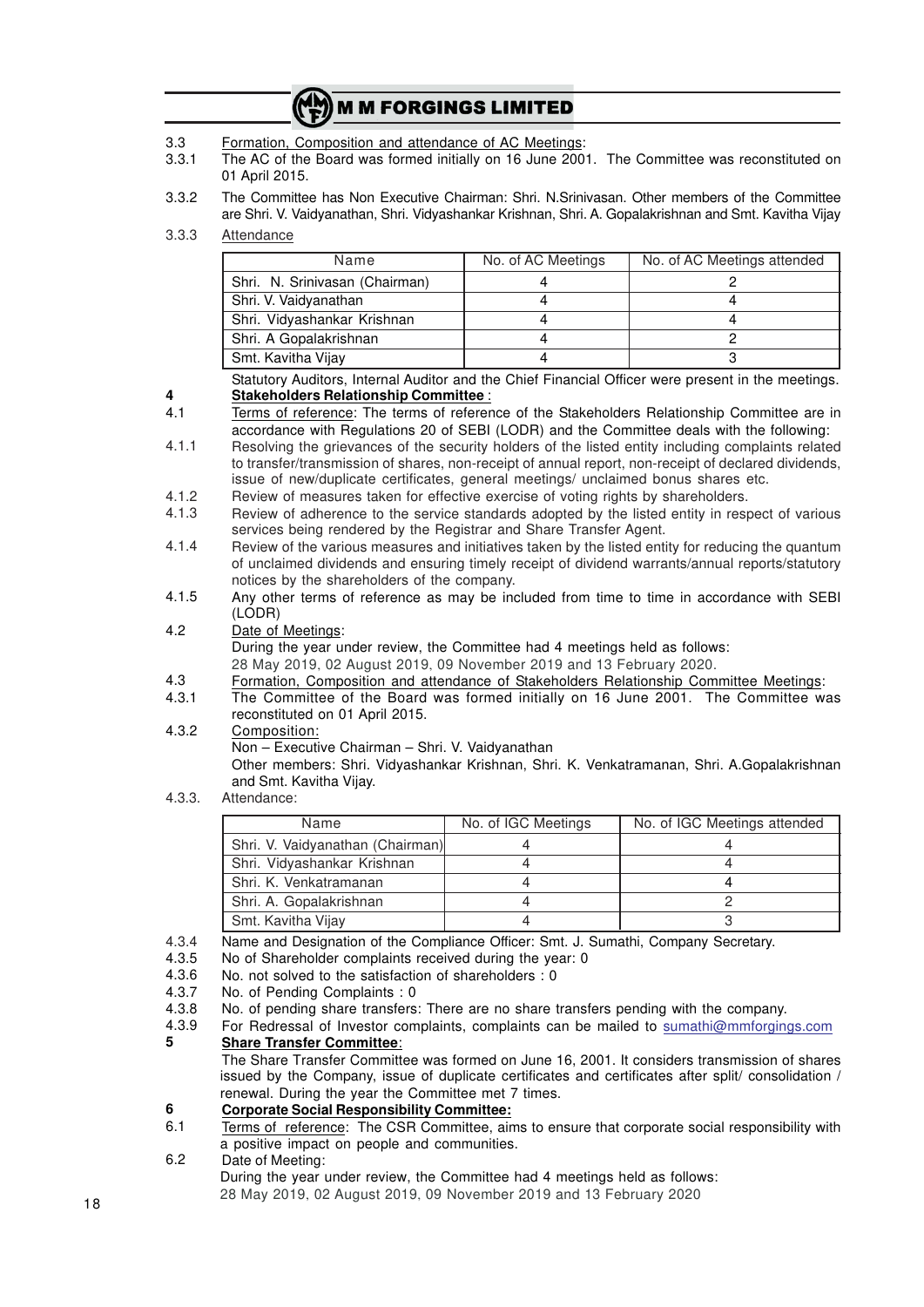3.3 Formation, Composition and attendance of AC Meetings:

3.3.1 The AC of the Board was formed initially on 16 June 2001. The Committee was reconstituted on 01 April 2015.

3.3.2 The Committee has Non Executive Chairman: Shri. N.Srinivasan. Other members of the Committee are Shri. V. Vaidyanathan, Shri. Vidyashankar Krishnan, Shri. A. Gopalakrishnan and Smt. Kavitha Vijay

3.3.3 Attendance

| Name | No. of AC Meetings | No. of AC Meetings attended |
|---|---|---|
| Shri. N. Srinivasan (Chairman) | 4 | 2 |
| Shri. V. Vaidyanathan | 4 | 4 |
| Shri. Vidyashankar Krishnan | 4 | 4 |
| Shri. A Gopalakrishnan | 4 | 2 |
| Smt. Kavitha Vijay | 4 | 3 |

Statutory Auditors, Internal Auditor and the Chief Financial Officer were present in the meetings.

**4 Stakeholders Relationship Committee** :

4.1 Terms of reference: The terms of reference of the Stakeholders Relationship Committee are in accordance with Regulations 20 of SEBI (LODR) and the Committee deals with the following:

4.1.1 Resolving the grievances of the security holders of the listed entity including complaints related to transfer/transmission of shares, non-receipt of annual report, non-receipt of declared dividends, issue of new/duplicate certificates, general meetings/ unclaimed bonus shares etc.

4.1.2 Review of measures taken for effective exercise of voting rights by shareholders.

4.1.3 Review of adherence to the service standards adopted by the listed entity in respect of various services being rendered by the Registrar and Share Transfer Agent.

4.1.4 Review of the various measures and initiatives taken by the listed entity for reducing the quantum of unclaimed dividends and ensuring timely receipt of dividend warrants/annual reports/statutory notices by the shareholders of the company.

4.1.5 Any other terms of reference as may be included from time to time in accordance with SEBI (LODR)

4.2 Date of Meetings:

During the year under review, the Committee had 4 meetings held as follows:
28 May 2019, 02 August 2019, 09 November 2019 and 13 February 2020.

4.3 Formation, Composition and attendance of Stakeholders Relationship Committee Meetings:

4.3.1 The Committee of the Board was formed initially on 16 June 2001. The Committee was reconstituted on 01 April 2015.

4.3.2 Composition:

Non – Executive Chairman – Shri. V. Vaidyanathan
Other members: Shri. Vidyashankar Krishnan, Shri. K. Venkatramanan, Shri. A.Gopalakrishnan and Smt. Kavitha Vijay.

4.3.3. Attendance:

| Name | No. of IGC Meetings | No. of IGC Meetings attended |
|---|---|---|
| Shri. V. Vaidyanathan (Chairman) | 4 | 4 |
| Shri. Vidyashankar Krishnan | 4 | 4 |
| Shri. K. Venkatramanan | 4 | 4 |
| Shri. A. Gopalakrishnan | 4 | 2 |
| Smt. Kavitha Vijay | 4 | 3 |

4.3.4 Name and Designation of the Compliance Officer: Smt. J. Sumathi, Company Secretary.

4.3.5 No of Shareholder complaints received during the year: 0

4.3.6 No. not solved to the satisfaction of shareholders : 0

4.3.7 No. of Pending Complaints : 0

4.3.8 No. of pending share transfers: There are no share transfers pending with the company.

4.3.9 For Redressal of Investor complaints, complaints can be mailed to sumathi@mmforgings.com

**5 Share Transfer Committee**:

The Share Transfer Committee was formed on June 16, 2001. It considers transmission of shares issued by the Company, issue of duplicate certificates and certificates after split/ consolidation / renewal. During the year the Committee met 7 times.

**6 Corporate Social Responsibility Committee:**

6.1 Terms of reference: The CSR Committee, aims to ensure that corporate social responsibility with a positive impact on people and communities.

6.2 Date of Meeting:

During the year under review, the Committee had 4 meetings held as follows:
28 May 2019, 02 August 2019, 09 November 2019 and 13 February 2020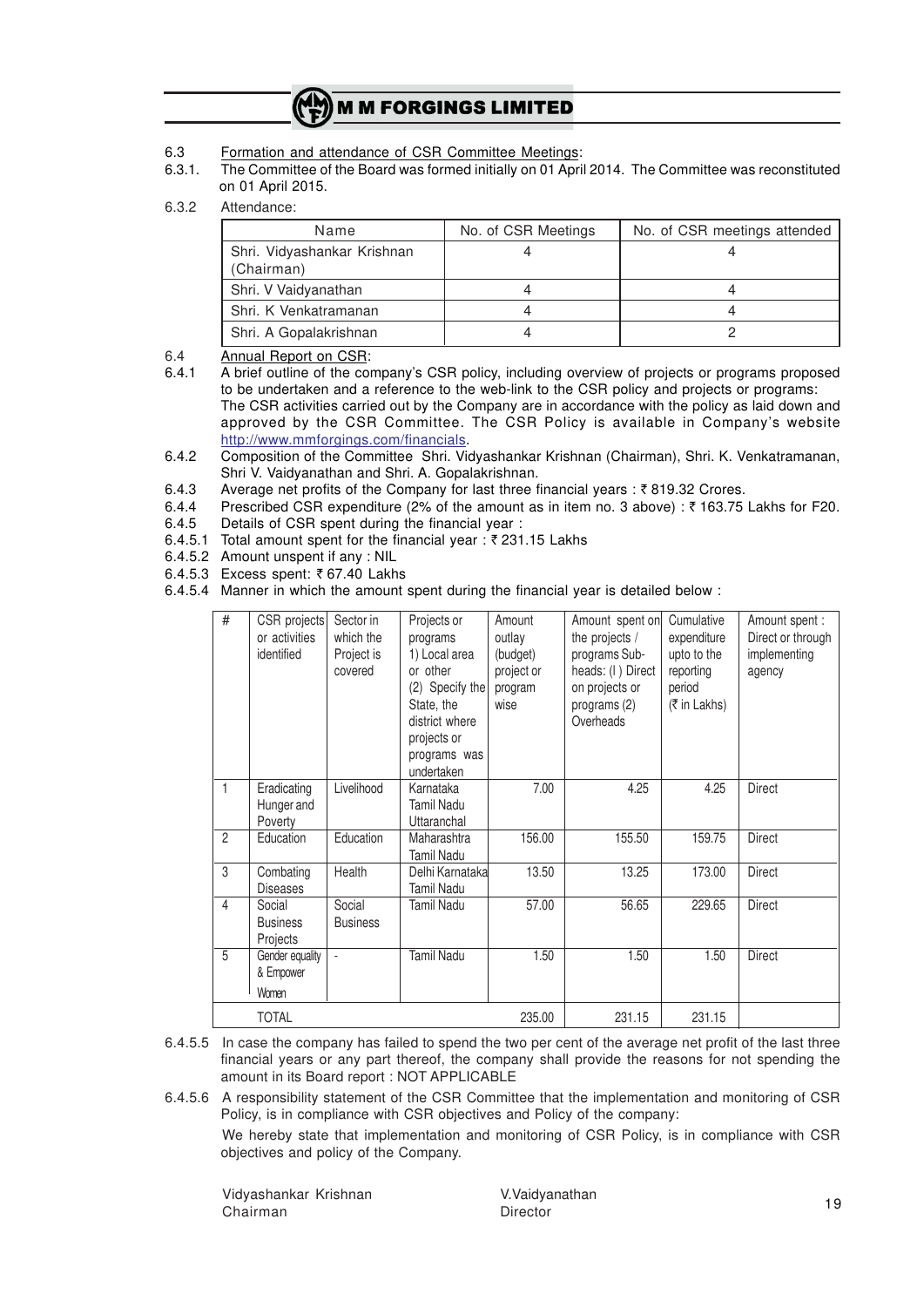6.3 Formation and attendance of CSR Committee Meetings:

6.3.1. The Committee of the Board was formed initially on 01 April 2014. The Committee was reconstituted on 01 April 2015.

6.3.2 Attendance:

| Name | No. of CSR Meetings | No. of CSR meetings attended |
|---|---|---|
| Shri. Vidyashankar Krishnan (Chairman) | 4 | 4 |
| Shri. V Vaidyanathan | 4 | 4 |
| Shri. K Venkatramanan | 4 | 4 |
| Shri. A Gopalakrishnan | 4 | 2 |

6.4 Annual Report on CSR:

6.4.1 A brief outline of the company's CSR policy, including overview of projects or programs proposed to be undertaken and a reference to the web-link to the CSR policy and projects or programs: The CSR activities carried out by the Company are in accordance with the policy as laid down and approved by the CSR Committee. The CSR Policy is available in Company's website http://www.mmforgings.com/financials.

6.4.2 Composition of the Committee Shri. Vidyashankar Krishnan (Chairman), Shri. K. Venkatramanan, Shri V. Vaidyanathan and Shri. A. Gopalakrishnan.

6.4.3 Average net profits of the Company for last three financial years : ₹ 819.32 Crores.

6.4.4 Prescribed CSR expenditure (2% of the amount as in item no. 3 above) : ₹ 163.75 Lakhs for F20.

6.4.5 Details of CSR spent during the financial year :

6.4.5.1 Total amount spent for the financial year : ₹ 231.15 Lakhs

6.4.5.2 Amount unspent if any : NIL

6.4.5.3 Excess spent: ₹ 67.40 Lakhs

6.4.5.4 Manner in which the amount spent during the financial year is detailed below :

| # | CSR projects or activities identified | Sector in which the Project is covered | Projects or programs 1) Local area or other (2) Specify the State, the district where projects or programs was undertaken | Amount outlay (budget) project or program wise | Amount spent on the projects / programs Sub-heads: (I ) Direct on projects or programs (2) Overheads | Cumulative expenditure upto to the reporting period (₹ in Lakhs) | Amount spent : Direct or through implementing agency |
|---|---|---|---|---|---|---|---|
| 1 | Eradicating Hunger and Poverty | Livelihood | Karnataka Tamil Nadu Uttaranchal | 7.00 | 4.25 | 4.25 | Direct |
| 2 | Education | Education | Maharashtra Tamil Nadu | 156.00 | 155.50 | 159.75 | Direct |
| 3 | Combating Diseases | Health | Delhi Karnataka Tamil Nadu | 13.50 | 13.25 | 173.00 | Direct |
| 4 | Social Business Projects | Social Business | Tamil Nadu | 57.00 | 56.65 | 229.65 | Direct |
| 5 | Gender equality & Empower Women | - | Tamil Nadu | 1.50 | 1.50 | 1.50 | Direct |
| | TOTAL | | | 235.00 | 231.15 | 231.15 | |

6.4.5.5 In case the company has failed to spend the two per cent of the average net profit of the last three financial years or any part thereof, the company shall provide the reasons for not spending the amount in its Board report : NOT APPLICABLE

6.4.5.6 A responsibility statement of the CSR Committee that the implementation and monitoring of CSR Policy, is in compliance with CSR objectives and Policy of the company:

We hereby state that implementation and monitoring of CSR Policy, is in compliance with CSR objectives and policy of the Company.

Vidyashankar Krishnan
Chairman

V.Vaidyanathan
Director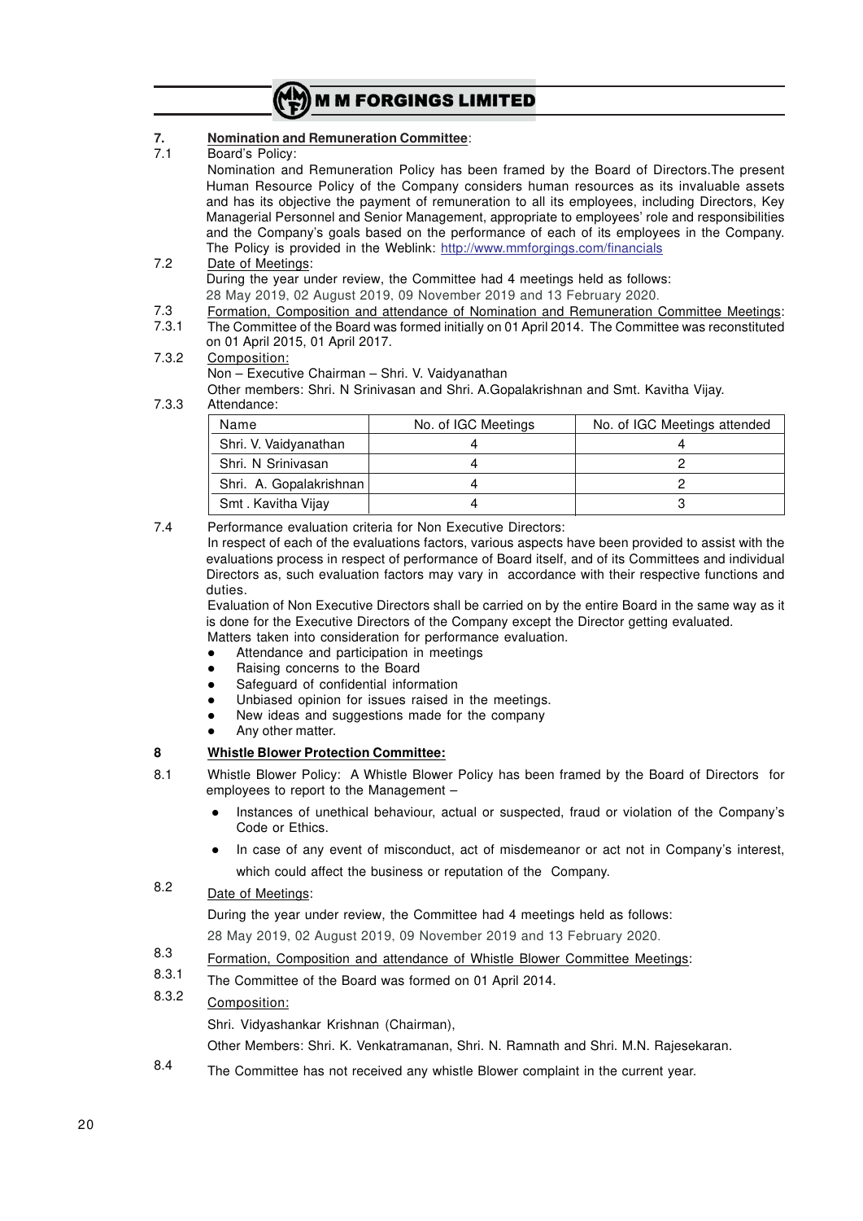## 7. Nomination and Remuneration Committee:

7.1 Board's Policy:

Nomination and Remuneration Policy has been framed by the Board of Directors.The present Human Resource Policy of the Company considers human resources as its invaluable assets and has its objective the payment of remuneration to all its employees, including Directors, Key Managerial Personnel and Senior Management, appropriate to employees' role and responsibilities and the Company's goals based on the performance of each of its employees in the Company. The Policy is provided in the Weblink: http://www.mmforgings.com/financials

7.2 Date of Meetings:

During the year under review, the Committee had 4 meetings held as follows:

28 May 2019, 02 August 2019, 09 November 2019 and 13 February 2020.

7.3 Formation, Composition and attendance of Nomination and Remuneration Committee Meetings:

7.3.1 The Committee of the Board was formed initially on 01 April 2014. The Committee was reconstituted on 01 April 2015, 01 April 2017.

7.3.2 Composition:

Non – Executive Chairman – Shri. V. Vaidyanathan

Other members: Shri. N Srinivasan and Shri. A.Gopalakrishnan and Smt. Kavitha Vijay.

7.3.3 Attendance:

| Name | No. of IGC Meetings | No. of IGC Meetings attended |
|---|---|---|
| Shri. V. Vaidyanathan | 4 | 4 |
| Shri. N Srinivasan | 4 | 2 |
| Shri. A. Gopalakrishnan | 4 | 2 |
| Smt . Kavitha Vijay | 4 | 3 |

7.4 Performance evaluation criteria for Non Executive Directors:

In respect of each of the evaluations factors, various aspects have been provided to assist with the evaluations process in respect of performance of Board itself, and of its Committees and individual Directors as, such evaluation factors may vary in accordance with their respective functions and duties.

Evaluation of Non Executive Directors shall be carried on by the entire Board in the same way as it is done for the Executive Directors of the Company except the Director getting evaluated.

Matters taken into consideration for performance evaluation.

- Attendance and participation in meetings
- Raising concerns to the Board
- Safeguard of confidential information
- Unbiased opinion for issues raised in the meetings.
- New ideas and suggestions made for the company
- Any other matter.

## 8 Whistle Blower Protection Committee:

8.1 Whistle Blower Policy: A Whistle Blower Policy has been framed by the Board of Directors for employees to report to the Management –

- Instances of unethical behaviour, actual or suspected, fraud or violation of the Company's Code or Ethics.
- In case of any event of misconduct, act of misdemeanor or act not in Company's interest, which could affect the business or reputation of the Company.

8.2 Date of Meetings:

During the year under review, the Committee had 4 meetings held as follows:

28 May 2019, 02 August 2019, 09 November 2019 and 13 February 2020.

8.3 Formation, Composition and attendance of Whistle Blower Committee Meetings:

8.3.1 The Committee of the Board was formed on 01 April 2014.

8.3.2 Composition:

Shri. Vidyashankar Krishnan (Chairman),

Other Members: Shri. K. Venkatramanan, Shri. N. Ramnath and Shri. M.N. Rajesekaran.

8.4 The Committee has not received any whistle Blower complaint in the current year.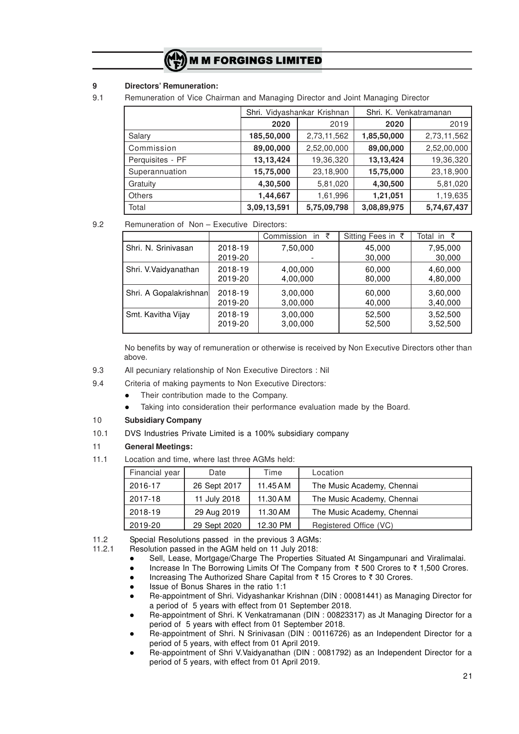**9 Directors' Remuneration:**

9.1 Remuneration of Vice Chairman and Managing Director and Joint Managing Director

| | Shri. Vidyashankar Krishnan | | Shri. K. Venkatramanan | |
|---|---|---|---|---|
| | **2020** | 2019 | **2020** | 2019 |
| Salary | **185,50,000** | 2,73,11,562 | **1,85,50,000** | 2,73,11,562 |
| Commission | **89,00,000** | 2,52,00,000 | **89,00,000** | 2,52,00,000 |
| Perquisites - PF | **13,13,424** | 19,36,320 | **13,13,424** | 19,36,320 |
| Superannuation | **15,75,000** | 23,18,900 | **15,75,000** | 23,18,900 |
| Gratuity | **4,30,500** | 5,81,020 | **4,30,500** | 5,81,020 |
| Others | **1,44,667** | 1,61,996 | **1,21,051** | 1,19,635 |
| Total | **3,09,13,591** | **5,75,09,798** | **3,08,89,975** | **5,74,67,437** |

9.2 Remuneration of Non – Executive Directors:

| | | Commission in ₹ | Sitting Fees in ₹ | Total in ₹ |
|---|---|---|---|---|
| Shri. N. Srinivasan | 2018-19 | 7,50,000 | 45,000 | 7,95,000 |
| | 2019-20 | - | 30,000 | 30,000 |
| Shri. V.Vaidyanathan | 2018-19 | 4,00,000 | 60,000 | 4,60,000 |
| | 2019-20 | 4,00,000 | 80,000 | 4,80,000 |
| Shri. A Gopalakrishnan | 2018-19 | 3,00,000 | 60,000 | 3,60,000 |
| | 2019-20 | 3,00,000 | 40,000 | 3,40,000 |
| Smt. Kavitha Vijay | 2018-19 | 3,00,000 | 52,500 | 3,52,500 |
| | 2019-20 | 3,00,000 | 52,500 | 3,52,500 |

No benefits by way of remuneration or otherwise is received by Non Executive Directors other than above.

9.3 All pecuniary relationship of Non Executive Directors : Nil

9.4 Criteria of making payments to Non Executive Directors:

- Their contribution made to the Company.
- Taking into consideration their performance evaluation made by the Board.

**10 Subsidiary Company**

10.1 DVS Industries Private Limited is a 100% subsidiary company

**11 General Meetings:**

11.1 Location and time, where last three AGMs held:

| Financial year | Date | Time | Location |
|---|---|---|---|
| 2016-17 | 26 Sept 2017 | 11.45 AM | The Music Academy, Chennai |
| 2017-18 | 11 July 2018 | 11.30 AM | The Music Academy, Chennai |
| 2018-19 | 29 Aug 2019 | 11.30 AM | The Music Academy, Chennai |
| 2019-20 | 29 Sept 2020 | 12.30 PM | Registered Office (VC) |

11.2 Special Resolutions passed in the previous 3 AGMs:

11.2.1 Resolution passed in the AGM held on 11 July 2018:

- Sell, Lease, Mortgage/Charge The Properties Situated At Singampunari and Viralimalai.
- Increase In The Borrowing Limits Of The Company from ₹ 500 Crores to ₹ 1,500 Crores.
- Increasing The Authorized Share Capital from ₹ 15 Crores to ₹ 30 Crores.
- Issue of Bonus Shares in the ratio 1:1
- Re-appointment of Shri. Vidyashankar Krishnan (DIN : 00081441) as Managing Director for a period of 5 years with effect from 01 September 2018.
- Re-appointment of Shri. K Venkatramanan (DIN : 00823317) as Jt Managing Director for a period of 5 years with effect from 01 September 2018.
- Re-appointment of Shri. N Srinivasan (DIN : 00116726) as an Independent Director for a period of 5 years, with effect from 01 April 2019.
- Re-appointment of Shri V.Vaidyanathan (DIN : 0081792) as an Independent Director for a period of 5 years, with effect from 01 April 2019.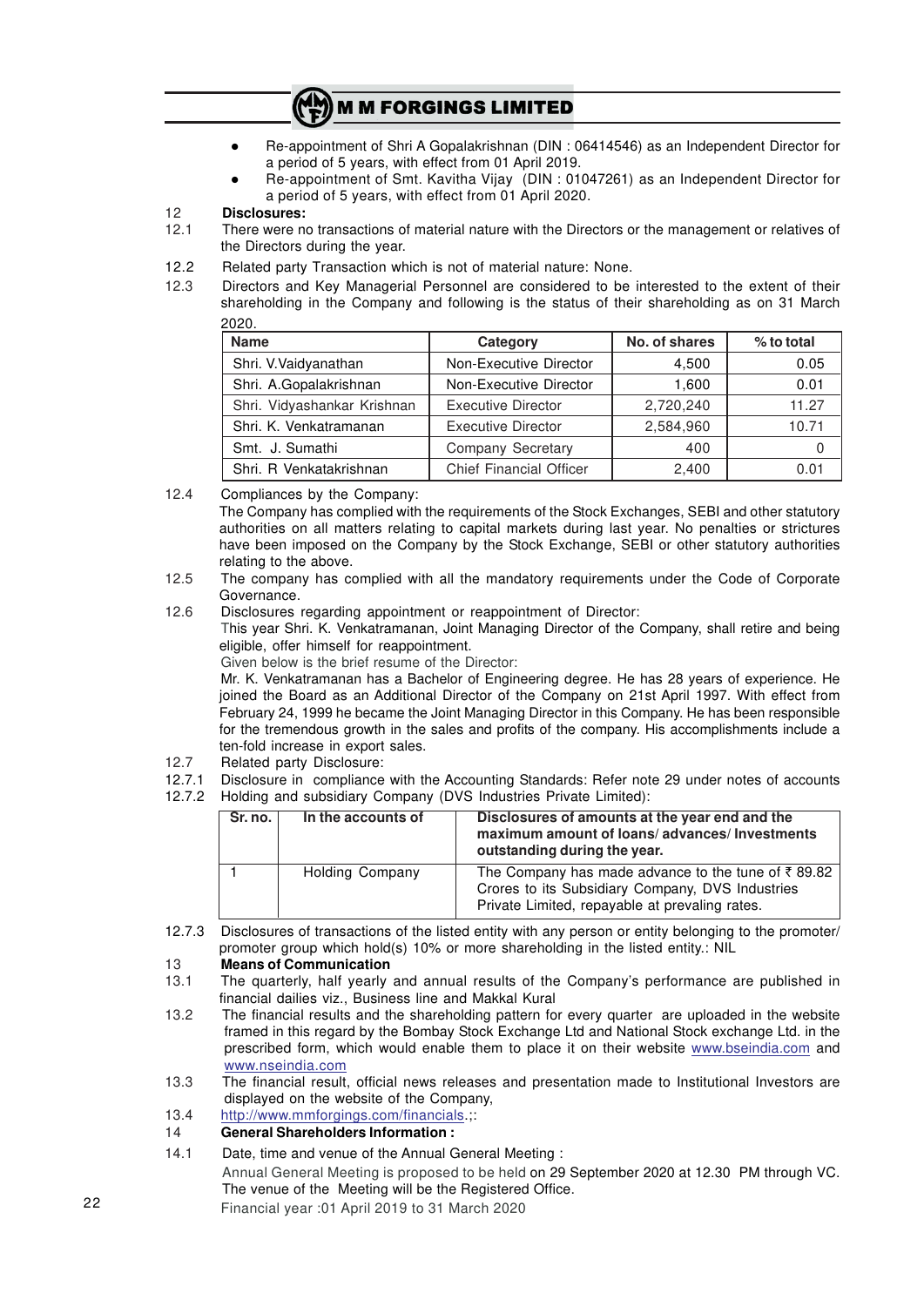- Re-appointment of Shri A Gopalakrishnan (DIN : 06414546) as an Independent Director for a period of 5 years, with effect from 01 April 2019.
- Re-appointment of Smt. Kavitha Vijay (DIN : 01047261) as an Independent Director for a period of 5 years, with effect from 01 April 2020.

**12 Disclosures:**

12.1 There were no transactions of material nature with the Directors or the management or relatives of the Directors during the year.

12.2 Related party Transaction which is not of material nature: None.

12.3 Directors and Key Managerial Personnel are considered to be interested to the extent of their shareholding in the Company and following is the status of their shareholding as on 31 March 2020.

| Name | Category | No. of shares | % to total |
|---|---|---|---|
| Shri. V.Vaidyanathan | Non-Executive Director | 4,500 | 0.05 |
| Shri. A.Gopalakrishnan | Non-Executive Director | 1,600 | 0.01 |
| Shri. Vidyashankar Krishnan | Executive Director | 2,720,240 | 11.27 |
| Shri. K. Venkatramanan | Executive Director | 2,584,960 | 10.71 |
| Smt. J. Sumathi | Company Secretary | 400 | 0 |
| Shri. R Venkatakrishnan | Chief Financial Officer | 2,400 | 0.01 |

12.4 Compliances by the Company:
The Company has complied with the requirements of the Stock Exchanges, SEBI and other statutory authorities on all matters relating to capital markets during last year. No penalties or strictures have been imposed on the Company by the Stock Exchange, SEBI or other statutory authorities relating to the above.

12.5 The company has complied with all the mandatory requirements under the Code of Corporate Governance.

12.6 Disclosures regarding appointment or reappointment of Director:
This year Shri. K. Venkatramanan, Joint Managing Director of the Company, shall retire and being eligible, offer himself for reappointment.
Given below is the brief resume of the Director:
Mr. K. Venkatramanan has a Bachelor of Engineering degree. He has 28 years of experience. He joined the Board as an Additional Director of the Company on 21st April 1997. With effect from February 24, 1999 he became the Joint Managing Director in this Company. He has been responsible for the tremendous growth in the sales and profits of the company. His accomplishments include a ten-fold increase in export sales.

12.7 Related party Disclosure:

12.7.1 Disclosure in compliance with the Accounting Standards: Refer note 29 under notes of accounts

12.7.2 Holding and subsidiary Company (DVS Industries Private Limited):

| Sr. no. | In the accounts of | Disclosures of amounts at the year end and the maximum amount of loans/ advances/ Investments outstanding during the year. |
|---|---|---|
| 1 | Holding Company | The Company has made advance to the tune of ₹ 89.82 Crores to its Subsidiary Company, DVS Industries Private Limited, repayable at prevaling rates. |

12.7.3 Disclosures of transactions of the listed entity with any person or entity belonging to the promoter/ promoter group which hold(s) 10% or more shareholding in the listed entity.: NIL

**13 Means of Communication**

13.1 The quarterly, half yearly and annual results of the Company's performance are published in financial dailies viz., Business line and Makkal Kural

13.2 The financial results and the shareholding pattern for every quarter are uploaded in the website framed in this regard by the Bombay Stock Exchange Ltd and National Stock exchange Ltd. in the prescribed form, which would enable them to place it on their website www.bseindia.com and www.nseindia.com

13.3 The financial result, official news releases and presentation made to Institutional Investors are displayed on the website of the Company,

13.4 http://www.mmforgings.com/financials.;:

**14 General Shareholders Information :**

14.1 Date, time and venue of the Annual General Meeting :
Annual General Meeting is proposed to be held on 29 September 2020 at 12.30 PM through VC. The venue of the Meeting will be the Registered Office.
Financial year :01 April 2019 to 31 March 2020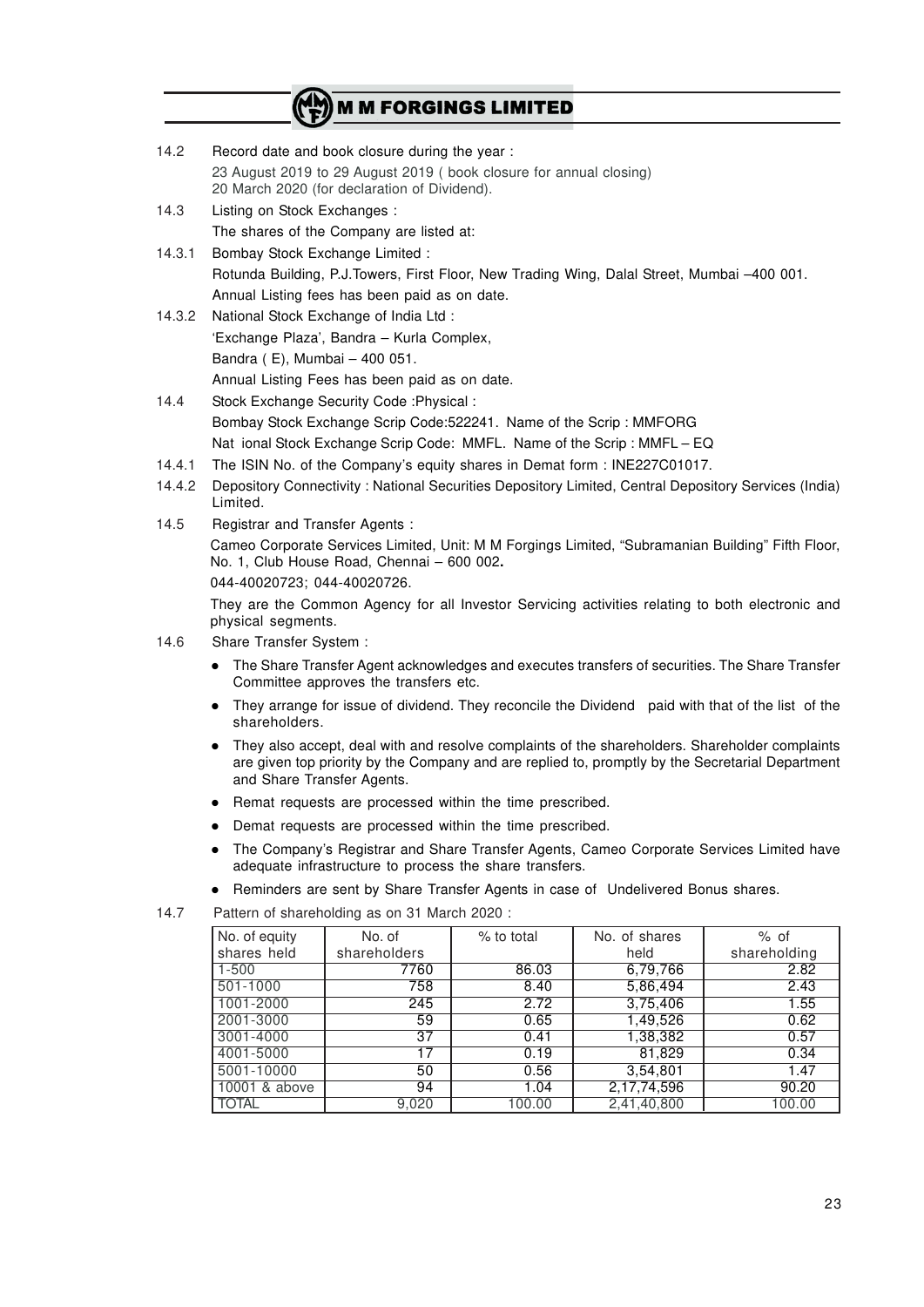14.2 Record date and book closure during the year :

23 August 2019 to 29 August 2019 ( book closure for annual closing)
20 March 2020 (for declaration of Dividend).

14.3 Listing on Stock Exchanges :

The shares of the Company are listed at:

14.3.1 Bombay Stock Exchange Limited :

Rotunda Building, P.J.Towers, First Floor, New Trading Wing, Dalal Street, Mumbai –400 001.
Annual Listing fees has been paid as on date.

14.3.2 National Stock Exchange of India Ltd :

'Exchange Plaza', Bandra – Kurla Complex,
Bandra ( E), Mumbai – 400 051.
Annual Listing Fees has been paid as on date.

14.4 Stock Exchange Security Code :Physical :

Bombay Stock Exchange Scrip Code:522241. Name of the Scrip : MMFORG
Nat ional Stock Exchange Scrip Code: MMFL. Name of the Scrip : MMFL – EQ

14.4.1 The ISIN No. of the Company's equity shares in Demat form : INE227C01017.

14.4.2 Depository Connectivity : National Securities Depository Limited, Central Depository Services (India) Limited.

14.5 Registrar and Transfer Agents :

Cameo Corporate Services Limited, Unit: M M Forgings Limited, "Subramanian Building" Fifth Floor, No. 1, Club House Road, Chennai – 600 002.

044-40020723; 044-40020726.

They are the Common Agency for all Investor Servicing activities relating to both electronic and physical segments.

14.6 Share Transfer System :

- The Share Transfer Agent acknowledges and executes transfers of securities. The Share Transfer Committee approves the transfers etc.
- They arrange for issue of dividend. They reconcile the Dividend paid with that of the list of the shareholders.
- They also accept, deal with and resolve complaints of the shareholders. Shareholder complaints are given top priority by the Company and are replied to, promptly by the Secretarial Department and Share Transfer Agents.
- Remat requests are processed within the time prescribed.
- Demat requests are processed within the time prescribed.
- The Company's Registrar and Share Transfer Agents, Cameo Corporate Services Limited have adequate infrastructure to process the share transfers.
- Reminders are sent by Share Transfer Agents in case of Undelivered Bonus shares.

14.7 Pattern of shareholding as on 31 March 2020 :

| No. of equity shares held | No. of shareholders | % to total | No. of shares held | % of shareholding |
|---|---|---|---|---|
| 1-500 | 7760 | 86.03 | 6,79,766 | 2.82 |
| 501-1000 | 758 | 8.40 | 5,86,494 | 2.43 |
| 1001-2000 | 245 | 2.72 | 3,75,406 | 1.55 |
| 2001-3000 | 59 | 0.65 | 1,49,526 | 0.62 |
| 3001-4000 | 37 | 0.41 | 1,38,382 | 0.57 |
| 4001-5000 | 17 | 0.19 | 81,829 | 0.34 |
| 5001-10000 | 50 | 0.56 | 3,54,801 | 1.47 |
| 10001 & above | 94 | 1.04 | 2,17,74,596 | 90.20 |
| TOTAL | 9,020 | 100.00 | 2,41,40,800 | 100.00 |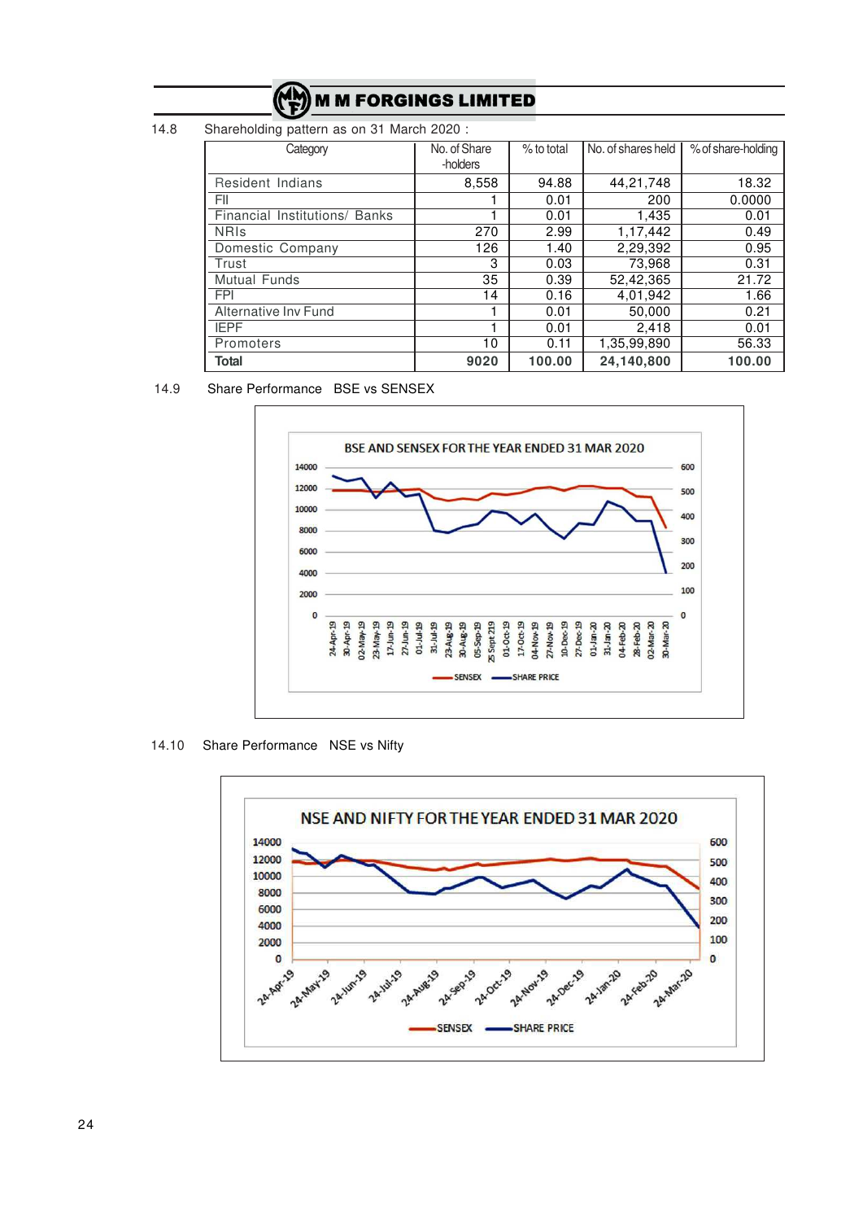14.8 Shareholding pattern as on 31 March 2020 :

| Category | No. of Share -holders | % to total | No. of shares held | % of share-holding |
|---|---|---|---|---|
| Resident Indians | 8,558 | 94.88 | 44,21,748 | 18.32 |
| FII | 1 | 0.01 | 200 | 0.0000 |
| Financial Institutions/ Banks | 1 | 0.01 | 1,435 | 0.01 |
| NRIs | 270 | 2.99 | 1,17,442 | 0.49 |
| Domestic Company | 126 | 1.40 | 2,29,392 | 0.95 |
| Trust | 3 | 0.03 | 73,968 | 0.31 |
| Mutual Funds | 35 | 0.39 | 52,42,365 | 21.72 |
| FPI | 14 | 0.16 | 4,01,942 | 1.66 |
| Alternative Inv Fund | 1 | 0.01 | 50,000 | 0.21 |
| IEPF | 1 | 0.01 | 2,418 | 0.01 |
| Promoters | 10 | 0.11 | 1,35,99,890 | 56.33 |
| **Total** | **9020** | **100.00** | **24,140,800** | **100.00** |

14.9 Share Performance BSE vs SENSEX

14.10 Share Performance NSE vs Nifty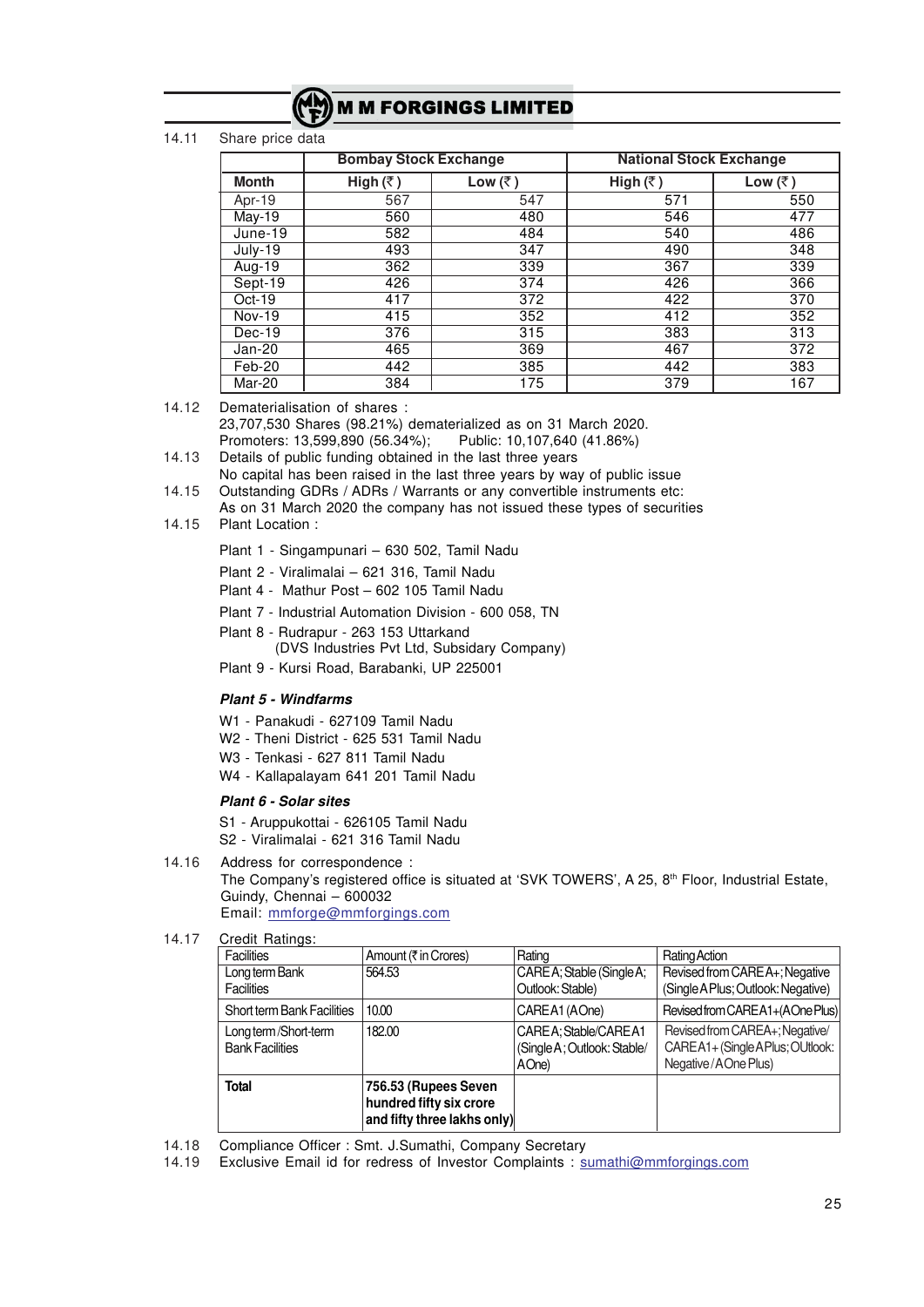14.11 Share price data

| | Bombay Stock Exchange | | National Stock Exchange | |
|---|---|---|---|---|
| **Month** | **High (₹)** | **Low (₹)** | **High (₹)** | **Low (₹)** |
| Apr-19 | 567 | 547 | 571 | 550 |
| May-19 | 560 | 480 | 546 | 477 |
| June-19 | 582 | 484 | 540 | 486 |
| July-19 | 493 | 347 | 490 | 348 |
| Aug-19 | 362 | 339 | 367 | 339 |
| Sept-19 | 426 | 374 | 426 | 366 |
| Oct-19 | 417 | 372 | 422 | 370 |
| Nov-19 | 415 | 352 | 412 | 352 |
| Dec-19 | 376 | 315 | 383 | 313 |
| Jan-20 | 465 | 369 | 467 | 372 |
| Feb-20 | 442 | 385 | 442 | 383 |
| Mar-20 | 384 | 175 | 379 | 167 |

14.12 Dematerialisation of shares :
23,707,530 Shares (98.21%) dematerialized as on 31 March 2020.
Promoters: 13,599,890 (56.34%); Public: 10,107,640 (41.86%)

14.13 Details of public funding obtained in the last three years
No capital has been raised in the last three years by way of public issue

14.15 Outstanding GDRs / ADRs / Warrants or any convertible instruments etc:
As on 31 March 2020 the company has not issued these types of securities

14.15 Plant Location :

Plant 1 - Singampunari – 630 502, Tamil Nadu

Plant 2 - Viralimalai – 621 316, Tamil Nadu

Plant 4 - Mathur Post – 602 105 Tamil Nadu

Plant 7 - Industrial Automation Division - 600 058, TN

Plant 8 - Rudrapur - 263 153 Uttarkand
(DVS Industries Pvt Ltd, Subsidary Company)

Plant 9 - Kursi Road, Barabanki, UP 225001

***Plant 5 - Windfarms***

W1 - Panakudi - 627109 Tamil Nadu

W2 - Theni District - 625 531 Tamil Nadu

W3 - Tenkasi - 627 811 Tamil Nadu

W4 - Kallapalayam 641 201 Tamil Nadu

***Plant 6 - Solar sites***

S1 - Aruppukottai - 626105 Tamil Nadu

S2 - Viralimalai - 621 316 Tamil Nadu

14.16 Address for correspondence :
The Company's registered office is situated at 'SVK TOWERS', A 25, 8th Floor, Industrial Estate, Guindy, Chennai – 600032
Email: mmforge@mmforgings.com

14.17 Credit Ratings:

| Facilities | Amount (₹ in Crores) | Rating | Rating Action |
|---|---|---|---|
| Long term Bank Facilities | 564.53 | CARE A; Stable (Single A; Outlook: Stable) | Revised from CARE A+; Negative (Single A Plus; Outlook: Negative) |
| Short term Bank Facilities | 10.00 | CARE A1 (A One) | Revised from CARE A1+(A One Plus) |
| Long term /Short-term Bank Facilities | 182.00 | CARE A; Stable/CARE A1 (Single A; Outlook: Stable/ A One) | Revised from CARE A+; Negative/ CARE A1+ (Single A Plus; OUtlook: Negative / A One Plus) |
| **Total** | **756.53 (Rupees Seven hundred fifty six crore and fifty three lakhs only)** | | |

14.18 Compliance Officer : Smt. J.Sumathi, Company Secretary

14.19 Exclusive Email id for redress of Investor Complaints : sumathi@mmforgings.com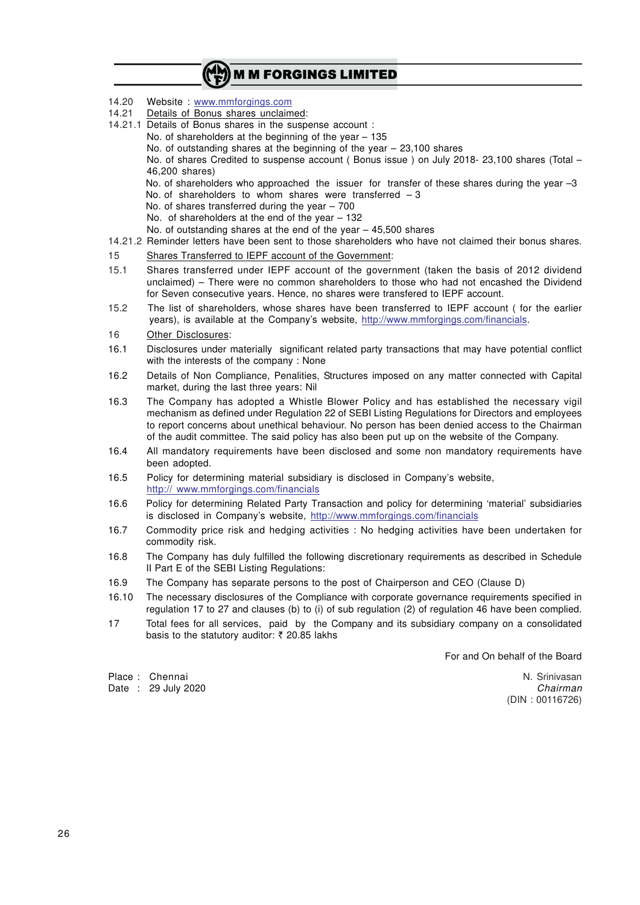14.20 Website : www.mmforgings.com

14.21 Details of Bonus shares unclaimed:

14.21.1 Details of Bonus shares in the suspense account :

No. of shareholders at the beginning of the year – 135

No. of outstanding shares at the beginning of the year – 23,100 shares

No. of shares Credited to suspense account ( Bonus issue ) on July 2018- 23,100 shares (Total – 46,200 shares)

No. of shareholders who approached the issuer for transfer of these shares during the year –3

No. of shareholders to whom shares were transferred – 3

No. of shares transferred during the year – 700

No. of shareholders at the end of the year – 132

No. of outstanding shares at the end of the year – 45,500 shares

14.21.2 Reminder letters have been sent to those shareholders who have not claimed their bonus shares.

15 Shares Transferred to IEPF account of the Government:

15.1 Shares transferred under IEPF account of the government (taken the basis of 2012 dividend unclaimed) – There were no common shareholders to those who had not encashed the Dividend for Seven consecutive years. Hence, no shares were transfered to IEPF account.

15.2 The list of shareholders, whose shares have been transferred to IEPF account ( for the earlier years), is available at the Company's website, http://www.mmforgings.com/financials.

16 Other Disclosures:

16.1 Disclosures under materially significant related party transactions that may have potential conflict with the interests of the company : None

16.2 Details of Non Compliance, Penalities, Structures imposed on any matter connected with Capital market, during the last three years: Nil

16.3 The Company has adopted a Whistle Blower Policy and has established the necessary vigil mechanism as defined under Regulation 22 of SEBI Listing Regulations for Directors and employees to report concerns about unethical behaviour. No person has been denied access to the Chairman of the audit committee. The said policy has also been put up on the website of the Company.

16.4 All mandatory requirements have been disclosed and some non mandatory requirements have been adopted.

16.5 Policy for determining material subsidiary is disclosed in Company's website, http:// www.mmforgings.com/financials

16.6 Policy for determining Related Party Transaction and policy for determining 'material' subsidiaries is disclosed in Company's website, http://www.mmforgings.com/financials

16.7 Commodity price risk and hedging activities : No hedging activities have been undertaken for commodity risk.

16.8 The Company has duly fulfilled the following discretionary requirements as described in Schedule II Part E of the SEBI Listing Regulations:

16.9 The Company has separate persons to the post of Chairperson and CEO (Clause D)

16.10 The necessary disclosures of the Compliance with corporate governance requirements specified in regulation 17 to 27 and clauses (b) to (i) of sub regulation (2) of regulation 46 have been complied.

17 Total fees for all services, paid by the Company and its subsidiary company on a consolidated basis to the statutory auditor: ₹ 20.85 lakhs

For and On behalf of the Board

Place : Chennai
Date : 29 July 2020

N. Srinivasan
*Chairman*
(DIN : 00116726)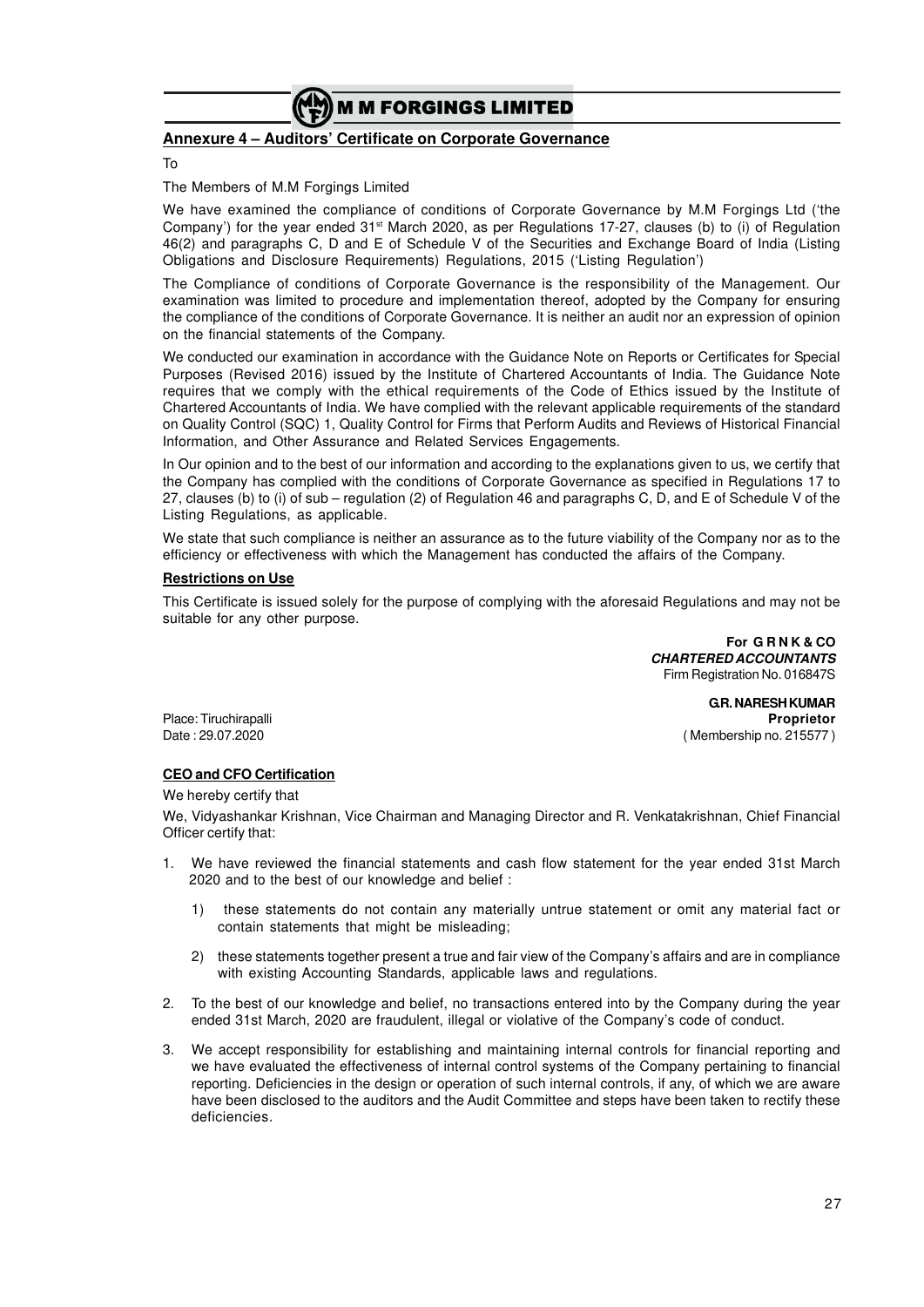## Annexure 4 – Auditors' Certificate on Corporate Governance

To

The Members of M.M Forgings Limited

We have examined the compliance of conditions of Corporate Governance by M.M Forgings Ltd ('the Company') for the year ended 31st March 2020, as per Regulations 17-27, clauses (b) to (i) of Regulation 46(2) and paragraphs C, D and E of Schedule V of the Securities and Exchange Board of India (Listing Obligations and Disclosure Requirements) Regulations, 2015 ('Listing Regulation')

The Compliance of conditions of Corporate Governance is the responsibility of the Management. Our examination was limited to procedure and implementation thereof, adopted by the Company for ensuring the compliance of the conditions of Corporate Governance. It is neither an audit nor an expression of opinion on the financial statements of the Company.

We conducted our examination in accordance with the Guidance Note on Reports or Certificates for Special Purposes (Revised 2016) issued by the Institute of Chartered Accountants of India. The Guidance Note requires that we comply with the ethical requirements of the Code of Ethics issued by the Institute of Chartered Accountants of India. We have complied with the relevant applicable requirements of the standard on Quality Control (SQC) 1, Quality Control for Firms that Perform Audits and Reviews of Historical Financial Information, and Other Assurance and Related Services Engagements.

In Our opinion and to the best of our information and according to the explanations given to us, we certify that the Company has complied with the conditions of Corporate Governance as specified in Regulations 17 to 27, clauses (b) to (i) of sub – regulation (2) of Regulation 46 and paragraphs C, D, and E of Schedule V of the Listing Regulations, as applicable.

We state that such compliance is neither an assurance as to the future viability of the Company nor as to the efficiency or effectiveness with which the Management has conducted the affairs of the Company.

**Restrictions on Use**

This Certificate is issued solely for the purpose of complying with the aforesaid Regulations and may not be suitable for any other purpose.

**For G R N K & CO**
***CHARTERED ACCOUNTANTS***
Firm Registration No. 016847S

**G.R. NARESH KUMAR**
**Proprietor**
( Membership no. 215577 )

Place: Tiruchirapalli
Date : 29.07.2020

**CEO and CFO Certification**

We hereby certify that

We, Vidyashankar Krishnan, Vice Chairman and Managing Director and R. Venkatakrishnan, Chief Financial Officer certify that:

1. We have reviewed the financial statements and cash flow statement for the year ended 31st March 2020 and to the best of our knowledge and belief :

   1) these statements do not contain any materially untrue statement or omit any material fact or contain statements that might be misleading;

   2) these statements together present a true and fair view of the Company's affairs and are in compliance with existing Accounting Standards, applicable laws and regulations.

2. To the best of our knowledge and belief, no transactions entered into by the Company during the year ended 31st March, 2020 are fraudulent, illegal or violative of the Company's code of conduct.

3. We accept responsibility for establishing and maintaining internal controls for financial reporting and we have evaluated the effectiveness of internal control systems of the Company pertaining to financial reporting. Deficiencies in the design or operation of such internal controls, if any, of which we are aware have been disclosed to the auditors and the Audit Committee and steps have been taken to rectify these deficiencies.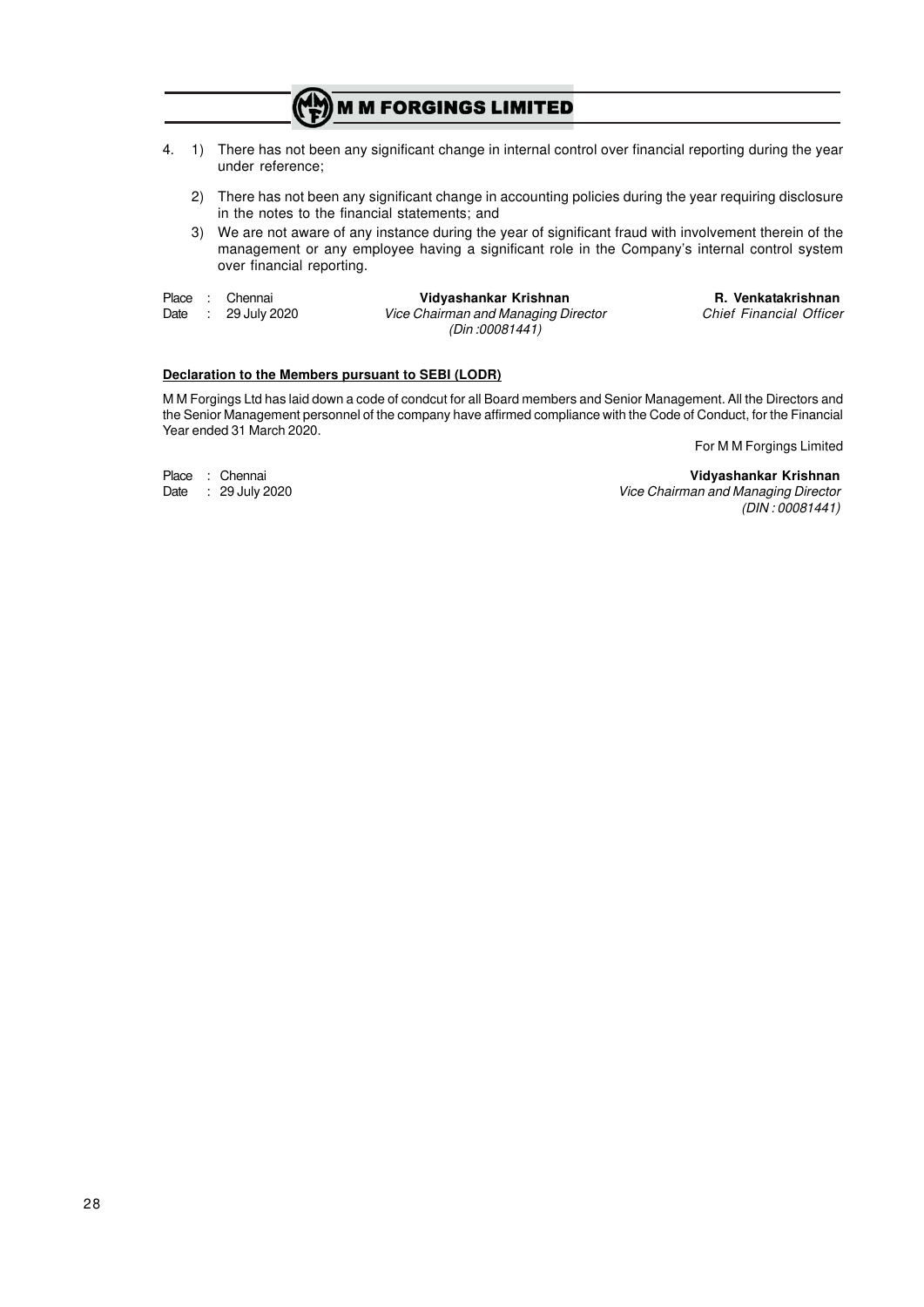4. 1) There has not been any significant change in internal control over financial reporting during the year under reference;

   2) There has not been any significant change in accounting policies during the year requiring disclosure in the notes to the financial statements; and

   3) We are not aware of any instance during the year of significant fraud with involvement therein of the management or any employee having a significant role in the Company's internal control system over financial reporting.

Place : Chennai
Date : 29 July 2020

**Vidyashankar Krishnan**
*Vice Chairman and Managing Director*
*(Din :00081441)*

**R. Venkatakrishnan**
*Chief Financial Officer*

**Declaration to the Members pursuant to SEBI (LODR)**

M M Forgings Ltd has laid down a code of condcut for all Board members and Senior Management. All the Directors and the Senior Management personnel of the company have affirmed compliance with the Code of Conduct, for the Financial Year ended 31 March 2020.

For M M Forgings Limited

Place : Chennai
Date : 29 July 2020

**Vidyashankar Krishnan**
*Vice Chairman and Managing Director*
*(DIN : 00081441)*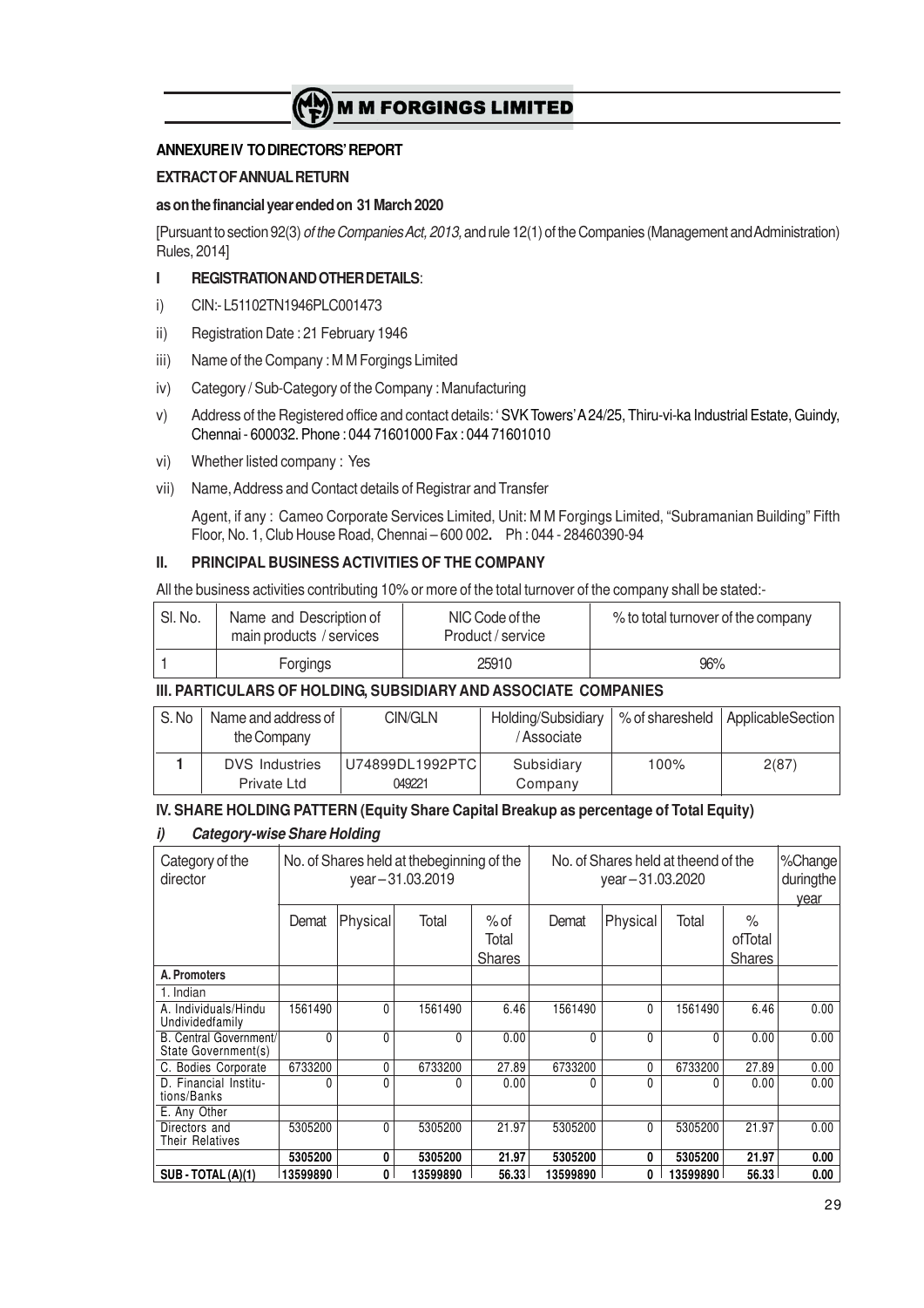## ANNEXURE IV TO DIRECTORS' REPORT

### EXTRACT OF ANNUAL RETURN

**as on the financial year ended on 31 March 2020**

[Pursuant to section 92(3) *of the Companies Act, 2013,* and rule 12(1) of the Companies (Management and Administration) Rules, 2014]

### I REGISTRATION AND OTHER DETAILS:

i) CIN:- L51102TN1946PLC001473

ii) Registration Date : 21 February 1946

iii) Name of the Company : M M Forgings Limited

iv) Category / Sub-Category of the Company : Manufacturing

v) Address of the Registered office and contact details: ' SVK Towers' A 24/25, Thiru-vi-ka Industrial Estate, Guindy, Chennai - 600032. Phone : 044 71601000 Fax : 044 71601010

vi) Whether listed company : Yes

vii) Name, Address and Contact details of Registrar and Transfer

Agent, if any : Cameo Corporate Services Limited, Unit: M M Forgings Limited, "Subramanian Building" Fifth Floor, No. 1, Club House Road, Chennai – 600 002**.** Ph : 044 - 28460390-94

### II. PRINCIPAL BUSINESS ACTIVITIES OF THE COMPANY

All the business activities contributing 10% or more of the total turnover of the company shall be stated:-

| Sl. No. | Name and Description of main products / services | NIC Code of the Product / service | % to total turnover of the company |
|---|---|---|---|
| 1 | Forgings | 25910 | 96% |

### III. PARTICULARS OF HOLDING, SUBSIDIARY AND ASSOCIATE COMPANIES

| S. No | Name and address of the Company | CIN/GLN | Holding/Subsidiary / Associate | % of sharesheld | ApplicableSection |
|---|---|---|---|---|---|
| 1 | DVS Industries Private Ltd | U74899DL1992PTC 049221 | Subsidiary Company | 100% | 2(87) |

### IV. SHARE HOLDING PATTERN (Equity Share Capital Breakup as percentage of Total Equity)

#### *i) Category-wise Share Holding*

| Category of the director | No. of Shares held at thebeginning of the year – 31.03.2019 | | | | No. of Shares held at theend of the year – 31.03.2020 | | | | %Change duringthe year |
|---|---|---|---|---|---|---|---|---|---|
| | Demat | Physical | Total | % of Total Shares | Demat | Physical | Total | % ofTotal Shares | |
| **A. Promoters** | | | | | | | | | |
| 1. Indian | | | | | | | | | |
| A. Individuals/Hindu Undividedfamily | 1561490 | 0 | 1561490 | 6.46 | 1561490 | 0 | 1561490 | 6.46 | 0.00 |
| B. Central Government/ State Government(s) | 0 | 0 | 0 | 0.00 | 0 | 0 | 0 | 0.00 | 0.00 |
| C. Bodies Corporate | 6733200 | 0 | 6733200 | 27.89 | 6733200 | 0 | 6733200 | 27.89 | 0.00 |
| D. Financial Institutions/Banks | 0 | 0 | 0 | 0.00 | 0 | 0 | 0 | 0.00 | 0.00 |
| E. Any Other | | | | | | | | | |
| Directors and Their Relatives | 5305200 | 0 | 5305200 | 21.97 | 5305200 | 0 | 5305200 | 21.97 | 0.00 |
| | **5305200** | **0** | **5305200** | **21.97** | **5305200** | **0** | **5305200** | **21.97** | **0.00** |
| **SUB - TOTAL (A)(1)** | **13599890** | **0** | **13599890** | **56.33** | **13599890** | **0** | **13599890** | **56.33** | **0.00** |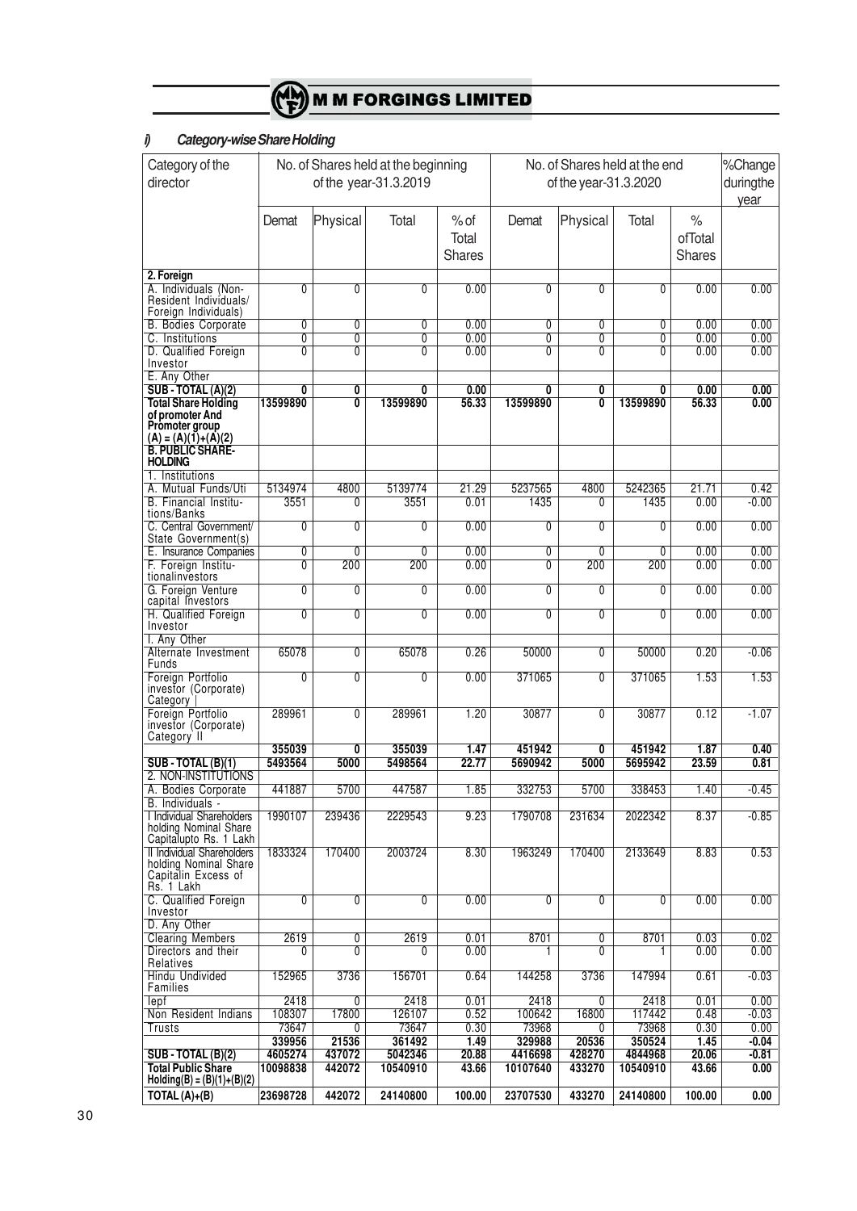### i) Category-wise Share Holding

| Category of the director | No. of Shares held at the beginning of the year-31.3.2019 | | | | No. of Shares held at the end of the year-31.3.2020 | | | | %Change duringthe year |
|---|---|---|---|---|---|---|---|---|---|
| | Demat | Physical | Total | % of Total Shares | Demat | Physical | Total | % ofTotal Shares | |
| **2. Foreign** | | | | | | | | | |
| A. Individuals (Non-Resident Individuals/ Foreign Individuals) | 0 | 0 | 0 | 0.00 | 0 | 0 | 0 | 0.00 | 0.00 |
| B. Bodies Corporate | 0 | 0 | 0 | 0.00 | 0 | 0 | 0 | 0.00 | 0.00 |
| C. Institutions | 0 | 0 | 0 | 0.00 | 0 | 0 | 0 | 0.00 | 0.00 |
| D. Qualified Foreign Investor | 0 | 0 | 0 | 0.00 | 0 | 0 | 0 | 0.00 | 0.00 |
| E. Any Other | | | | | | | | | |
| **SUB - TOTAL (A)(2)** | **0** | **0** | **0** | **0.00** | **0** | **0** | **0** | **0.00** | **0.00** |
| **Total Share Holding of promoter And Promoter group (A) = (A)(1)+(A)(2)** | **13599890** | **0** | **13599890** | **56.33** | **13599890** | **0** | **13599890** | **56.33** | **0.00** |
| **B. PUBLIC SHARE-HOLDING** | | | | | | | | | |
| 1. Institutions | | | | | | | | | |
| A. Mutual Funds/Uti | 5134974 | 4800 | 5139774 | 21.29 | 5237565 | 4800 | 5242365 | 21.71 | 0.42 |
| B. Financial Institutions/Banks | 3551 | 0 | 3551 | 0.01 | 1435 | 0 | 1435 | 0.00 | -0.00 |
| C. Central Government/ State Government(s) | 0 | 0 | 0 | 0.00 | 0 | 0 | 0 | 0.00 | 0.00 |
| E. Insurance Companies | 0 | 0 | 0 | 0.00 | 0 | 0 | 0 | 0.00 | 0.00 |
| F. Foreign Institutionalinvestors | 0 | 200 | 200 | 0.00 | 0 | 200 | 200 | 0.00 | 0.00 |
| G. Foreign Venture capital Investors | 0 | 0 | 0 | 0.00 | 0 | 0 | 0 | 0.00 | 0.00 |
| H. Qualified Foreign Investor | 0 | 0 | 0 | 0.00 | 0 | 0 | 0 | 0.00 | 0.00 |
| I. Any Other | | | | | | | | | |
| Alternate Investment Funds | 65078 | 0 | 65078 | 0.26 | 50000 | 0 | 50000 | 0.20 | -0.06 |
| Foreign Portfolio investor (Corporate) Category I | 0 | 0 | 0 | 0.00 | 371065 | 0 | 371065 | 1.53 | 1.53 |
| Foreign Portfolio investor (Corporate) Category II | 289961 | 0 | 289961 | 1.20 | 30877 | 0 | 30877 | 0.12 | -1.07 |
| | **355039** | **0** | **355039** | **1.47** | **451942** | **0** | **451942** | **1.87** | **0.40** |
| **SUB - TOTAL (B)(1)** | **5493564** | **5000** | **5498564** | **22.77** | **5690942** | **5000** | **5695942** | **23.59** | **0.81** |
| 2. NON-INSTITUTIONS | | | | | | | | | |
| A. Bodies Corporate | 441887 | 5700 | 447587 | 1.85 | 332753 | 5700 | 338453 | 1.40 | -0.45 |
| B. Individuals - | | | | | | | | | |
| I Individual Shareholders holding Nominal Share Capitalupto Rs. 1 Lakh | 1990107 | 239436 | 2229543 | 9.23 | 1790708 | 231634 | 2022342 | 8.37 | -0.85 |
| II Individual Shareholders holding Nominal Share Capitalin Excess of Rs. 1 Lakh | 1833324 | 170400 | 2003724 | 8.30 | 1963249 | 170400 | 2133649 | 8.83 | 0.53 |
| C. Qualified Foreign Investor | 0 | 0 | 0 | 0.00 | 0 | 0 | 0 | 0.00 | 0.00 |
| D. Any Other | | | | | | | | | |
| Clearing Members | 2619 | 0 | 2619 | 0.01 | 8701 | 0 | 8701 | 0.03 | 0.02 |
| Directors and their Relatives | 0 | 0 | 0 | 0.00 | 1 | 0 | 1 | 0.00 | 0.00 |
| Hindu Undivided Families | 152965 | 3736 | 156701 | 0.64 | 144258 | 3736 | 147994 | 0.61 | -0.03 |
| Iepf | 2418 | 0 | 2418 | 0.01 | 2418 | 0 | 2418 | 0.01 | 0.00 |
| Non Resident Indians | 108307 | 17800 | 126107 | 0.52 | 100642 | 16800 | 117442 | 0.48 | -0.03 |
| Trusts | 73647 | 0 | 73647 | 0.30 | 73968 | 0 | 73968 | 0.30 | 0.00 |
| | **339956** | **21536** | **361492** | **1.49** | **329988** | **20536** | **350524** | **1.45** | **-0.04** |
| **SUB - TOTAL (B)(2)** | **4605274** | **437072** | **5042346** | **20.88** | **4416698** | **428270** | **4844968** | **20.06** | **-0.81** |
| **Total Public Share Holding(B) = (B)(1)+(B)(2)** | **10098838** | **442072** | **10540910** | **43.66** | **10107640** | **433270** | **10540910** | **43.66** | **0.00** |
| **TOTAL (A)+(B)** | **23698728** | **442072** | **24140800** | **100.00** | **23707530** | **433270** | **24140800** | **100.00** | **0.00** |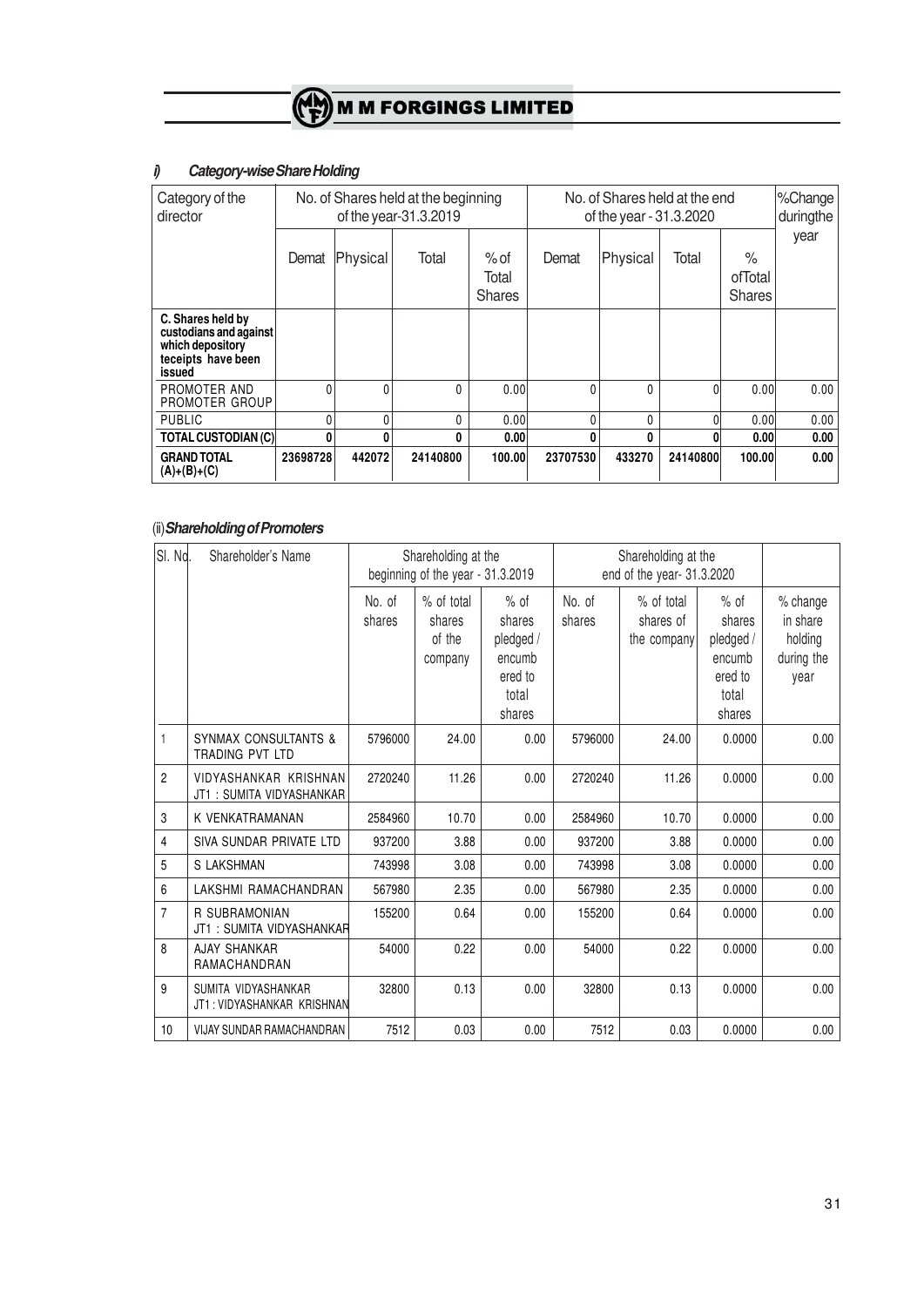### i) Category-wise Share Holding

| Category of the director | No. of Shares held at the beginning of the year-31.3.2019 | | | | No. of Shares held at the end of the year - 31.3.2020 | | | | %Change duringthe year |
|---|---|---|---|---|---|---|---|---|---|
| | Demat | Physical | Total | % of Total Shares | Demat | Physical | Total | % ofTotal Shares | |
| **C. Shares held by custodians and against which depository teceipts have been issued** | | | | | | | | | |
| PROMOTER AND PROMOTER GROUP | 0 | 0 | 0 | 0.00 | 0 | 0 | 0 | 0.00 | 0.00 |
| PUBLIC | 0 | 0 | 0 | 0.00 | 0 | 0 | 0 | 0.00 | 0.00 |
| **TOTAL CUSTODIAN (C)** | **0** | **0** | **0** | **0.00** | **0** | **0** | **0** | **0.00** | **0.00** |
| **GRAND TOTAL (A)+(B)+(C)** | **23698728** | **442072** | **24140800** | **100.00** | **23707530** | **433270** | **24140800** | **100.00** | **0.00** |

### (ii) Shareholding of Promoters

| Sl. No. | Shareholder's Name | Shareholding at the beginning of the year - 31.3.2019 | | | Shareholding at the end of the year- 31.3.2020 | | | |
|---|---|---|---|---|---|---|---|---|
| | | No. of shares | % of total shares of the company | % of shares pledged / encumbered to total shares | No. of shares | % of total shares of the company | % of shares pledged / encumbered to total shares | % change in share holding during the year |
| 1 | SYNMAX CONSULTANTS & TRADING PVT LTD | 5796000 | 24.00 | 0.00 | 5796000 | 24.00 | 0.0000 | 0.00 |
| 2 | VIDYASHANKAR KRISHNAN JT1 : SUMITA VIDYASHANKAR | 2720240 | 11.26 | 0.00 | 2720240 | 11.26 | 0.0000 | 0.00 |
| 3 | K VENKATRAMANAN | 2584960 | 10.70 | 0.00 | 2584960 | 10.70 | 0.0000 | 0.00 |
| 4 | SIVA SUNDAR PRIVATE LTD | 937200 | 3.88 | 0.00 | 937200 | 3.88 | 0.0000 | 0.00 |
| 5 | S LAKSHMAN | 743998 | 3.08 | 0.00 | 743998 | 3.08 | 0.0000 | 0.00 |
| 6 | LAKSHMI RAMACHANDRAN | 567980 | 2.35 | 0.00 | 567980 | 2.35 | 0.0000 | 0.00 |
| 7 | R SUBRAMONIAN JT1 : SUMITA VIDYASHANKAR | 155200 | 0.64 | 0.00 | 155200 | 0.64 | 0.0000 | 0.00 |
| 8 | AJAY SHANKAR RAMACHANDRAN | 54000 | 0.22 | 0.00 | 54000 | 0.22 | 0.0000 | 0.00 |
| 9 | SUMITA VIDYASHANKAR JT1 : VIDYASHANKAR KRISHNAN | 32800 | 0.13 | 0.00 | 32800 | 0.13 | 0.0000 | 0.00 |
| 10 | VIJAY SUNDAR RAMACHANDRAN | 7512 | 0.03 | 0.00 | 7512 | 0.03 | 0.0000 | 0.00 |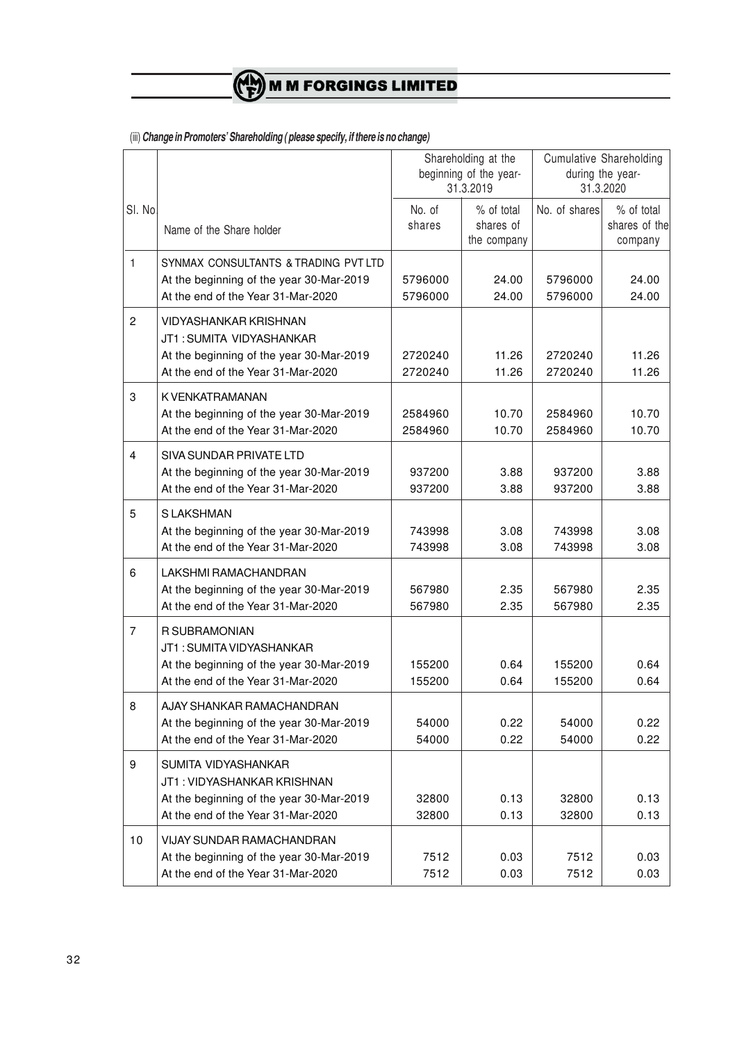(iii) ***Change in Promoters' Shareholding ( please specify, if there is no change)***

| Sl. No. | Name of the Share holder | Shareholding at the beginning of the year- 31.3.2019 | | Cumulative Shareholding during the year- 31.3.2020 | |
|---|---|---|---|---|---|
| | | No. of shares | % of total shares of the company | No. of shares | % of total shares of the company |
| 1 | SYNMAX CONSULTANTS & TRADING PVT LTD | | | | |
| | At the beginning of the year 30-Mar-2019 | 5796000 | 24.00 | 5796000 | 24.00 |
| | At the end of the Year 31-Mar-2020 | 5796000 | 24.00 | 5796000 | 24.00 |
| 2 | VIDYASHANKAR KRISHNAN JT1 : SUMITA VIDYASHANKAR | | | | |
| | At the beginning of the year 30-Mar-2019 | 2720240 | 11.26 | 2720240 | 11.26 |
| | At the end of the Year 31-Mar-2020 | 2720240 | 11.26 | 2720240 | 11.26 |
| 3 | K VENKATRAMANAN | | | | |
| | At the beginning of the year 30-Mar-2019 | 2584960 | 10.70 | 2584960 | 10.70 |
| | At the end of the Year 31-Mar-2020 | 2584960 | 10.70 | 2584960 | 10.70 |
| 4 | SIVA SUNDAR PRIVATE LTD | | | | |
| | At the beginning of the year 30-Mar-2019 | 937200 | 3.88 | 937200 | 3.88 |
| | At the end of the Year 31-Mar-2020 | 937200 | 3.88 | 937200 | 3.88 |
| 5 | S LAKSHMAN | | | | |
| | At the beginning of the year 30-Mar-2019 | 743998 | 3.08 | 743998 | 3.08 |
| | At the end of the Year 31-Mar-2020 | 743998 | 3.08 | 743998 | 3.08 |
| 6 | LAKSHMI RAMACHANDRAN | | | | |
| | At the beginning of the year 30-Mar-2019 | 567980 | 2.35 | 567980 | 2.35 |
| | At the end of the Year 31-Mar-2020 | 567980 | 2.35 | 567980 | 2.35 |
| 7 | R SUBRAMONIAN JT1 : SUMITA VIDYASHANKAR | | | | |
| | At the beginning of the year 30-Mar-2019 | 155200 | 0.64 | 155200 | 0.64 |
| | At the end of the Year 31-Mar-2020 | 155200 | 0.64 | 155200 | 0.64 |
| 8 | AJAY SHANKAR RAMACHANDRAN | | | | |
| | At the beginning of the year 30-Mar-2019 | 54000 | 0.22 | 54000 | 0.22 |
| | At the end of the Year 31-Mar-2020 | 54000 | 0.22 | 54000 | 0.22 |
| 9 | SUMITA VIDYASHANKAR JT1 : VIDYASHANKAR KRISHNAN | | | | |
| | At the beginning of the year 30-Mar-2019 | 32800 | 0.13 | 32800 | 0.13 |
| | At the end of the Year 31-Mar-2020 | 32800 | 0.13 | 32800 | 0.13 |
| 10 | VIJAY SUNDAR RAMACHANDRAN | | | | |
| | At the beginning of the year 30-Mar-2019 | 7512 | 0.03 | 7512 | 0.03 |
| | At the end of the Year 31-Mar-2020 | 7512 | 0.03 | 7512 | 0.03 |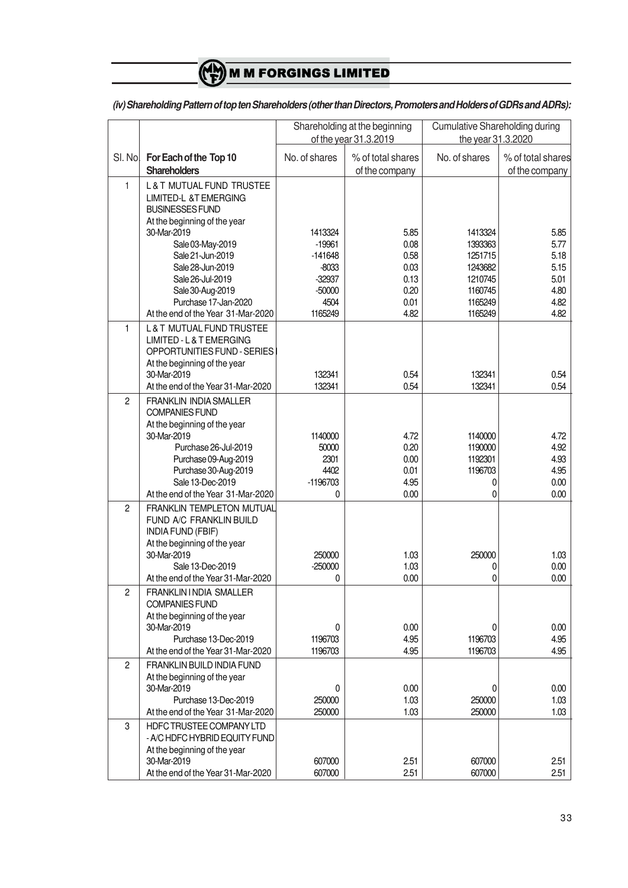#### (iv) Shareholding Pattern of top ten Shareholders (other than Directors, Promoters and Holders of GDRs and ADRs):

| Sl. No. | For Each of the Top 10 Shareholders | Shareholding at the beginning of the year 31.3.2019 | | Cumulative Shareholding during the year 31.3.2020 | |
|---|---|---|---|---|---|
| | | No. of shares | % of total shares of the company | No. of shares | % of total shares of the company |
| 1 | L & T MUTUAL FUND TRUSTEE LIMITED-L &T EMERGING BUSINESSES FUND | | | | |
| | At the beginning of the year 30-Mar-2019 | 1413324 | 5.85 | 1413324 | 5.85 |
| | Sale 03-May-2019 | -19961 | 0.08 | 1393363 | 5.77 |
| | Sale 21-Jun-2019 | -141648 | 0.58 | 1251715 | 5.18 |
| | Sale 28-Jun-2019 | -8033 | 0.03 | 1243682 | 5.15 |
| | Sale 26-Jul-2019 | -32937 | 0.13 | 1210745 | 5.01 |
| | Sale 30-Aug-2019 | -50000 | 0.20 | 1160745 | 4.80 |
| | Purchase 17-Jan-2020 | 4504 | 0.01 | 1165249 | 4.82 |
| | At the end of the Year 31-Mar-2020 | 1165249 | 4.82 | 1165249 | 4.82 |
| 1 | L & T MUTUAL FUND TRUSTEE LIMITED - L & T EMERGING OPPORTUNITIES FUND - SERIES I | | | | |
| | At the beginning of the year 30-Mar-2019 | 132341 | 0.54 | 132341 | 0.54 |
| | At the end of the Year 31-Mar-2020 | 132341 | 0.54 | 132341 | 0.54 |
| 2 | FRANKLIN INDIA SMALLER COMPANIES FUND | | | | |
| | At the beginning of the year 30-Mar-2019 | 1140000 | 4.72 | 1140000 | 4.72 |
| | Purchase 26-Jul-2019 | 50000 | 0.20 | 1190000 | 4.92 |
| | Purchase 09-Aug-2019 | 2301 | 0.00 | 1192301 | 4.93 |
| | Purchase 30-Aug-2019 | 4402 | 0.01 | 1196703 | 4.95 |
| | Sale 13-Dec-2019 | -1196703 | 4.95 | 0 | 0.00 |
| | At the end of the Year 31-Mar-2020 | 0 | 0.00 | 0 | 0.00 |
| 2 | FRANKLIN TEMPLETON MUTUAL FUND A/C FRANKLIN BUILD INDIA FUND (FBIF) | | | | |
| | At the beginning of the year 30-Mar-2019 | 250000 | 1.03 | 250000 | 1.03 |
| | Sale 13-Dec-2019 | -250000 | 1.03 | 0 | 0.00 |
| | At the end of the Year 31-Mar-2020 | 0 | 0.00 | 0 | 0.00 |
| 2 | FRANKLIN I NDIA SMALLER COMPANIES FUND | | | | |
| | At the beginning of the year 30-Mar-2019 | 0 | 0.00 | 0 | 0.00 |
| | Purchase 13-Dec-2019 | 1196703 | 4.95 | 1196703 | 4.95 |
| | At the end of the Year 31-Mar-2020 | 1196703 | 4.95 | 1196703 | 4.95 |
| 2 | FRANKLIN BUILD INDIA FUND | | | | |
| | At the beginning of the year 30-Mar-2019 | 0 | 0.00 | 0 | 0.00 |
| | Purchase 13-Dec-2019 | 250000 | 1.03 | 250000 | 1.03 |
| | At the end of the Year 31-Mar-2020 | 250000 | 1.03 | 250000 | 1.03 |
| 3 | HDFC TRUSTEE COMPANY LTD - A/C HDFC HYBRID EQUITY FUND | | | | |
| | At the beginning of the year 30-Mar-2019 | 607000 | 2.51 | 607000 | 2.51 |
| | At the end of the Year 31-Mar-2020 | 607000 | 2.51 | 607000 | 2.51 |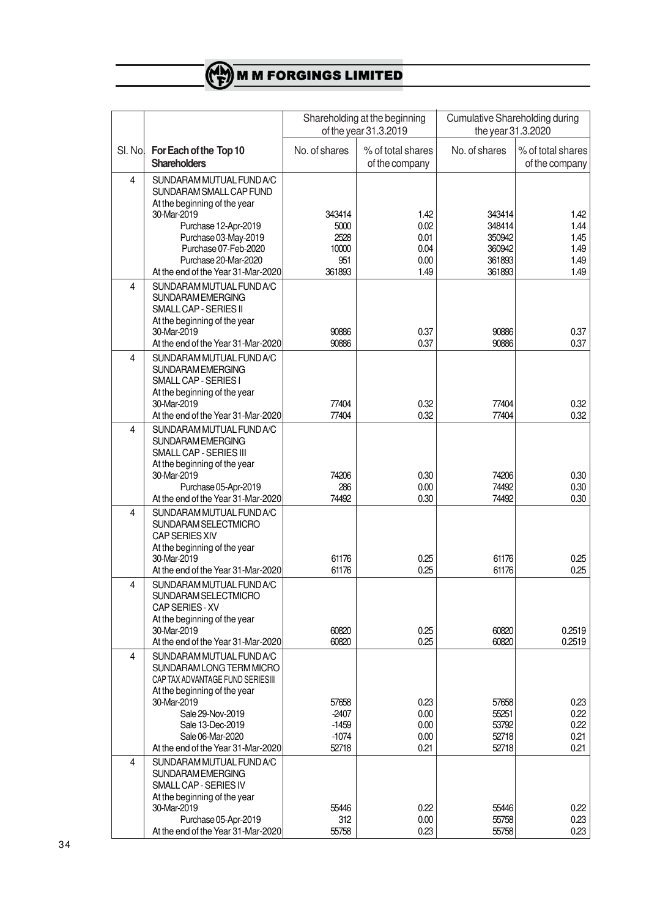| | | Shareholding at the beginning of the year 31.3.2019 | | Cumulative Shareholding during the year 31.3.2020 | |
|---|---|---|---|---|---|
| Sl. No. | For Each of the Top 10 Shareholders | No. of shares | % of total shares of the company | No. of shares | % of total shares of the company |
| 4 | SUNDARAM MUTUAL FUND A/C SUNDARAM SMALL CAP FUND | | | | |
| | At the beginning of the year 30-Mar-2019 | 343414 | 1.42 | 343414 | 1.42 |
| | Purchase 12-Apr-2019 | 5000 | 0.02 | 348414 | 1.44 |
| | Purchase 03-May-2019 | 2528 | 0.01 | 350942 | 1.45 |
| | Purchase 07-Feb-2020 | 10000 | 0.04 | 360942 | 1.49 |
| | Purchase 20-Mar-2020 | 951 | 0.00 | 361893 | 1.49 |
| | At the end of the Year 31-Mar-2020 | 361893 | 1.49 | 361893 | 1.49 |
| 4 | SUNDARAM MUTUAL FUND A/C SUNDARAM EMERGING SMALL CAP - SERIES II | | | | |
| | At the beginning of the year 30-Mar-2019 | 90886 | 0.37 | 90886 | 0.37 |
| | At the end of the Year 31-Mar-2020 | 90886 | 0.37 | 90886 | 0.37 |
| 4 | SUNDARAM MUTUAL FUND A/C SUNDARAM EMERGING SMALL CAP - SERIES I | | | | |
| | At the beginning of the year 30-Mar-2019 | 77404 | 0.32 | 77404 | 0.32 |
| | At the end of the Year 31-Mar-2020 | 77404 | 0.32 | 77404 | 0.32 |
| 4 | SUNDARAM MUTUAL FUND A/C SUNDARAM EMERGING SMALL CAP - SERIES III | | | | |
| | At the beginning of the year 30-Mar-2019 | 74206 | 0.30 | 74206 | 0.30 |
| | Purchase 05-Apr-2019 | 286 | 0.00 | 74492 | 0.30 |
| | At the end of the Year 31-Mar-2020 | 74492 | 0.30 | 74492 | 0.30 |
| 4 | SUNDARAM MUTUAL FUND A/C SUNDARAM SELECTMICRO CAP SERIES XIV | | | | |
| | At the beginning of the year 30-Mar-2019 | 61176 | 0.25 | 61176 | 0.25 |
| | At the end of the Year 31-Mar-2020 | 61176 | 0.25 | 61176 | 0.25 |
| 4 | SUNDARAM MUTUAL FUND A/C SUNDARAM SELECTMICRO CAP SERIES - XV | | | | |
| | At the beginning of the year 30-Mar-2019 | 60820 | 0.25 | 60820 | 0.2519 |
| | At the end of the Year 31-Mar-2020 | 60820 | 0.25 | 60820 | 0.2519 |
| 4 | SUNDARAM MUTUAL FUND A/C SUNDARAM LONG TERM MICRO CAP TAX ADVANTAGE FUND SERIESIII | | | | |
| | At the beginning of the year 30-Mar-2019 | 57658 | 0.23 | 57658 | 0.23 |
| | Sale 29-Nov-2019 | -2407 | 0.00 | 55251 | 0.22 |
| | Sale 13-Dec-2019 | -1459 | 0.00 | 53792 | 0.22 |
| | Sale 06-Mar-2020 | -1074 | 0.00 | 52718 | 0.21 |
| | At the end of the Year 31-Mar-2020 | 52718 | 0.21 | 52718 | 0.21 |
| 4 | SUNDARAM MUTUAL FUND A/C SUNDARAM EMERGING SMALL CAP - SERIES IV | | | | |
| | At the beginning of the year 30-Mar-2019 | 55446 | 0.22 | 55446 | 0.22 |
| | Purchase 05-Apr-2019 | 312 | 0.00 | 55758 | 0.23 |
| | At the end of the Year 31-Mar-2020 | 55758 | 0.23 | 55758 | 0.23 |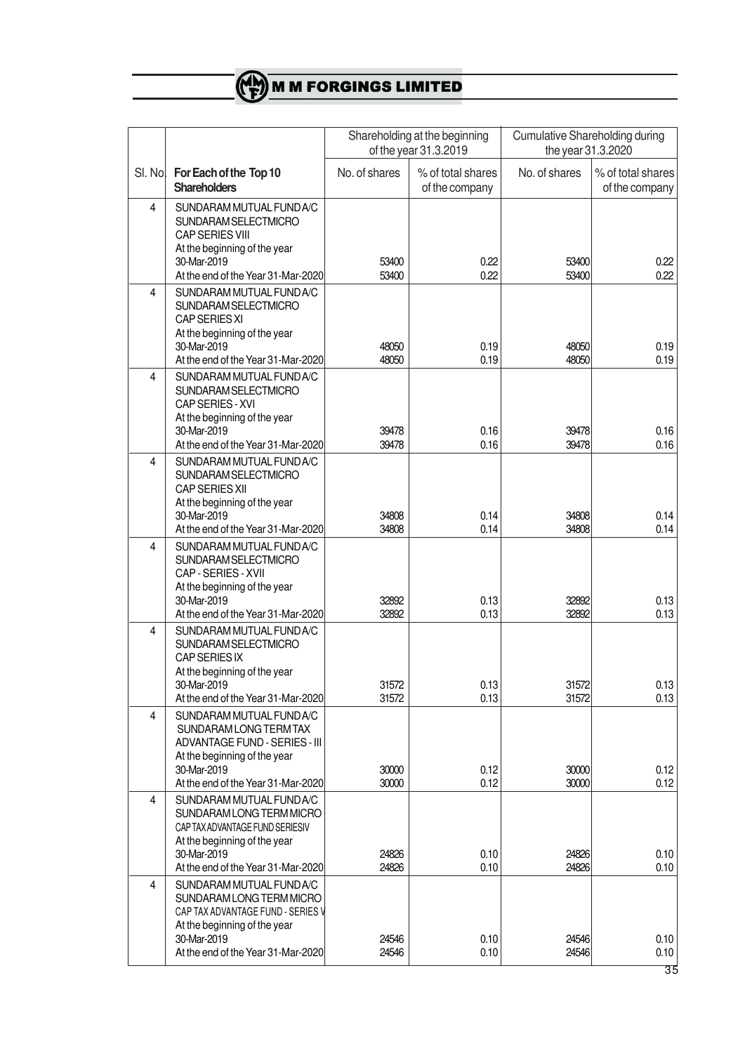| | | Shareholding at the beginning of the year 31.3.2019 | | Cumulative Shareholding during the year 31.3.2020 | |
|---|---|---|---|---|---|
| Sl. No. | For Each of the Top 10 Shareholders | No. of shares | % of total shares of the company | No. of shares | % of total shares of the company |
| 4 | SUNDARAM MUTUAL FUND A/C SUNDARAM SELECTMICRO CAP SERIES VIII | | | | |
| | At the beginning of the year 30-Mar-2019 | 53400 | 0.22 | 53400 | 0.22 |
| | At the end of the Year 31-Mar-2020 | 53400 | 0.22 | 53400 | 0.22 |
| 4 | SUNDARAM MUTUAL FUND A/C SUNDARAM SELECTMICRO CAP SERIES XI | | | | |
| | At the beginning of the year 30-Mar-2019 | 48050 | 0.19 | 48050 | 0.19 |
| | At the end of the Year 31-Mar-2020 | 48050 | 0.19 | 48050 | 0.19 |
| 4 | SUNDARAM MUTUAL FUND A/C SUNDARAM SELECTMICRO CAP SERIES - XVI | | | | |
| | At the beginning of the year 30-Mar-2019 | 39478 | 0.16 | 39478 | 0.16 |
| | At the end of the Year 31-Mar-2020 | 39478 | 0.16 | 39478 | 0.16 |
| 4 | SUNDARAM MUTUAL FUND A/C SUNDARAM SELECTMICRO CAP SERIES XII | | | | |
| | At the beginning of the year 30-Mar-2019 | 34808 | 0.14 | 34808 | 0.14 |
| | At the end of the Year 31-Mar-2020 | 34808 | 0.14 | 34808 | 0.14 |
| 4 | SUNDARAM MUTUAL FUND A/C SUNDARAM SELECTMICRO CAP - SERIES - XVII | | | | |
| | At the beginning of the year 30-Mar-2019 | 32892 | 0.13 | 32892 | 0.13 |
| | At the end of the Year 31-Mar-2020 | 32892 | 0.13 | 32892 | 0.13 |
| 4 | SUNDARAM MUTUAL FUND A/C SUNDARAM SELECTMICRO CAP SERIES IX | | | | |
| | At the beginning of the year 30-Mar-2019 | 31572 | 0.13 | 31572 | 0.13 |
| | At the end of the Year 31-Mar-2020 | 31572 | 0.13 | 31572 | 0.13 |
| 4 | SUNDARAM MUTUAL FUND A/C SUNDARAM LONG TERM TAX ADVANTAGE FUND - SERIES - III | | | | |
| | At the beginning of the year 30-Mar-2019 | 30000 | 0.12 | 30000 | 0.12 |
| | At the end of the Year 31-Mar-2020 | 30000 | 0.12 | 30000 | 0.12 |
| 4 | SUNDARAM MUTUAL FUND A/C SUNDARAM LONG TERM MICRO CAP TAX ADVANTAGE FUND SERIES IV | | | | |
| | At the beginning of the year 30-Mar-2019 | 24826 | 0.10 | 24826 | 0.10 |
| | At the end of the Year 31-Mar-2020 | 24826 | 0.10 | 24826 | 0.10 |
| 4 | SUNDARAM MUTUAL FUND A/C SUNDARAM LONG TERM MICRO CAP TAX ADVANTAGE FUND - SERIES V | | | | |
| | At the beginning of the year 30-Mar-2019 | 24546 | 0.10 | 24546 | 0.10 |
| | At the end of the Year 31-Mar-2020 | 24546 | 0.10 | 24546 | 0.10 |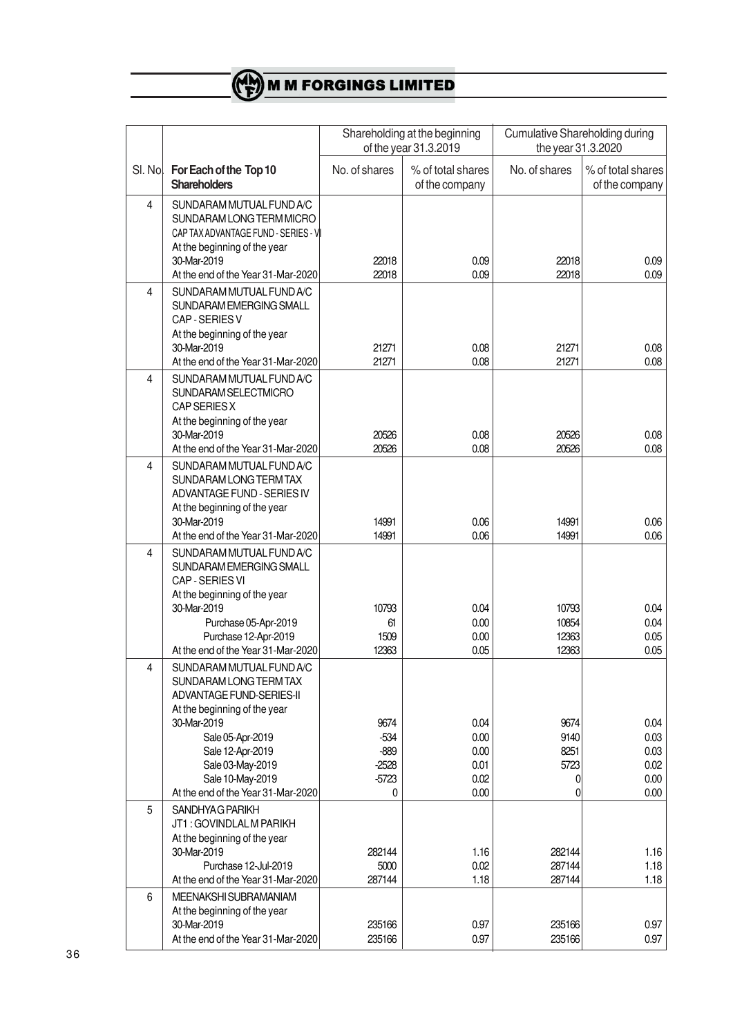| | | Shareholding at the beginning of the year 31.3.2019 | | Cumulative Shareholding during the year 31.3.2020 | |
|---|---|---|---|---|---|
| Sl. No. | For Each of the Top 10 Shareholders | No. of shares | % of total shares of the company | No. of shares | % of total shares of the company |
| 4 | SUNDARAM MUTUAL FUND A/C SUNDARAM LONG TERM MICRO CAP TAX ADVANTAGE FUND - SERIES - VI | | | | |
| | At the beginning of the year 30-Mar-2019 | 22018 | 0.09 | 22018 | 0.09 |
| | At the end of the Year 31-Mar-2020 | 22018 | 0.09 | 22018 | 0.09 |
| 4 | SUNDARAM MUTUAL FUND A/C SUNDARAM EMERGING SMALL CAP - SERIES V | | | | |
| | At the beginning of the year 30-Mar-2019 | 21271 | 0.08 | 21271 | 0.08 |
| | At the end of the Year 31-Mar-2020 | 21271 | 0.08 | 21271 | 0.08 |
| 4 | SUNDARAM MUTUAL FUND A/C SUNDARAM SELECTMICRO CAP SERIES X | | | | |
| | At the beginning of the year 30-Mar-2019 | 20526 | 0.08 | 20526 | 0.08 |
| | At the end of the Year 31-Mar-2020 | 20526 | 0.08 | 20526 | 0.08 |
| 4 | SUNDARAM MUTUAL FUND A/C SUNDARAM LONG TERM TAX ADVANTAGE FUND - SERIES IV | | | | |
| | At the beginning of the year 30-Mar-2019 | 14991 | 0.06 | 14991 | 0.06 |
| | At the end of the Year 31-Mar-2020 | 14991 | 0.06 | 14991 | 0.06 |
| 4 | SUNDARAM MUTUAL FUND A/C SUNDARAM EMERGING SMALL CAP - SERIES VI | | | | |
| | At the beginning of the year 30-Mar-2019 | 10793 | 0.04 | 10793 | 0.04 |
| | Purchase 05-Apr-2019 | 61 | 0.00 | 10854 | 0.04 |
| | Purchase 12-Apr-2019 | 1509 | 0.00 | 12363 | 0.05 |
| | At the end of the Year 31-Mar-2020 | 12363 | 0.05 | 12363 | 0.05 |
| 4 | SUNDARAM MUTUAL FUND A/C SUNDARAM LONG TERM TAX ADVANTAGE FUND-SERIES-II | | | | |
| | At the beginning of the year 30-Mar-2019 | 9674 | 0.04 | 9674 | 0.04 |
| | Sale 05-Apr-2019 | -534 | 0.00 | 9140 | 0.03 |
| | Sale 12-Apr-2019 | -889 | 0.00 | 8251 | 0.03 |
| | Sale 03-May-2019 | -2528 | 0.01 | 5723 | 0.02 |
| | Sale 10-May-2019 | -5723 | 0.02 | 0 | 0.00 |
| | At the end of the Year 31-Mar-2020 | 0 | 0.00 | 0 | 0.00 |
| 5 | SANDHYA G PARIKH JT1 : GOVINDLAL M PARIKH | | | | |
| | At the beginning of the year 30-Mar-2019 | 282144 | 1.16 | 282144 | 1.16 |
| | Purchase 12-Jul-2019 | 5000 | 0.02 | 287144 | 1.18 |
| | At the end of the Year 31-Mar-2020 | 287144 | 1.18 | 287144 | 1.18 |
| 6 | MEENAKSHI SUBRAMANIAM | | | | |
| | At the beginning of the year 30-Mar-2019 | 235166 | 0.97 | 235166 | 0.97 |
| | At the end of the Year 31-Mar-2020 | 235166 | 0.97 | 235166 | 0.97 |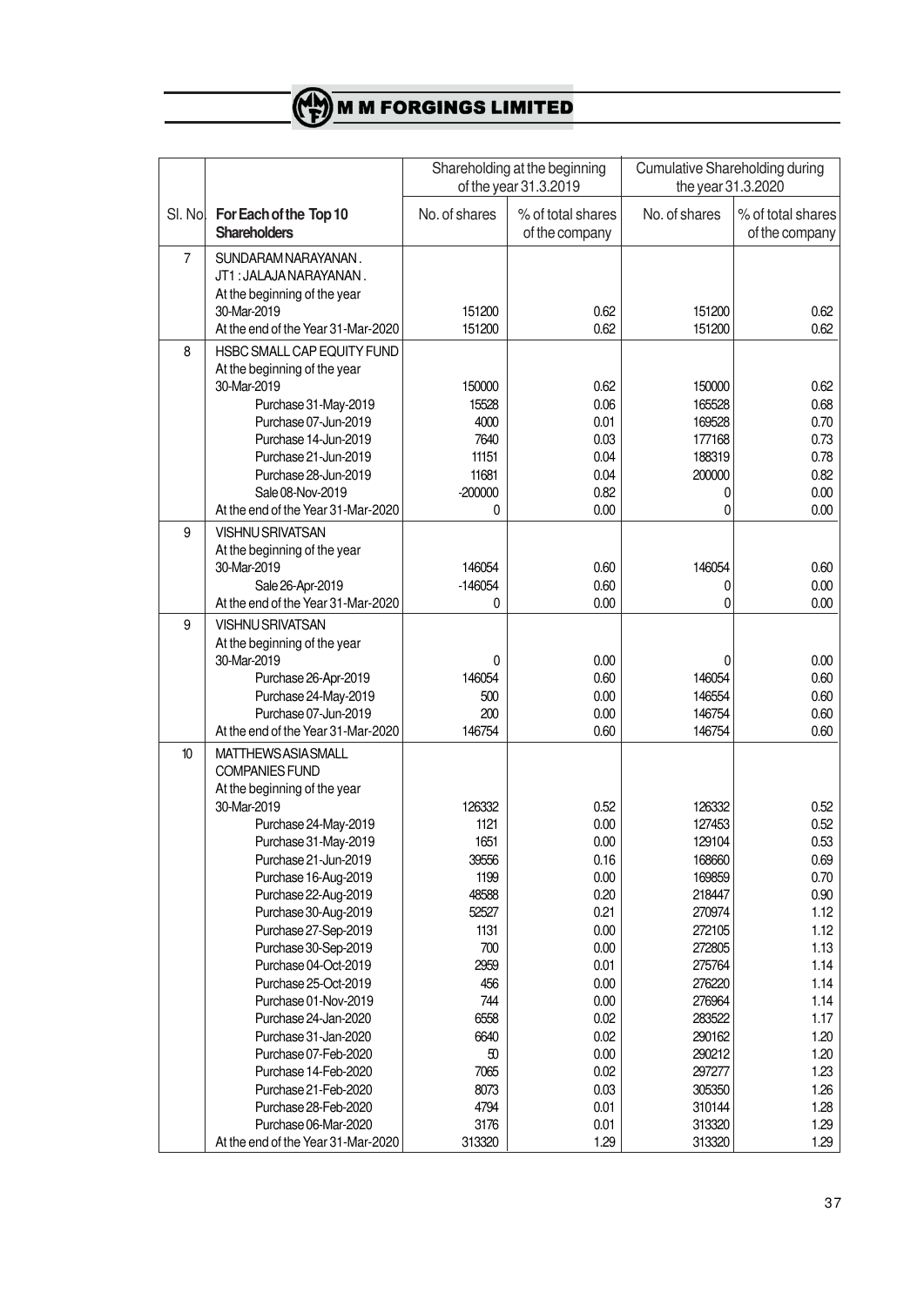| | | Shareholding at the beginning of the year 31.3.2019 | | Cumulative Shareholding during the year 31.3.2020 | |
|---|---|---|---|---|---|
| Sl. No. | For Each of the Top 10 Shareholders | No. of shares | % of total shares of the company | No. of shares | % of total shares of the company |
| 7 | SUNDARAM NARAYANAN . JT1 : JALAJA NARAYANAN . | | | | |
| | At the beginning of the year 30-Mar-2019 | 151200 | 0.62 | 151200 | 0.62 |
| | At the end of the Year 31-Mar-2020 | 151200 | 0.62 | 151200 | 0.62 |
| 8 | HSBC SMALL CAP EQUITY FUND | | | | |
| | At the beginning of the year 30-Mar-2019 | 150000 | 0.62 | 150000 | 0.62 |
| | Purchase 31-May-2019 | 15528 | 0.06 | 165528 | 0.68 |
| | Purchase 07-Jun-2019 | 4000 | 0.01 | 169528 | 0.70 |
| | Purchase 14-Jun-2019 | 7640 | 0.03 | 177168 | 0.73 |
| | Purchase 21-Jun-2019 | 11151 | 0.04 | 188319 | 0.78 |
| | Purchase 28-Jun-2019 | 11681 | 0.04 | 200000 | 0.82 |
| | Sale 08-Nov-2019 | -200000 | 0.82 | 0 | 0.00 |
| | At the end of the Year 31-Mar-2020 | 0 | 0.00 | 0 | 0.00 |
| 9 | VISHNU SRIVATSAN | | | | |
| | At the beginning of the year 30-Mar-2019 | 146054 | 0.60 | 146054 | 0.60 |
| | Sale 26-Apr-2019 | -146054 | 0.60 | 0 | 0.00 |
| | At the end of the Year 31-Mar-2020 | 0 | 0.00 | 0 | 0.00 |
| 9 | VISHNU SRIVATSAN | | | | |
| | At the beginning of the year 30-Mar-2019 | 0 | 0.00 | 0 | 0.00 |
| | Purchase 26-Apr-2019 | 146054 | 0.60 | 146054 | 0.60 |
| | Purchase 24-May-2019 | 500 | 0.00 | 146554 | 0.60 |
| | Purchase 07-Jun-2019 | 200 | 0.00 | 146754 | 0.60 |
| | At the end of the Year 31-Mar-2020 | 146754 | 0.60 | 146754 | 0.60 |
| 10 | MATTHEWS ASIA SMALL COMPANIES FUND | | | | |
| | At the beginning of the year 30-Mar-2019 | 126332 | 0.52 | 126332 | 0.52 |
| | Purchase 24-May-2019 | 1121 | 0.00 | 127453 | 0.52 |
| | Purchase 31-May-2019 | 1651 | 0.00 | 129104 | 0.53 |
| | Purchase 21-Jun-2019 | 39556 | 0.16 | 168660 | 0.69 |
| | Purchase 16-Aug-2019 | 1199 | 0.00 | 169859 | 0.70 |
| | Purchase 22-Aug-2019 | 48588 | 0.20 | 218447 | 0.90 |
| | Purchase 30-Aug-2019 | 52527 | 0.21 | 270974 | 1.12 |
| | Purchase 27-Sep-2019 | 1131 | 0.00 | 272105 | 1.12 |
| | Purchase 30-Sep-2019 | 700 | 0.00 | 272805 | 1.13 |
| | Purchase 04-Oct-2019 | 2959 | 0.01 | 275764 | 1.14 |
| | Purchase 25-Oct-2019 | 456 | 0.00 | 276220 | 1.14 |
| | Purchase 01-Nov-2019 | 744 | 0.00 | 276964 | 1.14 |
| | Purchase 24-Jan-2020 | 6558 | 0.02 | 283522 | 1.17 |
| | Purchase 31-Jan-2020 | 6640 | 0.02 | 290162 | 1.20 |
| | Purchase 07-Feb-2020 | 50 | 0.00 | 290212 | 1.20 |
| | Purchase 14-Feb-2020 | 7065 | 0.02 | 297277 | 1.23 |
| | Purchase 21-Feb-2020 | 8073 | 0.03 | 305350 | 1.26 |
| | Purchase 28-Feb-2020 | 4794 | 0.01 | 310144 | 1.28 |
| | Purchase 06-Mar-2020 | 3176 | 0.01 | 313320 | 1.29 |
| | At the end of the Year 31-Mar-2020 | 313320 | 1.29 | 313320 | 1.29 |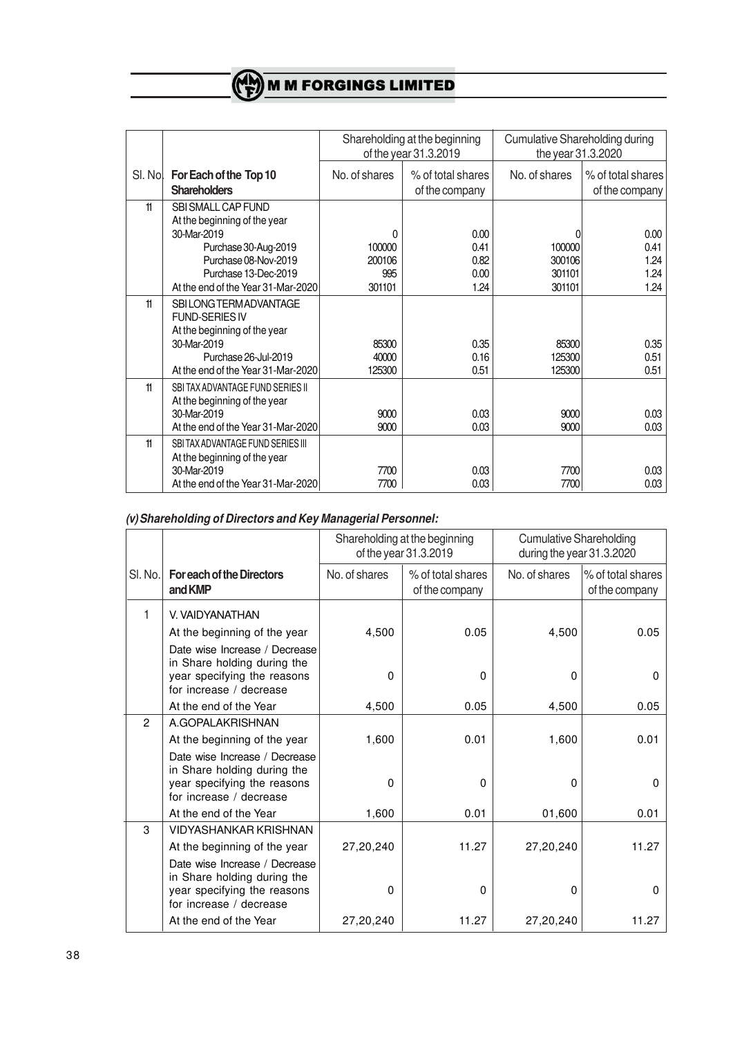| | | Shareholding at the beginning of the year 31.3.2019 | | Cumulative Shareholding during the year 31.3.2020 | |
|---|---|---|---|---|---|
| Sl. No. | **For Each of the Top 10 Shareholders** | No. of shares | % of total shares of the company | No. of shares | % of total shares of the company |
| 11 | SBI SMALL CAP FUND | | | | |
| | At the beginning of the year 30-Mar-2019 | 0 | 0.00 | 0 | 0.00 |
| | Purchase 30-Aug-2019 | 100000 | 0.41 | 100000 | 0.41 |
| | Purchase 08-Nov-2019 | 200106 | 0.82 | 300106 | 1.24 |
| | Purchase 13-Dec-2019 | 995 | 0.00 | 301101 | 1.24 |
| | At the end of the Year 31-Mar-2020 | 301101 | 1.24 | 301101 | 1.24 |
| 11 | SBI LONG TERM ADVANTAGE FUND-SERIES IV | | | | |
| | At the beginning of the year 30-Mar-2019 | 85300 | 0.35 | 85300 | 0.35 |
| | Purchase 26-Jul-2019 | 40000 | 0.16 | 125300 | 0.51 |
| | At the end of the Year 31-Mar-2020 | 125300 | 0.51 | 125300 | 0.51 |
| 11 | SBI TAX ADVANTAGE FUND SERIES II | | | | |
| | At the beginning of the year 30-Mar-2019 | 9000 | 0.03 | 9000 | 0.03 |
| | At the end of the Year 31-Mar-2020 | 9000 | 0.03 | 9000 | 0.03 |
| 11 | SBI TAX ADVANTAGE FUND SERIES III | | | | |
| | At the beginning of the year 30-Mar-2019 | 7700 | 0.03 | 7700 | 0.03 |
| | At the end of the Year 31-Mar-2020 | 7700 | 0.03 | 7700 | 0.03 |

***(v) Shareholding of Directors and Key Managerial Personnel:***

| | | Shareholding at the beginning of the year 31.3.2019 | | Cumulative Shareholding during the year 31.3.2020 | |
|---|---|---|---|---|---|
| Sl. No. | **For each of the Directors and KMP** | No. of shares | % of total shares of the company | No. of shares | % of total shares of the company |
| 1 | V. VAIDYANATHAN | | | | |
| | At the beginning of the year | 4,500 | 0.05 | 4,500 | 0.05 |
| | Date wise Increase / Decrease in Share holding during the year specifying the reasons for increase / decrease | 0 | 0 | 0 | 0 |
| | At the end of the Year | 4,500 | 0.05 | 4,500 | 0.05 |
| 2 | A.GOPALAKRISHNAN | | | | |
| | At the beginning of the year | 1,600 | 0.01 | 1,600 | 0.01 |
| | Date wise Increase / Decrease in Share holding during the year specifying the reasons for increase / decrease | 0 | 0 | 0 | 0 |
| | At the end of the Year | 1,600 | 0.01 | 01,600 | 0.01 |
| 3 | VIDYASHANKAR KRISHNAN | | | | |
| | At the beginning of the year | 27,20,240 | 11.27 | 27,20,240 | 11.27 |
| | Date wise Increase / Decrease in Share holding during the year specifying the reasons for increase / decrease | 0 | 0 | 0 | 0 |
| | At the end of the Year | 27,20,240 | 11.27 | 27,20,240 | 11.27 |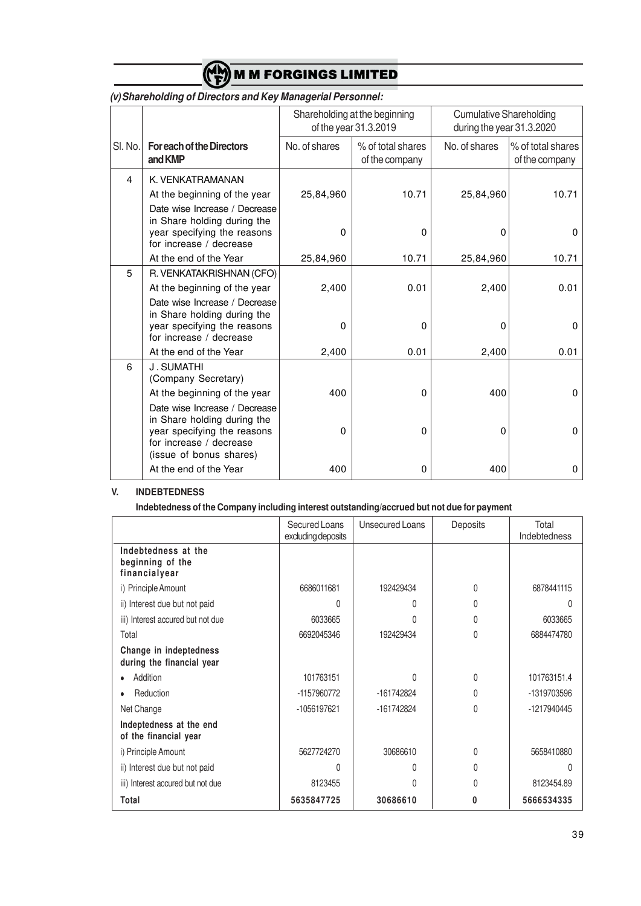### (v) Shareholding of Directors and Key Managerial Personnel:

| Sl. No. | For each of the Directors and KMP | Shareholding at the beginning of the year 31.3.2019 | | Cumulative Shareholding during the year 31.3.2020 | |
|---|---|---|---|---|---|
| | | No. of shares | % of total shares of the company | No. of shares | % of total shares of the company |
| 4 | K. VENKATRAMANAN | | | | |
| | At the beginning of the year | 25,84,960 | 10.71 | 25,84,960 | 10.71 |
| | Date wise Increase / Decrease in Share holding during the year specifying the reasons for increase / decrease | 0 | 0 | 0 | 0 |
| | At the end of the Year | 25,84,960 | 10.71 | 25,84,960 | 10.71 |
| 5 | R. VENKATAKRISHNAN (CFO) | | | | |
| | At the beginning of the year | 2,400 | 0.01 | 2,400 | 0.01 |
| | Date wise Increase / Decrease in Share holding during the year specifying the reasons for increase / decrease | 0 | 0 | 0 | 0 |
| | At the end of the Year | 2,400 | 0.01 | 2,400 | 0.01 |
| 6 | J . SUMATHI (Company Secretary) | | | | |
| | At the beginning of the year | 400 | 0 | 400 | 0 |
| | Date wise Increase / Decrease in Share holding during the year specifying the reasons for increase / decrease (issue of bonus shares) | 0 | 0 | 0 | 0 |
| | At the end of the Year | 400 | 0 | 400 | 0 |

## V. INDEBTEDNESS

**Indebtedness of the Company including interest outstanding/accrued but not due for payment**

| | Secured Loans excluding deposits | Unsecured Loans | Deposits | Total Indebtedness |
|---|---|---|---|---|
| **Indebtedness at the beginning of the financialyear** | | | | |
| i) Principle Amount | 6686011681 | 192429434 | 0 | 6878441115 |
| ii) Interest due but not paid | 0 | 0 | 0 | 0 |
| iii) Interest accured but not due | 6033665 | 0 | 0 | 6033665 |
| Total | 6692045346 | 192429434 | 0 | 6884474780 |
| **Change in indeptedness during the financial year** | | | | |
| • Addition | 101763151 | 0 | 0 | 101763151.4 |
| • Reduction | -1157960772 | -161742824 | 0 | -1319703596 |
| Net Change | -1056197621 | -161742824 | 0 | -1217940445 |
| **Indeptedness at the end of the financial year** | | | | |
| i) Principle Amount | 5627724270 | 30686610 | 0 | 5658410880 |
| ii) Interest due but not paid | 0 | 0 | 0 | 0 |
| iii) Interest accured but not due | 8123455 | 0 | 0 | 8123454.89 |
| **Total** | **5635847725** | **30686610** | **0** | **5666534335** |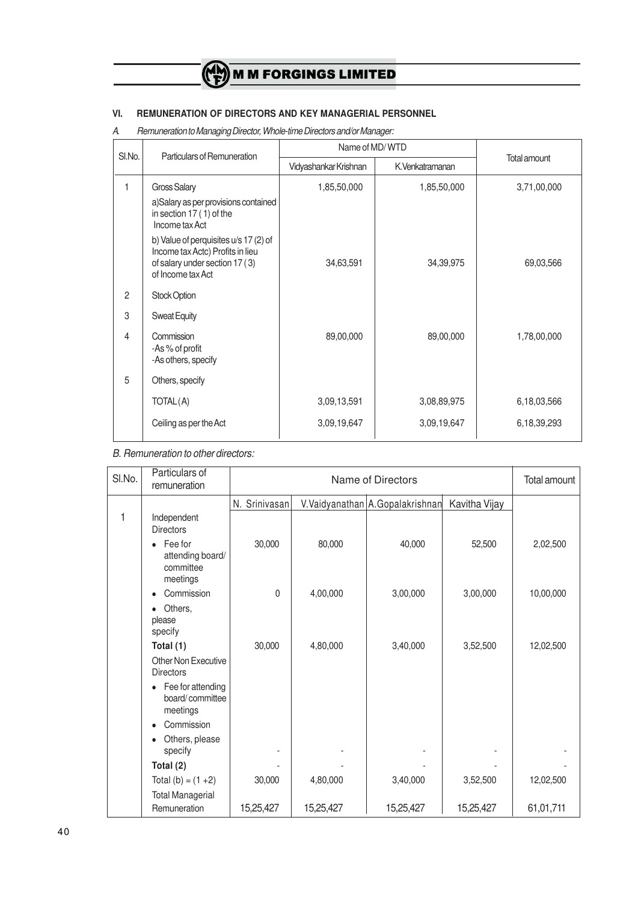## VI. REMUNERATION OF DIRECTORS AND KEY MANAGERIAL PERSONNEL

*A. Remuneration to Managing Director, Whole-time Directors and/or Manager:*

| Sl.No. | Particulars of Remuneration | Name of MD/ WTD | | Total amount |
|---|---|---|---|---|
| | | Vidyashankar Krishnan | K.Venkatramanan | |
| 1 | Gross Salary<br>a)Salary as per provisions contained in section 17 ( 1) of the Income tax Act | 1,85,50,000 | 1,85,50,000 | 3,71,00,000 |
| | b) Value of perquisites u/s 17 (2) of Income tax Actc) Profits in lieu of salary under section 17 ( 3) of Income tax Act | 34,63,591 | 34,39,975 | 69,03,566 |
| 2 | Stock Option | | | |
| 3 | Sweat Equity | | | |
| 4 | Commission<br>-As % of profit<br>-As others, specify | 89,00,000 | 89,00,000 | 1,78,00,000 |
| 5 | Others, specify | | | |
| | TOTAL (A) | 3,09,13,591 | 3,08,89,975 | 6,18,03,566 |
| | Ceiling as per the Act | 3,09,19,647 | 3,09,19,647 | 6,18,39,293 |

*B. Remuneration to other directors:*

| Sl.No. | Particulars of remuneration | Name of Directors | | | | Total amount |
|---|---|---|---|---|---|---|
| | | N. Srinivasan | V.Vaidyanathan | A.Gopalakrishnan | Kavitha Vijay | |
| 1 | Independent Directors | | | | | |
| | • Fee for attending board/ committee meetings | 30,000 | 80,000 | 40,000 | 52,500 | 2,02,500 |
| | • Commission | 0 | 4,00,000 | 3,00,000 | 3,00,000 | 10,00,000 |
| | • Others, please specify | | | | | |
| | **Total (1)** | 30,000 | 4,80,000 | 3,40,000 | 3,52,500 | 12,02,500 |
| | Other Non Executive Directors | | | | | |
| | • Fee for attending board/ committee meetings | | | | | |
| | • Commission | | | | | |
| | • Others, please specify | - | - | - | - | - |
| | **Total (2)** | - | - | - | - | - |
| | Total (b) = (1 +2) | 30,000 | 4,80,000 | 3,40,000 | 3,52,500 | 12,02,500 |
| | Total Managerial Remuneration | 15,25,427 | 15,25,427 | 15,25,427 | 15,25,427 | 61,01,711 |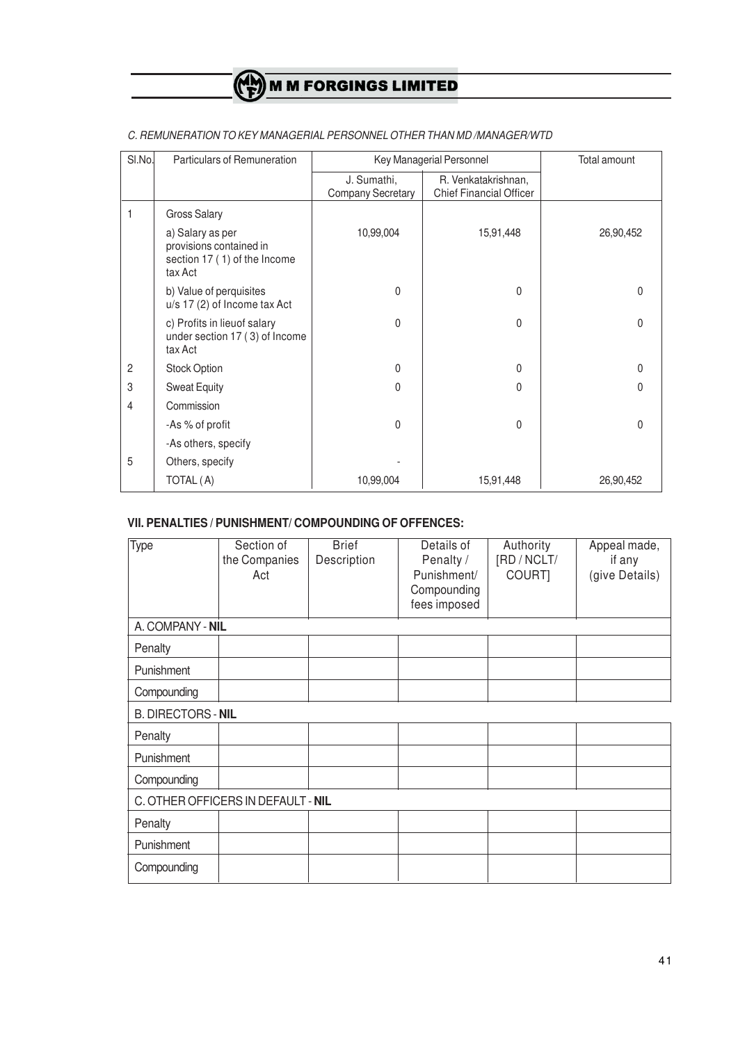*C. REMUNERATION TO KEY MANAGERIAL PERSONNEL OTHER THAN MD /MANAGER/WTD*

| Sl.No. | Particulars of Remuneration | Key Managerial Personnel | | Total amount |
|---|---|---|---|---|
| | | J. Sumathi, Company Secretary | R. Venkatakrishnan, Chief Financial Officer | |
| 1 | Gross Salary | | | |
| | a) Salary as per provisions contained in section 17 ( 1) of the Income tax Act | 10,99,004 | 15,91,448 | 26,90,452 |
| | b) Value of perquisites u/s 17 (2) of Income tax Act | 0 | 0 | 0 |
| | c) Profits in lieuof salary under section 17 ( 3) of Income tax Act | 0 | 0 | 0 |
| 2 | Stock Option | 0 | 0 | 0 |
| 3 | Sweat Equity | 0 | 0 | 0 |
| 4 | Commission | | | |
| | -As % of profit | 0 | 0 | 0 |
| | -As others, specify | | | |
| 5 | Others, specify | - | | |
| | TOTAL ( A) | 10,99,004 | 15,91,448 | 26,90,452 |

### VII. PENALTIES / PUNISHMENT/ COMPOUNDING OF OFFENCES:

| Type | Section of the Companies Act | Brief Description | Details of Penalty / Punishment/ Compounding fees imposed | Authority [RD / NCLT/ COURT] | Appeal made, if any (give Details) |
|---|---|---|---|---|---|
| A. COMPANY - **NIL** | | | | | |
| Penalty | | | | | |
| Punishment | | | | | |
| Compounding | | | | | |
| B. DIRECTORS - **NIL** | | | | | |
| Penalty | | | | | |
| Punishment | | | | | |
| Compounding | | | | | |
| C. OTHER OFFICERS IN DEFAULT - **NIL** | | | | | |
| Penalty | | | | | |
| Punishment | | | | | |
| Compounding | | | | | |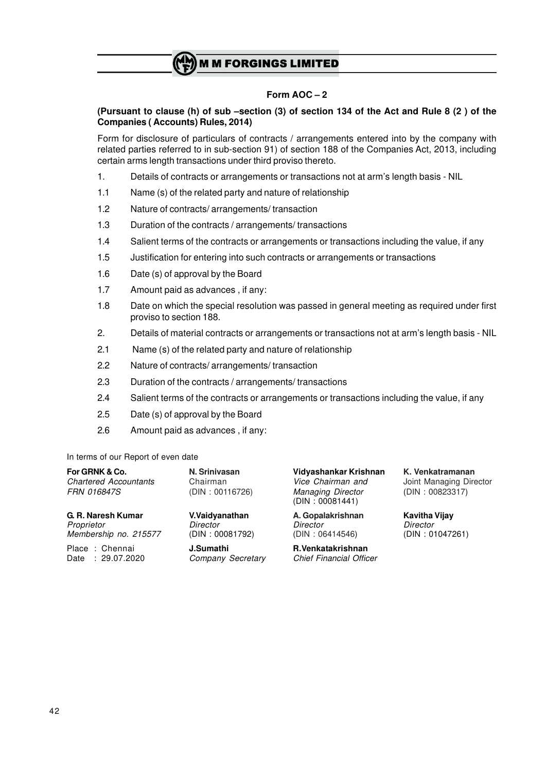## Form AOC – 2

**(Pursuant to clause (h) of sub –section (3) of section 134 of the Act and Rule 8 (2 ) of the Companies ( Accounts) Rules, 2014)**

Form for disclosure of particulars of contracts / arrangements entered into by the company with related parties referred to in sub-section 91) of section 188 of the Companies Act, 2013, including certain arms length transactions under third proviso thereto.

1. Details of contracts or arrangements or transactions not at arm's length basis - NIL

1.1 Name (s) of the related party and nature of relationship

1.2 Nature of contracts/ arrangements/ transaction

1.3 Duration of the contracts / arrangements/ transactions

1.4 Salient terms of the contracts or arrangements or transactions including the value, if any

1.5 Justification for entering into such contracts or arrangements or transactions

1.6 Date (s) of approval by the Board

1.7 Amount paid as advances , if any:

1.8 Date on which the special resolution was passed in general meeting as required under first proviso to section 188.

2. Details of material contracts or arrangements or transactions not at arm's length basis - NIL

2.1 Name (s) of the related party and nature of relationship

2.2 Nature of contracts/ arrangements/ transaction

2.3 Duration of the contracts / arrangements/ transactions

2.4 Salient terms of the contracts or arrangements or transactions including the value, if any

2.5 Date (s) of approval by the Board

2.6 Amount paid as advances , if any:

In terms of our Report of even date

**For GRNK & Co.**
*Chartered Accountants*
*FRN 016847S*

**G. R. Naresh Kumar**
*Proprietor*
*Membership no. 215577*

Place : Chennai
Date : 29.07.2020

**N. Srinivasan**
Chairman
(DIN : 00116726)

**Vidyashankar Krishnan**
*Vice Chairman and Managing Director*
(DIN : 00081441)

**K. Venkatramanan**
Joint Managing Director
(DIN : 00823317)

**V.Vaidyanathan**
*Director*
(DIN : 00081792)

**A. Gopalakrishnan**
*Director*
(DIN : 06414546)

**Kavitha Vijay**
*Director*
(DIN : 01047261)

**J.Sumathi**
*Company Secretary*

**R.Venkatakrishnan**
*Chief Financial Officer*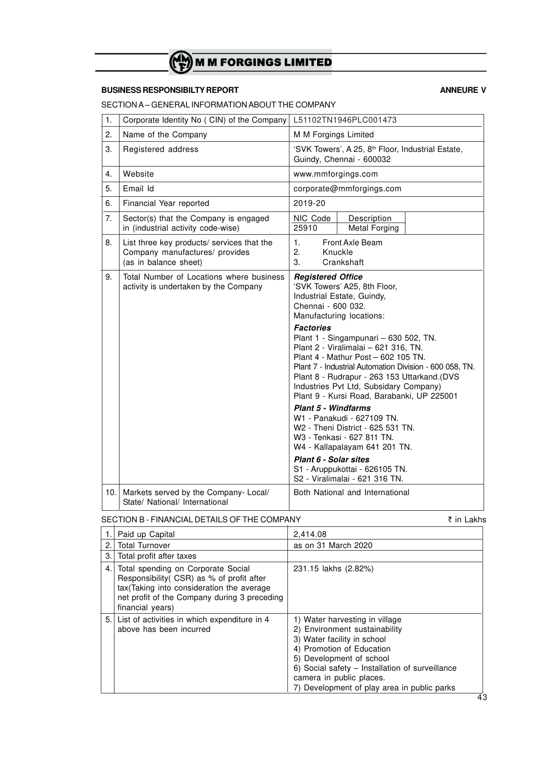**BUSINESS RESPONSIBILTY REPORT** **ANNEURE V**

SECTION A – GENERAL INFORMATION ABOUT THE COMPANY

| | | |
|---|---|---|
| 1. | Corporate Identity No ( CIN) of the Company | L51102TN1946PLC001473 |
| 2. | Name of the Company | M M Forgings Limited |
| 3. | Registered address | 'SVK Towers', A 25, 8th Floor, Industrial Estate, Guindy, Chennai - 600032 |
| 4. | Website | www.mmforgings.com |
| 5. | Email Id | corporate@mmforgings.com |
| 6. | Financial Year reported | 2019-20 |
| 7. | Sector(s) that the Company is engaged in (industrial activity code-wise) | NIC Code: 25910 — Description: Metal Forging |
| 8. | List three key products/ services that the Company manufactures/ provides (as in balance sheet) | 1. Front Axle Beam<br>2. Knuckle<br>3. Crankshaft |
| 9. | Total Number of Locations where business activity is undertaken by the Company | ***Registered Office***<br>'SVK Towers' A25, 8th Floor, Industrial Estate, Guindy, Chennai - 600 032.<br>Manufacturing locations:<br>***Factories***<br>Plant 1 - Singampunari – 630 502, TN.<br>Plant 2 - Viralimalai – 621 316, TN.<br>Plant 4 - Mathur Post – 602 105 TN.<br>Plant 7 - Industrial Automation Division - 600 058, TN.<br>Plant 8 - Rudrapur - 263 153 Uttarkand.(DVS Industries Pvt Ltd, Subsidary Company)<br>Plant 9 - Kursi Road, Barabanki, UP 225001<br>***Plant 5 - Windfarms***<br>W1 - Panakudi - 627109 TN.<br>W2 - Theni District - 625 531 TN.<br>W3 - Tenkasi - 627 811 TN.<br>W4 - Kallapalayam 641 201 TN.<br>***Plant 6 - Solar sites***<br>S1 - Aruppukottai - 626105 TN.<br>S2 - Viralimalai - 621 316 TN. |
| 10. | Markets served by the Company- Local/ State/ National/ International | Both National and International |

SECTION B - FINANCIAL DETAILS OF THE COMPANY ₹ in Lakhs

| | | |
|---|---|---|
| 1. | Paid up Capital | 2,414.08 |
| 2. | Total Turnover | as on 31 March 2020 |
| 3. | Total profit after taxes | |
| 4. | Total spending on Corporate Social Responsibility( CSR) as % of profit after tax(Taking into consideration the average net profit of the Company during 3 preceding financial years) | 231.15 lakhs (2.82%) |
| 5. | List of activities in which expenditure in 4 above has been incurred | 1) Water harvesting in village<br>2) Environment sustainability<br>3) Water facility in school<br>4) Promotion of Education<br>5) Development of school<br>6) Social safety – Installation of surveillance camera in public places.<br>7) Development of play area in public parks |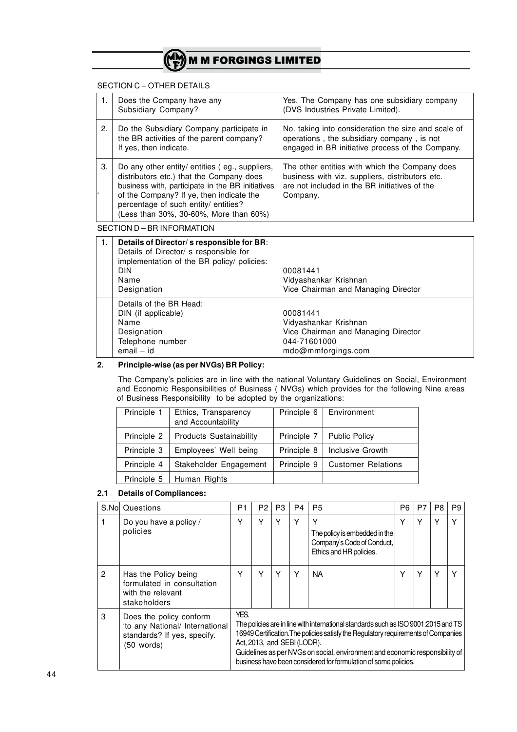## SECTION C – OTHER DETAILS

| | | |
|---|---|---|
| 1. | Does the Company have any Subsidiary Company? | Yes. The Company has one subsidiary company (DVS Industries Private Limited). |
| 2. | Do the Subsidiary Company participate in the BR activities of the parent company? If yes, then indicate. | No. taking into consideration the size and scale of operations , the subsidiary company , is not engaged in BR initiative process of the Company. |
| 3. | Do any other entity/ entities ( eg., suppliers, distributors etc.) that the Company does business with, participate in the BR initiatives of the Company? If ye, then indicate the percentage of such entity/ entities? (Less than 30%, 30-60%, More than 60%) | The other entities with which the Company does business with viz. suppliers, distributors etc. are not included in the BR initiatives of the Company. |

## SECTION D – BR INFORMATION

| | | |
|---|---|---|
| 1. | **Details of Director/ s responsible for BR**:<br>Details of Director/ s responsible for implementation of the BR policy/ policies:<br>DIN<br>Name<br>Designation | <br><br><br>00081441<br>Vidyashankar Krishnan<br>Vice Chairman and Managing Director |
| | Details of the BR Head:<br>DIN (if applicable)<br>Name<br>Designation<br>Telephone number<br>email – id | <br>00081441<br>Vidyashankar Krishnan<br>Vice Chairman and Managing Director<br>044-71601000<br>mdo@mmforgings.com |

**2. Principle-wise (as per NVGs) BR Policy:**

The Company's policies are in line with the national Voluntary Guidelines on Social, Environment and Economic Responsibilities of Business ( NVGs) which provides for the following Nine areas of Business Responsibility to be adopted by the organizations:

| | | | |
|---|---|---|---|
| Principle 1 | Ethics, Transparency and Accountability | Principle 6 | Environment |
| Principle 2 | Products Sustainability | Principle 7 | Public Policy |
| Principle 3 | Employees' Well being | Principle 8 | Inclusive Growth |
| Principle 4 | Stakeholder Engagement | Principle 9 | Customer Relations |
| Principle 5 | Human Rights | | |

**2.1 Details of Compliances:**

| S.No | Questions | P1 | P2 | P3 | P4 | P5 | P6 | P7 | P8 | P9 |
|---|---|---|---|---|---|---|---|---|---|---|
| 1 | Do you have a policy / policies | Y | Y | Y | Y | Y<br>The policy is embedded in the Company's Code of Conduct, Ethics and HR policies. | Y | Y | Y | Y |
| 2 | Has the Policy being formulated in consultation with the relevant stakeholders | Y | Y | Y | Y | NA | Y | Y | Y | Y |
| 3 | Does the policy conform 'to any National/ International standards? If yes, specify. (50 words) | YES.<br>The policies are in line with international standards such as ISO 9001:2015 and TS 16949 Certification.The policies satisfy the Regulatory requirements of Companies Act, 2013, and SEBI (LODR).<br>Guidelines as per NVGs on social, environment and economic responsibility of business have been considered for formulation of some policies. | | | | | | | | |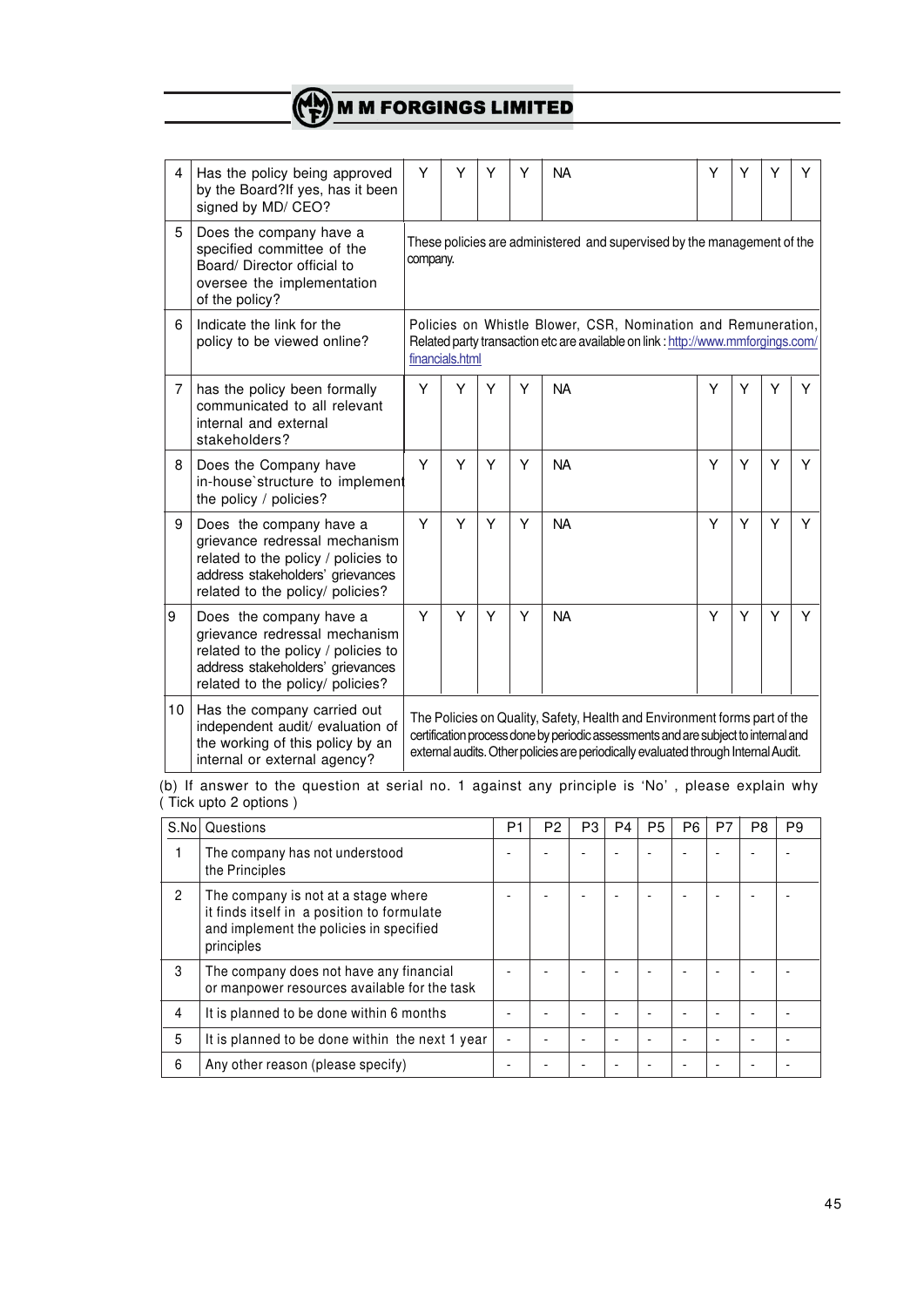| 4 | Has the policy being approved by the Board?If yes, has it been signed by MD/ CEO? | Y | Y | Y | Y | NA | Y | Y | Y | Y |
|---|---|---|---|---|---|---|---|---|---|---|
| 5 | Does the company have a specified committee of the Board/ Director official to oversee the implementation of the policy? | These policies are administered and supervised by the management of the company. | | | | | | | | |
| 6 | Indicate the link for the policy to be viewed online? | Policies on Whistle Blower, CSR, Nomination and Remuneration, Related party transaction etc are available on link : http://www.mmforgings.com/financials.html | | | | | | | | |
| 7 | has the policy been formally communicated to all relevant internal and external stakeholders? | Y | Y | Y | Y | NA | Y | Y | Y | Y |
| 8 | Does the Company have in-house`structure to implement the policy / policies? | Y | Y | Y | Y | NA | Y | Y | Y | Y |
| 9 | Does the company have a grievance redressal mechanism related to the policy / policies to address stakeholders' grievances related to the policy/ policies? | Y | Y | Y | Y | NA | Y | Y | Y | Y |
| 9 | Does the company have a grievance redressal mechanism related to the policy / policies to address stakeholders' grievances related to the policy/ policies? | Y | Y | Y | Y | NA | Y | Y | Y | Y |
| 10 | Has the company carried out independent audit/ evaluation of the working of this policy by an internal or external agency? | The Policies on Quality, Safety, Health and Environment forms part of the certification process done by periodic assessments and are subject to internal and external audits. Other policies are periodically evaluated through Internal Audit. | | | | | | | | |

(b) If answer to the question at serial no. 1 against any principle is 'No' , please explain why ( Tick upto 2 options )

| S.No | Questions | P1 | P2 | P3 | P4 | P5 | P6 | P7 | P8 | P9 |
|---|---|---|---|---|---|---|---|---|---|---|
| 1 | The company has not understood the Principles | - | - | - | - | - | - | - | - | - |
| 2 | The company is not at a stage where it finds itself in a position to formulate and implement the policies in specified principles | - | - | - | - | - | - | - | - | - |
| 3 | The company does not have any financial or manpower resources available for the task | - | - | - | - | - | - | - | - | - |
| 4 | It is planned to be done within 6 months | - | - | - | - | - | - | - | - | - |
| 5 | It is planned to be done within the next 1 year | - | - | - | - | - | - | - | - | - |
| 6 | Any other reason (please specify) | - | - | - | - | - | - | - | - | - |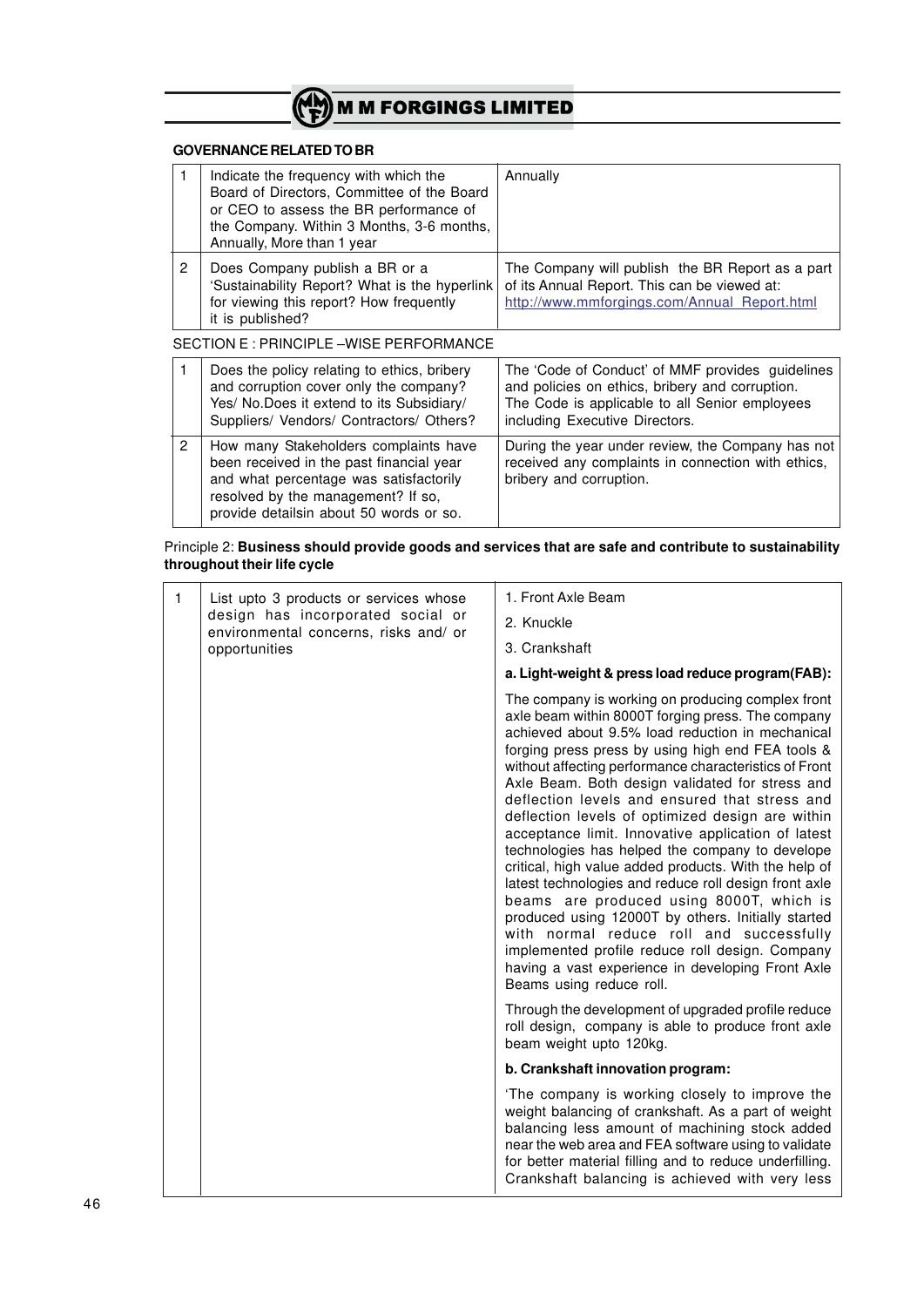### GOVERNANCE RELATED TO BR

| | | |
|---|---|---|
| 1 | Indicate the frequency with which the Board of Directors, Committee of the Board or CEO to assess the BR performance of the Company. Within 3 Months, 3-6 months, Annually, More than 1 year | Annually |
| 2 | Does Company publish a BR or a 'Sustainability Report? What is the hyperlink for viewing this report? How frequently it is published? | The Company will publish the BR Report as a part of its Annual Report. This can be viewed at: http://www.mmforgings.com/Annual_Report.html |

SECTION E : PRINCIPLE –WISE PERFORMANCE

| | | |
|---|---|---|
| 1 | Does the policy relating to ethics, bribery and corruption cover only the company? Yes/ No.Does it extend to its Subsidiary/ Suppliers/ Vendors/ Contractors/ Others? | The 'Code of Conduct' of MMF provides guidelines and policies on ethics, bribery and corruption. The Code is applicable to all Senior employees including Executive Directors. |
| 2 | How many Stakeholders complaints have been received in the past financial year and what percentage was satisfactorily resolved by the management? If so, provide detailsin about 50 words or so. | During the year under review, the Company has not received any complaints in connection with ethics, bribery and corruption. |

Principle 2: **Business should provide goods and services that are safe and contribute to sustainability throughout their life cycle**

| | | |
|---|---|---|
| 1 | List upto 3 products or services whose design has incorporated social or environmental concerns, risks and/ or opportunities | 1. Front Axle Beam<br>2. Knuckle<br>3. Crankshaft<br>**a. Light-weight & press load reduce program(FAB):**<br>The company is working on producing complex front axle beam within 8000T forging press. The company achieved about 9.5% load reduction in mechanical forging press press by using high end FEA tools & without affecting performance characteristics of Front Axle Beam. Both design validated for stress and deflection levels and ensured that stress and deflection levels of optimized design are within acceptance limit. Innovative application of latest technologies has helped the company to develope critical, high value added products. With the help of latest technologies and reduce roll design front axle beams are produced using 8000T, which is produced using 12000T by others. Initially started with normal reduce roll and successfully implemented profile reduce roll design. Company having a vast experience in developing Front Axle Beams using reduce roll.<br>Through the development of upgraded profile reduce roll design, company is able to produce front axle beam weight upto 120kg.<br>**b. Crankshaft innovation program:**<br>'The company is working closely to improve the weight balancing of crankshaft. As a part of weight balancing less amount of machining stock added near the web area and FEA software using to validate for better material filling and to reduce underfilling. Crankshaft balancing is achieved with very less |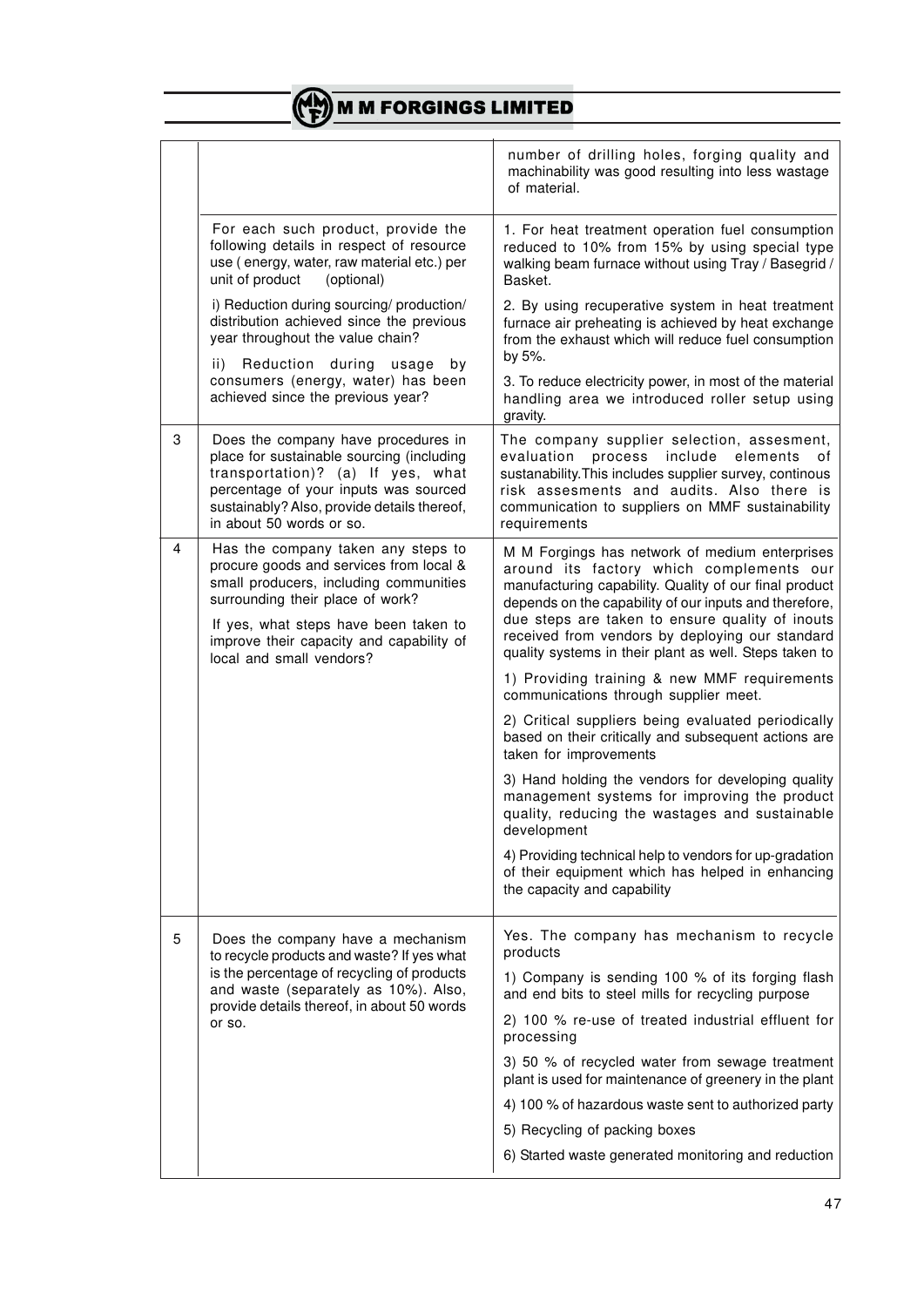| | | |
|---|---|---|
| | | number of drilling holes, forging quality and machinability was good resulting into less wastage of material. |
| | For each such product, provide the following details in respect of resource use ( energy, water, raw material etc.) per unit of product (optional)<br><br>i) Reduction during sourcing/ production/ distribution achieved since the previous year throughout the value chain?<br><br>ii) Reduction during usage by consumers (energy, water) has been achieved since the previous year? | 1. For heat treatment operation fuel consumption reduced to 10% from 15% by using special type walking beam furnace without using Tray / Basegrid / Basket.<br><br>2. By using recuperative system in heat treatment furnace air preheating is achieved by heat exchange from the exhaust which will reduce fuel consumption by 5%.<br><br>3. To reduce electricity power, in most of the material handling area we introduced roller setup using gravity. |
| 3 | Does the company have procedures in place for sustainable sourcing (including transportation)? (a) If yes, what percentage of your inputs was sourced sustainably? Also, provide details thereof, in about 50 words or so. | The company supplier selection, assesment, evaluation process include elements of sustanability.This includes supplier survey, continous risk assesments and audits. Also there is communication to suppliers on MMF sustainability requirements |
| 4 | Has the company taken any steps to procure goods and services from local & small producers, including communities surrounding their place of work?<br><br>If yes, what steps have been taken to improve their capacity and capability of local and small vendors? | M M Forgings has network of medium enterprises around its factory which complements our manufacturing capability. Quality of our final product depends on the capability of our inputs and therefore, due steps are taken to ensure quality of inouts received from vendors by deploying our standard quality systems in their plant as well. Steps taken to<br><br>1) Providing training & new MMF requirements communications through supplier meet.<br><br>2) Critical suppliers being evaluated periodically based on their critically and subsequent actions are taken for improvements<br><br>3) Hand holding the vendors for developing quality management systems for improving the product quality, reducing the wastages and sustainable development<br><br>4) Providing technical help to vendors for up-gradation of their equipment which has helped in enhancing the capacity and capability |
| 5 | Does the company have a mechanism to recycle products and waste? If yes what is the percentage of recycling of products and waste (separately as 10%). Also, provide details thereof, in about 50 words or so. | Yes. The company has mechanism to recycle products<br><br>1) Company is sending 100 % of its forging flash and end bits to steel mills for recycling purpose<br><br>2) 100 % re-use of treated industrial effluent for processing<br><br>3) 50 % of recycled water from sewage treatment plant is used for maintenance of greenery in the plant<br><br>4) 100 % of hazardous waste sent to authorized party<br><br>5) Recycling of packing boxes<br><br>6) Started waste generated monitoring and reduction |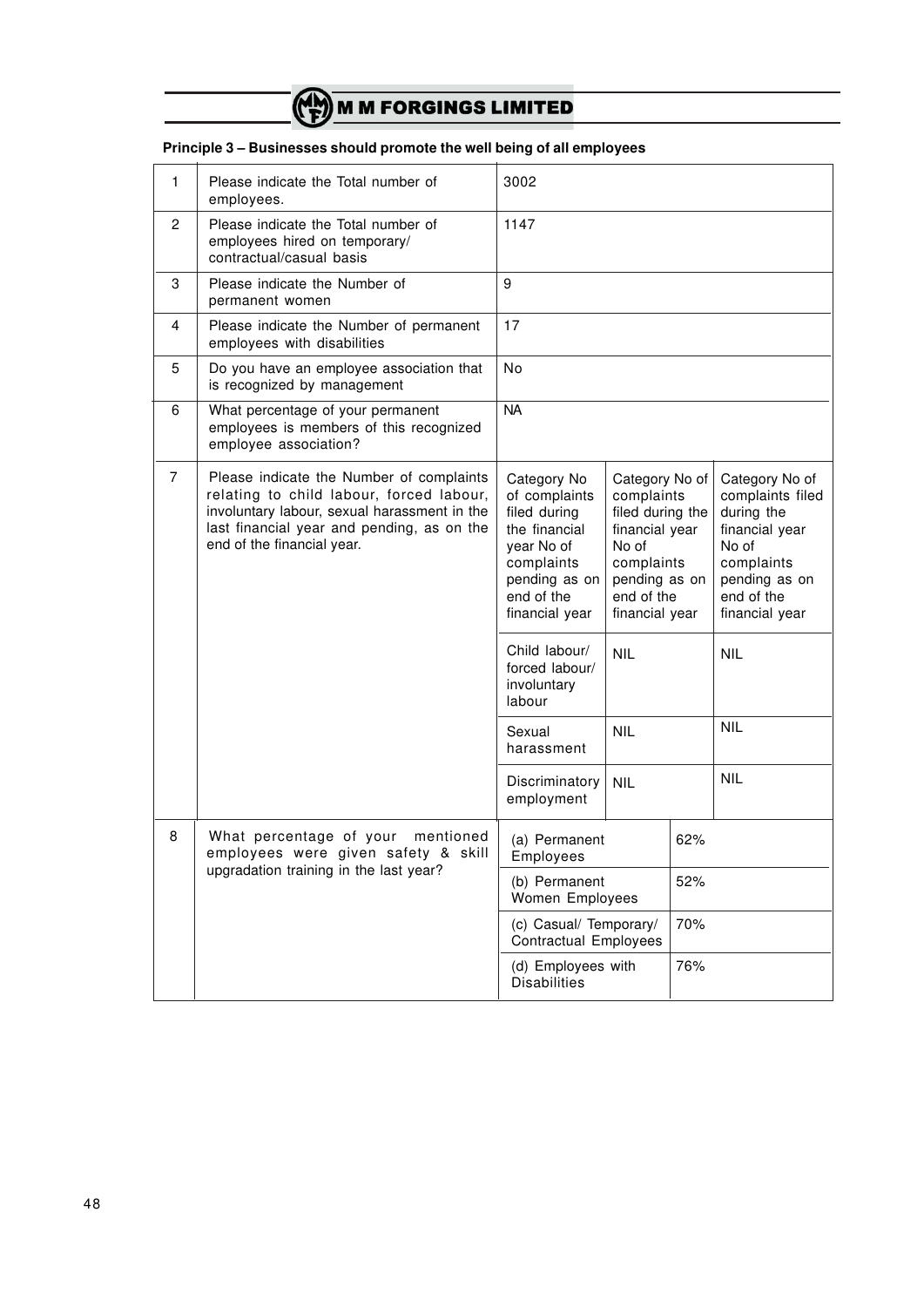### Principle 3 – Businesses should promote the well being of all employees

| | | | | |
|---|---|---|---|---|
| 1 | Please indicate the Total number of employees. | 3002 | | |
| 2 | Please indicate the Total number of employees hired on temporary/ contractual/casual basis | 1147 | | |
| 3 | Please indicate the Number of permanent women | 9 | | |
| 4 | Please indicate the Number of permanent employees with disabilities | 17 | | |
| 5 | Do you have an employee association that is recognized by management | No | | |
| 6 | What percentage of your permanent employees is members of this recognized employee association? | NA | | |
| 7 | Please indicate the Number of complaints relating to child labour, forced labour, involuntary labour, sexual harassment in the last financial year and pending, as on the end of the financial year. | Category No of complaints filed during the financial year No of complaints pending as on end of the financial year | Category No of complaints filed during the financial year No of complaints pending as on end of the financial year | Category No of complaints filed during the financial year No of complaints pending as on end of the financial year |
| | | Child labour/ forced labour/ involuntary labour | NIL | NIL |
| | | Sexual harassment | NIL | NIL |
| | | Discriminatory employment | NIL | NIL |
| 8 | What percentage of your mentioned employees were given safety & skill upgradation training in the last year? | (a) Permanent Employees | 62% | |
| | | (b) Permanent Women Employees | 52% | |
| | | (c) Casual/ Temporary/ Contractual Employees | 70% | |
| | | (d) Employees with Disabilities | 76% | |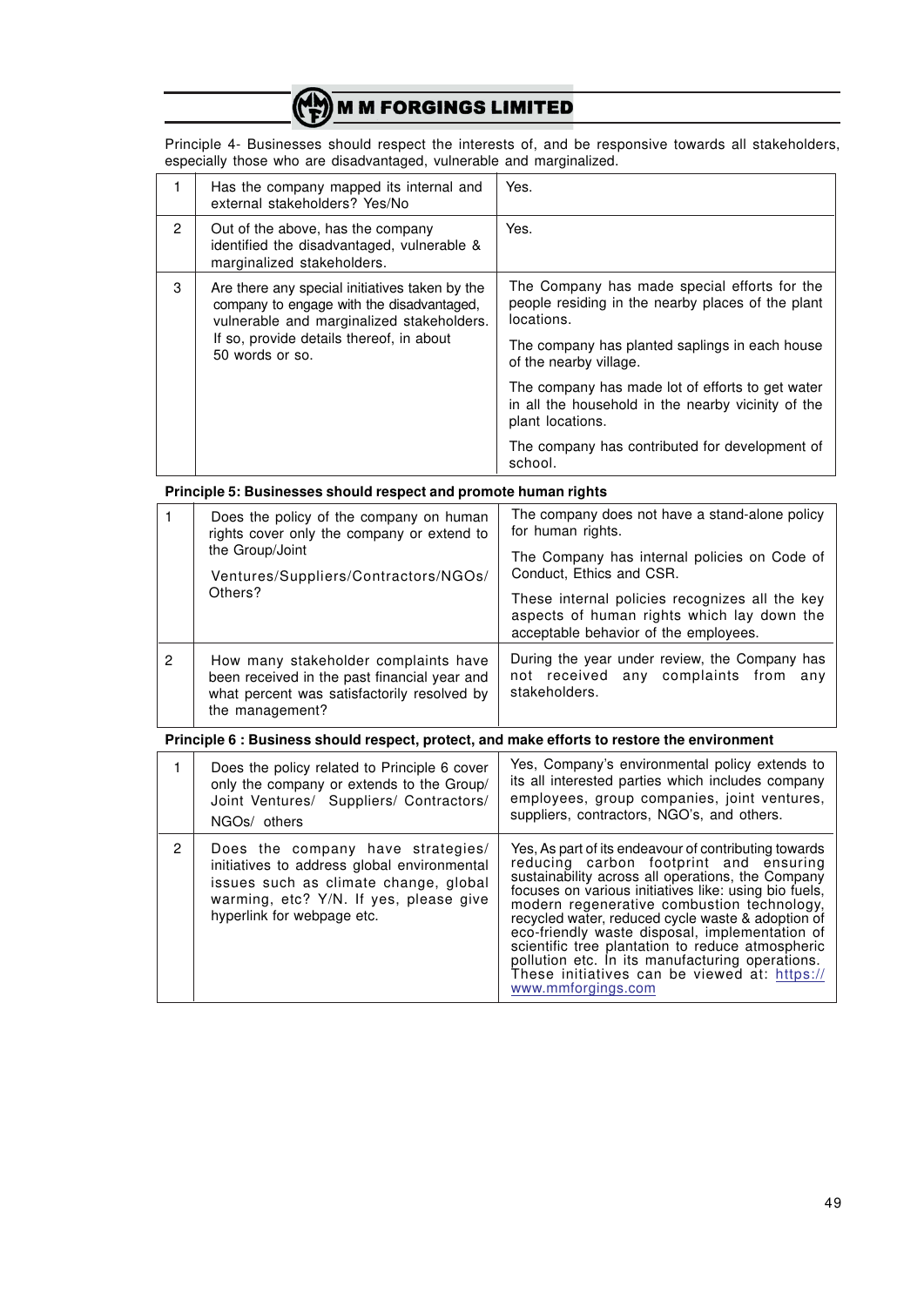Principle 4- Businesses should respect the interests of, and be responsive towards all stakeholders, especially those who are disadvantaged, vulnerable and marginalized.

| | | |
|---|---|---|
| 1 | Has the company mapped its internal and external stakeholders? Yes/No | Yes. |
| 2 | Out of the above, has the company identified the disadvantaged, vulnerable & marginalized stakeholders. | Yes. |
| 3 | Are there any special initiatives taken by the company to engage with the disadvantaged, vulnerable and marginalized stakeholders. If so, provide details thereof, in about 50 words or so. | The Company has made special efforts for the people residing in the nearby places of the plant locations.<br>The company has planted saplings in each house of the nearby village.<br>The company has made lot of efforts to get water in all the household in the nearby vicinity of the plant locations.<br>The company has contributed for development of school. |

**Principle 5: Businesses should respect and promote human rights**

| | | |
|---|---|---|
| 1 | Does the policy of the company on human rights cover only the company or extend to the Group/Joint Ventures/Suppliers/Contractors/NGOs/ Others? | The company does not have a stand-alone policy for human rights.<br>The Company has internal policies on Code of Conduct, Ethics and CSR.<br>These internal policies recognizes all the key aspects of human rights which lay down the acceptable behavior of the employees. |
| 2 | How many stakeholder complaints have been received in the past financial year and what percent was satisfactorily resolved by the management? | During the year under review, the Company has not received any complaints from any stakeholders. |

**Principle 6 : Business should respect, protect, and make efforts to restore the environment**

| | | |
|---|---|---|
| 1 | Does the policy related to Principle 6 cover only the company or extends to the Group/ Joint Ventures/ Suppliers/ Contractors/ NGOs/ others | Yes, Company's environmental policy extends to its all interested parties which includes company employees, group companies, joint ventures, suppliers, contractors, NGO's, and others. |
| 2 | Does the company have strategies/ initiatives to address global environmental issues such as climate change, global warming, etc? Y/N. If yes, please give hyperlink for webpage etc. | Yes, As part of its endeavour of contributing towards reducing carbon footprint and ensuring sustainability across all operations, the Company focuses on various initiatives like: using bio fuels, modern regenerative combustion technology, recycled water, reduced cycle waste & adoption of eco-friendly waste disposal, implementation of scientific tree plantation to reduce atmospheric pollution etc. In its manufacturing operations. These initiatives can be viewed at: https://www.mmforgings.com |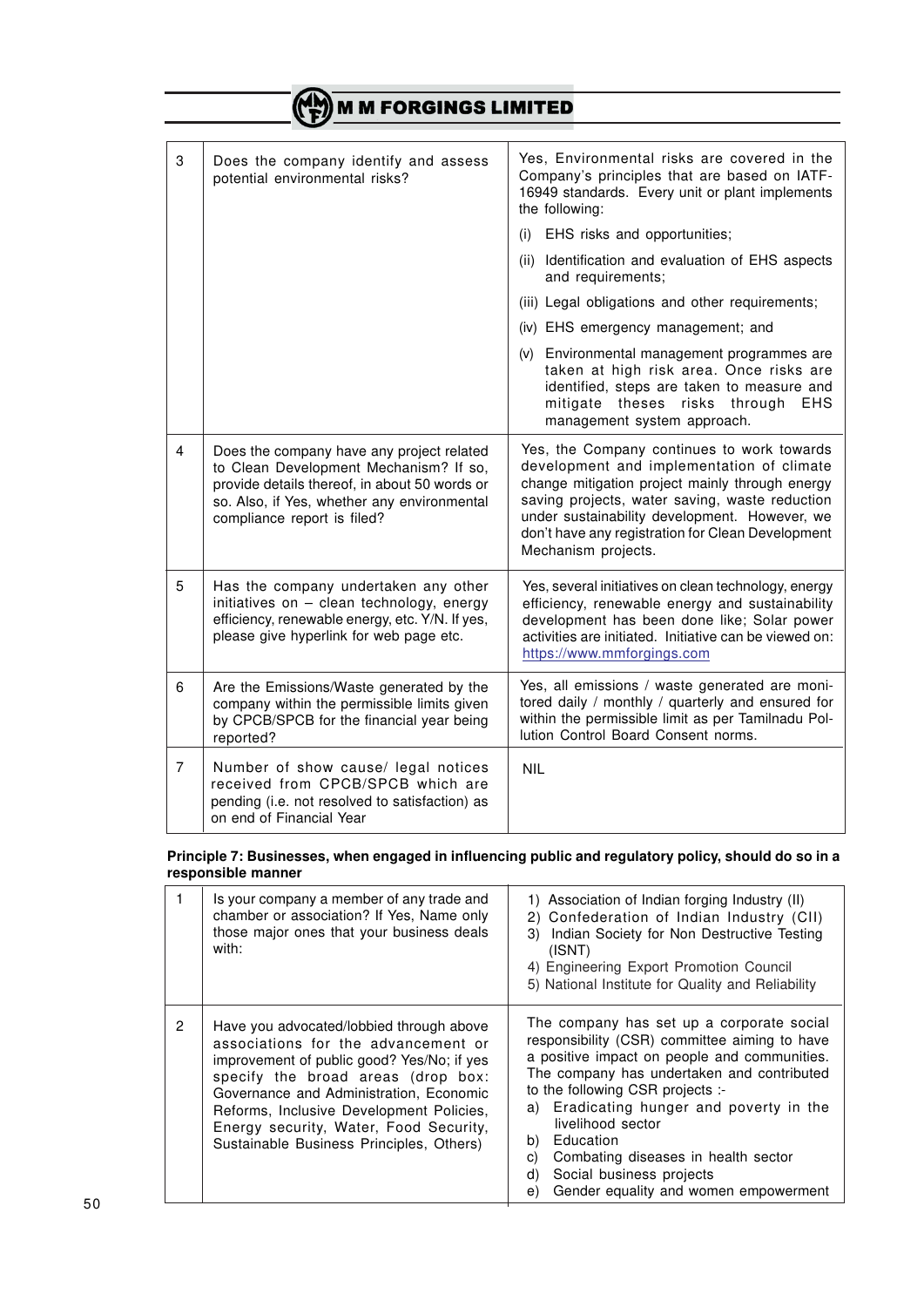| | | |
|---|---|---|
| 3 | Does the company identify and assess potential environmental risks? | Yes, Environmental risks are covered in the Company's principles that are based on IATF-16949 standards. Every unit or plant implements the following:<br>(i) EHS risks and opportunities;<br>(ii) Identification and evaluation of EHS aspects and requirements;<br>(iii) Legal obligations and other requirements;<br>(iv) EHS emergency management; and<br>(v) Environmental management programmes are taken at high risk area. Once risks are identified, steps are taken to measure and mitigate theses risks through EHS management system approach. |
| 4 | Does the company have any project related to Clean Development Mechanism? If so, provide details thereof, in about 50 words or so. Also, if Yes, whether any environmental compliance report is filed? | Yes, the Company continues to work towards development and implementation of climate change mitigation project mainly through energy saving projects, water saving, waste reduction under sustainability development. However, we don't have any registration for Clean Development Mechanism projects. |
| 5 | Has the company undertaken any other initiatives on – clean technology, energy efficiency, renewable energy, etc. Y/N. If yes, please give hyperlink for web page etc. | Yes, several initiatives on clean technology, energy efficiency, renewable energy and sustainability development has been done like; Solar power activities are initiated. Initiative can be viewed on: https://www.mmforgings.com |
| 6 | Are the Emissions/Waste generated by the company within the permissible limits given by CPCB/SPCB for the financial year being reported? | Yes, all emissions / waste generated are monitored daily / monthly / quarterly and ensured for within the permissible limit as per Tamilnadu Pollution Control Board Consent norms. |
| 7 | Number of show cause/ legal notices received from CPCB/SPCB which are pending (i.e. not resolved to satisfaction) as on end of Financial Year | NIL |

**Principle 7: Businesses, when engaged in influencing public and regulatory policy, should do so in a responsible manner**

| | | |
|---|---|---|
| 1 | Is your company a member of any trade and chamber or association? If Yes, Name only those major ones that your business deals with: | 1) Association of Indian forging Industry (II)<br>2) Confederation of Indian Industry (CII)<br>3) Indian Society for Non Destructive Testing (ISNT)<br>4) Engineering Export Promotion Council<br>5) National Institute for Quality and Reliability |
| 2 | Have you advocated/lobbied through above associations for the advancement or improvement of public good? Yes/No; if yes specify the broad areas (drop box: Governance and Administration, Economic Reforms, Inclusive Development Policies, Energy security, Water, Food Security, Sustainable Business Principles, Others) | The company has set up a corporate social responsibility (CSR) committee aiming to have a positive impact on people and communities. The company has undertaken and contributed to the following CSR projects :-<br>a) Eradicating hunger and poverty in the livelihood sector<br>b) Education<br>c) Combating diseases in health sector<br>d) Social business projects<br>e) Gender equality and women empowerment |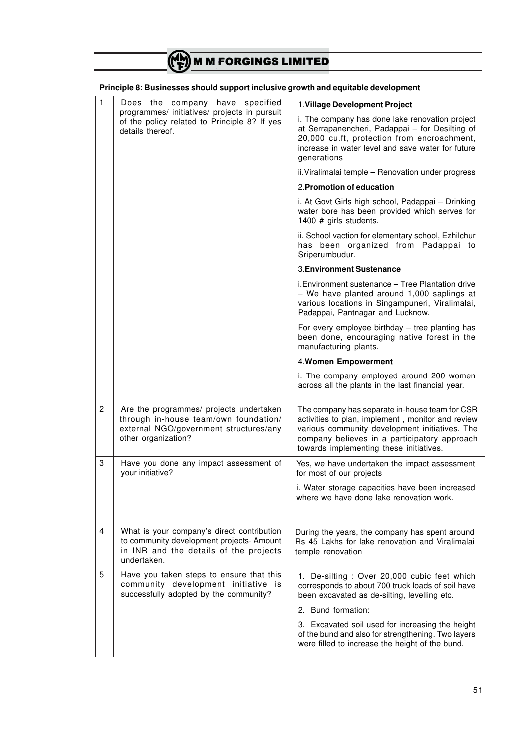## Principle 8: Businesses should support inclusive growth and equitable development

| | | |
|---|---|---|
| 1 | Does the company have specified programmes/ initiatives/ projects in pursuit of the policy related to Principle 8? If yes details thereof. | 1.**Village Development Project**<br><br>i. The company has done lake renovation project at Serrapanencheri, Padappai – for Desilting of 20,000 cu.ft, protection from encroachment, increase in water level and save water for future generations<br><br>ii.Viralimalai temple – Renovation under progress<br><br>2.**Promotion of education**<br><br>i. At Govt Girls high school, Padappai – Drinking water bore has been provided which serves for 1400 # girls students.<br><br>ii. School vaction for elementary school, Ezhilchur has been organized from Padappai to Sriperumbudur.<br><br>3.**Environment Sustenance**<br><br>i.Environment sustenance – Tree Plantation drive – We have planted around 1,000 saplings at various locations in Singampuneri, Viralimalai, Padappai, Pantnagar and Lucknow.<br><br>For every employee birthday – tree planting has been done, encouraging native forest in the manufacturing plants.<br><br>4.**Women Empowerment**<br><br>i. The company employed around 200 women across all the plants in the last financial year. |
| 2 | Are the programmes/ projects undertaken through in-house team/own foundation/ external NGO/government structures/any other organization? | The company has separate in-house team for CSR activities to plan, implement , monitor and review various community development initiatives. The company believes in a participatory approach towards implementing these initiatives. |
| 3 | Have you done any impact assessment of your initiative? | Yes, we have undertaken the impact assessment for most of our projects<br><br>i. Water storage capacities have been increased where we have done lake renovation work. |
| 4 | What is your company's direct contribution to community development projects- Amount in INR and the details of the projects undertaken. | During the years, the company has spent around Rs 45 Lakhs for lake renovation and Viralimalai temple renovation |
| 5 | Have you taken steps to ensure that this community development initiative is successfully adopted by the community? | 1. De-silting : Over 20,000 cubic feet which corresponds to about 700 truck loads of soil have been excavated as de-silting, levelling etc.<br><br>2. Bund formation:<br><br>3. Excavated soil used for increasing the height of the bund and also for strengthening. Two layers were filled to increase the height of the bund. |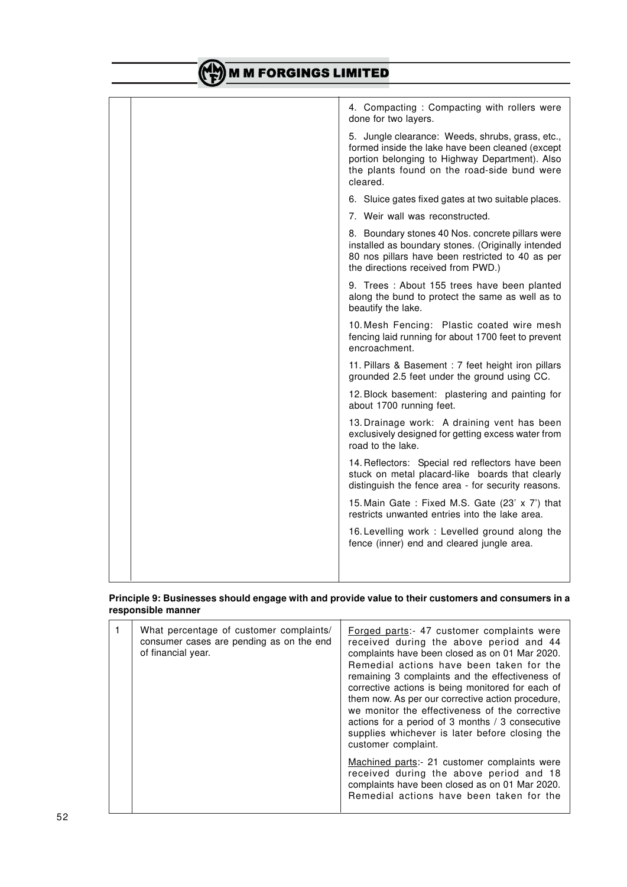| | | |
|---|---|---|
| | | 4. Compacting : Compacting with rollers were done for two layers.<br><br>5. Jungle clearance: Weeds, shrubs, grass, etc., formed inside the lake have been cleaned (except portion belonging to Highway Department). Also the plants found on the road-side bund were cleared.<br><br>6. Sluice gates fixed gates at two suitable places.<br><br>7. Weir wall was reconstructed.<br><br>8. Boundary stones 40 Nos. concrete pillars were installed as boundary stones. (Originally intended 80 nos pillars have been restricted to 40 as per the directions received from PWD.)<br><br>9. Trees : About 155 trees have been planted along the bund to protect the same as well as to beautify the lake.<br><br>10. Mesh Fencing: Plastic coated wire mesh fencing laid running for about 1700 feet to prevent encroachment.<br><br>11. Pillars & Basement : 7 feet height iron pillars grounded 2.5 feet under the ground using CC.<br><br>12. Block basement: plastering and painting for about 1700 running feet.<br><br>13. Drainage work: A draining vent has been exclusively designed for getting excess water from road to the lake.<br><br>14. Reflectors: Special red reflectors have been stuck on metal placard-like boards that clearly distinguish the fence area - for security reasons.<br><br>15. Main Gate : Fixed M.S. Gate (23' x 7') that restricts unwanted entries into the lake area.<br><br>16. Levelling work : Levelled ground along the fence (inner) end and cleared jungle area. |

**Principle 9: Businesses should engage with and provide value to their customers and consumers in a responsible manner**

| | | |
|---|---|---|
| 1 | What percentage of customer complaints/ consumer cases are pending as on the end of financial year. | Forged parts:- 47 customer complaints were received during the above period and 44 complaints have been closed as on 01 Mar 2020. Remedial actions have been taken for the remaining 3 complaints and the effectiveness of corrective actions is being monitored for each of them now. As per our corrective action procedure, we monitor the effectiveness of the corrective actions for a period of 3 months / 3 consecutive supplies whichever is later before closing the customer complaint.<br><br>Machined parts:- 21 customer complaints were received during the above period and 18 complaints have been closed as on 01 Mar 2020. Remedial actions have been taken for the |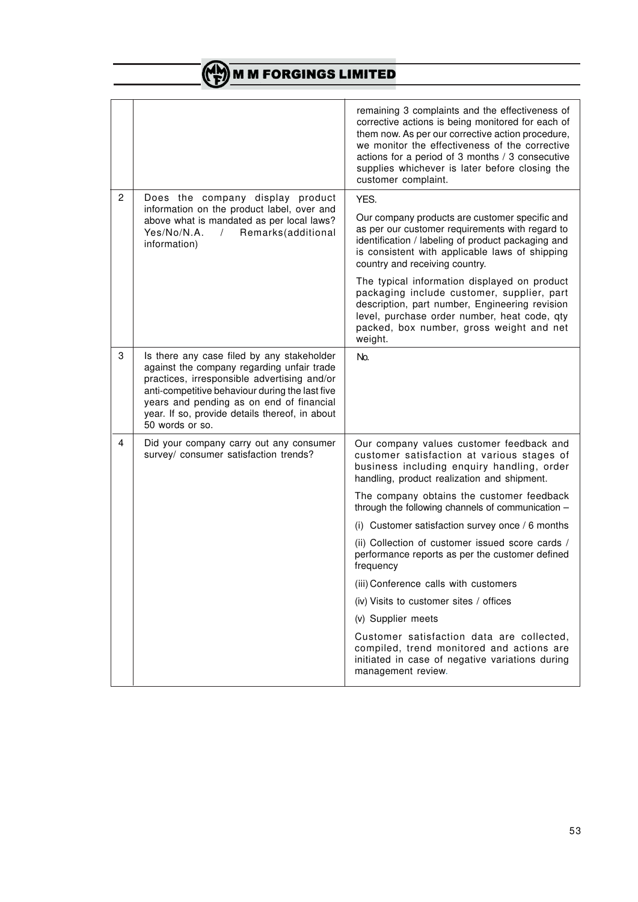| | | |
|---|---|---|
| | | remaining 3 complaints and the effectiveness of corrective actions is being monitored for each of them now. As per our corrective action procedure, we monitor the effectiveness of the corrective actions for a period of 3 months / 3 consecutive supplies whichever is later before closing the customer complaint. |
| 2 | Does the company display product information on the product label, over and above what is mandated as per local laws? Yes/No/N.A. / Remarks(additional information) | YES.<br><br>Our company products are customer specific and as per our customer requirements with regard to identification / labeling of product packaging and is consistent with applicable laws of shipping country and receiving country.<br><br>The typical information displayed on product packaging include customer, supplier, part description, part number, Engineering revision level, purchase order number, heat code, qty packed, box number, gross weight and net weight. |
| 3 | Is there any case filed by any stakeholder against the company regarding unfair trade practices, irresponsible advertising and/or anti-competitive behaviour during the last five years and pending as on end of financial year. If so, provide details thereof, in about 50 words or so. | No. |
| 4 | Did your company carry out any consumer survey/ consumer satisfaction trends? | Our company values customer feedback and customer satisfaction at various stages of business including enquiry handling, order handling, product realization and shipment.<br><br>The company obtains the customer feedback through the following channels of communication –<br><br>(i) Customer satisfaction survey once / 6 months<br><br>(ii) Collection of customer issued score cards / performance reports as per the customer defined frequency<br><br>(iii) Conference calls with customers<br><br>(iv) Visits to customer sites / offices<br><br>(v) Supplier meets<br><br>Customer satisfaction data are collected, compiled, trend monitored and actions are initiated in case of negative variations during management review. |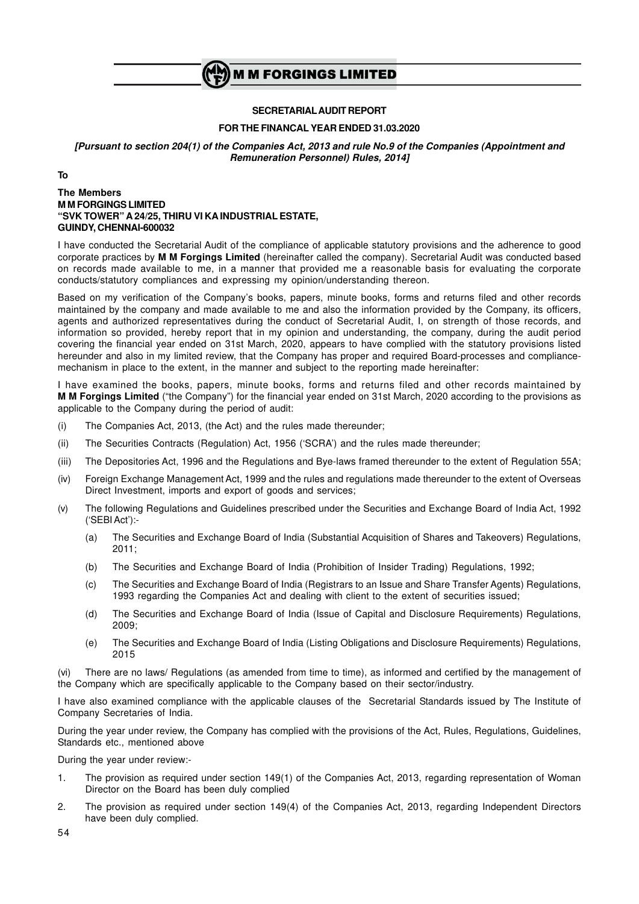## SECRETARIAL AUDIT REPORT

### FOR THE FINANCAL YEAR ENDED 31.03.2020

***[Pursuant to section 204(1) of the Companies Act, 2013 and rule No.9 of the Companies (Appointment and Remuneration Personnel) Rules, 2014]***

**To**

**The Members**
**M M FORGINGS LIMITED**
**"SVK TOWER" A 24/25, THIRU VI KA INDUSTRIAL ESTATE,**
**GUINDY, CHENNAI-600032**

I have conducted the Secretarial Audit of the compliance of applicable statutory provisions and the adherence to good corporate practices by **M M Forgings Limited** (hereinafter called the company). Secretarial Audit was conducted based on records made available to me, in a manner that provided me a reasonable basis for evaluating the corporate conducts/statutory compliances and expressing my opinion/understanding thereon.

Based on my verification of the Company's books, papers, minute books, forms and returns filed and other records maintained by the company and made available to me and also the information provided by the Company, its officers, agents and authorized representatives during the conduct of Secretarial Audit, I, on strength of those records, and information so provided, hereby report that in my opinion and understanding, the company, during the audit period covering the financial year ended on 31st March, 2020, appears to have complied with the statutory provisions listed hereunder and also in my limited review, that the Company has proper and required Board-processes and compliance-mechanism in place to the extent, in the manner and subject to the reporting made hereinafter:

I have examined the books, papers, minute books, forms and returns filed and other records maintained by **M M Forgings Limited** ("the Company") for the financial year ended on 31st March, 2020 according to the provisions as applicable to the Company during the period of audit:

(i) The Companies Act, 2013, (the Act) and the rules made thereunder;

(ii) The Securities Contracts (Regulation) Act, 1956 ('SCRA') and the rules made thereunder;

(iii) The Depositories Act, 1996 and the Regulations and Bye-laws framed thereunder to the extent of Regulation 55A;

(iv) Foreign Exchange Management Act, 1999 and the rules and regulations made thereunder to the extent of Overseas Direct Investment, imports and export of goods and services;

(v) The following Regulations and Guidelines prescribed under the Securities and Exchange Board of India Act, 1992 ('SEBI Act'):-

   (a) The Securities and Exchange Board of India (Substantial Acquisition of Shares and Takeovers) Regulations, 2011;

   (b) The Securities and Exchange Board of India (Prohibition of Insider Trading) Regulations, 1992;

   (c) The Securities and Exchange Board of India (Registrars to an Issue and Share Transfer Agents) Regulations, 1993 regarding the Companies Act and dealing with client to the extent of securities issued;

   (d) The Securities and Exchange Board of India (Issue of Capital and Disclosure Requirements) Regulations, 2009;

   (e) The Securities and Exchange Board of India (Listing Obligations and Disclosure Requirements) Regulations, 2015

(vi) There are no laws/ Regulations (as amended from time to time), as informed and certified by the management of the Company which are specifically applicable to the Company based on their sector/industry.

I have also examined compliance with the applicable clauses of the Secretarial Standards issued by The Institute of Company Secretaries of India.

During the year under review, the Company has complied with the provisions of the Act, Rules, Regulations, Guidelines, Standards etc., mentioned above

During the year under review:-

1. The provision as required under section 149(1) of the Companies Act, 2013, regarding representation of Woman Director on the Board has been duly complied

2. The provision as required under section 149(4) of the Companies Act, 2013, regarding Independent Directors have been duly complied.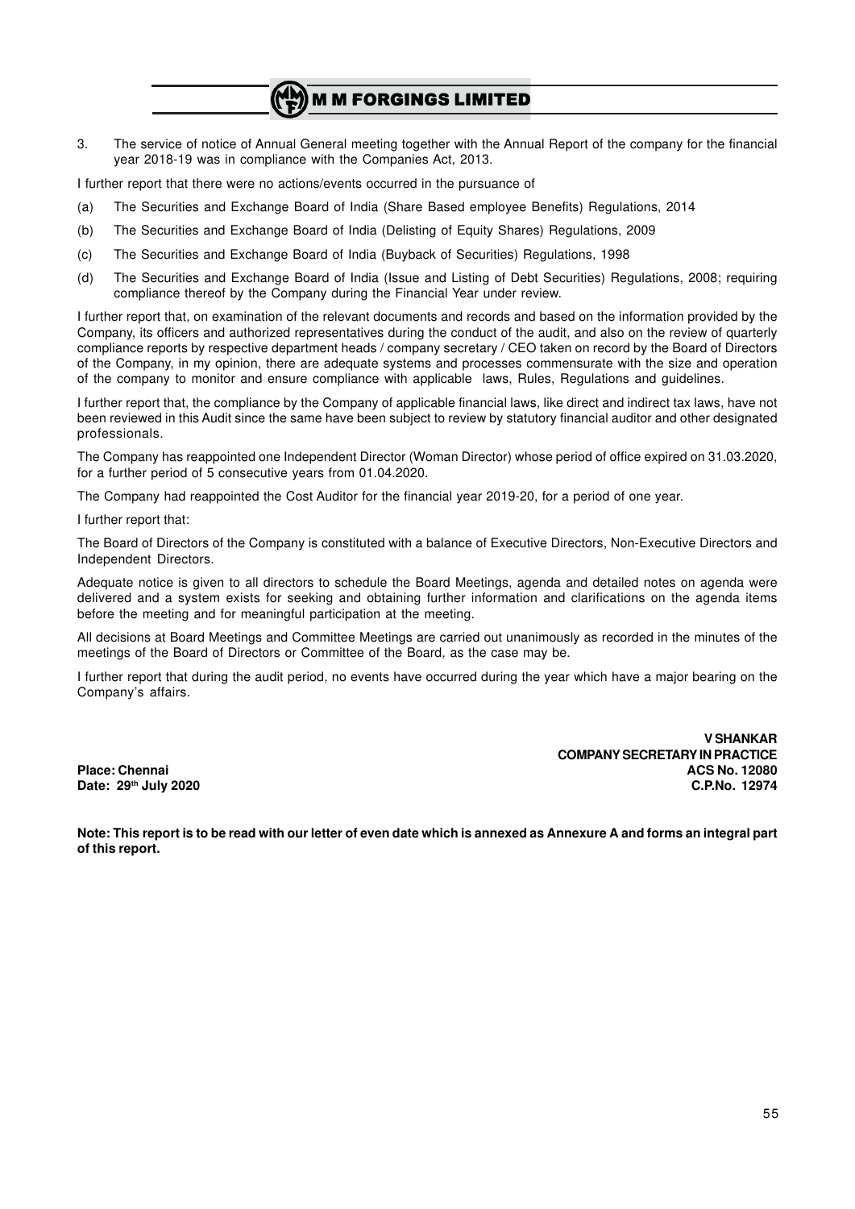3. The service of notice of Annual General meeting together with the Annual Report of the company for the financial year 2018-19 was in compliance with the Companies Act, 2013.

I further report that there were no actions/events occurred in the pursuance of

(a) The Securities and Exchange Board of India (Share Based employee Benefits) Regulations, 2014

(b) The Securities and Exchange Board of India (Delisting of Equity Shares) Regulations, 2009

(c) The Securities and Exchange Board of India (Buyback of Securities) Regulations, 1998

(d) The Securities and Exchange Board of India (Issue and Listing of Debt Securities) Regulations, 2008; requiring compliance thereof by the Company during the Financial Year under review.

I further report that, on examination of the relevant documents and records and based on the information provided by the Company, its officers and authorized representatives during the conduct of the audit, and also on the review of quarterly compliance reports by respective department heads / company secretary / CEO taken on record by the Board of Directors of the Company, in my opinion, there are adequate systems and processes commensurate with the size and operation of the company to monitor and ensure compliance with applicable laws, Rules, Regulations and guidelines.

I further report that, the compliance by the Company of applicable financial laws, like direct and indirect tax laws, have not been reviewed in this Audit since the same have been subject to review by statutory financial auditor and other designated professionals.

The Company has reappointed one Independent Director (Woman Director) whose period of office expired on 31.03.2020, for a further period of 5 consecutive years from 01.04.2020.

The Company had reappointed the Cost Auditor for the financial year 2019-20, for a period of one year.

I further report that:

The Board of Directors of the Company is constituted with a balance of Executive Directors, Non-Executive Directors and Independent Directors.

Adequate notice is given to all directors to schedule the Board Meetings, agenda and detailed notes on agenda were delivered and a system exists for seeking and obtaining further information and clarifications on the agenda items before the meeting and for meaningful participation at the meeting.

All decisions at Board Meetings and Committee Meetings are carried out unanimously as recorded in the minutes of the meetings of the Board of Directors or Committee of the Board, as the case may be.

I further report that during the audit period, no events have occurred during the year which have a major bearing on the Company's affairs.

**V SHANKAR**
**COMPANY SECRETARY IN PRACTICE**
**ACS No. 12080**
**C.P.No. 12974**

**Place: Chennai**
**Date: 29th July 2020**

**Note: This report is to be read with our letter of even date which is annexed as Annexure A and forms an integral part of this report.**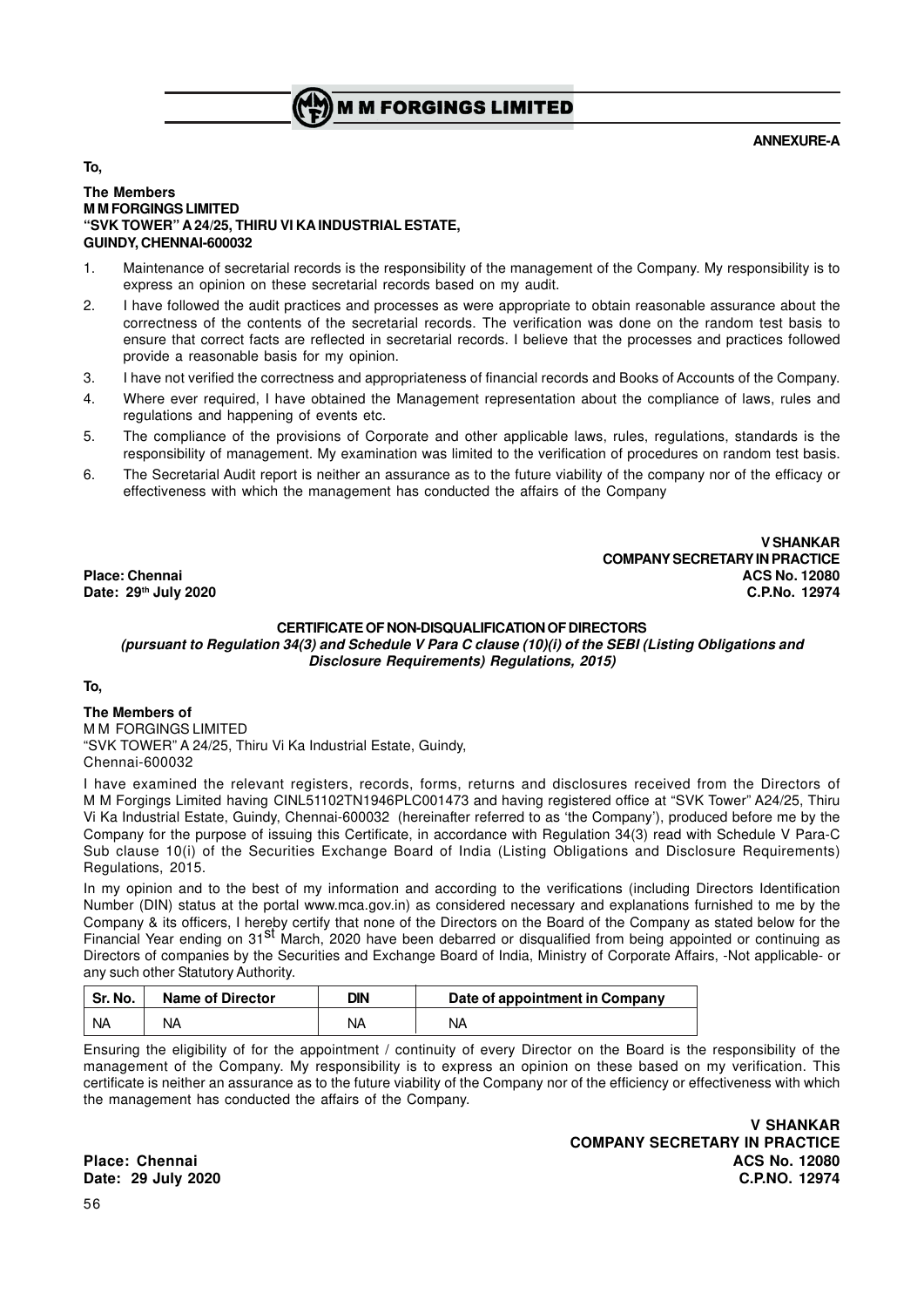**ANNEXURE-A**

**To,**

**The Members**
**M M FORGINGS LIMITED**
**"SVK TOWER" A 24/25, THIRU VI KA INDUSTRIAL ESTATE,**
**GUINDY, CHENNAI-600032**

1. Maintenance of secretarial records is the responsibility of the management of the Company. My responsibility is to express an opinion on these secretarial records based on my audit.
2. I have followed the audit practices and processes as were appropriate to obtain reasonable assurance about the correctness of the contents of the secretarial records. The verification was done on the random test basis to ensure that correct facts are reflected in secretarial records. I believe that the processes and practices followed provide a reasonable basis for my opinion.
3. I have not verified the correctness and appropriateness of financial records and Books of Accounts of the Company.
4. Where ever required, I have obtained the Management representation about the compliance of laws, rules and regulations and happening of events etc.
5. The compliance of the provisions of Corporate and other applicable laws, rules, regulations, standards is the responsibility of management. My examination was limited to the verification of procedures on random test basis.
6. The Secretarial Audit report is neither an assurance as to the future viability of the company nor of the efficacy or effectiveness with which the management has conducted the affairs of the Company

**V SHANKAR**
**COMPANY SECRETARY IN PRACTICE**
**ACS No. 12080**
**C.P.No. 12974**

**Place: Chennai**
**Date: 29th July 2020**

**CERTIFICATE OF NON-DISQUALIFICATION OF DIRECTORS**

***(pursuant to Regulation 34(3) and Schedule V Para C clause (10)(i) of the SEBI (Listing Obligations and Disclosure Requirements) Regulations, 2015)***

**To,**

**The Members of**
M M FORGINGS LIMITED
"SVK TOWER" A 24/25, Thiru Vi Ka Industrial Estate, Guindy,
Chennai-600032

I have examined the relevant registers, records, forms, returns and disclosures received from the Directors of M M Forgings Limited having CINL51102TN1946PLC001473 and having registered office at "SVK Tower" A24/25, Thiru Vi Ka Industrial Estate, Guindy, Chennai-600032 (hereinafter referred to as 'the Company'), produced before me by the Company for the purpose of issuing this Certificate, in accordance with Regulation 34(3) read with Schedule V Para-C Sub clause 10(i) of the Securities Exchange Board of India (Listing Obligations and Disclosure Requirements) Regulations, 2015.

In my opinion and to the best of my information and according to the verifications (including Directors Identification Number (DIN) status at the portal www.mca.gov.in) as considered necessary and explanations furnished to me by the Company & its officers, I hereby certify that none of the Directors on the Board of the Company as stated below for the Financial Year ending on 31st March, 2020 have been debarred or disqualified from being appointed or continuing as Directors of companies by the Securities and Exchange Board of India, Ministry of Corporate Affairs, -Not applicable- or any such other Statutory Authority.

| Sr. No. | Name of Director | DIN | Date of appointment in Company |
|---|---|---|---|
| NA | NA | NA | NA |

Ensuring the eligibility of for the appointment / continuity of every Director on the Board is the responsibility of the management of the Company. My responsibility is to express an opinion on these based on my verification. This certificate is neither an assurance as to the future viability of the Company nor of the efficiency or effectiveness with which the management has conducted the affairs of the Company.

**V SHANKAR**
**COMPANY SECRETARY IN PRACTICE**
**ACS No. 12080**
**C.P.NO. 12974**

**Place: Chennai**
**Date: 29 July 2020**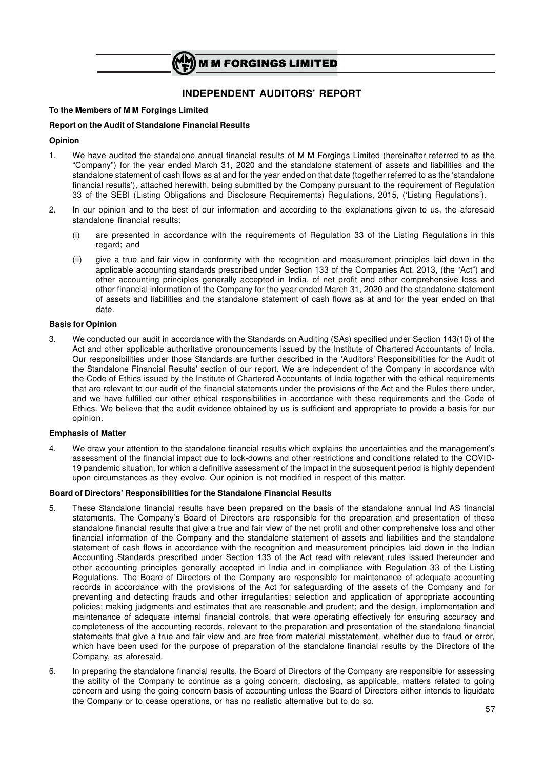# INDEPENDENT AUDITORS' REPORT

**To the Members of M M Forgings Limited**

**Report on the Audit of Standalone Financial Results**

**Opinion**

1. We have audited the standalone annual financial results of M M Forgings Limited (hereinafter referred to as the "Company") for the year ended March 31, 2020 and the standalone statement of assets and liabilities and the standalone statement of cash flows as at and for the year ended on that date (together referred to as the 'standalone financial results'), attached herewith, being submitted by the Company pursuant to the requirement of Regulation 33 of the SEBI (Listing Obligations and Disclosure Requirements) Regulations, 2015, ('Listing Regulations').

2. In our opinion and to the best of our information and according to the explanations given to us, the aforesaid standalone financial results:

   (i) are presented in accordance with the requirements of Regulation 33 of the Listing Regulations in this regard; and

   (ii) give a true and fair view in conformity with the recognition and measurement principles laid down in the applicable accounting standards prescribed under Section 133 of the Companies Act, 2013, (the "Act") and other accounting principles generally accepted in India, of net profit and other comprehensive loss and other financial information of the Company for the year ended March 31, 2020 and the standalone statement of assets and liabilities and the standalone statement of cash flows as at and for the year ended on that date.

**Basis for Opinion**

3. We conducted our audit in accordance with the Standards on Auditing (SAs) specified under Section 143(10) of the Act and other applicable authoritative pronouncements issued by the Institute of Chartered Accountants of India. Our responsibilities under those Standards are further described in the 'Auditors' Responsibilities for the Audit of the Standalone Financial Results' section of our report. We are independent of the Company in accordance with the Code of Ethics issued by the Institute of Chartered Accountants of India together with the ethical requirements that are relevant to our audit of the financial statements under the provisions of the Act and the Rules there under, and we have fulfilled our other ethical responsibilities in accordance with these requirements and the Code of Ethics. We believe that the audit evidence obtained by us is sufficient and appropriate to provide a basis for our opinion.

**Emphasis of Matter**

4. We draw your attention to the standalone financial results which explains the uncertainties and the management's assessment of the financial impact due to lock-downs and other restrictions and conditions related to the COVID-19 pandemic situation, for which a definitive assessment of the impact in the subsequent period is highly dependent upon circumstances as they evolve. Our opinion is not modified in respect of this matter.

**Board of Directors' Responsibilities for the Standalone Financial Results**

5. These Standalone financial results have been prepared on the basis of the standalone annual Ind AS financial statements. The Company's Board of Directors are responsible for the preparation and presentation of these standalone financial results that give a true and fair view of the net profit and other comprehensive loss and other financial information of the Company and the standalone statement of assets and liabilities and the standalone statement of cash flows in accordance with the recognition and measurement principles laid down in the Indian Accounting Standards prescribed under Section 133 of the Act read with relevant rules issued thereunder and other accounting principles generally accepted in India and in compliance with Regulation 33 of the Listing Regulations. The Board of Directors of the Company are responsible for maintenance of adequate accounting records in accordance with the provisions of the Act for safeguarding of the assets of the Company and for preventing and detecting frauds and other irregularities; selection and application of appropriate accounting policies; making judgments and estimates that are reasonable and prudent; and the design, implementation and maintenance of adequate internal financial controls, that were operating effectively for ensuring accuracy and completeness of the accounting records, relevant to the preparation and presentation of the standalone financial statements that give a true and fair view and are free from material misstatement, whether due to fraud or error, which have been used for the purpose of preparation of the standalone financial results by the Directors of the Company, as aforesaid.

6. In preparing the standalone financial results, the Board of Directors of the Company are responsible for assessing the ability of the Company to continue as a going concern, disclosing, as applicable, matters related to going concern and using the going concern basis of accounting unless the Board of Directors either intends to liquidate the Company or to cease operations, or has no realistic alternative but to do so.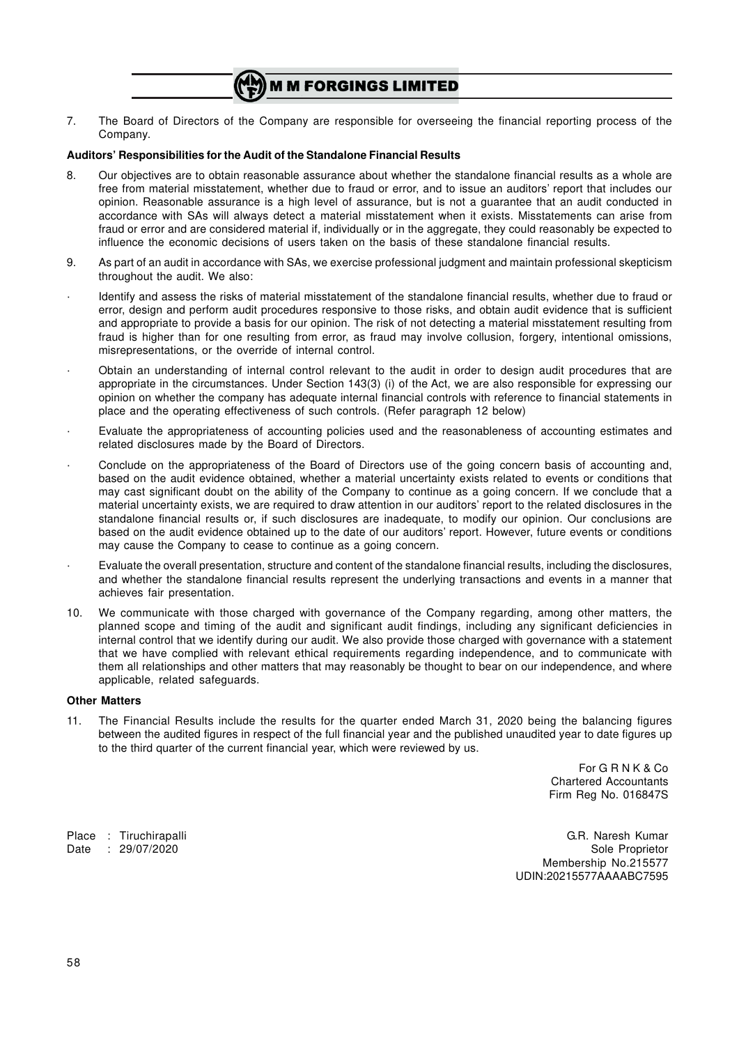7. The Board of Directors of the Company are responsible for overseeing the financial reporting process of the Company.

**Auditors' Responsibilities for the Audit of the Standalone Financial Results**

8. Our objectives are to obtain reasonable assurance about whether the standalone financial results as a whole are free from material misstatement, whether due to fraud or error, and to issue an auditors' report that includes our opinion. Reasonable assurance is a high level of assurance, but is not a guarantee that an audit conducted in accordance with SAs will always detect a material misstatement when it exists. Misstatements can arise from fraud or error and are considered material if, individually or in the aggregate, they could reasonably be expected to influence the economic decisions of users taken on the basis of these standalone financial results.

9. As part of an audit in accordance with SAs, we exercise professional judgment and maintain professional skepticism throughout the audit. We also:

- Identify and assess the risks of material misstatement of the standalone financial results, whether due to fraud or error, design and perform audit procedures responsive to those risks, and obtain audit evidence that is sufficient and appropriate to provide a basis for our opinion. The risk of not detecting a material misstatement resulting from fraud is higher than for one resulting from error, as fraud may involve collusion, forgery, intentional omissions, misrepresentations, or the override of internal control.
- Obtain an understanding of internal control relevant to the audit in order to design audit procedures that are appropriate in the circumstances. Under Section 143(3) (i) of the Act, we are also responsible for expressing our opinion on whether the company has adequate internal financial controls with reference to financial statements in place and the operating effectiveness of such controls. (Refer paragraph 12 below)
- Evaluate the appropriateness of accounting policies used and the reasonableness of accounting estimates and related disclosures made by the Board of Directors.
- Conclude on the appropriateness of the Board of Directors use of the going concern basis of accounting and, based on the audit evidence obtained, whether a material uncertainty exists related to events or conditions that may cast significant doubt on the ability of the Company to continue as a going concern. If we conclude that a material uncertainty exists, we are required to draw attention in our auditors' report to the related disclosures in the standalone financial results or, if such disclosures are inadequate, to modify our opinion. Our conclusions are based on the audit evidence obtained up to the date of our auditors' report. However, future events or conditions may cause the Company to cease to continue as a going concern.
- Evaluate the overall presentation, structure and content of the standalone financial results, including the disclosures, and whether the standalone financial results represent the underlying transactions and events in a manner that achieves fair presentation.

10. We communicate with those charged with governance of the Company regarding, among other matters, the planned scope and timing of the audit and significant audit findings, including any significant deficiencies in internal control that we identify during our audit. We also provide those charged with governance with a statement that we have complied with relevant ethical requirements regarding independence, and to communicate with them all relationships and other matters that may reasonably be thought to bear on our independence, and where applicable, related safeguards.

**Other Matters**

11. The Financial Results include the results for the quarter ended March 31, 2020 being the balancing figures between the audited figures in respect of the full financial year and the published unaudited year to date figures up to the third quarter of the current financial year, which were reviewed by us.

For G R N K & Co
Chartered Accountants
Firm Reg No. 016847S

Place : Tiruchirapalli
Date : 29/07/2020

G.R. Naresh Kumar
Sole Proprietor
Membership No.215577
UDIN:20215577AAAABC7595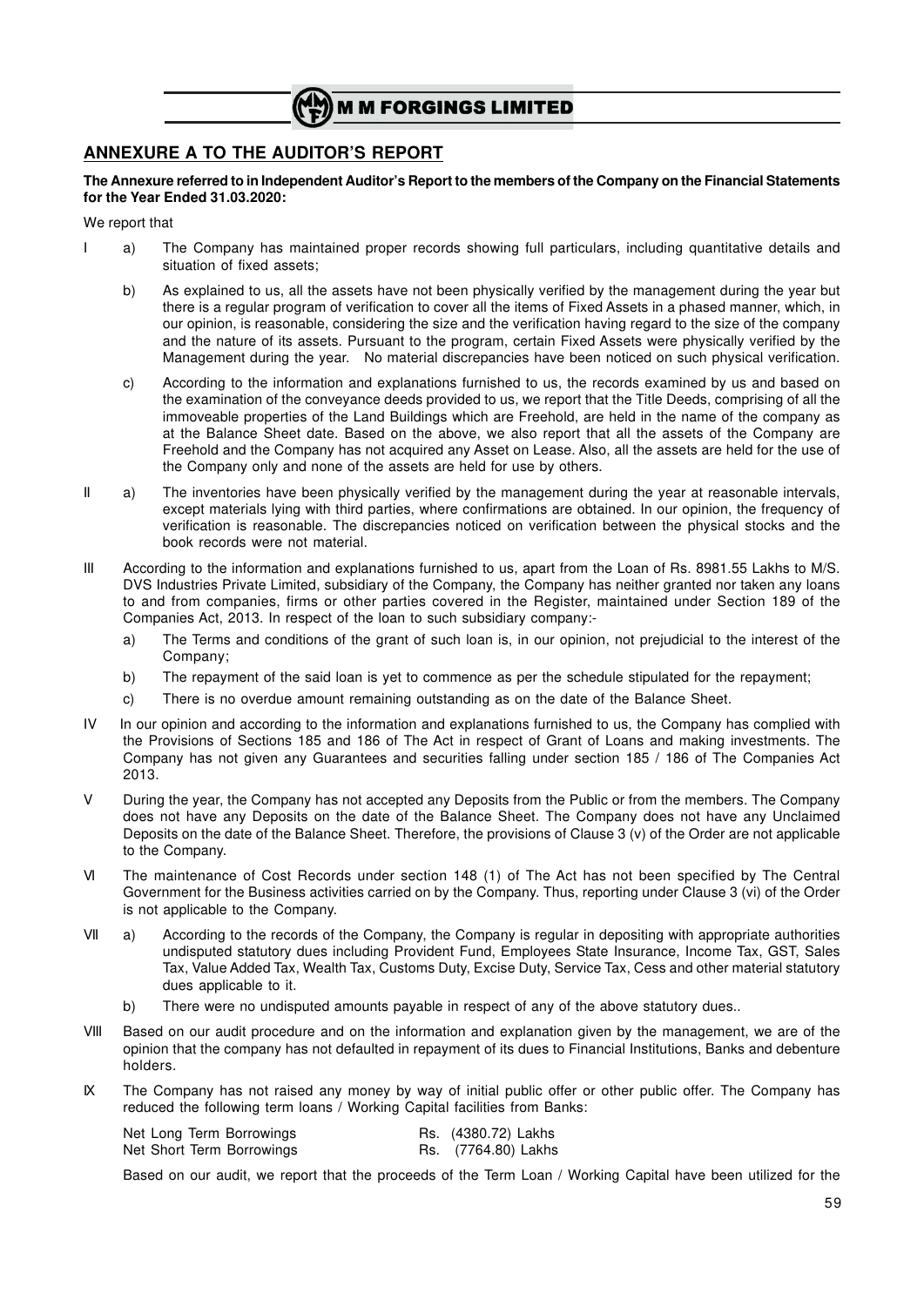## ANNEXURE A TO THE AUDITOR'S REPORT

**The Annexure referred to in Independent Auditor's Report to the members of the Company on the Financial Statements for the Year Ended 31.03.2020:**

We report that

I a) The Company has maintained proper records showing full particulars, including quantitative details and situation of fixed assets;

b) As explained to us, all the assets have not been physically verified by the management during the year but there is a regular program of verification to cover all the items of Fixed Assets in a phased manner, which, in our opinion, is reasonable, considering the size and the verification having regard to the size of the company and the nature of its assets. Pursuant to the program, certain Fixed Assets were physically verified by the Management during the year. No material discrepancies have been noticed on such physical verification.

c) According to the information and explanations furnished to us, the records examined by us and based on the examination of the conveyance deeds provided to us, we report that the Title Deeds, comprising of all the immoveable properties of the Land Buildings which are Freehold, are held in the name of the company as at the Balance Sheet date. Based on the above, we also report that all the assets of the Company are Freehold and the Company has not acquired any Asset on Lease. Also, all the assets are held for the use of the Company only and none of the assets are held for use by others.

II a) The inventories have been physically verified by the management during the year at reasonable intervals, except materials lying with third parties, where confirmations are obtained. In our opinion, the frequency of verification is reasonable. The discrepancies noticed on verification between the physical stocks and the book records were not material.

III According to the information and explanations furnished to us, apart from the Loan of Rs. 8981.55 Lakhs to M/S. DVS Industries Private Limited, subsidiary of the Company, the Company has neither granted nor taken any loans to and from companies, firms or other parties covered in the Register, maintained under Section 189 of the Companies Act, 2013. In respect of the loan to such subsidiary company:-

a) The Terms and conditions of the grant of such loan is, in our opinion, not prejudicial to the interest of the Company;

b) The repayment of the said loan is yet to commence as per the schedule stipulated for the repayment;

c) There is no overdue amount remaining outstanding as on the date of the Balance Sheet.

IV In our opinion and according to the information and explanations furnished to us, the Company has complied with the Provisions of Sections 185 and 186 of The Act in respect of Grant of Loans and making investments. The Company has not given any Guarantees and securities falling under section 185 / 186 of The Companies Act 2013.

V During the year, the Company has not accepted any Deposits from the Public or from the members. The Company does not have any Deposits on the date of the Balance Sheet. The Company does not have any Unclaimed Deposits on the date of the Balance Sheet. Therefore, the provisions of Clause 3 (v) of the Order are not applicable to the Company.

VI The maintenance of Cost Records under section 148 (1) of The Act has not been specified by The Central Government for the Business activities carried on by the Company. Thus, reporting under Clause 3 (vi) of the Order is not applicable to the Company.

VII a) According to the records of the Company, the Company is regular in depositing with appropriate authorities undisputed statutory dues including Provident Fund, Employees State Insurance, Income Tax, GST, Sales Tax, Value Added Tax, Wealth Tax, Customs Duty, Excise Duty, Service Tax, Cess and other material statutory dues applicable to it.

b) There were no undisputed amounts payable in respect of any of the above statutory dues..

VIII Based on our audit procedure and on the information and explanation given by the management, we are of the opinion that the company has not defaulted in repayment of its dues to Financial Institutions, Banks and debenture holders.

IX The Company has not raised any money by way of initial public offer or other public offer. The Company has reduced the following term loans / Working Capital facilities from Banks:

| | |
|---|---|
| Net Long Term Borrowings | Rs. (4380.72) Lakhs |
| Net Short Term Borrowings | Rs. (7764.80) Lakhs |

Based on our audit, we report that the proceeds of the Term Loan / Working Capital have been utilized for the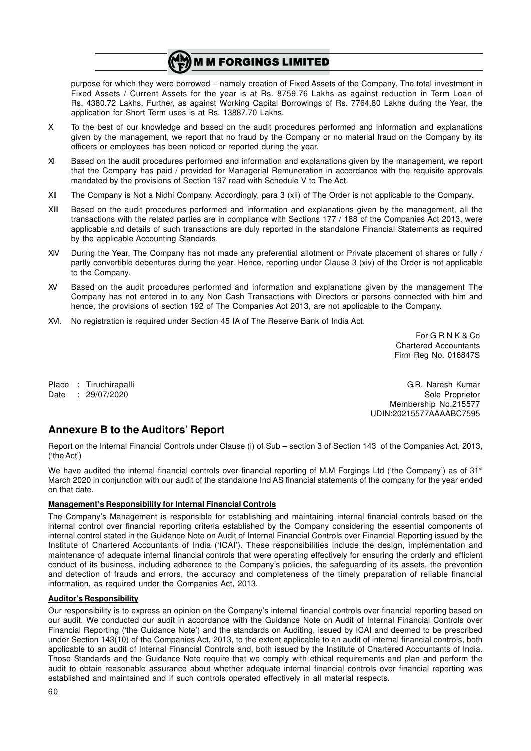purpose for which they were borrowed – namely creation of Fixed Assets of the Company. The total investment in Fixed Assets / Current Assets for the year is at Rs. 8759.76 Lakhs as against reduction in Term Loan of Rs. 4380.72 Lakhs. Further, as against Working Capital Borrowings of Rs. 7764.80 Lakhs during the Year, the application for Short Term uses is at Rs. 13887.70 Lakhs.

X To the best of our knowledge and based on the audit procedures performed and information and explanations given by the management, we report that no fraud by the Company or no material fraud on the Company by its officers or employees has been noticed or reported during the year.

XI Based on the audit procedures performed and information and explanations given by the management, we report that the Company has paid / provided for Managerial Remuneration in accordance with the requisite approvals mandated by the provisions of Section 197 read with Schedule V to The Act.

XII The Company is Not a Nidhi Company. Accordingly, para 3 (xii) of The Order is not applicable to the Company.

XIII Based on the audit procedures performed and information and explanations given by the management, all the transactions with the related parties are in compliance with Sections 177 / 188 of the Companies Act 2013, were applicable and details of such transactions are duly reported in the standalone Financial Statements as required by the applicable Accounting Standards.

XIV During the Year, The Company has not made any preferential allotment or Private placement of shares or fully / partly convertible debentures during the year. Hence, reporting under Clause 3 (xiv) of the Order is not applicable to the Company.

XV Based on the audit procedures performed and information and explanations given by the management The Company has not entered in to any Non Cash Transactions with Directors or persons connected with him and hence, the provisions of section 192 of The Companies Act 2013, are not applicable to the Company.

XVI. No registration is required under Section 45 IA of The Reserve Bank of India Act.

For G R N K & Co
Chartered Accountants
Firm Reg No. 016847S

Place : Tiruchirapalli
Date : 29/07/2020

G.R. Naresh Kumar
Sole Proprietor
Membership No.215577
UDIN:20215577AAAABC7595

## Annexure B to the Auditors' Report

Report on the Internal Financial Controls under Clause (i) of Sub – section 3 of Section 143 of the Companies Act, 2013, ('the Act')

We have audited the internal financial controls over financial reporting of M.M Forgings Ltd ('the Company') as of 31st March 2020 in conjunction with our audit of the standalone Ind AS financial statements of the company for the year ended on that date.

**Management's Responsibility for Internal Financial Controls**

The Company's Management is responsible for establishing and maintaining internal financial controls based on the internal control over financial reporting criteria established by the Company considering the essential components of internal control stated in the Guidance Note on Audit of Internal Financial Controls over Financial Reporting issued by the Institute of Chartered Accountants of India ('ICAI'). These responsibilities include the design, implementation and maintenance of adequate internal financial controls that were operating effectively for ensuring the orderly and efficient conduct of its business, including adherence to the Company's policies, the safeguarding of its assets, the prevention and detection of frauds and errors, the accuracy and completeness of the timely preparation of reliable financial information, as required under the Companies Act, 2013.

**Auditor's Responsibility**

Our responsibility is to express an opinion on the Company's internal financial controls over financial reporting based on our audit. We conducted our audit in accordance with the Guidance Note on Audit of Internal Financial Controls over Financial Reporting ('the Guidance Note') and the standards on Auditing, issued by ICAI and deemed to be prescribed under Section 143(10) of the Companies Act, 2013, to the extent applicable to an audit of internal financial controls, both applicable to an audit of Internal Financial Controls and, both issued by the Institute of Chartered Accountants of India. Those Standards and the Guidance Note require that we comply with ethical requirements and plan and perform the audit to obtain reasonable assurance about whether adequate internal financial controls over financial reporting was established and maintained and if such controls operated effectively in all material respects.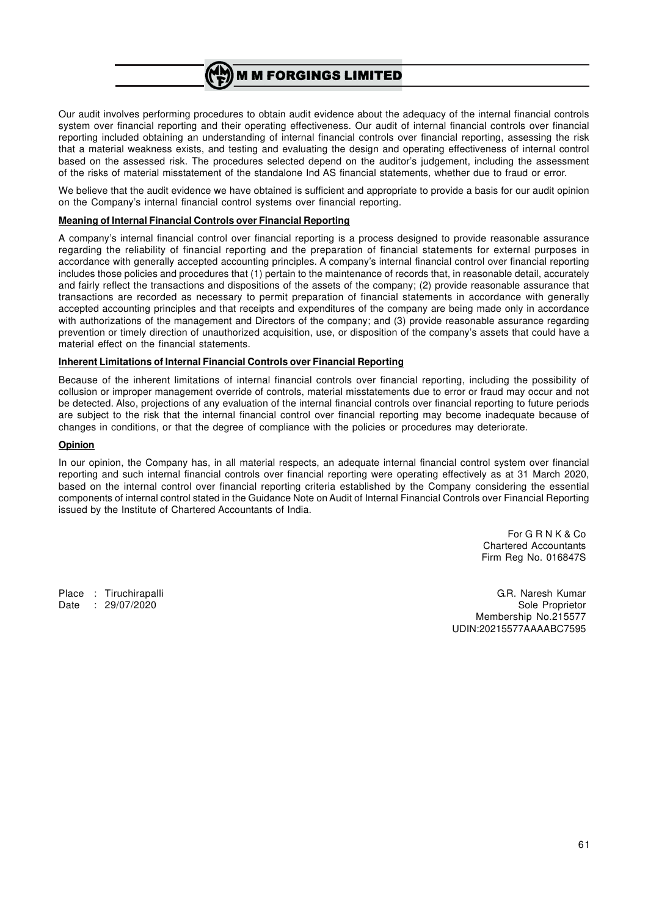Our audit involves performing procedures to obtain audit evidence about the adequacy of the internal financial controls system over financial reporting and their operating effectiveness. Our audit of internal financial controls over financial reporting included obtaining an understanding of internal financial controls over financial reporting, assessing the risk that a material weakness exists, and testing and evaluating the design and operating effectiveness of internal control based on the assessed risk. The procedures selected depend on the auditor's judgement, including the assessment of the risks of material misstatement of the standalone Ind AS financial statements, whether due to fraud or error.

We believe that the audit evidence we have obtained is sufficient and appropriate to provide a basis for our audit opinion on the Company's internal financial control systems over financial reporting.

**Meaning of Internal Financial Controls over Financial Reporting**

A company's internal financial control over financial reporting is a process designed to provide reasonable assurance regarding the reliability of financial reporting and the preparation of financial statements for external purposes in accordance with generally accepted accounting principles. A company's internal financial control over financial reporting includes those policies and procedures that (1) pertain to the maintenance of records that, in reasonable detail, accurately and fairly reflect the transactions and dispositions of the assets of the company; (2) provide reasonable assurance that transactions are recorded as necessary to permit preparation of financial statements in accordance with generally accepted accounting principles and that receipts and expenditures of the company are being made only in accordance with authorizations of the management and Directors of the company; and (3) provide reasonable assurance regarding prevention or timely direction of unauthorized acquisition, use, or disposition of the company's assets that could have a material effect on the financial statements.

**Inherent Limitations of Internal Financial Controls over Financial Reporting**

Because of the inherent limitations of internal financial controls over financial reporting, including the possibility of collusion or improper management override of controls, material misstatements due to error or fraud may occur and not be detected. Also, projections of any evaluation of the internal financial controls over financial reporting to future periods are subject to the risk that the internal financial control over financial reporting may become inadequate because of changes in conditions, or that the degree of compliance with the policies or procedures may deteriorate.

**Opinion**

In our opinion, the Company has, in all material respects, an adequate internal financial control system over financial reporting and such internal financial controls over financial reporting were operating effectively as at 31 March 2020, based on the internal control over financial reporting criteria established by the Company considering the essential components of internal control stated in the Guidance Note on Audit of Internal Financial Controls over Financial Reporting issued by the Institute of Chartered Accountants of India.

For G R N K & Co
Chartered Accountants
Firm Reg No. 016847S

Place : Tiruchirapalli
Date : 29/07/2020

G.R. Naresh Kumar
Sole Proprietor
Membership No.215577
UDIN:20215577AAAABC7595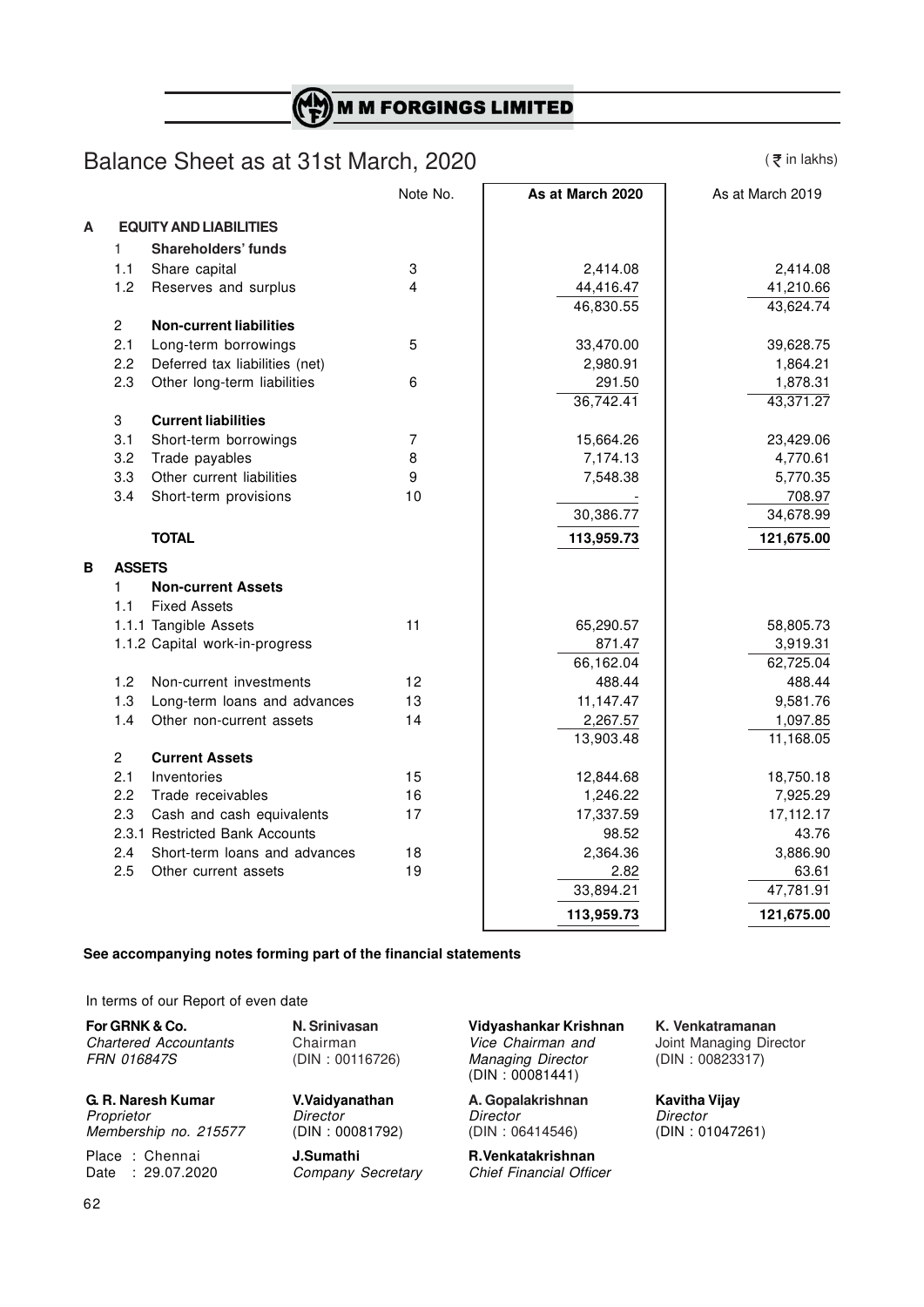# M M FORGINGS LIMITED

## Balance Sheet as at 31st March, 2020

(₹ in lakhs)

| | | | Note No. | As at March 2020 | As at March 2019 |
|---|---|---|---|---|---|
| **A** | | **EQUITY AND LIABILITIES** | | | |
| | 1 | **Shareholders' funds** | | | |
| | 1.1 | Share capital | 3 | 2,414.08 | 2,414.08 |
| | 1.2 | Reserves and surplus | 4 | 44,416.47 | 41,210.66 |
| | | | | 46,830.55 | 43,624.74 |
| | 2 | **Non-current liabilities** | | | |
| | 2.1 | Long-term borrowings | 5 | 33,470.00 | 39,628.75 |
| | 2.2 | Deferred tax liabilities (net) | | 2,980.91 | 1,864.21 |
| | 2.3 | Other long-term liabilities | 6 | 291.50 | 1,878.31 |
| | | | | 36,742.41 | 43,371.27 |
| | 3 | **Current liabilities** | | | |
| | 3.1 | Short-term borrowings | 7 | 15,664.26 | 23,429.06 |
| | 3.2 | Trade payables | 8 | 7,174.13 | 4,770.61 |
| | 3.3 | Other current liabilities | 9 | 7,548.38 | 5,770.35 |
| | 3.4 | Short-term provisions | 10 | - | 708.97 |
| | | | | 30,386.77 | 34,678.99 |
| | | **TOTAL** | | **113,959.73** | **121,675.00** |
| **B** | | **ASSETS** | | | |
| | 1 | **Non-current Assets** | | | |
| | 1.1 | Fixed Assets | | | |
| | 1.1.1 | Tangible Assets | 11 | 65,290.57 | 58,805.73 |
| | 1.1.2 | Capital work-in-progress | | 871.47 | 3,919.31 |
| | | | | 66,162.04 | 62,725.04 |
| | 1.2 | Non-current investments | 12 | 488.44 | 488.44 |
| | 1.3 | Long-term loans and advances | 13 | 11,147.47 | 9,581.76 |
| | 1.4 | Other non-current assets | 14 | 2,267.57 | 1,097.85 |
| | | | | 13,903.48 | 11,168.05 |
| | 2 | **Current Assets** | | | |
| | 2.1 | Inventories | 15 | 12,844.68 | 18,750.18 |
| | 2.2 | Trade receivables | 16 | 1,246.22 | 7,925.29 |
| | 2.3 | Cash and cash equivalents | 17 | 17,337.59 | 17,112.17 |
| | 2.3.1 | Restricted Bank Accounts | | 98.52 | 43.76 |
| | 2.4 | Short-term loans and advances | 18 | 2,364.36 | 3,886.90 |
| | 2.5 | Other current assets | 19 | 2.82 | 63.61 |
| | | | | 33,894.21 | 47,781.91 |
| | | | | **113,959.73** | **121,675.00** |

**See accompanying notes forming part of the financial statements**

In terms of our Report of even date

**For GRNK & Co.**
*Chartered Accountants*
*FRN 016847S*

**G. R. Naresh Kumar**
*Proprietor*
*Membership no. 215577*

Place : Chennai
Date : 29.07.2020

**N. Srinivasan**
Chairman
(DIN : 00116726)

**V.Vaidyanathan**
*Director*
(DIN : 00081792)

**J.Sumathi**
*Company Secretary*

**Vidyashankar Krishnan**
*Vice Chairman and Managing Director*
(DIN : 00081441)

**A. Gopalakrishnan**
*Director*
(DIN : 06414546)

**R.Venkatakrishnan**
*Chief Financial Officer*

**K. Venkatramanan**
Joint Managing Director
(DIN : 00823317)

**Kavitha Vijay**
*Director*
(DIN : 01047261)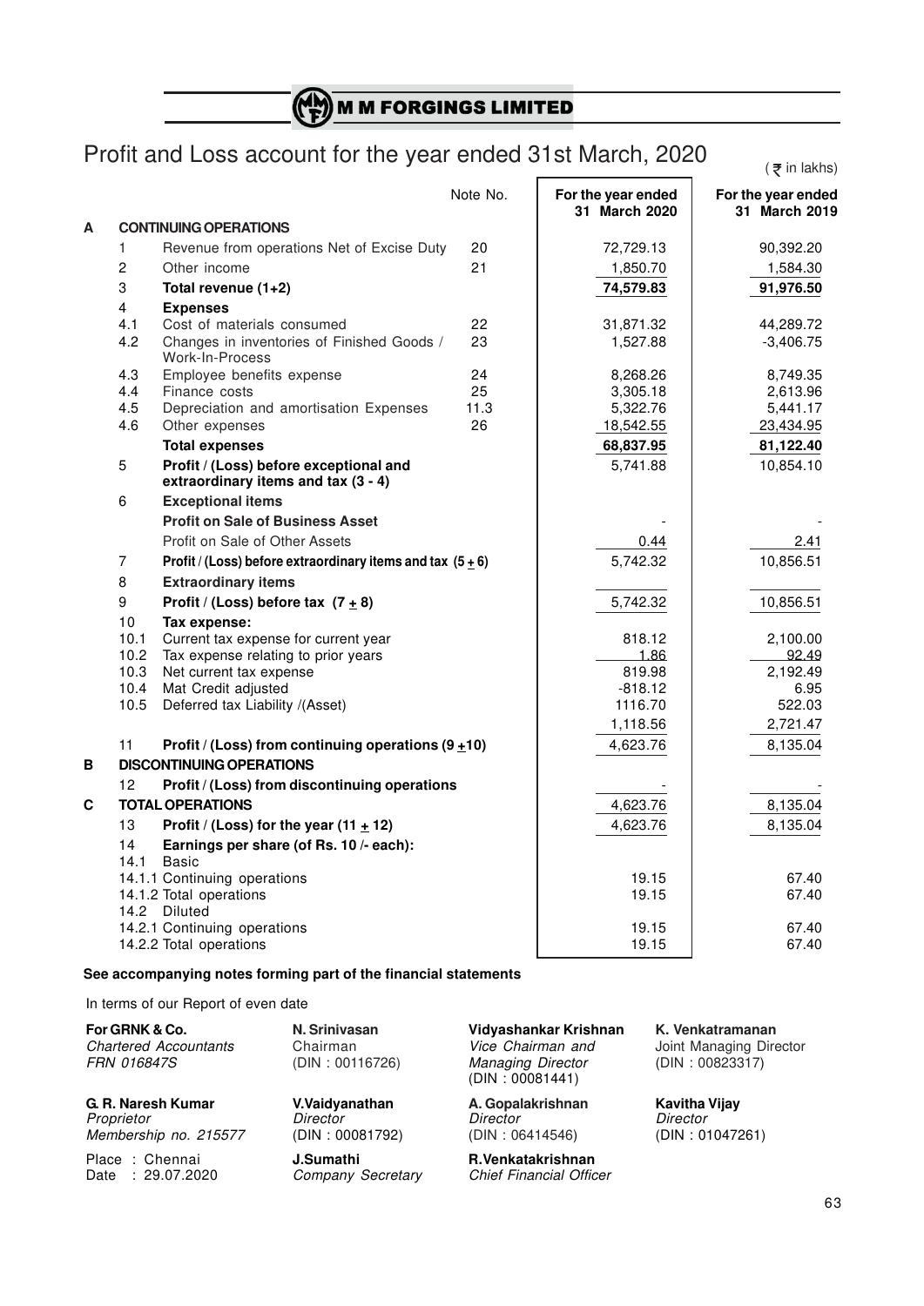# M M FORGINGS LIMITED

## Profit and Loss account for the year ended 31st March, 2020

(₹ in lakhs)

| | | | Note No. | For the year ended 31 March 2020 | For the year ended 31 March 2019 |
|---|---|---|---|---|---|
| **A** | | **CONTINUING OPERATIONS** | | | |
| | 1 | Revenue from operations Net of Excise Duty | 20 | 72,729.13 | 90,392.20 |
| | 2 | Other income | 21 | 1,850.70 | 1,584.30 |
| | 3 | **Total revenue (1+2)** | | **74,579.83** | **91,976.50** |
| | 4 | **Expenses** | | | |
| | 4.1 | Cost of materials consumed | 22 | 31,871.32 | 44,289.72 |
| | 4.2 | Changes in inventories of Finished Goods / Work-In-Process | 23 | 1,527.88 | -3,406.75 |
| | 4.3 | Employee benefits expense | 24 | 8,268.26 | 8,749.35 |
| | 4.4 | Finance costs | 25 | 3,305.18 | 2,613.96 |
| | 4.5 | Depreciation and amortisation Expenses | 11.3 | 5,322.76 | 5,441.17 |
| | 4.6 | Other expenses | 26 | 18,542.55 | 23,434.95 |
| | | **Total expenses** | | **68,837.95** | **81,122.40** |
| | 5 | **Profit / (Loss) before exceptional and extraordinary items and tax (3 - 4)** | | 5,741.88 | 10,854.10 |
| | 6 | **Exceptional items** | | | |
| | | **Profit on Sale of Business Asset** | | - | - |
| | | Profit on Sale of Other Assets | | 0.44 | 2.41 |
| | 7 | **Profit / (Loss) before extraordinary items and tax (5 ± 6)** | | 5,742.32 | 10,856.51 |
| | 8 | **Extraordinary items** | | | |
| | 9 | **Profit / (Loss) before tax (7 ± 8)** | | 5,742.32 | 10,856.51 |
| | 10 | **Tax expense:** | | | |
| | 10.1 | Current tax expense for current year | | 818.12 | 2,100.00 |
| | 10.2 | Tax expense relating to prior years | | 1.86 | 92.49 |
| | 10.3 | Net current tax expense | | 819.98 | 2,192.49 |
| | 10.4 | Mat Credit adjusted | | -818.12 | 6.95 |
| | 10.5 | Deferred tax Liability /(Asset) | | 1116.70 | 522.03 |
| | | | | 1,118.56 | 2,721.47 |
| | 11 | **Profit / (Loss) from continuing operations (9 ±10)** | | 4,623.76 | 8,135.04 |
| **B** | | **DISCONTINUING OPERATIONS** | | | |
| | 12 | **Profit / (Loss) from discontinuing operations** | | - | - |
| **C** | | **TOTAL OPERATIONS** | | 4,623.76 | 8,135.04 |
| | 13 | **Profit / (Loss) for the year (11 ± 12)** | | 4,623.76 | 8,135.04 |
| | 14 | **Earnings per share (of Rs. 10 /- each):** | | | |
| | 14.1 | Basic | | | |
| | 14.1.1 | Continuing operations | | 19.15 | 67.40 |
| | 14.1.2 | Total operations | | 19.15 | 67.40 |
| | 14.2 | Diluted | | | |
| | 14.2.1 | Continuing operations | | 19.15 | 67.40 |
| | 14.2.2 | Total operations | | 19.15 | 67.40 |

**See accompanying notes forming part of the financial statements**

In terms of our Report of even date

**For GRNK & Co.**
*Chartered Accountants*
*FRN 016847S*

**G. R. Naresh Kumar**
*Proprietor*
*Membership no. 215577*

Place : Chennai
Date : 29.07.2020

**N. Srinivasan**
Chairman
(DIN : 00116726)

**V.Vaidyanathan**
*Director*
(DIN : 00081792)

**J.Sumathi**
*Company Secretary*

**Vidyashankar Krishnan**
*Vice Chairman and Managing Director*
(DIN : 00081441)

**A. Gopalakrishnan**
*Director*
(DIN : 06414546)

**R.Venkatakrishnan**
*Chief Financial Officer*

**K. Venkatramanan**
Joint Managing Director
(DIN : 00823317)

**Kavitha Vijay**
*Director*
(DIN : 01047261)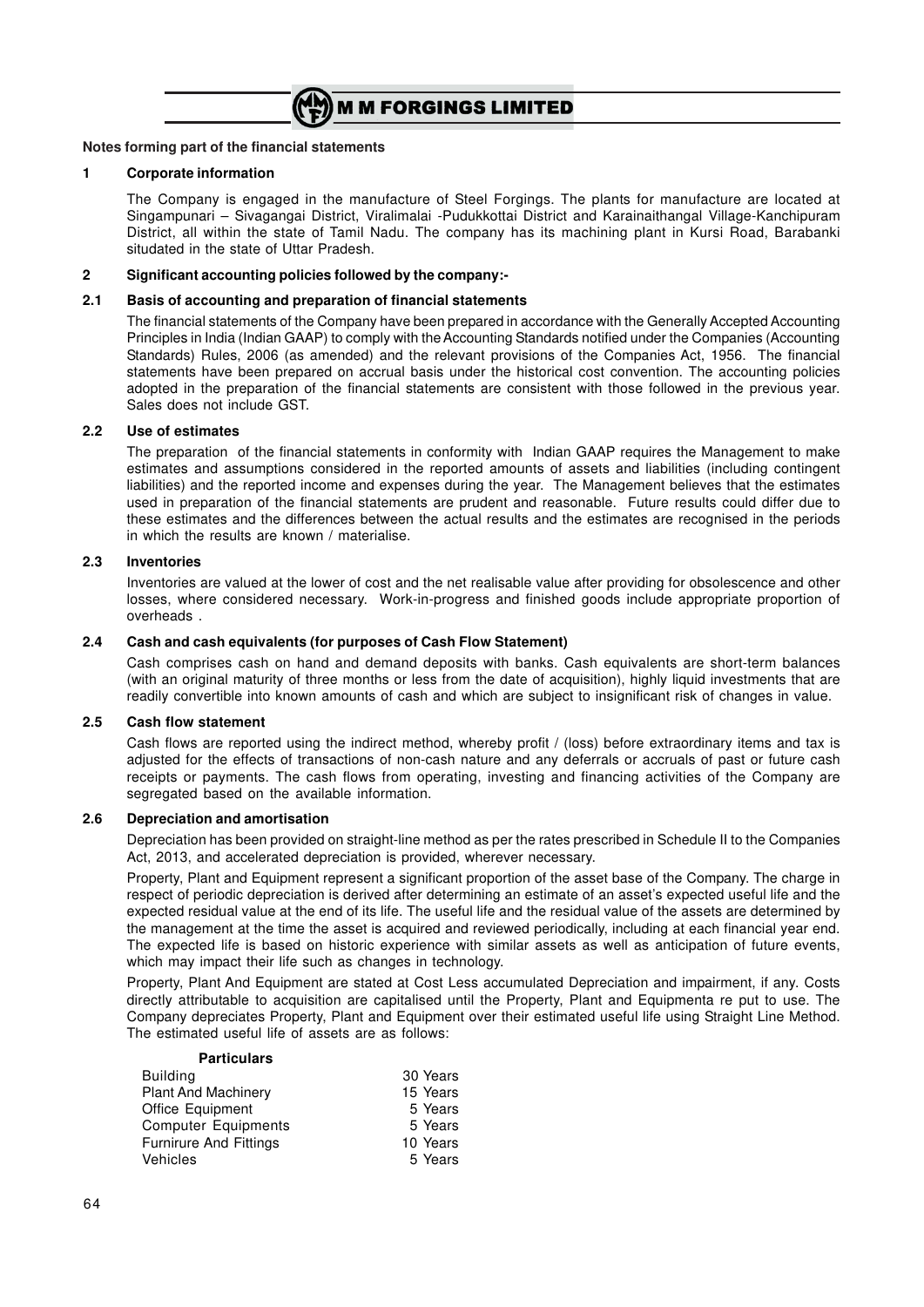## Notes forming part of the financial statements

### 1 Corporate information

The Company is engaged in the manufacture of Steel Forgings. The plants for manufacture are located at Singampunari – Sivagangai District, Viralimalai -Pudukkottai District and Karainaithangal Village-Kanchipuram District, all within the state of Tamil Nadu. The company has its machining plant in Kursi Road, Barabanki situdated in the state of Uttar Pradesh.

### 2 Significant accounting policies followed by the company:-

#### 2.1 Basis of accounting and preparation of financial statements

The financial statements of the Company have been prepared in accordance with the Generally Accepted Accounting Principles in India (Indian GAAP) to comply with the Accounting Standards notified under the Companies (Accounting Standards) Rules, 2006 (as amended) and the relevant provisions of the Companies Act, 1956. The financial statements have been prepared on accrual basis under the historical cost convention. The accounting policies adopted in the preparation of the financial statements are consistent with those followed in the previous year. Sales does not include GST.

#### 2.2 Use of estimates

The preparation of the financial statements in conformity with Indian GAAP requires the Management to make estimates and assumptions considered in the reported amounts of assets and liabilities (including contingent liabilities) and the reported income and expenses during the year. The Management believes that the estimates used in preparation of the financial statements are prudent and reasonable. Future results could differ due to these estimates and the differences between the actual results and the estimates are recognised in the periods in which the results are known / materialise.

#### 2.3 Inventories

Inventories are valued at the lower of cost and the net realisable value after providing for obsolescence and other losses, where considered necessary. Work-in-progress and finished goods include appropriate proportion of overheads .

#### 2.4 Cash and cash equivalents (for purposes of Cash Flow Statement)

Cash comprises cash on hand and demand deposits with banks. Cash equivalents are short-term balances (with an original maturity of three months or less from the date of acquisition), highly liquid investments that are readily convertible into known amounts of cash and which are subject to insignificant risk of changes in value.

#### 2.5 Cash flow statement

Cash flows are reported using the indirect method, whereby profit / (loss) before extraordinary items and tax is adjusted for the effects of transactions of non-cash nature and any deferrals or accruals of past or future cash receipts or payments. The cash flows from operating, investing and financing activities of the Company are segregated based on the available information.

#### 2.6 Depreciation and amortisation

Depreciation has been provided on straight-line method as per the rates prescribed in Schedule II to the Companies Act, 2013, and accelerated depreciation is provided, wherever necessary.

Property, Plant and Equipment represent a significant proportion of the asset base of the Company. The charge in respect of periodic depreciation is derived after determining an estimate of an asset's expected useful life and the expected residual value at the end of its life. The useful life and the residual value of the assets are determined by the management at the time the asset is acquired and reviewed periodically, including at each financial year end. The expected life is based on historic experience with similar assets as well as anticipation of future events, which may impact their life such as changes in technology.

Property, Plant And Equipment are stated at Cost Less accumulated Depreciation and impairment, if any. Costs directly attributable to acquisition are capitalised until the Property, Plant and Equipmenta re put to use. The Company depreciates Property, Plant and Equipment over their estimated useful life using Straight Line Method. The estimated useful life of assets are as follows:

| Particulars | |
|---|---|
| Building | 30 Years |
| Plant And Machinery | 15 Years |
| Office Equipment | 5 Years |
| Computer Equipments | 5 Years |
| Furnirure And Fittings | 10 Years |
| Vehicles | 5 Years |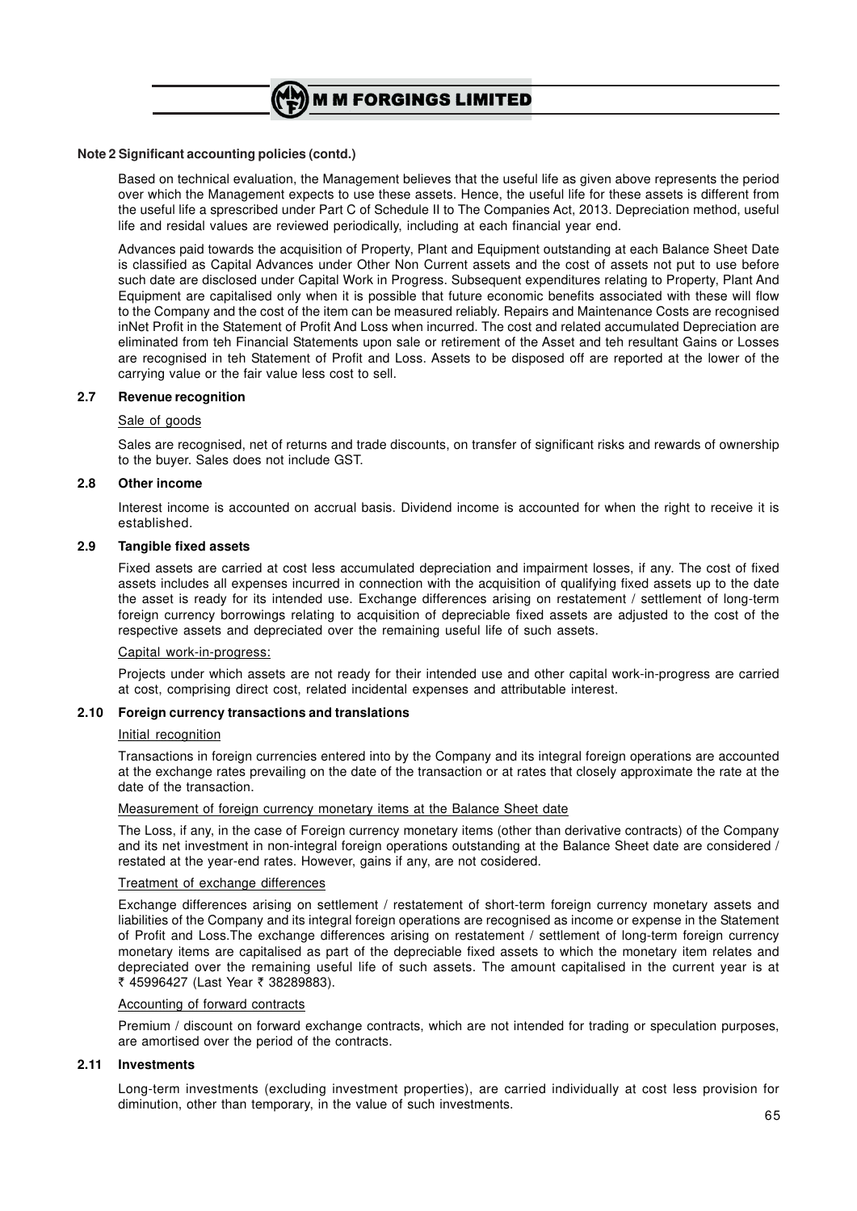**Note 2 Significant accounting policies (contd.)**

Based on technical evaluation, the Management believes that the useful life as given above represents the period over which the Management expects to use these assets. Hence, the useful life for these assets is different from the useful life a sprescribed under Part C of Schedule II to The Companies Act, 2013. Depreciation method, useful life and residal values are reviewed periodically, including at each financial year end.

Advances paid towards the acquisition of Property, Plant and Equipment outstanding at each Balance Sheet Date is classified as Capital Advances under Other Non Current assets and the cost of assets not put to use before such date are disclosed under Capital Work in Progress. Subsequent expenditures relating to Property, Plant And Equipment are capitalised only when it is possible that future economic benefits associated with these will flow to the Company and the cost of the item can be measured reliably. Repairs and Maintenance Costs are recognised inNet Profit in the Statement of Profit And Loss when incurred. The cost and related accumulated Depreciation are eliminated from teh Financial Statements upon sale or retirement of the Asset and teh resultant Gains or Losses are recognised in teh Statement of Profit and Loss. Assets to be disposed off are reported at the lower of the carrying value or the fair value less cost to sell.

### 2.7 Revenue recognition

Sale of goods

Sales are recognised, net of returns and trade discounts, on transfer of significant risks and rewards of ownership to the buyer. Sales does not include GST.

### 2.8 Other income

Interest income is accounted on accrual basis. Dividend income is accounted for when the right to receive it is established.

### 2.9 Tangible fixed assets

Fixed assets are carried at cost less accumulated depreciation and impairment losses, if any. The cost of fixed assets includes all expenses incurred in connection with the acquisition of qualifying fixed assets up to the date the asset is ready for its intended use. Exchange differences arising on restatement / settlement of long-term foreign currency borrowings relating to acquisition of depreciable fixed assets are adjusted to the cost of the respective assets and depreciated over the remaining useful life of such assets.

Capital work-in-progress:

Projects under which assets are not ready for their intended use and other capital work-in-progress are carried at cost, comprising direct cost, related incidental expenses and attributable interest.

### 2.10 Foreign currency transactions and translations

Initial recognition

Transactions in foreign currencies entered into by the Company and its integral foreign operations are accounted at the exchange rates prevailing on the date of the transaction or at rates that closely approximate the rate at the date of the transaction.

Measurement of foreign currency monetary items at the Balance Sheet date

The Loss, if any, in the case of Foreign currency monetary items (other than derivative contracts) of the Company and its net investment in non-integral foreign operations outstanding at the Balance Sheet date are considered / restated at the year-end rates. However, gains if any, are not cosidered.

Treatment of exchange differences

Exchange differences arising on settlement / restatement of short-term foreign currency monetary assets and liabilities of the Company and its integral foreign operations are recognised as income or expense in the Statement of Profit and Loss.The exchange differences arising on restatement / settlement of long-term foreign currency monetary items are capitalised as part of the depreciable fixed assets to which the monetary item relates and depreciated over the remaining useful life of such assets. The amount capitalised in the current year is at ₹ 45996427 (Last Year ₹ 38289883).

Accounting of forward contracts

Premium / discount on forward exchange contracts, which are not intended for trading or speculation purposes, are amortised over the period of the contracts.

### 2.11 Investments

Long-term investments (excluding investment properties), are carried individually at cost less provision for diminution, other than temporary, in the value of such investments.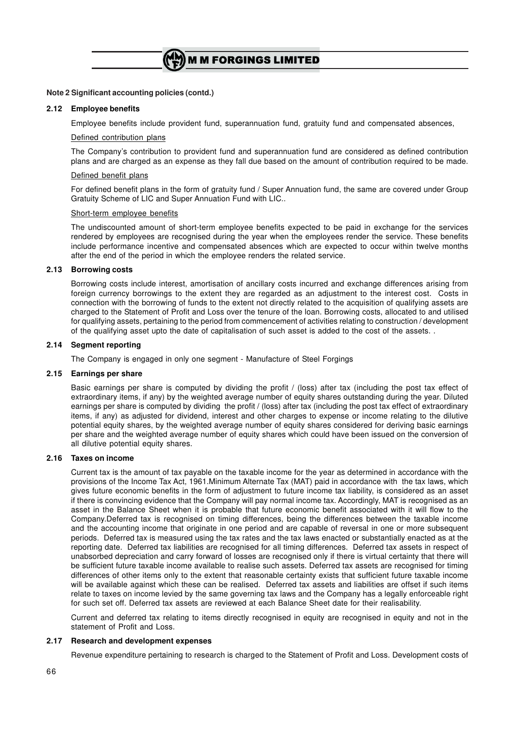## Note 2 Significant accounting policies (contd.)

### 2.12 Employee benefits

Employee benefits include provident fund, superannuation fund, gratuity fund and compensated absences,

Defined contribution plans

The Company's contribution to provident fund and superannuation fund are considered as defined contribution plans and are charged as an expense as they fall due based on the amount of contribution required to be made.

Defined benefit plans

For defined benefit plans in the form of gratuity fund / Super Annuation fund, the same are covered under Group Gratuity Scheme of LIC and Super Annuation Fund with LIC..

Short-term employee benefits

The undiscounted amount of short-term employee benefits expected to be paid in exchange for the services rendered by employees are recognised during the year when the employees render the service. These benefits include performance incentive and compensated absences which are expected to occur within twelve months after the end of the period in which the employee renders the related service.

### 2.13 Borrowing costs

Borrowing costs include interest, amortisation of ancillary costs incurred and exchange differences arising from foreign currency borrowings to the extent they are regarded as an adjustment to the interest cost. Costs in connection with the borrowing of funds to the extent not directly related to the acquisition of qualifying assets are charged to the Statement of Profit and Loss over the tenure of the loan. Borrowing costs, allocated to and utilised for qualifying assets, pertaining to the period from commencement of activities relating to construction / development of the qualifying asset upto the date of capitalisation of such asset is added to the cost of the assets. .

### 2.14 Segment reporting

The Company is engaged in only one segment - Manufacture of Steel Forgings

### 2.15 Earnings per share

Basic earnings per share is computed by dividing the profit / (loss) after tax (including the post tax effect of extraordinary items, if any) by the weighted average number of equity shares outstanding during the year. Diluted earnings per share is computed by dividing the profit / (loss) after tax (including the post tax effect of extraordinary items, if any) as adjusted for dividend, interest and other charges to expense or income relating to the dilutive potential equity shares, by the weighted average number of equity shares considered for deriving basic earnings per share and the weighted average number of equity shares which could have been issued on the conversion of all dilutive potential equity shares.

### 2.16 Taxes on income

Current tax is the amount of tax payable on the taxable income for the year as determined in accordance with the provisions of the Income Tax Act, 1961.Minimum Alternate Tax (MAT) paid in accordance with the tax laws, which gives future economic benefits in the form of adjustment to future income tax liability, is considered as an asset if there is convincing evidence that the Company will pay normal income tax. Accordingly, MAT is recognised as an asset in the Balance Sheet when it is probable that future economic benefit associated with it will flow to the Company.Deferred tax is recognised on timing differences, being the differences between the taxable income and the accounting income that originate in one period and are capable of reversal in one or more subsequent periods. Deferred tax is measured using the tax rates and the tax laws enacted or substantially enacted as at the reporting date. Deferred tax liabilities are recognised for all timing differences. Deferred tax assets in respect of unabsorbed depreciation and carry forward of losses are recognised only if there is virtual certainty that there will be sufficient future taxable income available to realise such assets. Deferred tax assets are recognised for timing differences of other items only to the extent that reasonable certainty exists that sufficient future taxable income will be available against which these can be realised. Deferred tax assets and liabilities are offset if such items relate to taxes on income levied by the same governing tax laws and the Company has a legally enforceable right for such set off. Deferred tax assets are reviewed at each Balance Sheet date for their realisability.

Current and deferred tax relating to items directly recognised in equity are recognised in equity and not in the statement of Profit and Loss.

### 2.17 Research and development expenses

Revenue expenditure pertaining to research is charged to the Statement of Profit and Loss. Development costs of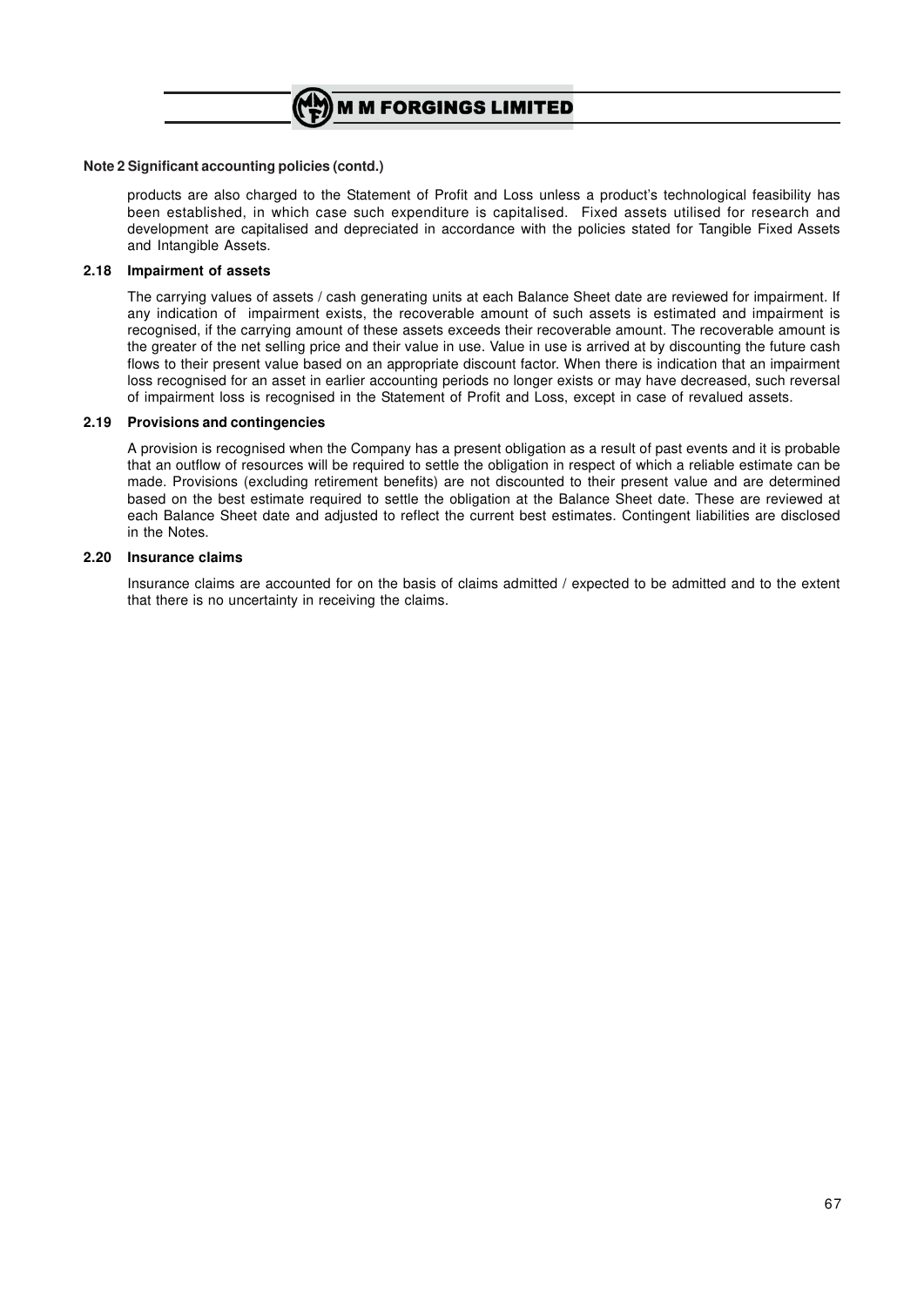**Note 2 Significant accounting policies (contd.)**

products are also charged to the Statement of Profit and Loss unless a product's technological feasibility has been established, in which case such expenditure is capitalised. Fixed assets utilised for research and development are capitalised and depreciated in accordance with the policies stated for Tangible Fixed Assets and Intangible Assets.

**2.18 Impairment of assets**

The carrying values of assets / cash generating units at each Balance Sheet date are reviewed for impairment. If any indication of impairment exists, the recoverable amount of such assets is estimated and impairment is recognised, if the carrying amount of these assets exceeds their recoverable amount. The recoverable amount is the greater of the net selling price and their value in use. Value in use is arrived at by discounting the future cash flows to their present value based on an appropriate discount factor. When there is indication that an impairment loss recognised for an asset in earlier accounting periods no longer exists or may have decreased, such reversal of impairment loss is recognised in the Statement of Profit and Loss, except in case of revalued assets.

**2.19 Provisions and contingencies**

A provision is recognised when the Company has a present obligation as a result of past events and it is probable that an outflow of resources will be required to settle the obligation in respect of which a reliable estimate can be made. Provisions (excluding retirement benefits) are not discounted to their present value and are determined based on the best estimate required to settle the obligation at the Balance Sheet date. These are reviewed at each Balance Sheet date and adjusted to reflect the current best estimates. Contingent liabilities are disclosed in the Notes.

**2.20 Insurance claims**

Insurance claims are accounted for on the basis of claims admitted / expected to be admitted and to the extent that there is no uncertainty in receiving the claims.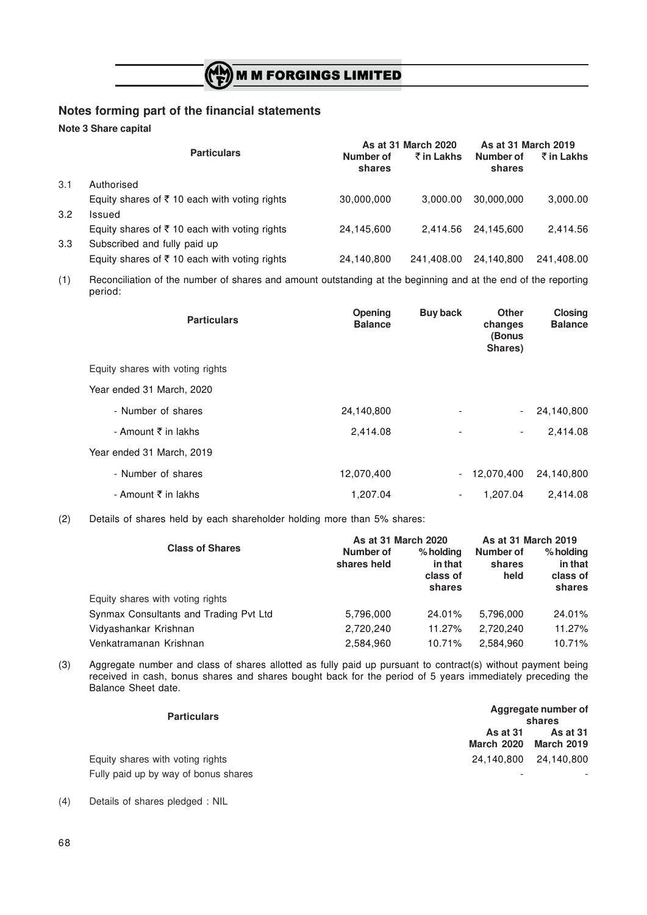## Notes forming part of the financial statements

**Note 3 Share capital**

| | Particulars | As at 31 March 2020 | | As at 31 March 2019 | |
|---|---|---|---|---|---|
| | | Number of shares | ₹ in Lakhs | Number of shares | ₹ in Lakhs |
| 3.1 | Authorised | | | | |
| | Equity shares of ₹ 10 each with voting rights | 30,000,000 | 3,000.00 | 30,000,000 | 3,000.00 |
| 3.2 | Issued | | | | |
| | Equity shares of ₹ 10 each with voting rights | 24,145,600 | 2,414.56 | 24,145,600 | 2,414.56 |
| 3.3 | Subscribed and fully paid up | | | | |
| | Equity shares of ₹ 10 each with voting rights | 24,140,800 | 241,408.00 | 24,140,800 | 241,408.00 |

(1) Reconciliation of the number of shares and amount outstanding at the beginning and at the end of the reporting period:

| Particulars | Opening Balance | Buy back | Other changes (Bonus Shares) | Closing Balance |
|---|---|---|---|---|
| Equity shares with voting rights | | | | |
| Year ended 31 March, 2020 | | | | |
| - Number of shares | 24,140,800 | - | - | 24,140,800 |
| - Amount ₹ in lakhs | 2,414.08 | - | - | 2,414.08 |
| Year ended 31 March, 2019 | | | | |
| - Number of shares | 12,070,400 | - | 12,070,400 | 24,140,800 |
| - Amount ₹ in lakhs | 1,207.04 | - | 1,207.04 | 2,414.08 |

(2) Details of shares held by each shareholder holding more than 5% shares:

| Class of Shares | As at 31 March 2020 | | As at 31 March 2019 | |
|---|---|---|---|---|
| | Number of shares held | % holding in that class of shares | Number of shares held | % holding in that class of shares |
| Equity shares with voting rights | | | | |
| Synmax Consultants and Trading Pvt Ltd | 5,796,000 | 24.01% | 5,796,000 | 24.01% |
| Vidyashankar Krishnan | 2,720,240 | 11.27% | 2,720,240 | 11.27% |
| Venkatramanan Krishnan | 2,584,960 | 10.71% | 2,584,960 | 10.71% |

(3) Aggregate number and class of shares allotted as fully paid up pursuant to contract(s) without payment being received in cash, bonus shares and shares bought back for the period of 5 years immediately preceding the Balance Sheet date.

| Particulars | Aggregate number of shares | |
|---|---|---|
| | As at 31 March 2020 | As at 31 March 2019 |
| Equity shares with voting rights | 24,140,800 | 24,140,800 |
| Fully paid up by way of bonus shares | - | - |

(4) Details of shares pledged : NIL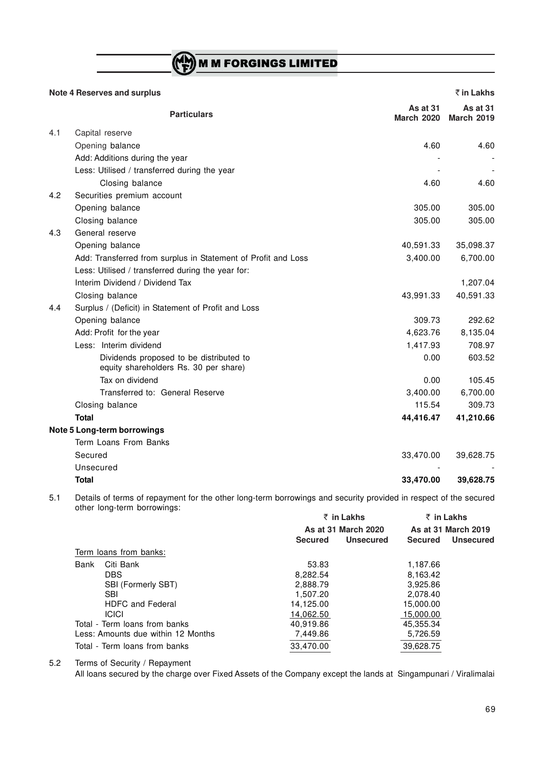**Note 4 Reserves and surplus** ₹ in Lakhs

| | Particulars | As at 31 March 2020 | As at 31 March 2019 |
|---|---|---|---|
| 4.1 | Capital reserve | | |
| | Opening balance | 4.60 | 4.60 |
| | Add: Additions during the year | - | - |
| | Less: Utilised / transferred during the year | - | - |
| | Closing balance | 4.60 | 4.60 |
| 4.2 | Securities premium account | | |
| | Opening balance | 305.00 | 305.00 |
| | Closing balance | 305.00 | 305.00 |
| 4.3 | General reserve | | |
| | Opening balance | 40,591.33 | 35,098.37 |
| | Add: Transferred from surplus in Statement of Profit and Loss | 3,400.00 | 6,700.00 |
| | Less: Utilised / transferred during the year for: | | |
| | Interim Dividend / Dividend Tax | | 1,207.04 |
| | Closing balance | 43,991.33 | 40,591.33 |
| 4.4 | Surplus / (Deficit) in Statement of Profit and Loss | | |
| | Opening balance | 309.73 | 292.62 |
| | Add: Profit for the year | 4,623.76 | 8,135.04 |
| | Less: Interim dividend | 1,417.93 | 708.97 |
| | Dividends proposed to be distributed to equity shareholders Rs. 30 per share) | 0.00 | 603.52 |
| | Tax on dividend | 0.00 | 105.45 |
| | Transferred to: General Reserve | 3,400.00 | 6,700.00 |
| | Closing balance | 115.54 | 309.73 |
| | **Total** | **44,416.47** | **41,210.66** |

**Note 5 Long-term borrowings**

| Particulars | As at 31 March 2020 | As at 31 March 2019 |
|---|---|---|
| Term Loans From Banks | | |
| Secured | 33,470.00 | 39,628.75 |
| Unsecured | - | - |
| **Total** | **33,470.00** | **39,628.75** |

5.1 Details of terms of repayment for the other long-term borrowings and security provided in respect of the secured other long-term borrowings:

| | ₹ in Lakhs | | ₹ in Lakhs | |
|---|---|---|---|---|
| | As at 31 March 2020 | | As at 31 March 2019 | |
| | Secured | Unsecured | Secured | Unsecured |
| Term loans from banks: | | | | |
| Bank Citi Bank | 53.83 | | 1,187.66 | |
| DBS | 8,282.54 | | 8,163.42 | |
| SBI (Formerly SBT) | 2,888.79 | | 3,925.86 | |
| SBI | 1,507.20 | | 2,078.40 | |
| HDFC and Federal | 14,125.00 | | 15,000.00 | |
| ICICI | 14,062.50 | | 15,000.00 | |
| Total - Term loans from banks | 40,919.86 | | 45,355.34 | |
| Less: Amounts due within 12 Months | 7,449.86 | | 5,726.59 | |
| Total - Term loans from banks | 33,470.00 | | 39,628.75 | |

5.2 Terms of Security / Repayment

All loans secured by the charge over Fixed Assets of the Company except the lands at Singampunari / Viralimalai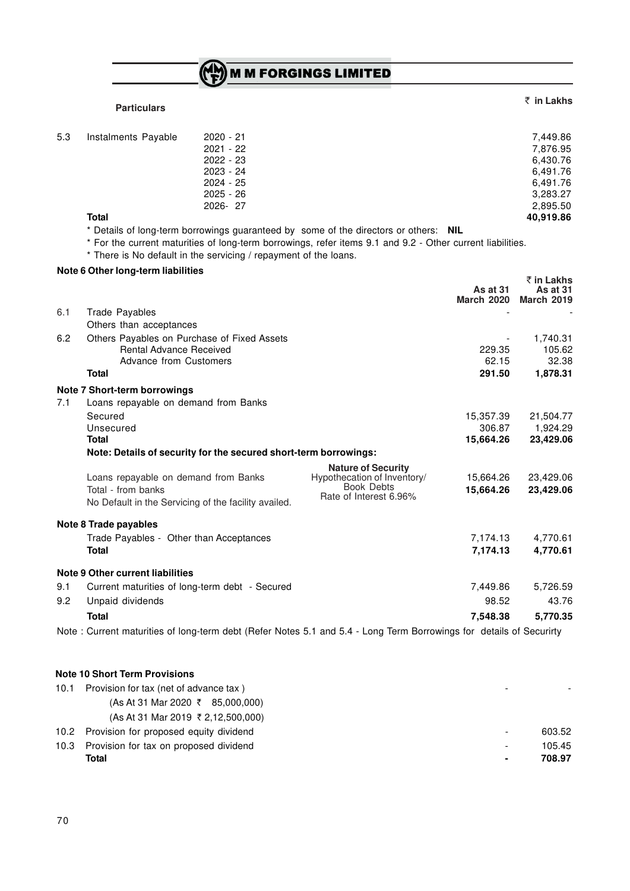| | Particulars | | ₹ in Lakhs |
|---|---|---|---|
| 5.3 | Instalments Payable | 2020 - 21 | 7,449.86 |
| | | 2021 - 22 | 7,876.95 |
| | | 2022 - 23 | 6,430.76 |
| | | 2023 - 24 | 6,491.76 |
| | | 2024 - 25 | 6,491.76 |
| | | 2025 - 26 | 3,283.27 |
| | | 2026- 27 | 2,895.50 |
| | **Total** | | **40,919.86** |

* Details of long-term borrowings guaranteed by some of the directors or others: **NIL**

* For the current maturities of long-term borrowings, refer items 9.1 and 9.2 - Other current liabilities.

* There is No default in the servicing / repayment of the loans.

**Note 6 Other long-term liabilities**

₹ in Lakhs

| | | | As at 31 March 2020 | As at 31 March 2019 |
|---|---|---|---|---|
| 6.1 | Trade Payables | | - | - |
| | Others than acceptances | | | |
| 6.2 | Others Payables on Purchase of Fixed Assets | | - | 1,740.31 |
| | Rental Advance Received | | 229.35 | 105.62 |
| | Advance from Customers | | 62.15 | 32.38 |
| | **Total** | | **291.50** | **1,878.31** |
| | **Note 7 Short-term borrowings** | | | |
| 7.1 | Loans repayable on demand from Banks | | | |
| | Secured | | 15,357.39 | 21,504.77 |
| | Unsecured | | 306.87 | 1,924.29 |
| | **Total** | | **15,664.26** | **23,429.06** |
| | **Note: Details of security for the secured short-term borrowings:** | | | |
| | | **Nature of Security** | | |
| | Loans repayable on demand from Banks | Hypothecation of Inventory/ Book Debts | 15,664.26 | 23,429.06 |
| | Total - from banks | Rate of Interest 6.96% | **15,664.26** | **23,429.06** |
| | No Default in the Servicing of the facility availed. | | | |
| | **Note 8 Trade payables** | | | |
| | Trade Payables - Other than Acceptances | | 7,174.13 | 4,770.61 |
| | **Total** | | **7,174.13** | **4,770.61** |
| | **Note 9 Other current liabilities** | | | |
| 9.1 | Current maturities of long-term debt - Secured | | 7,449.86 | 5,726.59 |
| 9.2 | Unpaid dividends | | 98.52 | 43.76 |
| | **Total** | | **7,548.38** | **5,770.35** |

Note : Current maturities of long-term debt (Refer Notes 5.1 and 5.4 - Long Term Borrowings for details of Securirty

**Note 10 Short Term Provisions**

| | | | |
|---|---|---|---|
| 10.1 | Provision for tax (net of advance tax ) | - | - |
| | (As At 31 Mar 2020 ₹ 85,000,000) | | |
| | (As At 31 Mar 2019 ₹ 2,12,500,000) | | |
| 10.2 | Provision for proposed equity dividend | - | 603.52 |
| 10.3 | Provision for tax on proposed dividend | - | 105.45 |
| | **Total** | **-** | **708.97** |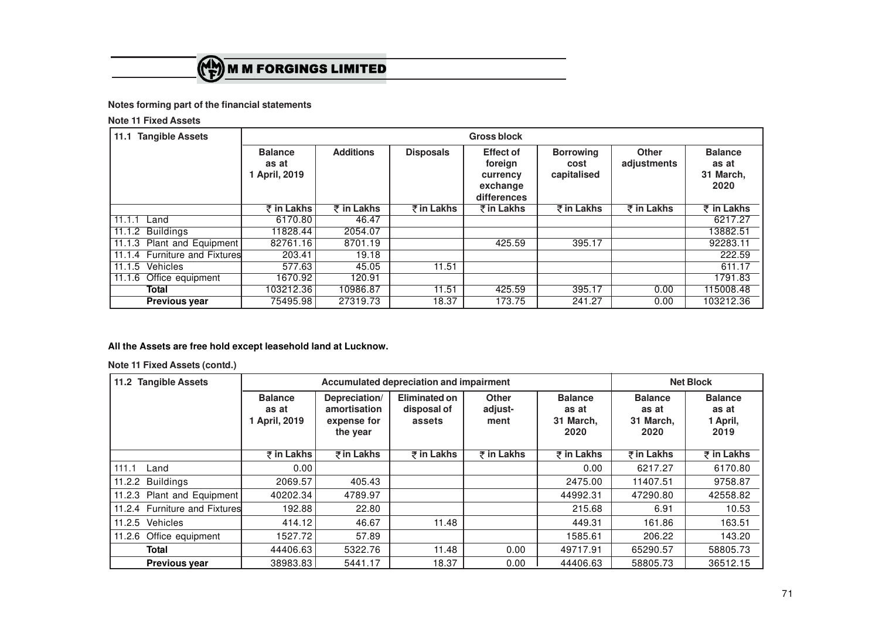**Notes forming part of the financial statements**

**Note 11 Fixed Assets**

| 11.1 Tangible Assets | Gross block | | | | | | |
|---|---|---|---|---|---|---|---|
| | Balance as at 1 April, 2019 | Additions | Disposals | Effect of foreign currency exchange differences | Borrowing cost capitalised | Other adjustments | Balance as at 31 March, 2020 |
| | ₹ in Lakhs | ₹ in Lakhs | ₹ in Lakhs | ₹ in Lakhs | ₹ in Lakhs | ₹ in Lakhs | ₹ in Lakhs |
| 11.1.1 Land | 6170.80 | 46.47 | | | | | 6217.27 |
| 11.1.2 Buildings | 11828.44 | 2054.07 | | | | | 13882.51 |
| 11.1.3 Plant and Equipment | 82761.16 | 8701.19 | | 425.59 | 395.17 | | 92283.11 |
| 11.1.4 Furniture and Fixtures | 203.41 | 19.18 | | | | | 222.59 |
| 11.1.5 Vehicles | 577.63 | 45.05 | 11.51 | | | | 611.17 |
| 11.1.6 Office equipment | 1670.92 | 120.91 | | | | | 1791.83 |
| **Total** | 103212.36 | 10986.87 | 11.51 | 425.59 | 395.17 | 0.00 | 115008.48 |
| **Previous year** | 75495.98 | 27319.73 | 18.37 | 173.75 | 241.27 | 0.00 | 103212.36 |

**All the Assets are free hold except leasehold land at Lucknow.**

**Note 11 Fixed Assets (contd.)**

| 11.2 Tangible Assets | Accumulated depreciation and impairment | | | | | Net Block | |
|---|---|---|---|---|---|---|---|
| | Balance as at 1 April, 2019 | Depreciation/ amortisation expense for the year | Eliminated on disposal of assets | Other adjust-ment | Balance as at 31 March, 2020 | Balance as at 31 March, 2020 | Balance as at 1 April, 2019 |
| | ₹ in Lakhs | ₹ in Lakhs | ₹ in Lakhs | ₹ in Lakhs | ₹ in Lakhs | ₹ in Lakhs | ₹ in Lakhs |
| 111.1 Land | 0.00 | | | | 0.00 | 6217.27 | 6170.80 |
| 11.2.2 Buildings | 2069.57 | 405.43 | | | 2475.00 | 11407.51 | 9758.87 |
| 11.2.3 Plant and Equipment | 40202.34 | 4789.97 | | | 44992.31 | 47290.80 | 42558.82 |
| 11.2.4 Furniture and Fixtures | 192.88 | 22.80 | | | 215.68 | 6.91 | 10.53 |
| 11.2.5 Vehicles | 414.12 | 46.67 | 11.48 | | 449.31 | 161.86 | 163.51 |
| 11.2.6 Office equipment | 1527.72 | 57.89 | | | 1585.61 | 206.22 | 143.20 |
| **Total** | 44406.63 | 5322.76 | 11.48 | 0.00 | 49717.91 | 65290.57 | 58805.73 |
| **Previous year** | 38983.83 | 5441.17 | 18.37 | 0.00 | 44406.63 | 58805.73 | 36512.15 |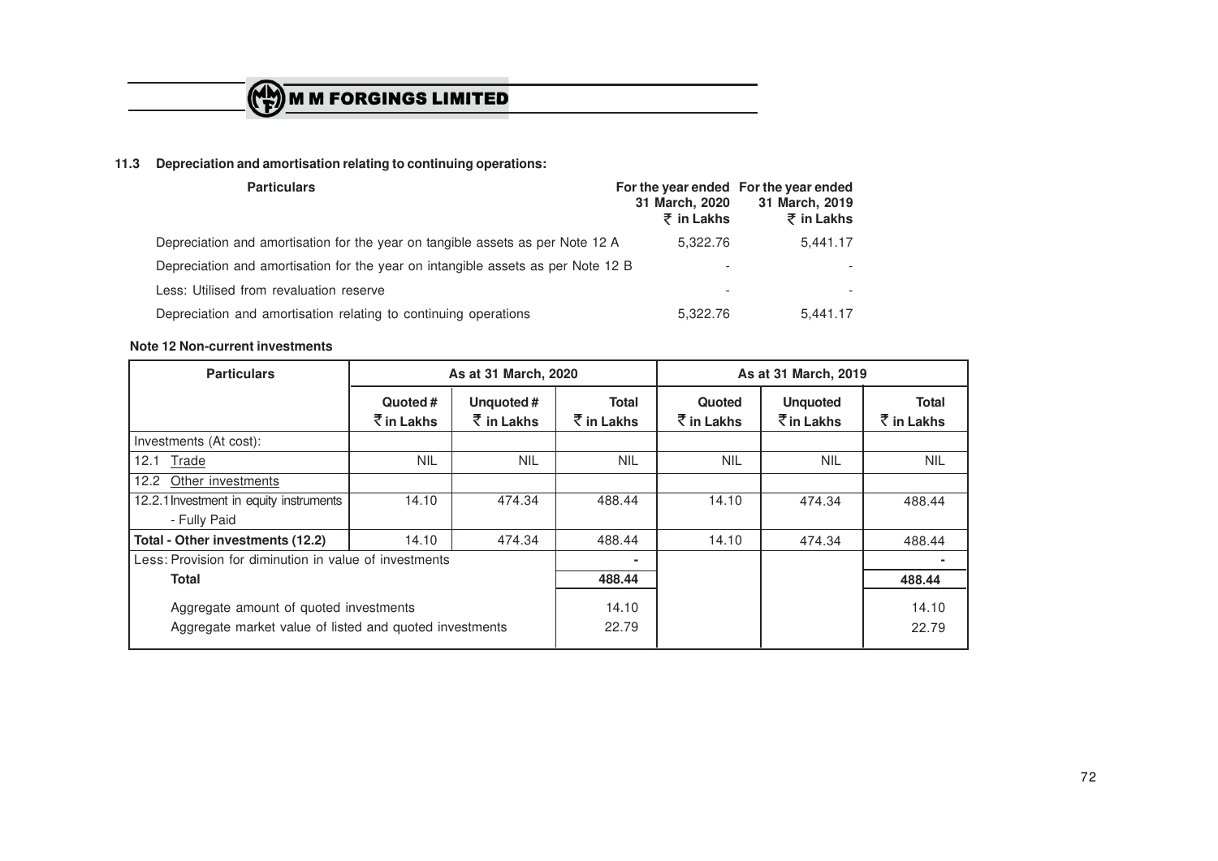### 11.3 Depreciation and amortisation relating to continuing operations:

| Particulars | For the year ended 31 March, 2020 ₹ in Lakhs | For the year ended 31 March, 2019 ₹ in Lakhs |
|---|---|---|
| Depreciation and amortisation for the year on tangible assets as per Note 12 A | 5,322.76 | 5,441.17 |
| Depreciation and amortisation for the year on intangible assets as per Note 12 B | - | - |
| Less: Utilised from revaluation reserve | - | - |
| Depreciation and amortisation relating to continuing operations | 5,322.76 | 5,441.17 |

### Note 12 Non-current investments

| Particulars | As at 31 March, 2020 | | | As at 31 March, 2019 | | |
|---|---|---|---|---|---|---|
| | Quoted # ₹ in Lakhs | Unquoted # ₹ in Lakhs | Total ₹ in Lakhs | Quoted ₹ in Lakhs | Unquoted ₹ in Lakhs | Total ₹ in Lakhs |
| Investments (At cost): | | | | | | |
| 12.1 Trade | NIL | NIL | NIL | NIL | NIL | NIL |
| 12.2 Other investments | | | | | | |
| 12.2.1 Investment in equity instruments - Fully Paid | 14.10 | 474.34 | 488.44 | 14.10 | 474.34 | 488.44 |
| **Total - Other investments (12.2)** | 14.10 | 474.34 | 488.44 | 14.10 | 474.34 | 488.44 |
| Less: Provision for diminution in value of investments | | | - | | | - |
| **Total** | | | **488.44** | | | **488.44** |
| Aggregate amount of quoted investments | | | 14.10 | | | 14.10 |
| Aggregate market value of listed and quoted investments | | | 22.79 | | | 22.79 |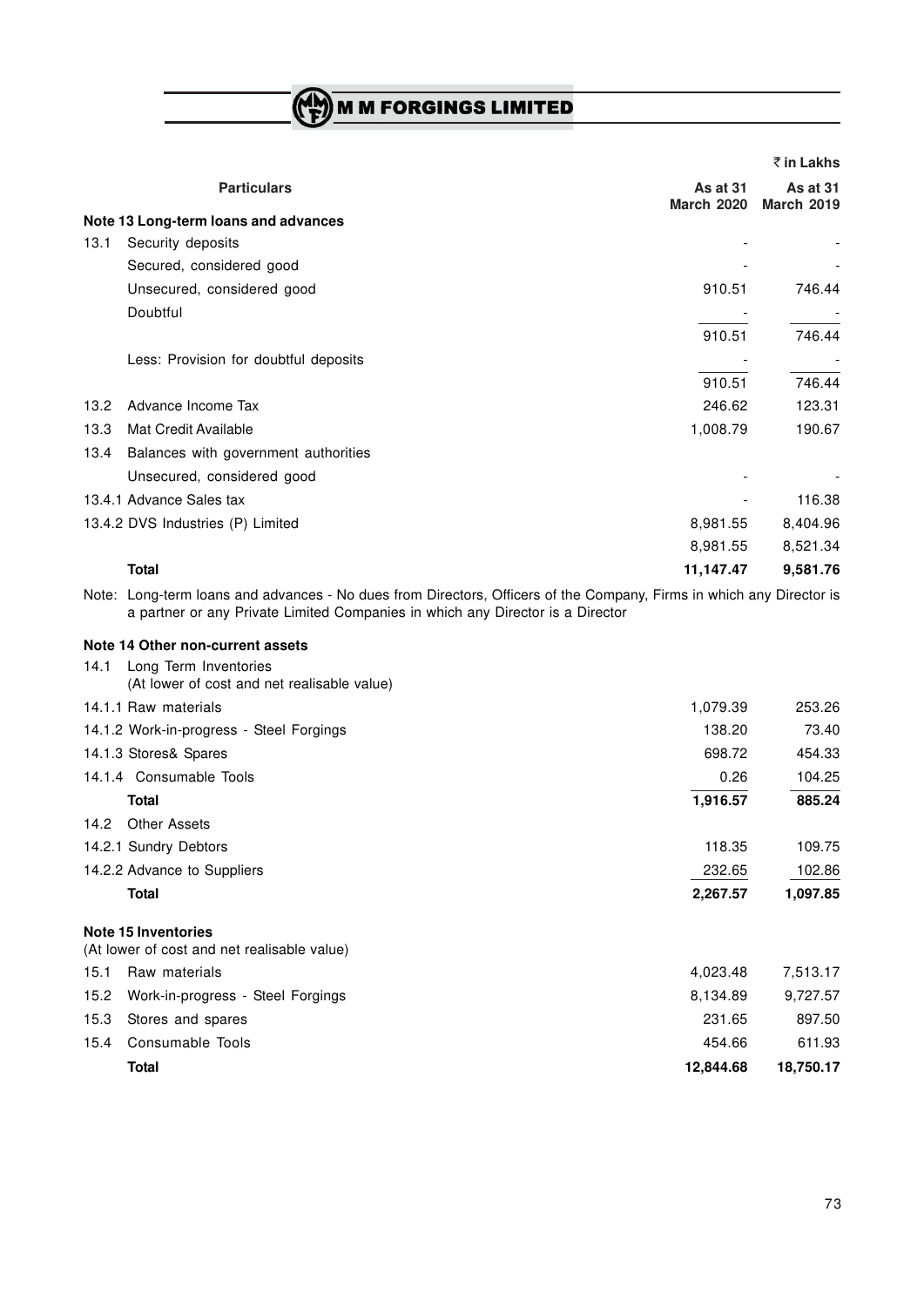₹ in Lakhs

| | Particulars | As at 31 March 2020 | As at 31 March 2019 |
|---|---|---|---|
| | **Note 13 Long-term loans and advances** | | |
| 13.1 | Security deposits | - | - |
| | Secured, considered good | - | - |
| | Unsecured, considered good | 910.51 | 746.44 |
| | Doubtful | - | - |
| | | 910.51 | 746.44 |
| | Less: Provision for doubtful deposits | - | - |
| | | 910.51 | 746.44 |
| 13.2 | Advance Income Tax | 246.62 | 123.31 |
| 13.3 | Mat Credit Available | 1,008.79 | 190.67 |
| 13.4 | Balances with government authorities | | |
| | Unsecured, considered good | - | - |
| | 13.4.1 Advance Sales tax | - | 116.38 |
| | 13.4.2 DVS Industries (P) Limited | 8,981.55 | 8,404.96 |
| | | 8,981.55 | 8,521.34 |
| | **Total** | **11,147.47** | **9,581.76** |

Note: Long-term loans and advances - No dues from Directors, Officers of the Company, Firms in which any Director is a partner or any Private Limited Companies in which any Director is a Director

| | Particulars | As at 31 March 2020 | As at 31 March 2019 |
|---|---|---|---|
| | **Note 14 Other non-current assets** | | |
| 14.1 | Long Term Inventories (At lower of cost and net realisable value) | | |
| | 14.1.1 Raw materials | 1,079.39 | 253.26 |
| | 14.1.2 Work-in-progress - Steel Forgings | 138.20 | 73.40 |
| | 14.1.3 Stores& Spares | 698.72 | 454.33 |
| | 14.1.4 Consumable Tools | 0.26 | 104.25 |
| | **Total** | **1,916.57** | **885.24** |
| 14.2 | Other Assets | | |
| | 14.2.1 Sundry Debtors | 118.35 | 109.75 |
| | 14.2.2 Advance to Suppliers | 232.65 | 102.86 |
| | **Total** | **2,267.57** | **1,097.85** |
| | **Note 15 Inventories** (At lower of cost and net realisable value) | | |
| 15.1 | Raw materials | 4,023.48 | 7,513.17 |
| 15.2 | Work-in-progress - Steel Forgings | 8,134.89 | 9,727.57 |
| 15.3 | Stores and spares | 231.65 | 897.50 |
| 15.4 | Consumable Tools | 454.66 | 611.93 |
| | **Total** | **12,844.68** | **18,750.17** |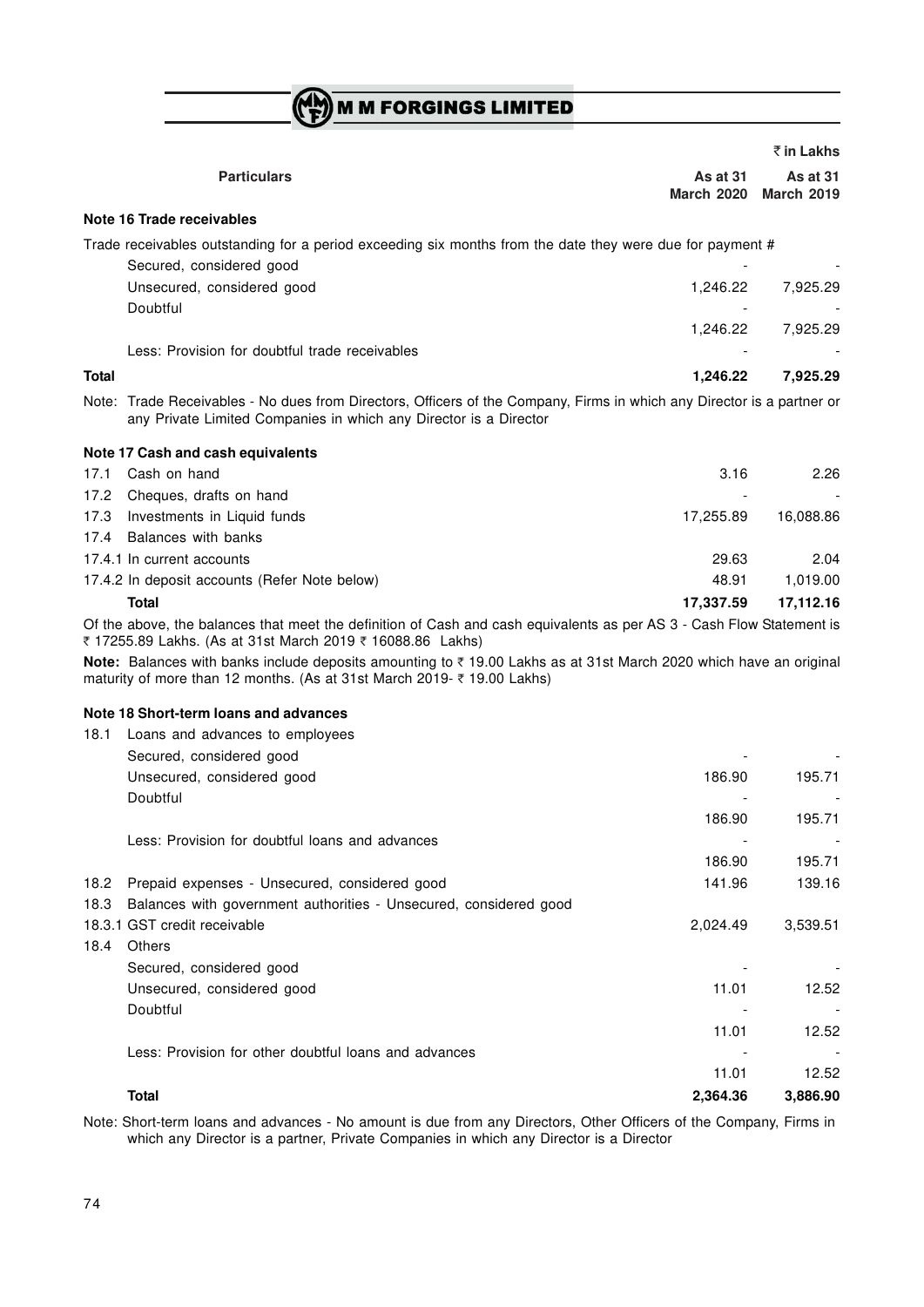₹ in Lakhs

| Particulars | As at 31 March 2020 | As at 31 March 2019 |
|---|---|---|
| **Note 16 Trade receivables** | | |
| Trade receivables outstanding for a period exceeding six months from the date they were due for payment # | | |
| Secured, considered good | - | - |
| Unsecured, considered good | 1,246.22 | 7,925.29 |
| Doubtful | - | - |
| | 1,246.22 | 7,925.29 |
| Less: Provision for doubtful trade receivables | - | - |
| **Total** | **1,246.22** | **7,925.29** |

Note: Trade Receivables - No dues from Directors, Officers of the Company, Firms in which any Director is a partner or any Private Limited Companies in which any Director is a Director

| Particulars | As at 31 March 2020 | As at 31 March 2019 |
|---|---|---|
| **Note 17 Cash and cash equivalents** | | |
| 17.1 Cash on hand | 3.16 | 2.26 |
| 17.2 Cheques, drafts on hand | - | - |
| 17.3 Investments in Liquid funds | 17,255.89 | 16,088.86 |
| 17.4 Balances with banks | | |
| 17.4.1 In current accounts | 29.63 | 2.04 |
| 17.4.2 In deposit accounts (Refer Note below) | 48.91 | 1,019.00 |
| **Total** | **17,337.59** | **17,112.16** |

Of the above, the balances that meet the definition of Cash and cash equivalents as per AS 3 - Cash Flow Statement is ₹ 17255.89 Lakhs. (As at 31st March 2019 ₹ 16088.86 Lakhs)

**Note:** Balances with banks include deposits amounting to ₹ 19.00 Lakhs as at 31st March 2020 which have an original maturity of more than 12 months. (As at 31st March 2019- ₹ 19.00 Lakhs)

| Particulars | As at 31 March 2020 | As at 31 March 2019 |
|---|---|---|
| **Note 18 Short-term loans and advances** | | |
| 18.1 Loans and advances to employees | | |
| Secured, considered good | - | - |
| Unsecured, considered good | 186.90 | 195.71 |
| Doubtful | - | - |
| | 186.90 | 195.71 |
| Less: Provision for doubtful loans and advances | - | - |
| | 186.90 | 195.71 |
| 18.2 Prepaid expenses - Unsecured, considered good | 141.96 | 139.16 |
| 18.3 Balances with government authorities - Unsecured, considered good | | |
| 18.3.1 GST credit receivable | 2,024.49 | 3,539.51 |
| 18.4 Others | | |
| Secured, considered good | - | - |
| Unsecured, considered good | 11.01 | 12.52 |
| Doubtful | - | - |
| | 11.01 | 12.52 |
| Less: Provision for other doubtful loans and advances | - | - |
| | 11.01 | 12.52 |
| **Total** | **2,364.36** | **3,886.90** |

Note: Short-term loans and advances - No amount is due from any Directors, Other Officers of the Company, Firms in which any Director is a partner, Private Companies in which any Director is a Director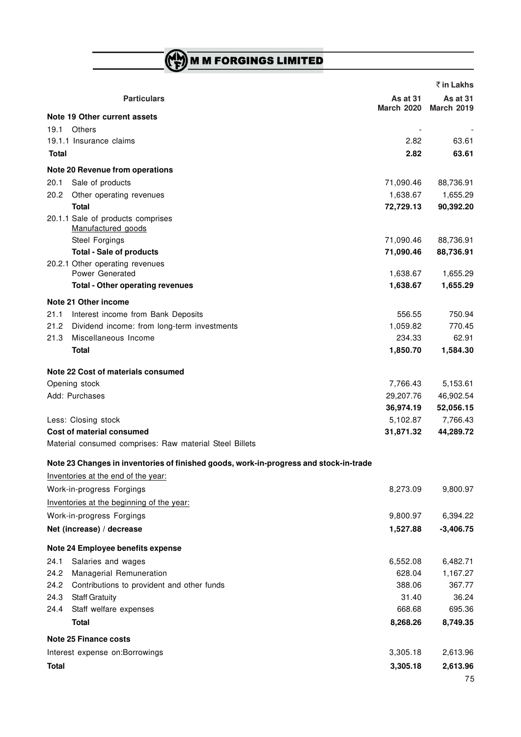₹ in Lakhs

| Particulars | As at 31 March 2020 | As at 31 March 2019 |
|---|---|---|
| **Note 19 Other current assets** | | |
| 19.1 Others | - | - |
| 19.1.1 Insurance claims | 2.82 | 63.61 |
| **Total** | **2.82** | **63.61** |
| **Note 20 Revenue from operations** | | |
| 20.1 Sale of products | 71,090.46 | 88,736.91 |
| 20.2 Other operating revenues | 1,638.67 | 1,655.29 |
| **Total** | **72,729.13** | **90,392.20** |
| 20.1.1 Sale of products comprises | | |
| Manufactured goods | | |
| Steel Forgings | 71,090.46 | 88,736.91 |
| **Total - Sale of products** | **71,090.46** | **88,736.91** |
| 20.2.1 Other operating revenues | | |
| Power Generated | 1,638.67 | 1,655.29 |
| **Total - Other operating revenues** | **1,638.67** | **1,655.29** |
| **Note 21 Other income** | | |
| 21.1 Interest income from Bank Deposits | 556.55 | 750.94 |
| 21.2 Dividend income: from long-term investments | 1,059.82 | 770.45 |
| 21.3 Miscellaneous Income | 234.33 | 62.91 |
| **Total** | **1,850.70** | **1,584.30** |
| **Note 22 Cost of materials consumed** | | |
| Opening stock | 7,766.43 | 5,153.61 |
| Add: Purchases | 29,207.76 | 46,902.54 |
| | **36,974.19** | **52,056.15** |
| Less: Closing stock | 5,102.87 | 7,766.43 |
| **Cost of material consumed** | **31,871.32** | **44,289.72** |
| Material consumed comprises: Raw material Steel Billets | | |
| **Note 23 Changes in inventories of finished goods, work-in-progress and stock-in-trade** | | |
| Inventories at the end of the year: | | |
| Work-in-progress Forgings | 8,273.09 | 9,800.97 |
| Inventories at the beginning of the year: | | |
| Work-in-progress Forgings | 9,800.97 | 6,394.22 |
| **Net (increase) / decrease** | **1,527.88** | **-3,406.75** |
| **Note 24 Employee benefits expense** | | |
| 24.1 Salaries and wages | 6,552.08 | 6,482.71 |
| 24.2 Managerial Remuneration | 628.04 | 1,167.27 |
| 24.2 Contributions to provident and other funds | 388.06 | 367.77 |
| 24.3 Staff Gratuity | 31.40 | 36.24 |
| 24.4 Staff welfare expenses | 668.68 | 695.36 |
| **Total** | **8,268.26** | **8,749.35** |
| **Note 25 Finance costs** | | |
| Interest expense on:Borrowings | 3,305.18 | 2,613.96 |
| **Total** | **3,305.18** | **2,613.96** |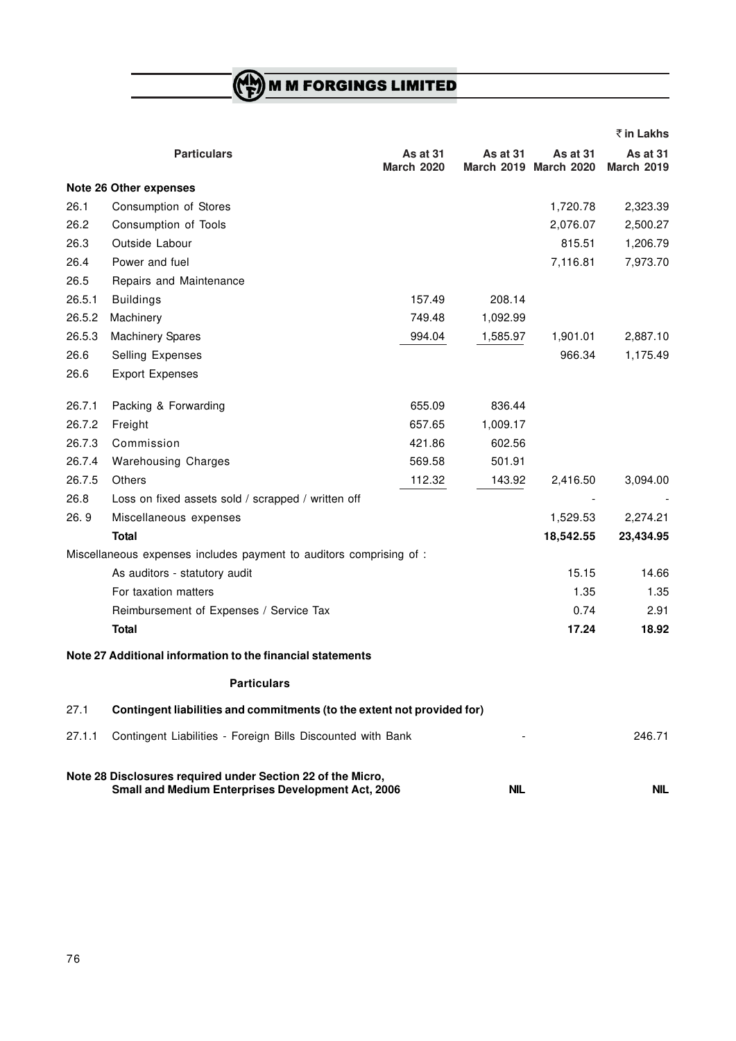₹ in Lakhs

| | Particulars | As at 31 March 2020 | As at 31 March 2019 | As at 31 March 2020 | As at 31 March 2019 |
|---|---|---|---|---|---|
| | **Note 26 Other expenses** | | | | |
| 26.1 | Consumption of Stores | | | 1,720.78 | 2,323.39 |
| 26.2 | Consumption of Tools | | | 2,076.07 | 2,500.27 |
| 26.3 | Outside Labour | | | 815.51 | 1,206.79 |
| 26.4 | Power and fuel | | | 7,116.81 | 7,973.70 |
| 26.5 | Repairs and Maintenance | | | | |
| 26.5.1 | Buildings | 157.49 | 208.14 | | |
| 26.5.2 | Machinery | 749.48 | 1,092.99 | | |
| 26.5.3 | Machinery Spares | 994.04 | 1,585.97 | 1,901.01 | 2,887.10 |
| 26.6 | Selling Expenses | | | 966.34 | 1,175.49 |
| 26.6 | Export Expenses | | | | |
| 26.7.1 | Packing & Forwarding | 655.09 | 836.44 | | |
| 26.7.2 | Freight | 657.65 | 1,009.17 | | |
| 26.7.3 | Commission | 421.86 | 602.56 | | |
| 26.7.4 | Warehousing Charges | 569.58 | 501.91 | | |
| 26.7.5 | Others | 112.32 | 143.92 | 2,416.50 | 3,094.00 |
| 26.8 | Loss on fixed assets sold / scrapped / written off | | | - | - |
| 26. 9 | Miscellaneous expenses | | | 1,529.53 | 2,274.21 |
| | **Total** | | | **18,542.55** | **23,434.95** |
| | Miscellaneous expenses includes payment to auditors comprising of : | | | | |
| | As auditors - statutory audit | | | 15.15 | 14.66 |
| | For taxation matters | | | 1.35 | 1.35 |
| | Reimbursement of Expenses / Service Tax | | | 0.74 | 2.91 |
| | **Total** | | | **17.24** | **18.92** |

**Note 27 Additional information to the financial statements**

| | Particulars | | |
|---|---|---|---|
| 27.1 | **Contingent liabilities and commitments (to the extent not provided for)** | | |
| 27.1.1 | Contingent Liabilities - Foreign Bills Discounted with Bank | - | 246.71 |

| **Note 28 Disclosures required under Section 22 of the Micro, Small and Medium Enterprises Development Act, 2006** | **NIL** | **NIL** |
|---|---|---|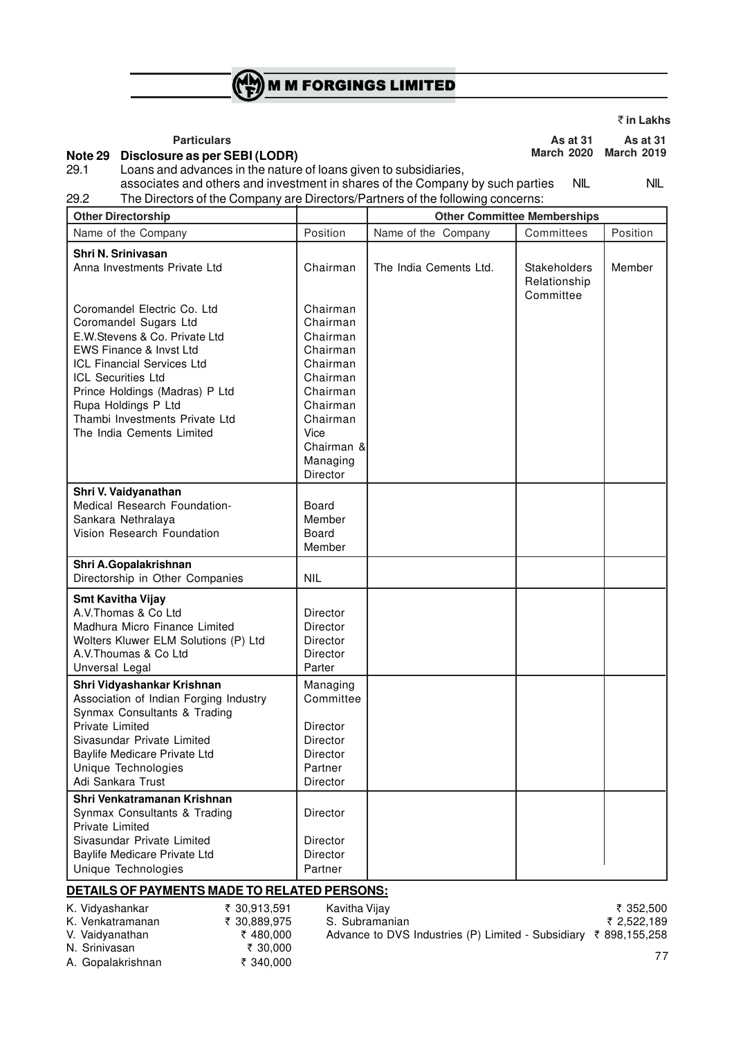₹ in Lakhs

| Particulars | As at 31 March 2020 | As at 31 March 2019 |
|---|---|---|
| **Note 29 Disclosure as per SEBI (LODR)** | | |
| 29.1 Loans and advances in the nature of loans given to subsidiaries, associates and others and investment in shares of the Company by such parties | NIL | NIL |

29.2 The Directors of the Company are Directors/Partners of the following concerns:

| Other Directorship | | Other Committee Memberships | | |
|---|---|---|---|---|
| Name of the Company | Position | Name of the Company | Committees | Position |
| **Shri N. Srinivasan** | | | | |
| Anna Investments Private Ltd | Chairman | The India Cements Ltd. | Stakeholders Relationship Committee | Member |
| Coromandel Electric Co. Ltd | Chairman | | | |
| Coromandel Sugars Ltd | Chairman | | | |
| E.W.Stevens & Co. Private Ltd | Chairman | | | |
| EWS Finance & Invst Ltd | Chairman | | | |
| ICL Financial Services Ltd | Chairman | | | |
| ICL Securities Ltd | Chairman | | | |
| Prince Holdings (Madras) P Ltd | Chairman | | | |
| Rupa Holdings P Ltd | Chairman | | | |
| Thambi Investments Private Ltd | Chairman | | | |
| The India Cements Limited | Vice Chairman & Managing Director | | | |
| **Shri V. Vaidyanathan** | | | | |
| Medical Research Foundation-Sankara Nethralaya | Board Member | | | |
| Vision Research Foundation | Board Member | | | |
| **Shri A.Gopalakrishnan** | | | | |
| Directorship in Other Companies | NIL | | | |
| **Smt Kavitha Vijay** | | | | |
| A.V.Thomas & Co Ltd | Director | | | |
| Madhura Micro Finance Limited | Director | | | |
| Wolters Kluwer ELM Solutions (P) Ltd | Director | | | |
| A.V.Thoumas & Co Ltd | Director | | | |
| Unversal Legal | Parter | | | |
| **Shri Vidyashankar Krishnan** | | | | |
| Association of Indian Forging Industry | Managing Committee | | | |
| Synmax Consultants & Trading Private Limited | Director | | | |
| Sivasundar Private Limited | Director | | | |
| Baylife Medicare Private Ltd | Director | | | |
| Unique Technologies | Partner | | | |
| Adi Sankara Trust | Director | | | |
| **Shri Venkatramanan Krishnan** | | | | |
| Synmax Consultants & Trading Private Limited | Director | | | |
| Sivasundar Private Limited | Director | | | |
| Baylife Medicare Private Ltd | Director | | | |
| Unique Technologies | Partner | | | |

**DETAILS OF PAYMENTS MADE TO RELATED PERSONS:**

| | | | |
|---|---|---|---|
| K. Vidyashankar | ₹ 30,913,591 | Kavitha Vijay | ₹ 352,500 |
| K. Venkatramanan | ₹ 30,889,975 | S. Subramanian | ₹ 2,522,189 |
| V. Vaidyanathan | ₹ 480,000 | Advance to DVS Industries (P) Limited - Subsidiary | ₹ 898,155,258 |
| N. Srinivasan | ₹ 30,000 | | |
| A. Gopalakrishnan | ₹ 340,000 | | |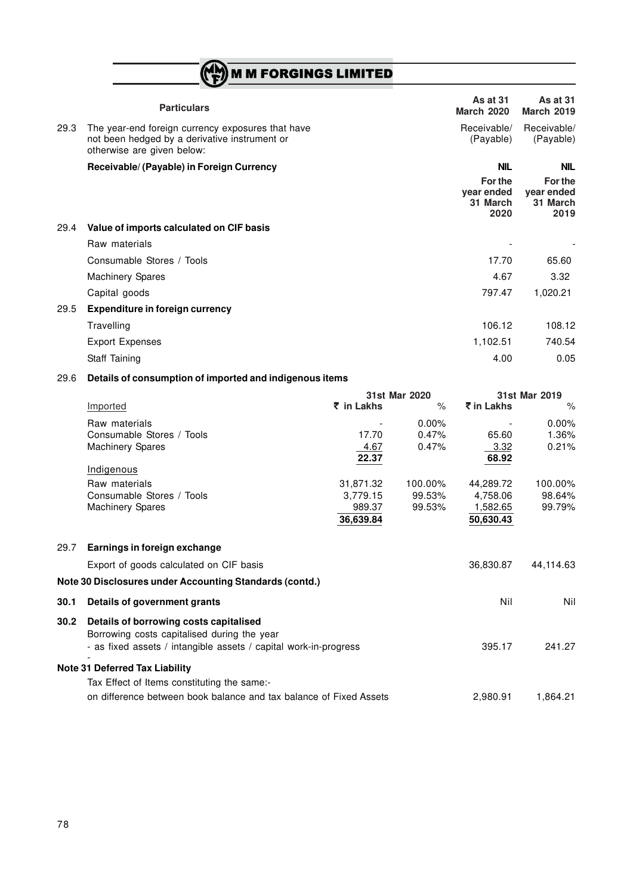| | Particulars | As at 31 March 2020 | As at 31 March 2019 |
|---|---|---|---|
| 29.3 | The year-end foreign currency exposures that have not been hedged by a derivative instrument or otherwise are given below: | Receivable/ (Payable) | Receivable/ (Payable) |
| | **Receivable/ (Payable) in Foreign Currency** | **NIL** | **NIL** |
| | | **For the year ended 31 March 2020** | **For the year ended 31 March 2019** |
| 29.4 | **Value of imports calculated on CIF basis** | | |
| | Raw materials | - | - |
| | Consumable Stores / Tools | 17.70 | 65.60 |
| | Machinery Spares | 4.67 | 3.32 |
| | Capital goods | 797.47 | 1,020.21 |
| 29.5 | **Expenditure in foreign currency** | | |
| | Travelling | 106.12 | 108.12 |
| | Export Expenses | 1,102.51 | 740.54 |
| | Staff Taining | 4.00 | 0.05 |

29.6 **Details of consumption of imported and indigenous items**

| | 31st Mar 2020 | | 31st Mar 2019 | |
|---|---|---|---|---|
| Imported | ₹ in Lakhs | % | ₹ in Lakhs | % |
| Raw materials | - | 0.00% | - | 0.00% |
| Consumable Stores / Tools | 17.70 | 0.47% | 65.60 | 1.36% |
| Machinery Spares | 4.67 | 0.47% | 3.32 | 0.21% |
| | 22.37 | | 68.92 | |
| Indigenous | | | | |
| Raw materials | 31,871.32 | 100.00% | 44,289.72 | 100.00% |
| Consumable Stores / Tools | 3,779.15 | 99.53% | 4,758.06 | 98.64% |
| Machinery Spares | 989.37 | 99.53% | 1,582.65 | 99.79% |
| | 36,639.84 | | 50,630.43 | |

| | | | |
|---|---|---|---|
| 29.7 | **Earnings in foreign exchange** | | |
| | Export of goods calculated on CIF basis | 36,830.87 | 44,114.63 |
| | **Note 30 Disclosures under Accounting Standards (contd.)** | | |
| **30.1** | **Details of government grants** | Nil | Nil |
| **30.2** | **Details of borrowing costs capitalised** | | |
| | Borrowing costs capitalised during the year | | |
| | - as fixed assets / intangible assets / capital work-in-progress | 395.17 | 241.27 |
| | - | | |
| | **Note 31 Deferred Tax Liability** | | |
| | Tax Effect of Items constituting the same:- | | |
| | on difference between book balance and tax balance of Fixed Assets | 2,980.91 | 1,864.21 |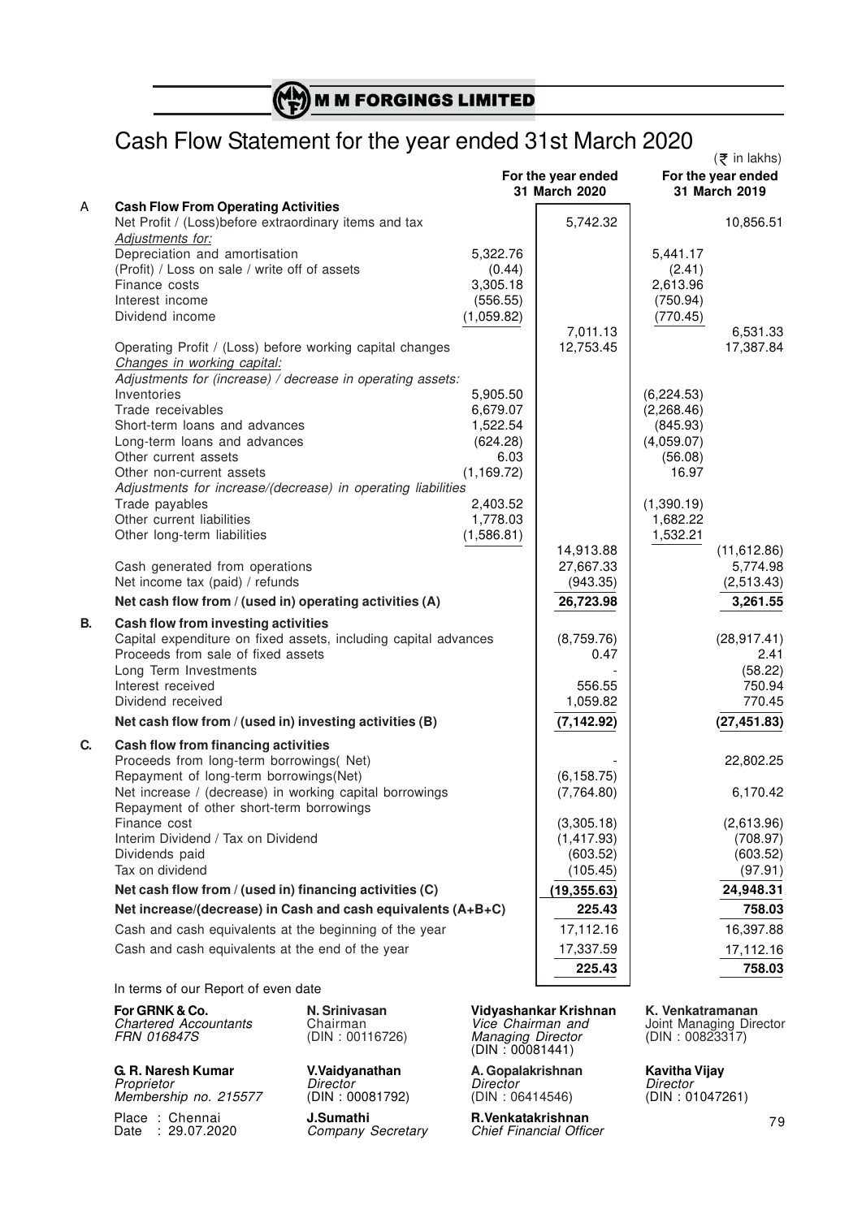# Cash Flow Statement for the year ended 31st March 2020

(₹ in lakhs)

| | | | For the year ended 31 March 2020 | | For the year ended 31 March 2019 |
|---|---|---|---|---|---|
| A | **Cash Flow From Operating Activities** | | | | |
| | Net Profit / (Loss)before extraordinary items and tax | | 5,742.32 | | 10,856.51 |
| | *Adjustments for:* | | | | |
| | Depreciation and amortisation | 5,322.76 | | 5,441.17 | |
| | (Profit) / Loss on sale / write off of assets | (0.44) | | (2.41) | |
| | Finance costs | 3,305.18 | | 2,613.96 | |
| | Interest income | (556.55) | | (750.94) | |
| | Dividend income | (1,059.82) | | (770.45) | |
| | | | 7,011.13 | | 6,531.33 |
| | Operating Profit / (Loss) before working capital changes | | 12,753.45 | | 17,387.84 |
| | *Changes in working capital:* | | | | |
| | *Adjustments for (increase) / decrease in operating assets:* | | | | |
| | Inventories | 5,905.50 | | (6,224.53) | |
| | Trade receivables | 6,679.07 | | (2,268.46) | |
| | Short-term loans and advances | 1,522.54 | | (845.93) | |
| | Long-term loans and advances | (624.28) | | (4,059.07) | |
| | Other current assets | 6.03 | | (56.08) | |
| | Other non-current assets | (1,169.72) | | 16.97 | |
| | *Adjustments for increase/(decrease) in operating liabilities* | | | | |
| | Trade payables | 2,403.52 | | (1,390.19) | |
| | Other current liabilities | 1,778.03 | | 1,682.22 | |
| | Other long-term liabilities | (1,586.81) | | 1,532.21 | |
| | | | 14,913.88 | | (11,612.86) |
| | Cash generated from operations | | 27,667.33 | | 5,774.98 |
| | Net income tax (paid) / refunds | | (943.35) | | (2,513.43) |
| | **Net cash flow from / (used in) operating activities (A)** | | **26,723.98** | | **3,261.55** |
| **B.** | **Cash flow from investing activities** | | | | |
| | Capital expenditure on fixed assets, including capital advances | | (8,759.76) | | (28,917.41) |
| | Proceeds from sale of fixed assets | | 0.47 | | 2.41 |
| | Long Term Investments | | - | | (58.22) |
| | Interest received | | 556.55 | | 750.94 |
| | Dividend received | | 1,059.82 | | 770.45 |
| | **Net cash flow from / (used in) investing activities (B)** | | **(7,142.92)** | | **(27,451.83)** |
| **C.** | **Cash flow from financing activities** | | | | |
| | Proceeds from long-term borrowings( Net) | | - | | 22,802.25 |
| | Repayment of long-term borrowings(Net) | | (6,158.75) | | |
| | Net increase / (decrease) in working capital borrowings | | (7,764.80) | | 6,170.42 |
| | Repayment of other short-term borrowings | | | | |
| | Finance cost | | (3,305.18) | | (2,613.96) |
| | Interim Dividend / Tax on Dividend | | (1,417.93) | | (708.97) |
| | Dividends paid | | (603.52) | | (603.52) |
| | Tax on dividend | | (105.45) | | (97.91) |
| | **Net cash flow from / (used in) financing activities (C)** | | **(19,355.63)** | | **24,948.31** |
| | **Net increase/(decrease) in Cash and cash equivalents (A+B+C)** | | **225.43** | | **758.03** |
| | Cash and cash equivalents at the beginning of the year | | 17,112.16 | | 16,397.88 |
| | Cash and cash equivalents at the end of the year | | 17,337.59 | | 17,112.16 |
| | | | **225.43** | | **758.03** |

In terms of our Report of even date

**For GRNK & Co.**
*Chartered Accountants*
*FRN 016847S*

**G. R. Naresh Kumar**
*Proprietor*
*Membership no. 215577*

Place : Chennai
Date : 29.07.2020

**N. Srinivasan**
Chairman
(DIN : 00116726)

**V.Vaidyanathan**
*Director*
(DIN : 00081792)

**J.Sumathi**
*Company Secretary*

**Vidyashankar Krishnan**
*Vice Chairman and Managing Director*
(DIN : 00081441)

**A. Gopalakrishnan**
*Director*
(DIN : 06414546)

**R.Venkatakrishnan**
*Chief Financial Officer*

**K. Venkatramanan**
Joint Managing Director
(DIN : 00823317)

**Kavitha Vijay**
*Director*
(DIN : 01047261)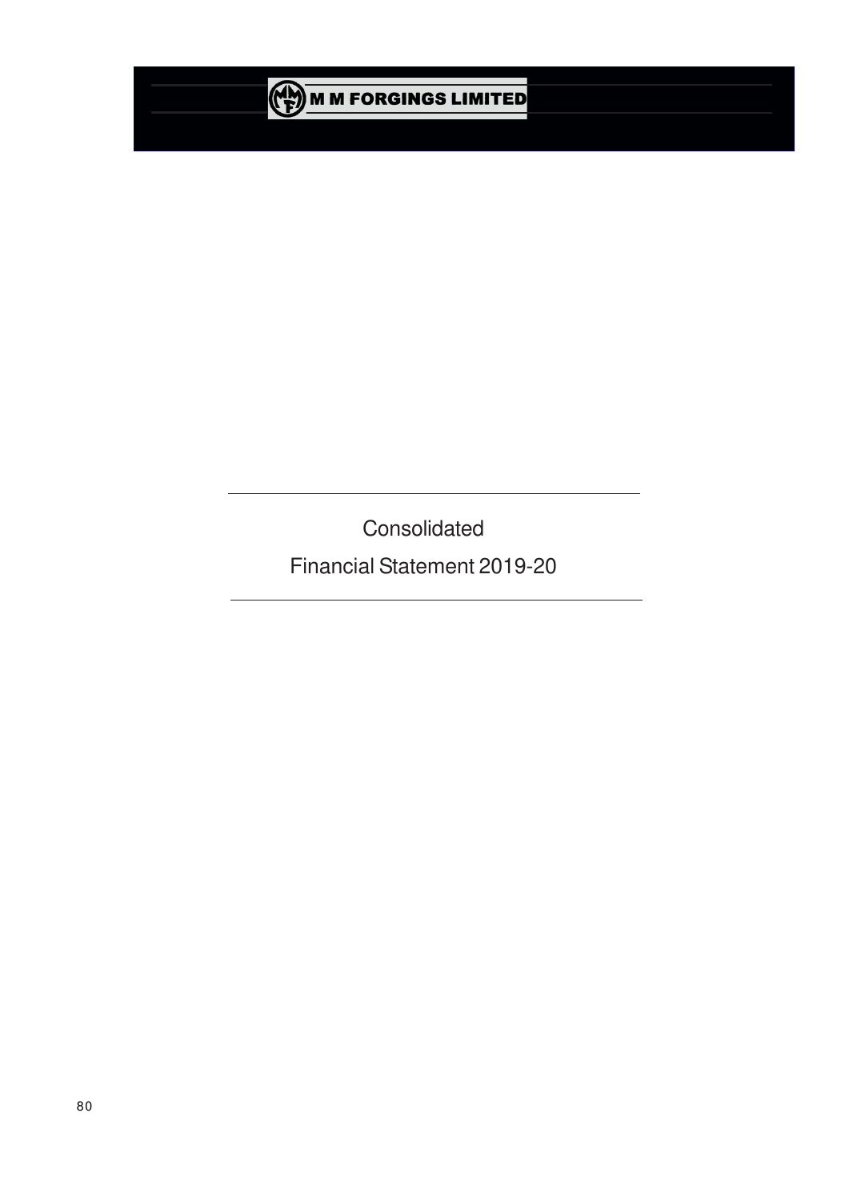# Consolidated

# Financial Statement 2019-20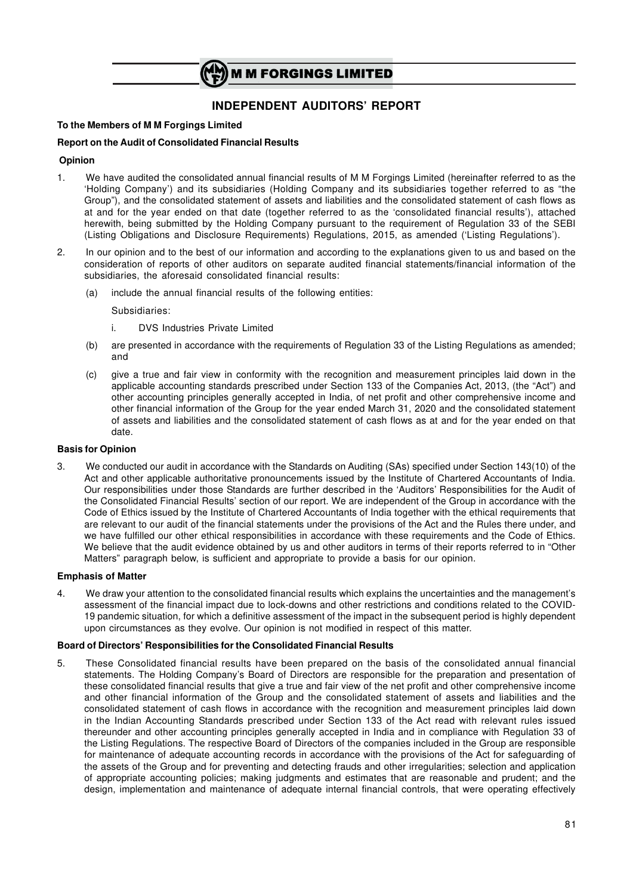# INDEPENDENT AUDITORS' REPORT

**To the Members of M M Forgings Limited**

**Report on the Audit of Consolidated Financial Results**

**Opinion**

1. We have audited the consolidated annual financial results of M M Forgings Limited (hereinafter referred to as the 'Holding Company') and its subsidiaries (Holding Company and its subsidiaries together referred to as "the Group"), and the consolidated statement of assets and liabilities and the consolidated statement of cash flows as at and for the year ended on that date (together referred to as the 'consolidated financial results'), attached herewith, being submitted by the Holding Company pursuant to the requirement of Regulation 33 of the SEBI (Listing Obligations and Disclosure Requirements) Regulations, 2015, as amended ('Listing Regulations').

2. In our opinion and to the best of our information and according to the explanations given to us and based on the consideration of reports of other auditors on separate audited financial statements/financial information of the subsidiaries, the aforesaid consolidated financial results:

   (a) include the annual financial results of the following entities:

   Subsidiaries:

   i. DVS Industries Private Limited

   (b) are presented in accordance with the requirements of Regulation 33 of the Listing Regulations as amended; and

   (c) give a true and fair view in conformity with the recognition and measurement principles laid down in the applicable accounting standards prescribed under Section 133 of the Companies Act, 2013, (the "Act") and other accounting principles generally accepted in India, of net profit and other comprehensive income and other financial information of the Group for the year ended March 31, 2020 and the consolidated statement of assets and liabilities and the consolidated statement of cash flows as at and for the year ended on that date.

**Basis for Opinion**

3. We conducted our audit in accordance with the Standards on Auditing (SAs) specified under Section 143(10) of the Act and other applicable authoritative pronouncements issued by the Institute of Chartered Accountants of India. Our responsibilities under those Standards are further described in the 'Auditors' Responsibilities for the Audit of the Consolidated Financial Results' section of our report. We are independent of the Group in accordance with the Code of Ethics issued by the Institute of Chartered Accountants of India together with the ethical requirements that are relevant to our audit of the financial statements under the provisions of the Act and the Rules there under, and we have fulfilled our other ethical responsibilities in accordance with these requirements and the Code of Ethics. We believe that the audit evidence obtained by us and other auditors in terms of their reports referred to in "Other Matters" paragraph below, is sufficient and appropriate to provide a basis for our opinion.

**Emphasis of Matter**

4. We draw your attention to the consolidated financial results which explains the uncertainties and the management's assessment of the financial impact due to lock-downs and other restrictions and conditions related to the COVID-19 pandemic situation, for which a definitive assessment of the impact in the subsequent period is highly dependent upon circumstances as they evolve. Our opinion is not modified in respect of this matter.

**Board of Directors' Responsibilities for the Consolidated Financial Results**

5. These Consolidated financial results have been prepared on the basis of the consolidated annual financial statements. The Holding Company's Board of Directors are responsible for the preparation and presentation of these consolidated financial results that give a true and fair view of the net profit and other comprehensive income and other financial information of the Group and the consolidated statement of assets and liabilities and the consolidated statement of cash flows in accordance with the recognition and measurement principles laid down in the Indian Accounting Standards prescribed under Section 133 of the Act read with relevant rules issued thereunder and other accounting principles generally accepted in India and in compliance with Regulation 33 of the Listing Regulations. The respective Board of Directors of the companies included in the Group are responsible for maintenance of adequate accounting records in accordance with the provisions of the Act for safeguarding of the assets of the Group and for preventing and detecting frauds and other irregularities; selection and application of appropriate accounting policies; making judgments and estimates that are reasonable and prudent; and the design, implementation and maintenance of adequate internal financial controls, that were operating effectively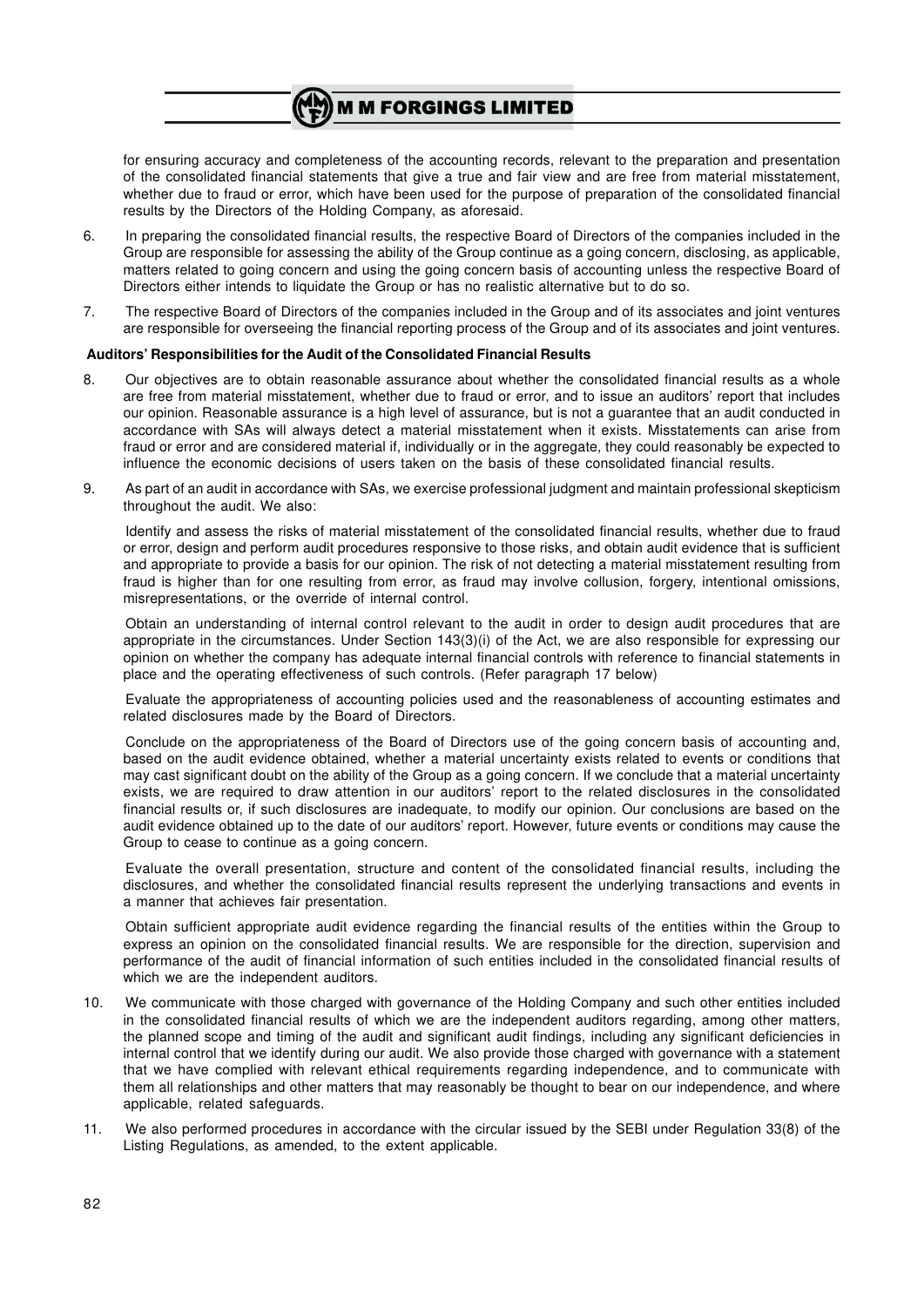for ensuring accuracy and completeness of the accounting records, relevant to the preparation and presentation of the consolidated financial statements that give a true and fair view and are free from material misstatement, whether due to fraud or error, which have been used for the purpose of preparation of the consolidated financial results by the Directors of the Holding Company, as aforesaid.

6. In preparing the consolidated financial results, the respective Board of Directors of the companies included in the Group are responsible for assessing the ability of the Group continue as a going concern, disclosing, as applicable, matters related to going concern and using the going concern basis of accounting unless the respective Board of Directors either intends to liquidate the Group or has no realistic alternative but to do so.

7. The respective Board of Directors of the companies included in the Group and of its associates and joint ventures are responsible for overseeing the financial reporting process of the Group and of its associates and joint ventures.

**Auditors' Responsibilities for the Audit of the Consolidated Financial Results**

8. Our objectives are to obtain reasonable assurance about whether the consolidated financial results as a whole are free from material misstatement, whether due to fraud or error, and to issue an auditors' report that includes our opinion. Reasonable assurance is a high level of assurance, but is not a guarantee that an audit conducted in accordance with SAs will always detect a material misstatement when it exists. Misstatements can arise from fraud or error and are considered material if, individually or in the aggregate, they could reasonably be expected to influence the economic decisions of users taken on the basis of these consolidated financial results.

9. As part of an audit in accordance with SAs, we exercise professional judgment and maintain professional skepticism throughout the audit. We also:

   Identify and assess the risks of material misstatement of the consolidated financial results, whether due to fraud or error, design and perform audit procedures responsive to those risks, and obtain audit evidence that is sufficient and appropriate to provide a basis for our opinion. The risk of not detecting a material misstatement resulting from fraud is higher than for one resulting from error, as fraud may involve collusion, forgery, intentional omissions, misrepresentations, or the override of internal control.

   Obtain an understanding of internal control relevant to the audit in order to design audit procedures that are appropriate in the circumstances. Under Section 143(3)(i) of the Act, we are also responsible for expressing our opinion on whether the company has adequate internal financial controls with reference to financial statements in place and the operating effectiveness of such controls. (Refer paragraph 17 below)

   Evaluate the appropriateness of accounting policies used and the reasonableness of accounting estimates and related disclosures made by the Board of Directors.

   Conclude on the appropriateness of the Board of Directors use of the going concern basis of accounting and, based on the audit evidence obtained, whether a material uncertainty exists related to events or conditions that may cast significant doubt on the ability of the Group as a going concern. If we conclude that a material uncertainty exists, we are required to draw attention in our auditors' report to the related disclosures in the consolidated financial results or, if such disclosures are inadequate, to modify our opinion. Our conclusions are based on the audit evidence obtained up to the date of our auditors' report. However, future events or conditions may cause the Group to cease to continue as a going concern.

   Evaluate the overall presentation, structure and content of the consolidated financial results, including the disclosures, and whether the consolidated financial results represent the underlying transactions and events in a manner that achieves fair presentation.

   Obtain sufficient appropriate audit evidence regarding the financial results of the entities within the Group to express an opinion on the consolidated financial results. We are responsible for the direction, supervision and performance of the audit of financial information of such entities included in the consolidated financial results of which we are the independent auditors.

10. We communicate with those charged with governance of the Holding Company and such other entities included in the consolidated financial results of which we are the independent auditors regarding, among other matters, the planned scope and timing of the audit and significant audit findings, including any significant deficiencies in internal control that we identify during our audit. We also provide those charged with governance with a statement that we have complied with relevant ethical requirements regarding independence, and to communicate with them all relationships and other matters that may reasonably be thought to bear on our independence, and where applicable, related safeguards.

11. We also performed procedures in accordance with the circular issued by the SEBI under Regulation 33(8) of the Listing Regulations, as amended, to the extent applicable.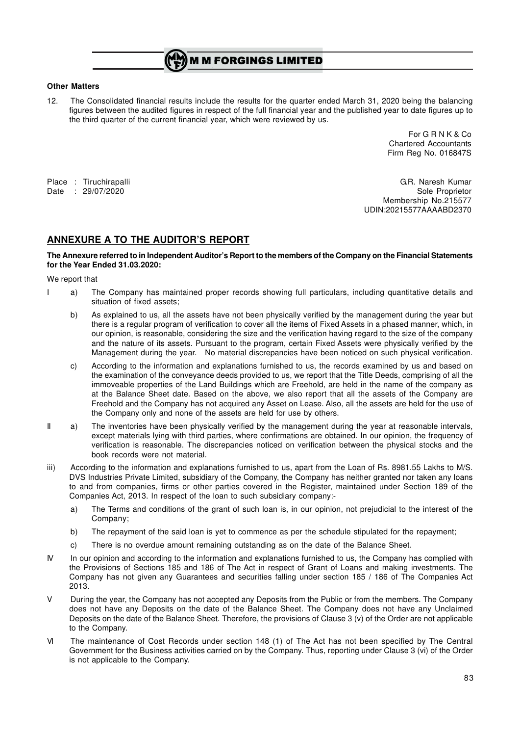**Other Matters**

12. The Consolidated financial results include the results for the quarter ended March 31, 2020 being the balancing figures between the audited figures in respect of the full financial year and the published year to date figures up to the third quarter of the current financial year, which were reviewed by us.

For G R N K & Co
Chartered Accountants
Firm Reg No. 016847S

Place : Tiruchirapalli
Date : 29/07/2020

G.R. Naresh Kumar
Sole Proprietor
Membership No.215577
UDIN:20215577AAAABD2370

## ANNEXURE A TO THE AUDITOR'S REPORT

**The Annexure referred to in Independent Auditor's Report to the members of the Company on the Financial Statements for the Year Ended 31.03.2020:**

We report that

I a) The Company has maintained proper records showing full particulars, including quantitative details and situation of fixed assets;

b) As explained to us, all the assets have not been physically verified by the management during the year but there is a regular program of verification to cover all the items of Fixed Assets in a phased manner, which, in our opinion, is reasonable, considering the size and the verification having regard to the size of the company and the nature of its assets. Pursuant to the program, certain Fixed Assets were physically verified by the Management during the year. No material discrepancies have been noticed on such physical verification.

c) According to the information and explanations furnished to us, the records examined by us and based on the examination of the conveyance deeds provided to us, we report that the Title Deeds, comprising of all the immoveable properties of the Land Buildings which are Freehold, are held in the name of the company as at the Balance Sheet date. Based on the above, we also report that all the assets of the Company are Freehold and the Company has not acquired any Asset on Lease. Also, all the assets are held for the use of the Company only and none of the assets are held for use by others.

II a) The inventories have been physically verified by the management during the year at reasonable intervals, except materials lying with third parties, where confirmations are obtained. In our opinion, the frequency of verification is reasonable. The discrepancies noticed on verification between the physical stocks and the book records were not material.

iii) According to the information and explanations furnished to us, apart from the Loan of Rs. 8981.55 Lakhs to M/S. DVS Industries Private Limited, subsidiary of the Company, the Company has neither granted nor taken any loans to and from companies, firms or other parties covered in the Register, maintained under Section 189 of the Companies Act, 2013. In respect of the loan to such subsidiary company:-

a) The Terms and conditions of the grant of such loan is, in our opinion, not prejudicial to the interest of the Company;

b) The repayment of the said loan is yet to commence as per the schedule stipulated for the repayment;

c) There is no overdue amount remaining outstanding as on the date of the Balance Sheet.

IV In our opinion and according to the information and explanations furnished to us, the Company has complied with the Provisions of Sections 185 and 186 of The Act in respect of Grant of Loans and making investments. The Company has not given any Guarantees and securities falling under section 185 / 186 of The Companies Act 2013.

V During the year, the Company has not accepted any Deposits from the Public or from the members. The Company does not have any Deposits on the date of the Balance Sheet. The Company does not have any Unclaimed Deposits on the date of the Balance Sheet. Therefore, the provisions of Clause 3 (v) of the Order are not applicable to the Company.

VI The maintenance of Cost Records under section 148 (1) of The Act has not been specified by The Central Government for the Business activities carried on by the Company. Thus, reporting under Clause 3 (vi) of the Order is not applicable to the Company.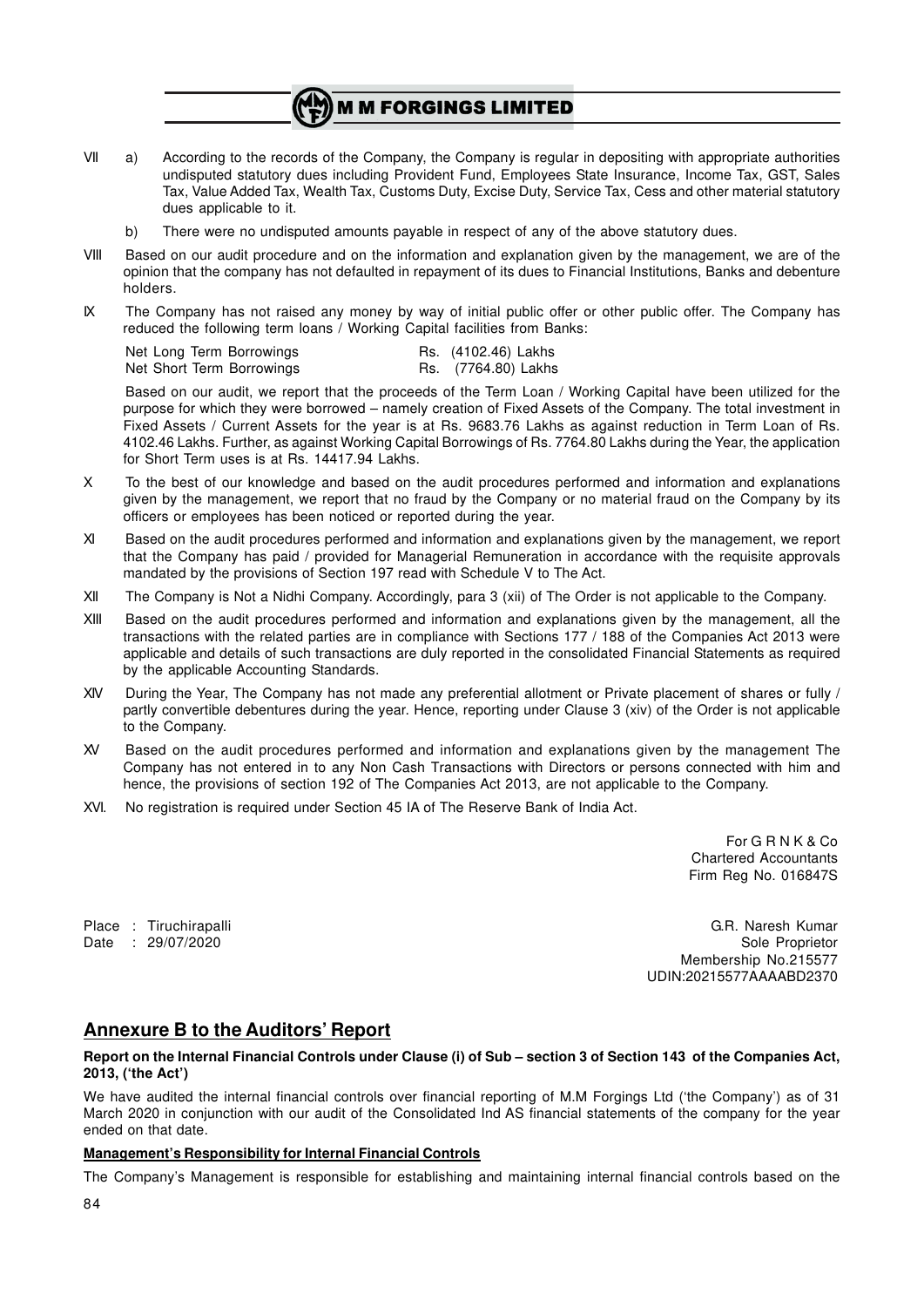VII a) According to the records of the Company, the Company is regular in depositing with appropriate authorities undisputed statutory dues including Provident Fund, Employees State Insurance, Income Tax, GST, Sales Tax, Value Added Tax, Wealth Tax, Customs Duty, Excise Duty, Service Tax, Cess and other material statutory dues applicable to it.

b) There were no undisputed amounts payable in respect of any of the above statutory dues.

VIII Based on our audit procedure and on the information and explanation given by the management, we are of the opinion that the company has not defaulted in repayment of its dues to Financial Institutions, Banks and debenture holders.

IX The Company has not raised any money by way of initial public offer or other public offer. The Company has reduced the following term loans / Working Capital facilities from Banks:

| | |
|---|---|
| Net Long Term Borrowings | Rs. (4102.46) Lakhs |
| Net Short Term Borrowings | Rs. (7764.80) Lakhs |

Based on our audit, we report that the proceeds of the Term Loan / Working Capital have been utilized for the purpose for which they were borrowed – namely creation of Fixed Assets of the Company. The total investment in Fixed Assets / Current Assets for the year is at Rs. 9683.76 Lakhs as against reduction in Term Loan of Rs. 4102.46 Lakhs. Further, as against Working Capital Borrowings of Rs. 7764.80 Lakhs during the Year, the application for Short Term uses is at Rs. 14417.94 Lakhs.

X To the best of our knowledge and based on the audit procedures performed and information and explanations given by the management, we report that no fraud by the Company or no material fraud on the Company by its officers or employees has been noticed or reported during the year.

XI Based on the audit procedures performed and information and explanations given by the management, we report that the Company has paid / provided for Managerial Remuneration in accordance with the requisite approvals mandated by the provisions of Section 197 read with Schedule V to The Act.

XII The Company is Not a Nidhi Company. Accordingly, para 3 (xii) of The Order is not applicable to the Company.

XIII Based on the audit procedures performed and information and explanations given by the management, all the transactions with the related parties are in compliance with Sections 177 / 188 of the Companies Act 2013 were applicable and details of such transactions are duly reported in the consolidated Financial Statements as required by the applicable Accounting Standards.

XIV During the Year, The Company has not made any preferential allotment or Private placement of shares or fully / partly convertible debentures during the year. Hence, reporting under Clause 3 (xiv) of the Order is not applicable to the Company.

XV Based on the audit procedures performed and information and explanations given by the management The Company has not entered in to any Non Cash Transactions with Directors or persons connected with him and hence, the provisions of section 192 of The Companies Act 2013, are not applicable to the Company.

XVI. No registration is required under Section 45 IA of The Reserve Bank of India Act.

For G R N K & Co
Chartered Accountants
Firm Reg No. 016847S

Place : Tiruchirapalli
Date : 29/07/2020

G.R. Naresh Kumar
Sole Proprietor
Membership No.215577
UDIN:20215577AAAABD2370

## Annexure B to the Auditors' Report

**Report on the Internal Financial Controls under Clause (i) of Sub – section 3 of Section 143 of the Companies Act, 2013, ('the Act')**

We have audited the internal financial controls over financial reporting of M.M Forgings Ltd ('the Company') as of 31 March 2020 in conjunction with our audit of the Consolidated Ind AS financial statements of the company for the year ended on that date.

**Management's Responsibility for Internal Financial Controls**

The Company's Management is responsible for establishing and maintaining internal financial controls based on the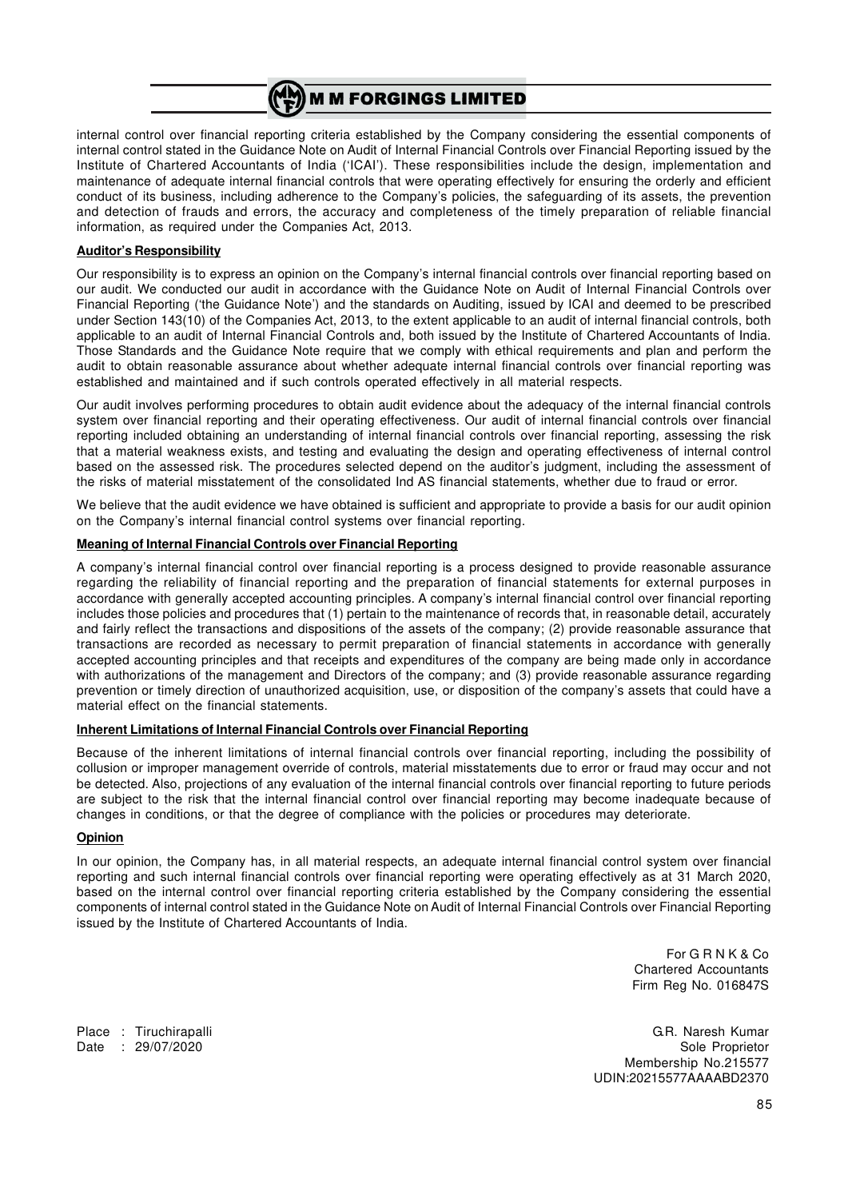internal control over financial reporting criteria established by the Company considering the essential components of internal control stated in the Guidance Note on Audit of Internal Financial Controls over Financial Reporting issued by the Institute of Chartered Accountants of India ('ICAI'). These responsibilities include the design, implementation and maintenance of adequate internal financial controls that were operating effectively for ensuring the orderly and efficient conduct of its business, including adherence to the Company's policies, the safeguarding of its assets, the prevention and detection of frauds and errors, the accuracy and completeness of the timely preparation of reliable financial information, as required under the Companies Act, 2013.

**Auditor's Responsibility**

Our responsibility is to express an opinion on the Company's internal financial controls over financial reporting based on our audit. We conducted our audit in accordance with the Guidance Note on Audit of Internal Financial Controls over Financial Reporting ('the Guidance Note') and the standards on Auditing, issued by ICAI and deemed to be prescribed under Section 143(10) of the Companies Act, 2013, to the extent applicable to an audit of internal financial controls, both applicable to an audit of Internal Financial Controls and, both issued by the Institute of Chartered Accountants of India. Those Standards and the Guidance Note require that we comply with ethical requirements and plan and perform the audit to obtain reasonable assurance about whether adequate internal financial controls over financial reporting was established and maintained and if such controls operated effectively in all material respects.

Our audit involves performing procedures to obtain audit evidence about the adequacy of the internal financial controls system over financial reporting and their operating effectiveness. Our audit of internal financial controls over financial reporting included obtaining an understanding of internal financial controls over financial reporting, assessing the risk that a material weakness exists, and testing and evaluating the design and operating effectiveness of internal control based on the assessed risk. The procedures selected depend on the auditor's judgment, including the assessment of the risks of material misstatement of the consolidated Ind AS financial statements, whether due to fraud or error.

We believe that the audit evidence we have obtained is sufficient and appropriate to provide a basis for our audit opinion on the Company's internal financial control systems over financial reporting.

**Meaning of Internal Financial Controls over Financial Reporting**

A company's internal financial control over financial reporting is a process designed to provide reasonable assurance regarding the reliability of financial reporting and the preparation of financial statements for external purposes in accordance with generally accepted accounting principles. A company's internal financial control over financial reporting includes those policies and procedures that (1) pertain to the maintenance of records that, in reasonable detail, accurately and fairly reflect the transactions and dispositions of the assets of the company; (2) provide reasonable assurance that transactions are recorded as necessary to permit preparation of financial statements in accordance with generally accepted accounting principles and that receipts and expenditures of the company are being made only in accordance with authorizations of the management and Directors of the company; and (3) provide reasonable assurance regarding prevention or timely direction of unauthorized acquisition, use, or disposition of the company's assets that could have a material effect on the financial statements.

**Inherent Limitations of Internal Financial Controls over Financial Reporting**

Because of the inherent limitations of internal financial controls over financial reporting, including the possibility of collusion or improper management override of controls, material misstatements due to error or fraud may occur and not be detected. Also, projections of any evaluation of the internal financial controls over financial reporting to future periods are subject to the risk that the internal financial control over financial reporting may become inadequate because of changes in conditions, or that the degree of compliance with the policies or procedures may deteriorate.

**Opinion**

In our opinion, the Company has, in all material respects, an adequate internal financial control system over financial reporting and such internal financial controls over financial reporting were operating effectively as at 31 March 2020, based on the internal control over financial reporting criteria established by the Company considering the essential components of internal control stated in the Guidance Note on Audit of Internal Financial Controls over Financial Reporting issued by the Institute of Chartered Accountants of India.

For G R N K & Co
Chartered Accountants
Firm Reg No. 016847S

Place : Tiruchirapalli
Date : 29/07/2020

G.R. Naresh Kumar
Sole Proprietor
Membership No.215577
UDIN:20215577AAAABD2370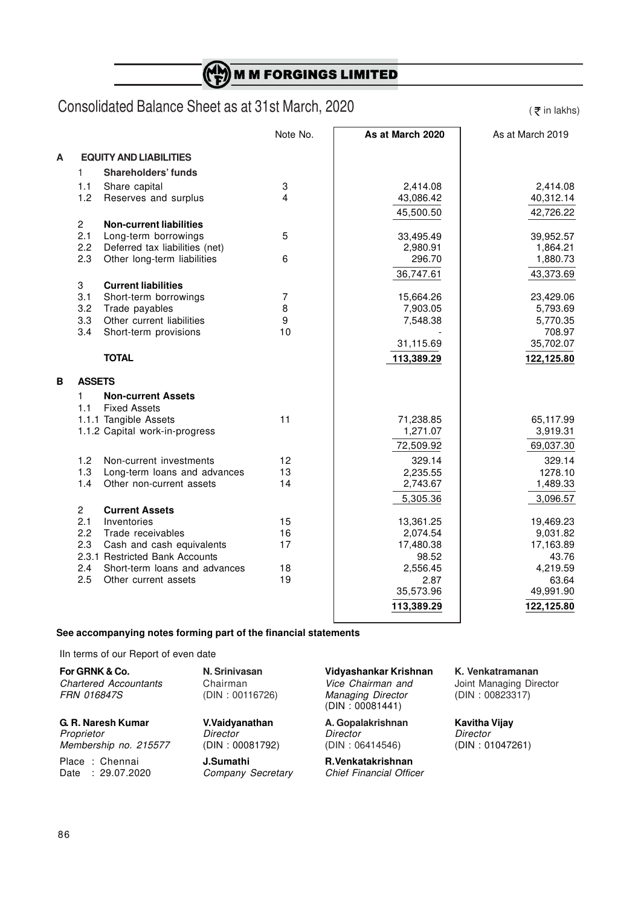# M M FORGINGS LIMITED

## Consolidated Balance Sheet as at 31st March, 2020

(₹ in lakhs)

| | | | Note No. | As at March 2020 | As at March 2019 |
|---|---|---|---|---|---|
| **A** | | **EQUITY AND LIABILITIES** | | | |
| | 1 | **Shareholders' funds** | | | |
| | 1.1 | Share capital | 3 | 2,414.08 | 2,414.08 |
| | 1.2 | Reserves and surplus | 4 | 43,086.42 | 40,312.14 |
| | | | | 45,500.50 | 42,726.22 |
| | 2 | **Non-current liabilities** | | | |
| | 2.1 | Long-term borrowings | 5 | 33,495.49 | 39,952.57 |
| | 2.2 | Deferred tax liabilities (net) | | 2,980.91 | 1,864.21 |
| | 2.3 | Other long-term liabilities | 6 | 296.70 | 1,880.73 |
| | | | | 36,747.61 | 43,373.69 |
| | 3 | **Current liabilities** | | | |
| | 3.1 | Short-term borrowings | 7 | 15,664.26 | 23,429.06 |
| | 3.2 | Trade payables | 8 | 7,903.05 | 5,793.69 |
| | 3.3 | Other current liabilities | 9 | 7,548.38 | 5,770.35 |
| | 3.4 | Short-term provisions | 10 | - | 708.97 |
| | | | | 31,115.69 | 35,702.07 |
| | | **TOTAL** | | **113,389.29** | **122,125.80** |
| **B** | | **ASSETS** | | | |
| | 1 | **Non-current Assets** | | | |
| | 1.1 | Fixed Assets | | | |
| | 1.1.1 | Tangible Assets | 11 | 71,238.85 | 65,117.99 |
| | 1.1.2 | Capital work-in-progress | | 1,271.07 | 3,919.31 |
| | | | | 72,509.92 | 69,037.30 |
| | 1.2 | Non-current investments | 12 | 329.14 | 329.14 |
| | 1.3 | Long-term loans and advances | 13 | 2,235.55 | 1278.10 |
| | 1.4 | Other non-current assets | 14 | 2,743.67 | 1,489.33 |
| | | | | 5,305.36 | 3,096.57 |
| | 2 | **Current Assets** | | | |
| | 2.1 | Inventories | 15 | 13,361.25 | 19,469.23 |
| | 2.2 | Trade receivables | 16 | 2,074.54 | 9,031.82 |
| | 2.3 | Cash and cash equivalents | 17 | 17,480.38 | 17,163.89 |
| | 2.3.1 | Restricted Bank Accounts | | 98.52 | 43.76 |
| | 2.4 | Short-term loans and advances | 18 | 2,556.45 | 4,219.59 |
| | 2.5 | Other current assets | 19 | 2.87 | 63.64 |
| | | | | 35,573.96 | 49,991.90 |
| | | | | **113,389.29** | **122,125.80** |

**See accompanying notes forming part of the financial statements**

IIn terms of our Report of even date

**For GRNK & Co.**
*Chartered Accountants*
*FRN 016847S*

**G. R. Naresh Kumar**
*Proprietor*
*Membership no. 215577*

Place : Chennai
Date : 29.07.2020

**N. Srinivasan**
Chairman
(DIN : 00116726)

**V.Vaidyanathan**
*Director*
(DIN : 00081792)

**J.Sumathi**
*Company Secretary*

**Vidyashankar Krishnan**
*Vice Chairman and Managing Director*
(DIN : 00081441)

**A. Gopalakrishnan**
*Director*
(DIN : 06414546)

**R.Venkatakrishnan**
*Chief Financial Officer*

**K. Venkatramanan**
Joint Managing Director
(DIN : 00823317)

**Kavitha Vijay**
*Director*
(DIN : 01047261)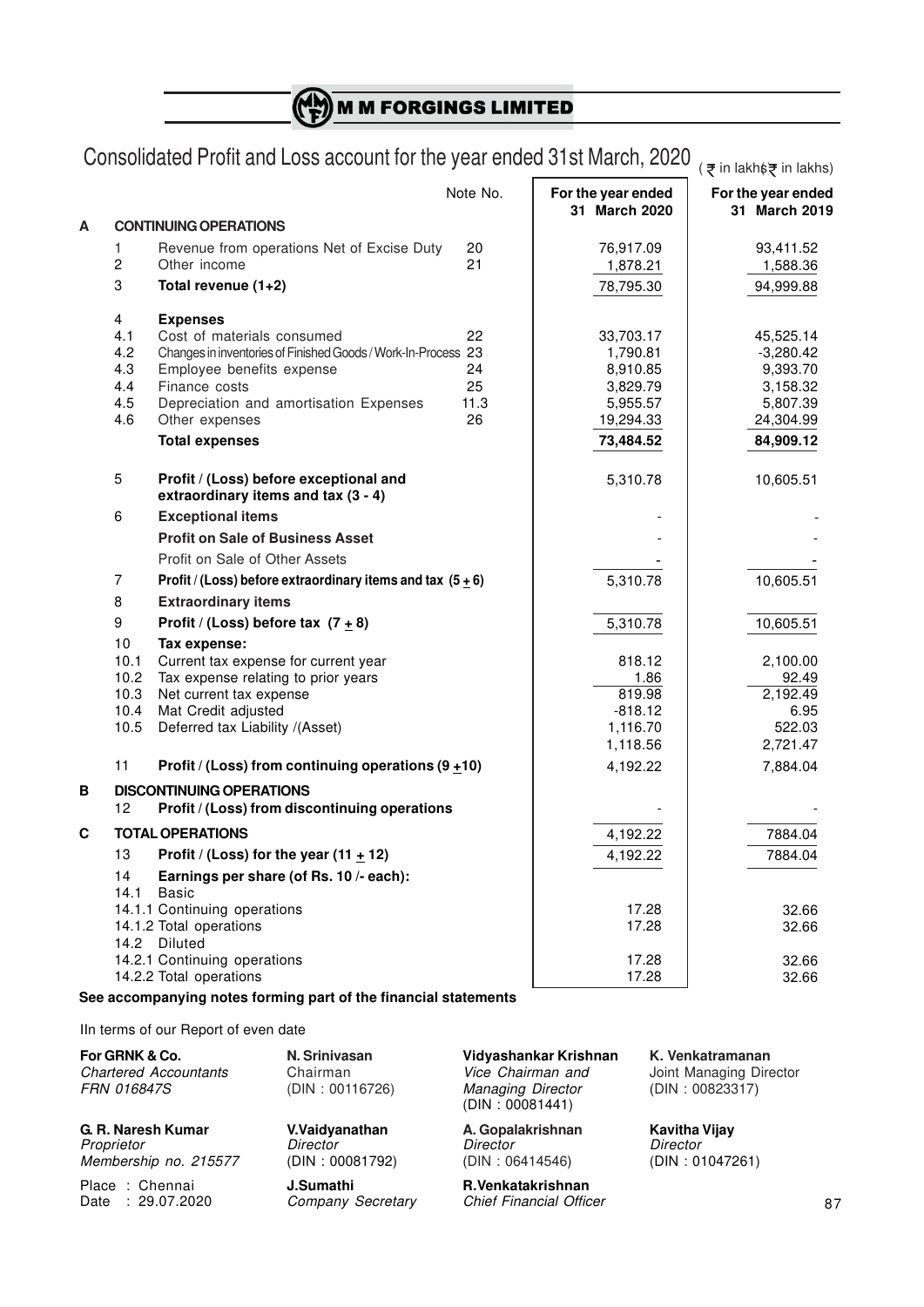# M M FORGINGS LIMITED

## Consolidated Profit and Loss account for the year ended 31st March, 2020

(₹ in lakhs)

| | | | Note No. | For the year ended 31 March 2020 | For the year ended 31 March 2019 |
|---|---|---|---|---|---|
| **A** | | **CONTINUING OPERATIONS** | | | |
| | 1 | Revenue from operations Net of Excise Duty | 20 | 76,917.09 | 93,411.52 |
| | 2 | Other income | 21 | 1,878.21 | 1,588.36 |
| | 3 | **Total revenue (1+2)** | | 78,795.30 | 94,999.88 |
| | 4 | **Expenses** | | | |
| | 4.1 | Cost of materials consumed | 22 | 33,703.17 | 45,525.14 |
| | 4.2 | Changes in inventories of Finished Goods / Work-In-Process | 23 | 1,790.81 | -3,280.42 |
| | 4.3 | Employee benefits expense | 24 | 8,910.85 | 9,393.70 |
| | 4.4 | Finance costs | 25 | 3,829.79 | 3,158.32 |
| | 4.5 | Depreciation and amortisation Expenses | 11.3 | 5,955.57 | 5,807.39 |
| | 4.6 | Other expenses | 26 | 19,294.33 | 24,304.99 |
| | | **Total expenses** | | **73,484.52** | **84,909.12** |
| | 5 | **Profit / (Loss) before exceptional and extraordinary items and tax (3 - 4)** | | 5,310.78 | 10,605.51 |
| | 6 | **Exceptional items** | | - | - |
| | | **Profit on Sale of Business Asset** | | - | - |
| | | Profit on Sale of Other Assets | | - | - |
| | 7 | **Profit / (Loss) before extraordinary items and tax (5 ± 6)** | | 5,310.78 | 10,605.51 |
| | 8 | **Extraordinary items** | | | |
| | 9 | **Profit / (Loss) before tax (7 ± 8)** | | 5,310.78 | 10,605.51 |
| | 10 | **Tax expense:** | | | |
| | 10.1 | Current tax expense for current year | | 818.12 | 2,100.00 |
| | 10.2 | Tax expense relating to prior years | | 1.86 | 92.49 |
| | 10.3 | Net current tax expense | | 819.98 | 2,192.49 |
| | 10.4 | Mat Credit adjusted | | -818.12 | 6.95 |
| | 10.5 | Deferred tax Liability /(Asset) | | 1,116.70 | 522.03 |
| | | | | 1,118.56 | 2,721.47 |
| | 11 | **Profit / (Loss) from continuing operations (9 ± 10)** | | 4,192.22 | 7,884.04 |
| **B** | | **DISCONTINUING OPERATIONS** | | | |
| | 12 | **Profit / (Loss) from discontinuing operations** | | - | - |
| **C** | | **TOTAL OPERATIONS** | | 4,192.22 | 7884.04 |
| | 13 | **Profit / (Loss) for the year (11 ± 12)** | | 4,192.22 | 7884.04 |
| | 14 | **Earnings per share (of Rs. 10 /- each):** | | | |
| | 14.1 | Basic | | | |
| | | 14.1.1 Continuing operations | | 17.28 | 32.66 |
| | | 14.1.2 Total operations | | 17.28 | 32.66 |
| | 14.2 | Diluted | | | |
| | | 14.2.1 Continuing operations | | 17.28 | 32.66 |
| | | 14.2.2 Total operations | | 17.28 | 32.66 |

**See accompanying notes forming part of the financial statements**

IIn terms of our Report of even date

**For GRNK & Co.**
*Chartered Accountants*
*FRN 016847S*

**G. R. Naresh Kumar**
*Proprietor*
*Membership no. 215577*

Place : Chennai
Date : 29.07.2020

**N. Srinivasan**
Chairman
(DIN : 00116726)

**V.Vaidyanathan**
*Director*
(DIN : 00081792)

**J.Sumathi**
*Company Secretary*

**Vidyashankar Krishnan**
*Vice Chairman and Managing Director*
(DIN : 00081441)

**A. Gopalakrishnan**
*Director*
(DIN : 06414546)

**R.Venkatakrishnan**
*Chief Financial Officer*

**K. Venkatramanan**
Joint Managing Director
(DIN : 00823317)

**Kavitha Vijay**
*Director*
(DIN : 01047261)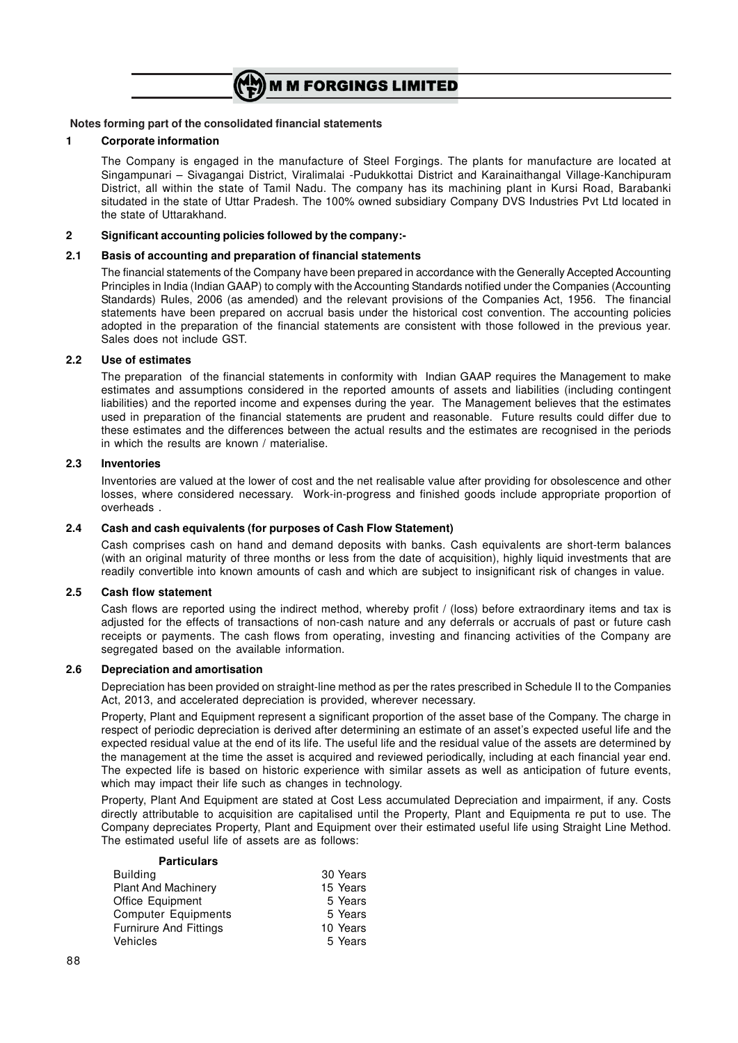**Notes forming part of the consolidated financial statements**

## 1 Corporate information

The Company is engaged in the manufacture of Steel Forgings. The plants for manufacture are located at Singampunari – Sivagangai District, Viralimalai -Pudukkottai District and Karainaithangal Village-Kanchipuram District, all within the state of Tamil Nadu. The company has its machining plant in Kursi Road, Barabanki situdated in the state of Uttar Pradesh. The 100% owned subsidiary Company DVS Industries Pvt Ltd located in the state of Uttarakhand.

## 2 Significant accounting policies followed by the company:-

### 2.1 Basis of accounting and preparation of financial statements

The financial statements of the Company have been prepared in accordance with the Generally Accepted Accounting Principles in India (Indian GAAP) to comply with the Accounting Standards notified under the Companies (Accounting Standards) Rules, 2006 (as amended) and the relevant provisions of the Companies Act, 1956. The financial statements have been prepared on accrual basis under the historical cost convention. The accounting policies adopted in the preparation of the financial statements are consistent with those followed in the previous year. Sales does not include GST.

### 2.2 Use of estimates

The preparation of the financial statements in conformity with Indian GAAP requires the Management to make estimates and assumptions considered in the reported amounts of assets and liabilities (including contingent liabilities) and the reported income and expenses during the year. The Management believes that the estimates used in preparation of the financial statements are prudent and reasonable. Future results could differ due to these estimates and the differences between the actual results and the estimates are recognised in the periods in which the results are known / materialise.

### 2.3 Inventories

Inventories are valued at the lower of cost and the net realisable value after providing for obsolescence and other losses, where considered necessary. Work-in-progress and finished goods include appropriate proportion of overheads .

### 2.4 Cash and cash equivalents (for purposes of Cash Flow Statement)

Cash comprises cash on hand and demand deposits with banks. Cash equivalents are short-term balances (with an original maturity of three months or less from the date of acquisition), highly liquid investments that are readily convertible into known amounts of cash and which are subject to insignificant risk of changes in value.

### 2.5 Cash flow statement

Cash flows are reported using the indirect method, whereby profit / (loss) before extraordinary items and tax is adjusted for the effects of transactions of non-cash nature and any deferrals or accruals of past or future cash receipts or payments. The cash flows from operating, investing and financing activities of the Company are segregated based on the available information.

### 2.6 Depreciation and amortisation

Depreciation has been provided on straight-line method as per the rates prescribed in Schedule II to the Companies Act, 2013, and accelerated depreciation is provided, wherever necessary.

Property, Plant and Equipment represent a significant proportion of the asset base of the Company. The charge in respect of periodic depreciation is derived after determining an estimate of an asset's expected useful life and the expected residual value at the end of its life. The useful life and the residual value of the assets are determined by the management at the time the asset is acquired and reviewed periodically, including at each financial year end. The expected life is based on historic experience with similar assets as well as anticipation of future events, which may impact their life such as changes in technology.

Property, Plant And Equipment are stated at Cost Less accumulated Depreciation and impairment, if any. Costs directly attributable to acquisition are capitalised until the Property, Plant and Equipmenta re put to use. The Company depreciates Property, Plant and Equipment over their estimated useful life using Straight Line Method. The estimated useful life of assets are as follows:

| Particulars | |
|---|---|
| Building | 30 Years |
| Plant And Machinery | 15 Years |
| Office Equipment | 5 Years |
| Computer Equipments | 5 Years |
| Furnirure And Fittings | 10 Years |
| Vehicles | 5 Years |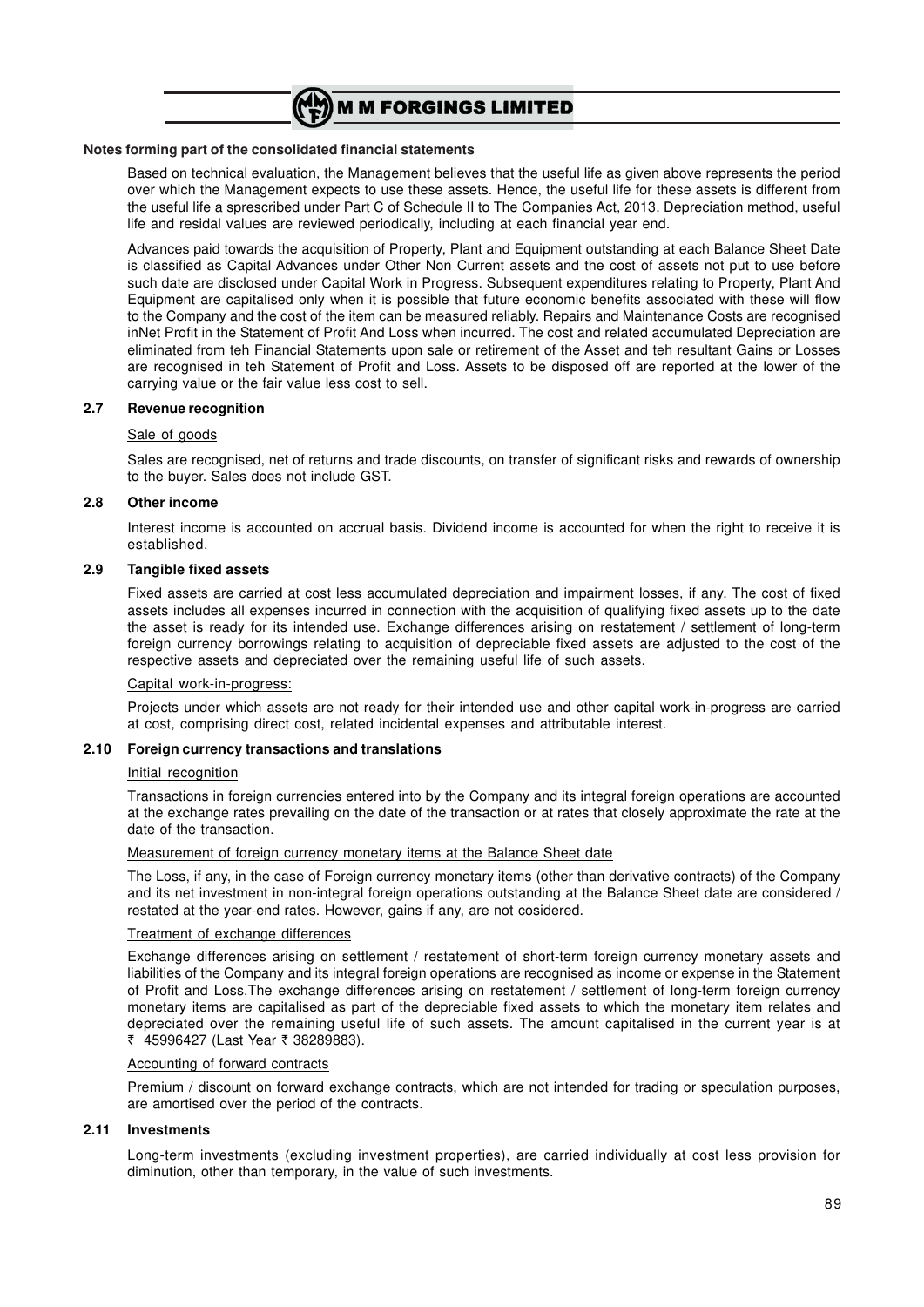**Notes forming part of the consolidated financial statements**

Based on technical evaluation, the Management believes that the useful life as given above represents the period over which the Management expects to use these assets. Hence, the useful life for these assets is different from the useful life a sprescribed under Part C of Schedule II to The Companies Act, 2013. Depreciation method, useful life and resdal values are reviewed periodically, including at each financial year end.

Advances paid towards the acquisition of Property, Plant and Equipment outstanding at each Balance Sheet Date is classified as Capital Advances under Other Non Current assets and the cost of assets not put to use before such date are disclosed under Capital Work in Progress. Subsequent expenditures relating to Property, Plant And Equipment are capitalised only when it is possible that future economic benefits associated with these will flow to the Company and the cost of the item can be measured reliably. Repairs and Maintenance Costs are recognised inNet Profit in the Statement of Profit And Loss when incurred. The cost and related accumulated Depreciation are eliminated from teh Financial Statements upon sale or retirement of the Asset and teh resultant Gains or Losses are recognised in teh Statement of Profit and Loss. Assets to be disposed off are reported at the lower of the carrying value or the fair value less cost to sell.

### 2.7 Revenue recognition

Sale of goods

Sales are recognised, net of returns and trade discounts, on transfer of significant risks and rewards of ownership to the buyer. Sales does not include GST.

### 2.8 Other income

Interest income is accounted on accrual basis. Dividend income is accounted for when the right to receive it is established.

### 2.9 Tangible fixed assets

Fixed assets are carried at cost less accumulated depreciation and impairment losses, if any. The cost of fixed assets includes all expenses incurred in connection with the acquisition of qualifying fixed assets up to the date the asset is ready for its intended use. Exchange differences arising on restatement / settlement of long-term foreign currency borrowings relating to acquisition of depreciable fixed assets are adjusted to the cost of the respective assets and depreciated over the remaining useful life of such assets.

Capital work-in-progress:

Projects under which assets are not ready for their intended use and other capital work-in-progress are carried at cost, comprising direct cost, related incidental expenses and attributable interest.

### 2.10 Foreign currency transactions and translations

Initial recognition

Transactions in foreign currencies entered into by the Company and its integral foreign operations are accounted at the exchange rates prevailing on the date of the transaction or at rates that closely approximate the rate at the date of the transaction.

Measurement of foreign currency monetary items at the Balance Sheet date

The Loss, if any, in the case of Foreign currency monetary items (other than derivative contracts) of the Company and its net investment in non-integral foreign operations outstanding at the Balance Sheet date are considered / restated at the year-end rates. However, gains if any, are not cosidered.

Treatment of exchange differences

Exchange differences arising on settlement / restatement of short-term foreign currency monetary assets and liabilities of the Company and its integral foreign operations are recognised as income or expense in the Statement of Profit and Loss.The exchange differences arising on restatement / settlement of long-term foreign currency monetary items are capitalised as part of the depreciable fixed assets to which the monetary item relates and depreciated over the remaining useful life of such assets. The amount capitalised in the current year is at ₹ 45996427 (Last Year ₹ 38289883).

Accounting of forward contracts

Premium / discount on forward exchange contracts, which are not intended for trading or speculation purposes, are amortised over the period of the contracts.

### 2.11 Investments

Long-term investments (excluding investment properties), are carried individually at cost less provision for diminution, other than temporary, in the value of such investments.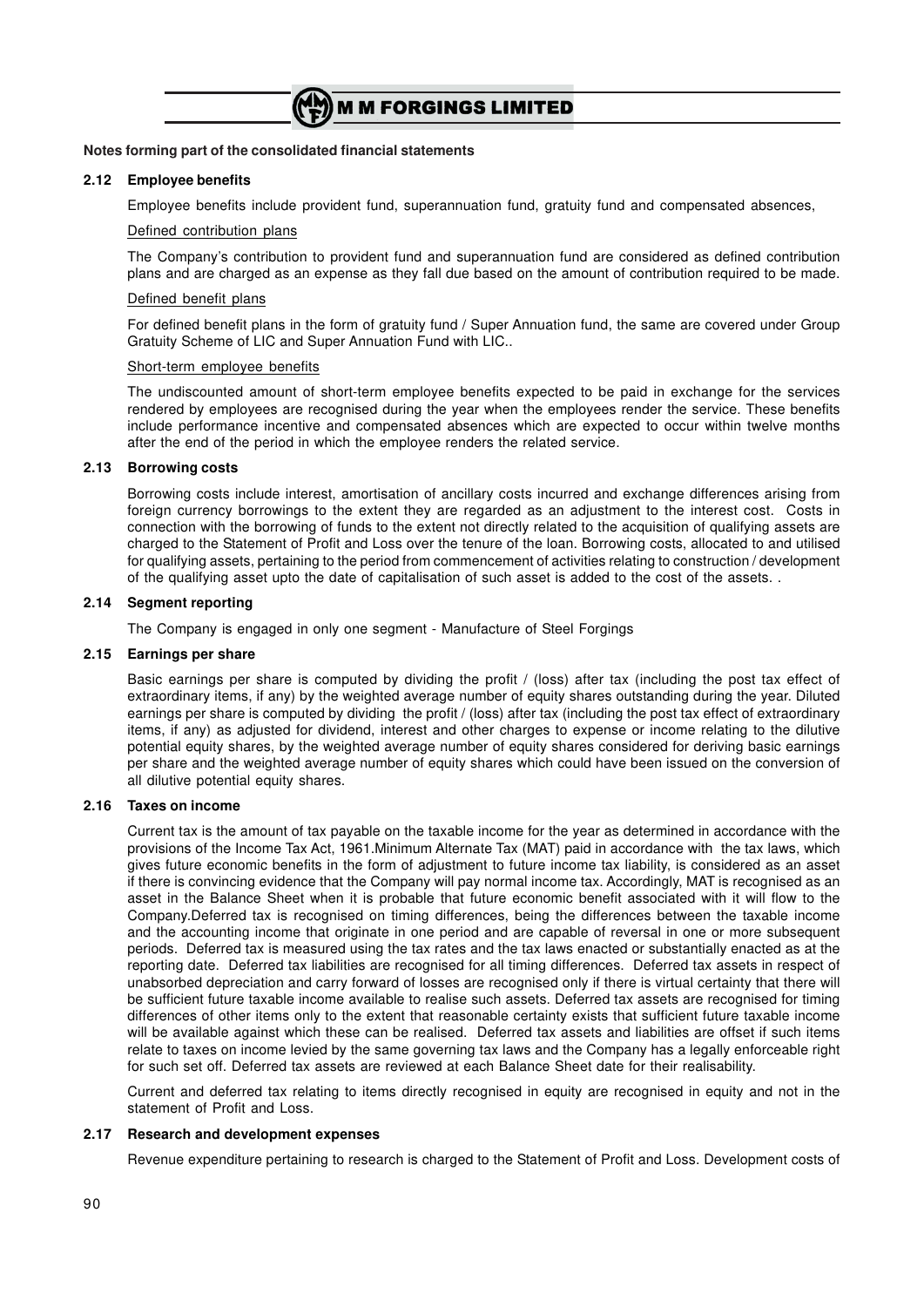**Notes forming part of the consolidated financial statements**

### 2.12 Employee benefits

Employee benefits include provident fund, superannuation fund, gratuity fund and compensated absences,

Defined contribution plans

The Company's contribution to provident fund and superannuation fund are considered as defined contribution plans and are charged as an expense as they fall due based on the amount of contribution required to be made.

Defined benefit plans

For defined benefit plans in the form of gratuity fund / Super Annuation fund, the same are covered under Group Gratuity Scheme of LIC and Super Annuation Fund with LIC..

Short-term employee benefits

The undiscounted amount of short-term employee benefits expected to be paid in exchange for the services rendered by employees are recognised during the year when the employees render the service. These benefits include performance incentive and compensated absences which are expected to occur within twelve months after the end of the period in which the employee renders the related service.

### 2.13 Borrowing costs

Borrowing costs include interest, amortisation of ancillary costs incurred and exchange differences arising from foreign currency borrowings to the extent they are regarded as an adjustment to the interest cost. Costs in connection with the borrowing of funds to the extent not directly related to the acquisition of qualifying assets are charged to the Statement of Profit and Loss over the tenure of the loan. Borrowing costs, allocated to and utilised for qualifying assets, pertaining to the period from commencement of activities relating to construction / development of the qualifying asset upto the date of capitalisation of such asset is added to the cost of the assets. .

### 2.14 Segment reporting

The Company is engaged in only one segment - Manufacture of Steel Forgings

### 2.15 Earnings per share

Basic earnings per share is computed by dividing the profit / (loss) after tax (including the post tax effect of extraordinary items, if any) by the weighted average number of equity shares outstanding during the year. Diluted earnings per share is computed by dividing the profit / (loss) after tax (including the post tax effect of extraordinary items, if any) as adjusted for dividend, interest and other charges to expense or income relating to the dilutive potential equity shares, by the weighted average number of equity shares considered for deriving basic earnings per share and the weighted average number of equity shares which could have been issued on the conversion of all dilutive potential equity shares.

### 2.16 Taxes on income

Current tax is the amount of tax payable on the taxable income for the year as determined in accordance with the provisions of the Income Tax Act, 1961.Minimum Alternate Tax (MAT) paid in accordance with the tax laws, which gives future economic benefits in the form of adjustment to future income tax liability, is considered as an asset if there is convincing evidence that the Company will pay normal income tax. Accordingly, MAT is recognised as an asset in the Balance Sheet when it is probable that future economic benefit associated with it will flow to the Company.Deferred tax is recognised on timing differences, being the differences between the taxable income and the accounting income that originate in one period and are capable of reversal in one or more subsequent periods. Deferred tax is measured using the tax rates and the tax laws enacted or substantially enacted as at the reporting date. Deferred tax liabilities are recognised for all timing differences. Deferred tax assets in respect of unabsorbed depreciation and carry forward of losses are recognised only if there is virtual certainty that there will be sufficient future taxable income available to realise such assets. Deferred tax assets are recognised for timing differences of other items only to the extent that reasonable certainty exists that sufficient future taxable income will be available against which these can be realised. Deferred tax assets and liabilities are offset if such items relate to taxes on income levied by the same governing tax laws and the Company has a legally enforceable right for such set off. Deferred tax assets are reviewed at each Balance Sheet date for their realisability.

Current and deferred tax relating to items directly recognised in equity are recognised in equity and not in the statement of Profit and Loss.

### 2.17 Research and development expenses

Revenue expenditure pertaining to research is charged to the Statement of Profit and Loss. Development costs of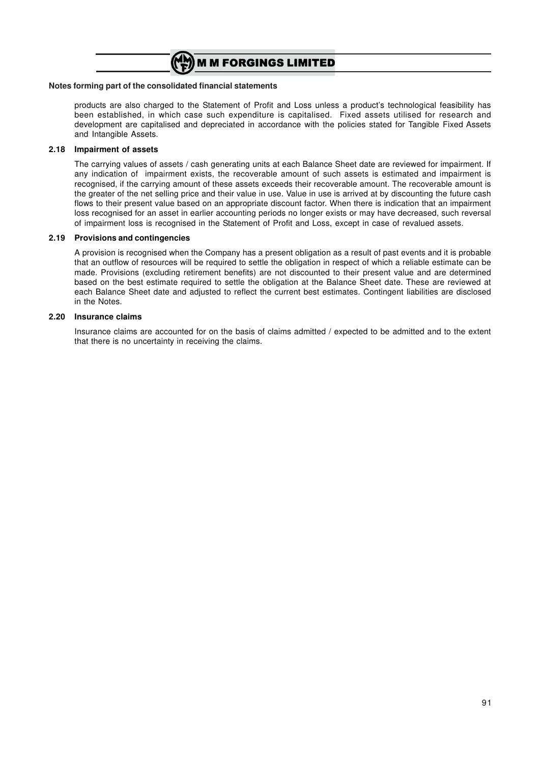**Notes forming part of the consolidated financial statements**

products are also charged to the Statement of Profit and Loss unless a product's technological feasibility has been established, in which case such expenditure is capitalised. Fixed assets utilised for research and development are capitalised and depreciated in accordance with the policies stated for Tangible Fixed Assets and Intangible Assets.

**2.18 Impairment of assets**

The carrying values of assets / cash generating units at each Balance Sheet date are reviewed for impairment. If any indication of impairment exists, the recoverable amount of such assets is estimated and impairment is recognised, if the carrying amount of these assets exceeds their recoverable amount. The recoverable amount is the greater of the net selling price and their value in use. Value in use is arrived at by discounting the future cash flows to their present value based on an appropriate discount factor. When there is indication that an impairment loss recognised for an asset in earlier accounting periods no longer exists or may have decreased, such reversal of impairment loss is recognised in the Statement of Profit and Loss, except in case of revalued assets.

**2.19 Provisions and contingencies**

A provision is recognised when the Company has a present obligation as a result of past events and it is probable that an outflow of resources will be required to settle the obligation in respect of which a reliable estimate can be made. Provisions (excluding retirement benefits) are not discounted to their present value and are determined based on the best estimate required to settle the obligation at the Balance Sheet date. These are reviewed at each Balance Sheet date and adjusted to reflect the current best estimates. Contingent liabilities are disclosed in the Notes.

**2.20 Insurance claims**

Insurance claims are accounted for on the basis of claims admitted / expected to be admitted and to the extent that there is no uncertainty in receiving the claims.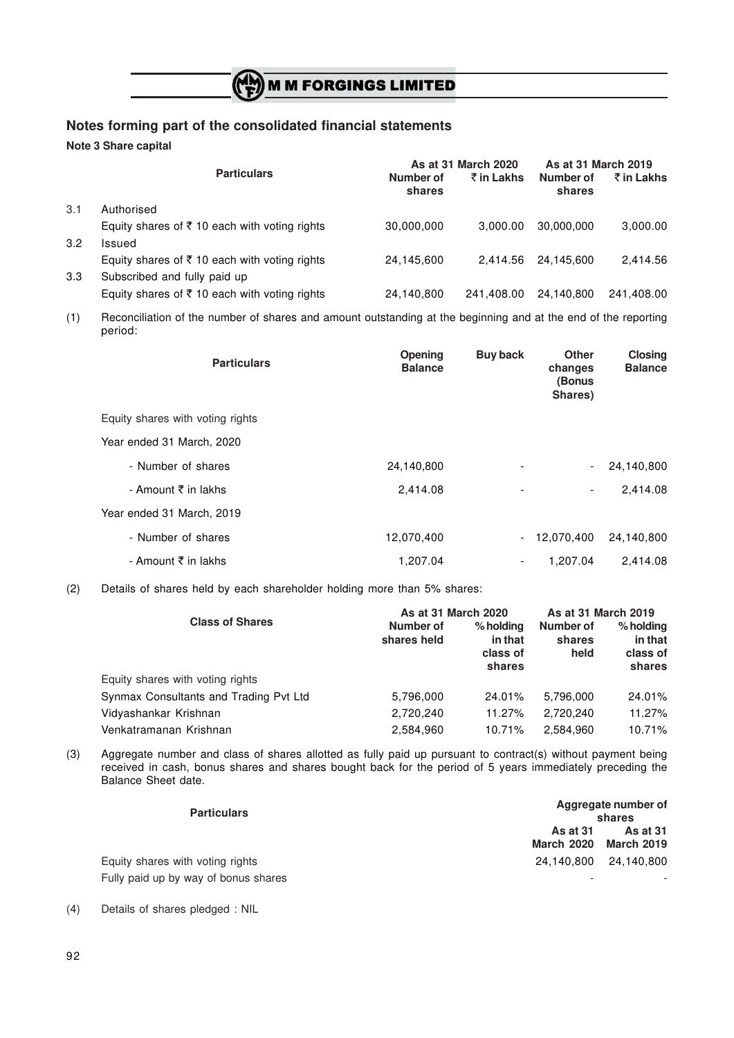## Notes forming part of the consolidated financial statements

**Note 3 Share capital**

| | Particulars | As at 31 March 2020 | | As at 31 March 2019 | |
|---|---|---|---|---|---|
| | | Number of shares | ₹ in Lakhs | Number of shares | ₹ in Lakhs |
| 3.1 | Authorised | | | | |
| | Equity shares of ₹ 10 each with voting rights | 30,000,000 | 3,000.00 | 30,000,000 | 3,000.00 |
| 3.2 | Issued | | | | |
| | Equity shares of ₹ 10 each with voting rights | 24,145,600 | 2,414.56 | 24,145,600 | 2,414.56 |
| 3.3 | Subscribed and fully paid up | | | | |
| | Equity shares of ₹ 10 each with voting rights | 24,140,800 | 241,408.00 | 24,140,800 | 241,408.00 |

(1) Reconciliation of the number of shares and amount outstanding at the beginning and at the end of the reporting period:

| Particulars | Opening Balance | Buy back | Other changes (Bonus Shares) | Closing Balance |
|---|---|---|---|---|
| Equity shares with voting rights | | | | |
| Year ended 31 March, 2020 | | | | |
| - Number of shares | 24,140,800 | - | - | 24,140,800 |
| - Amount ₹ in lakhs | 2,414.08 | - | - | 2,414.08 |
| Year ended 31 March, 2019 | | | | |
| - Number of shares | 12,070,400 | - | 12,070,400 | 24,140,800 |
| - Amount ₹ in lakhs | 1,207.04 | - | 1,207.04 | 2,414.08 |

(2) Details of shares held by each shareholder holding more than 5% shares:

| Class of Shares | As at 31 March 2020 | | As at 31 March 2019 | |
|---|---|---|---|---|
| | Number of shares held | % holding in that class of shares | Number of shares held | % holding in that class of shares |
| Equity shares with voting rights | | | | |
| Synmax Consultants and Trading Pvt Ltd | 5,796,000 | 24.01% | 5,796,000 | 24.01% |
| Vidyashankar Krishnan | 2,720,240 | 11.27% | 2,720,240 | 11.27% |
| Venkatramanan Krishnan | 2,584,960 | 10.71% | 2,584,960 | 10.71% |

(3) Aggregate number and class of shares allotted as fully paid up pursuant to contract(s) without payment being received in cash, bonus shares and shares bought back for the period of 5 years immediately preceding the Balance Sheet date.

| Particulars | Aggregate number of shares | |
|---|---|---|
| | As at 31 March 2020 | As at 31 March 2019 |
| Equity shares with voting rights | 24,140,800 | 24,140,800 |
| Fully paid up by way of bonus shares | - | - |

(4) Details of shares pledged : NIL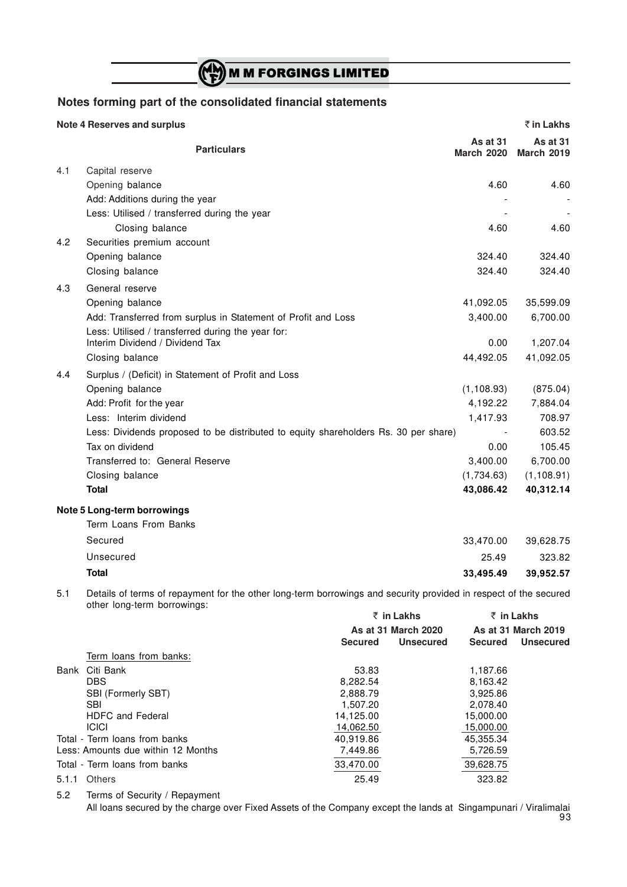## Notes forming part of the consolidated financial statements

**Note 4 Reserves and surplus** ₹ in Lakhs

| | Particulars | As at 31 March 2020 | As at 31 March 2019 |
|---|---|---|---|
| 4.1 | Capital reserve | | |
| | Opening balance | 4.60 | 4.60 |
| | Add: Additions during the year | - | - |
| | Less: Utilised / transferred during the year | - | - |
| | Closing balance | 4.60 | 4.60 |
| 4.2 | Securities premium account | | |
| | Opening balance | 324.40 | 324.40 |
| | Closing balance | 324.40 | 324.40 |
| 4.3 | General reserve | | |
| | Opening balance | 41,092.05 | 35,599.09 |
| | Add: Transferred from surplus in Statement of Profit and Loss | 3,400.00 | 6,700.00 |
| | Less: Utilised / transferred during the year for: Interim Dividend / Dividend Tax | 0.00 | 1,207.04 |
| | Closing balance | 44,492.05 | 41,092.05 |
| 4.4 | Surplus / (Deficit) in Statement of Profit and Loss | | |
| | Opening balance | (1,108.93) | (875.04) |
| | Add: Profit for the year | 4,192.22 | 7,884.04 |
| | Less: Interim dividend | 1,417.93 | 708.97 |
| | Less: Dividends proposed to be distributed to equity shareholders Rs. 30 per share) | - | 603.52 |
| | Tax on dividend | 0.00 | 105.45 |
| | Transferred to: General Reserve | 3,400.00 | 6,700.00 |
| | Closing balance | (1,734.63) | (1,108.91) |
| | **Total** | **43,086.42** | **40,312.14** |

**Note 5 Long-term borrowings**

| Term Loans From Banks | | |
|---|---|---|
| Secured | 33,470.00 | 39,628.75 |
| Unsecured | 25.49 | 323.82 |
| **Total** | **33,495.49** | **39,952.57** |

5.1 Details of terms of repayment for the other long-term borrowings and security provided in respect of the secured other long-term borrowings:

| | ₹ in Lakhs As at 31 March 2020 | | ₹ in Lakhs As at 31 March 2019 | |
|---|---|---|---|---|
| | Secured | Unsecured | Secured | Unsecured |
| Term loans from banks: | | | | |
| Bank Citi Bank | 53.83 | | 1,187.66 | |
| DBS | 8,282.54 | | 8,163.42 | |
| SBI (Formerly SBT) | 2,888.79 | | 3,925.86 | |
| SBI | 1,507.20 | | 2,078.40 | |
| HDFC and Federal | 14,125.00 | | 15,000.00 | |
| ICICI | 14,062.50 | | 15,000.00 | |
| Total - Term loans from banks | 40,919.86 | | 45,355.34 | |
| Less: Amounts due within 12 Months | 7,449.86 | | 5,726.59 | |
| Total - Term loans from banks | 33,470.00 | | 39,628.75 | |
| 5.1.1 Others | 25.49 | | 323.82 | |

5.2 Terms of Security / Repayment

All loans secured by the charge over Fixed Assets of the Company except the lands at Singampunari / Viralimalai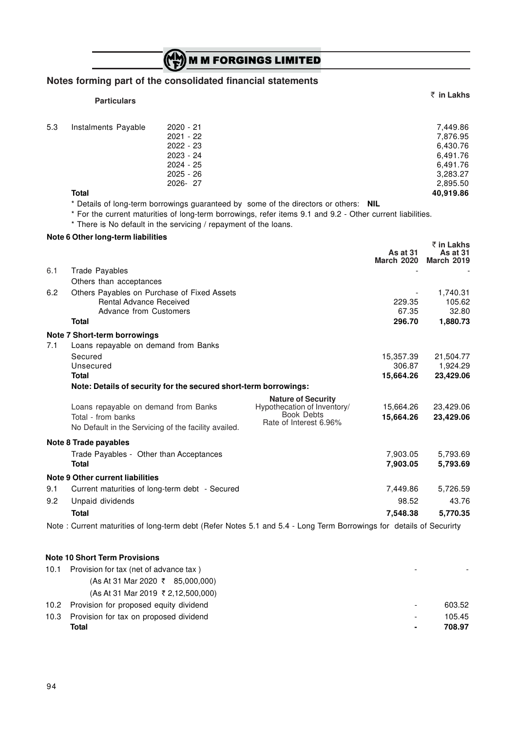## Notes forming part of the consolidated financial statements

| | Particulars | | ₹ in Lakhs |
|---|---|---|---|
| 5.3 | Instalments Payable | 2020 - 21 | 7,449.86 |
| | | 2021 - 22 | 7,876.95 |
| | | 2022 - 23 | 6,430.76 |
| | | 2023 - 24 | 6,491.76 |
| | | 2024 - 25 | 6,491.76 |
| | | 2025 - 26 | 3,283.27 |
| | | 2026- 27 | 2,895.50 |
| | **Total** | | **40,919.86** |

\* Details of long-term borrowings guaranteed by some of the directors or others: **NIL**

\* For the current maturities of long-term borrowings, refer items 9.1 and 9.2 - Other current liabilities.

\* There is No default in the servicing / repayment of the loans.

### Note 6 Other long-term liabilities

₹ in Lakhs

| | | As at 31 March 2020 | As at 31 March 2019 |
|---|---|---|---|
| 6.1 | Trade Payables | - | - |
| | Others than acceptances | | |
| 6.2 | Others Payables on Purchase of Fixed Assets | - | 1,740.31 |
| | Rental Advance Received | 229.35 | 105.62 |
| | Advance from Customers | 67.35 | 32.80 |
| | **Total** | **296.70** | **1,880.73** |

### Note 7 Short-term borrowings

| | | | As at 31 March 2020 | As at 31 March 2019 |
|---|---|---|---|---|
| 7.1 | Loans repayable on demand from Banks | | | |
| | Secured | | 15,357.39 | 21,504.77 |
| | Unsecured | | 306.87 | 1,924.29 |
| | **Total** | | **15,664.26** | **23,429.06** |
| | **Note: Details of security for the secured short-term borrowings:** | | | |
| | | **Nature of Security** | | |
| | Loans repayable on demand from Banks | Hypothecation of Inventory/ Book Debts | 15,664.26 | 23,429.06 |
| | Total - from banks | Rate of Interest 6.96% | **15,664.26** | **23,429.06** |
| | No Default in the Servicing of the facility availed. | | | |

### Note 8 Trade payables

| | | As at 31 March 2020 | As at 31 March 2019 |
|---|---|---|---|
| | Trade Payables - Other than Acceptances | 7,903.05 | 5,793.69 |
| | **Total** | **7,903.05** | **5,793.69** |

### Note 9 Other current liabilities

| | | As at 31 March 2020 | As at 31 March 2019 |
|---|---|---|---|
| 9.1 | Current maturities of long-term debt - Secured | 7,449.86 | 5,726.59 |
| 9.2 | Unpaid dividends | 98.52 | 43.76 |
| | **Total** | **7,548.38** | **5,770.35** |

Note : Current maturities of long-term debt (Refer Notes 5.1 and 5.4 - Long Term Borrowings for details of Securirty

### Note 10 Short Term Provisions

| | | As at 31 March 2020 | As at 31 March 2019 |
|---|---|---|---|
| 10.1 | Provision for tax (net of advance tax ) | - | - |
| | (As At 31 Mar 2020 ₹ 85,000,000) | | |
| | (As At 31 Mar 2019 ₹ 2,12,500,000) | | |
| 10.2 | Provision for proposed equity dividend | - | 603.52 |
| 10.3 | Provision for tax on proposed dividend | - | 105.45 |
| | **Total** | **-** | **708.97** |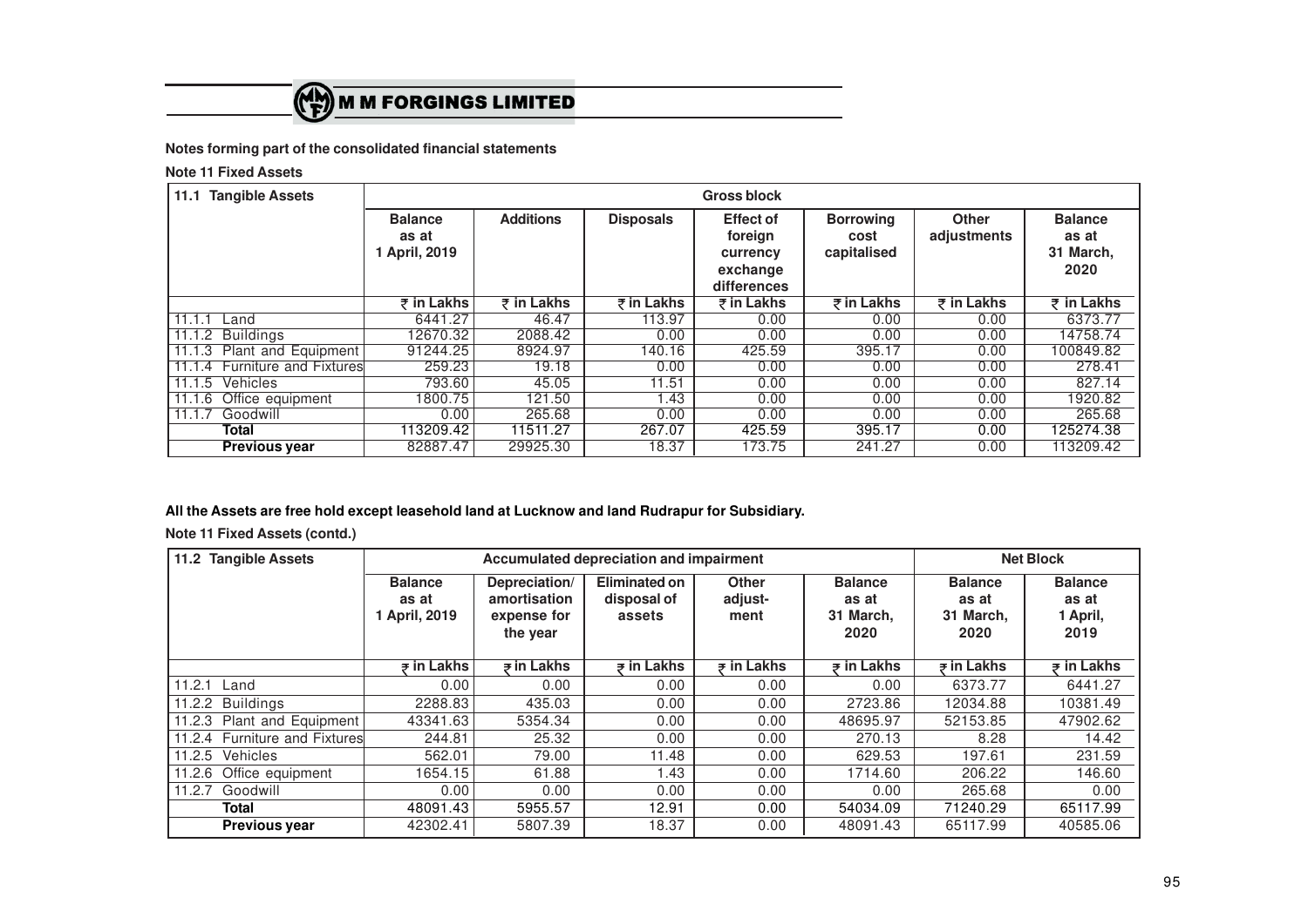**Notes forming part of the consolidated financial statements**

**Note 11 Fixed Assets**

| 11.1 Tangible Assets | Gross block | | | | | | |
|---|---|---|---|---|---|---|---|
| | Balance as at 1 April, 2019 | Additions | Disposals | Effect of foreign currency exchange differences | Borrowing cost capitalised | Other adjustments | Balance as at 31 March, 2020 |
| | ₹ in Lakhs | ₹ in Lakhs | ₹ in Lakhs | ₹ in Lakhs | ₹ in Lakhs | ₹ in Lakhs | ₹ in Lakhs |
| 11.1.1 Land | 6441.27 | 46.47 | 113.97 | 0.00 | 0.00 | 0.00 | 6373.77 |
| 11.1.2 Buildings | 12670.32 | 2088.42 | 0.00 | 0.00 | 0.00 | 0.00 | 14758.74 |
| 11.1.3 Plant and Equipment | 91244.25 | 8924.97 | 140.16 | 425.59 | 395.17 | 0.00 | 100849.82 |
| 11.1.4 Furniture and Fixtures | 259.23 | 19.18 | 0.00 | 0.00 | 0.00 | 0.00 | 278.41 |
| 11.1.5 Vehicles | 793.60 | 45.05 | 11.51 | 0.00 | 0.00 | 0.00 | 827.14 |
| 11.1.6 Office equipment | 1800.75 | 121.50 | 1.43 | 0.00 | 0.00 | 0.00 | 1920.82 |
| 11.1.7 Goodwill | 0.00 | 265.68 | 0.00 | 0.00 | 0.00 | 0.00 | 265.68 |
| **Total** | 113209.42 | 11511.27 | 267.07 | 425.59 | 395.17 | 0.00 | 125274.38 |
| **Previous year** | 82887.47 | 29925.30 | 18.37 | 173.75 | 241.27 | 0.00 | 113209.42 |

**All the Assets are free hold except leasehold land at Lucknow and land Rudrapur for Subsidiary.**

**Note 11 Fixed Assets (contd.)**

| 11.2 Tangible Assets | Accumulated depreciation and impairment | | | | | Net Block | |
|---|---|---|---|---|---|---|---|
| | Balance as at 1 April, 2019 | Depreciation/ amortisation expense for the year | Eliminated on disposal of assets | Other adjust-ment | Balance as at 31 March, 2020 | Balance as at 31 March, 2020 | Balance as at 1 April, 2019 |
| | ₹ in Lakhs | ₹ in Lakhs | ₹ in Lakhs | ₹ in Lakhs | ₹ in Lakhs | ₹ in Lakhs | ₹ in Lakhs |
| 11.2.1 Land | 0.00 | 0.00 | 0.00 | 0.00 | 0.00 | 6373.77 | 6441.27 |
| 11.2.2 Buildings | 2288.83 | 435.03 | 0.00 | 0.00 | 2723.86 | 12034.88 | 10381.49 |
| 11.2.3 Plant and Equipment | 43341.63 | 5354.34 | 0.00 | 0.00 | 48695.97 | 52153.85 | 47902.62 |
| 11.2.4 Furniture and Fixtures | 244.81 | 25.32 | 0.00 | 0.00 | 270.13 | 8.28 | 14.42 |
| 11.2.5 Vehicles | 562.01 | 79.00 | 11.48 | 0.00 | 629.53 | 197.61 | 231.59 |
| 11.2.6 Office equipment | 1654.15 | 61.88 | 1.43 | 0.00 | 1714.60 | 206.22 | 146.60 |
| 11.2.7 Goodwill | 0.00 | 0.00 | 0.00 | 0.00 | 0.00 | 265.68 | 0.00 |
| **Total** | 48091.43 | 5955.57 | 12.91 | 0.00 | 54034.09 | 71240.29 | 65117.99 |
| **Previous year** | 42302.41 | 5807.39 | 18.37 | 0.00 | 48091.43 | 65117.99 | 40585.06 |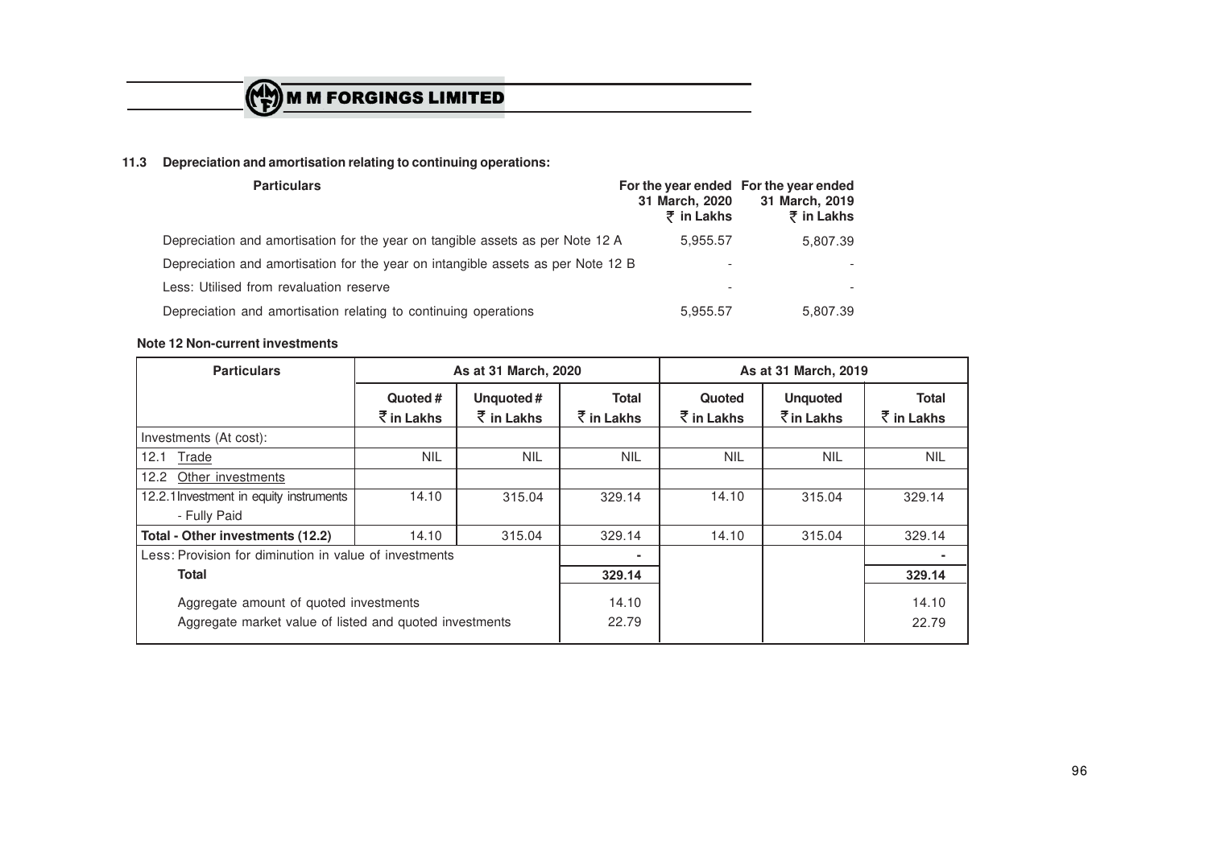### 11.3 Depreciation and amortisation relating to continuing operations:

| Particulars | For the year ended 31 March, 2020 ₹ in Lakhs | For the year ended 31 March, 2019 ₹ in Lakhs |
|---|---|---|
| Depreciation and amortisation for the year on tangible assets as per Note 12 A | 5,955.57 | 5,807.39 |
| Depreciation and amortisation for the year on intangible assets as per Note 12 B | - | - |
| Less: Utilised from revaluation reserve | - | - |
| Depreciation and amortisation relating to continuing operations | 5,955.57 | 5,807.39 |

### Note 12 Non-current investments

| Particulars | As at 31 March, 2020 | | | As at 31 March, 2019 | | |
|---|---|---|---|---|---|---|
| | Quoted # ₹ in Lakhs | Unquoted # ₹ in Lakhs | Total ₹ in Lakhs | Quoted ₹ in Lakhs | Unquoted ₹ in Lakhs | Total ₹ in Lakhs |
| Investments (At cost): | | | | | | |
| 12.1 Trade | NIL | NIL | NIL | NIL | NIL | NIL |
| 12.2 Other investments | | | | | | |
| 12.2.1 Investment in equity instruments - Fully Paid | 14.10 | 315.04 | 329.14 | 14.10 | 315.04 | 329.14 |
| **Total - Other investments (12.2)** | 14.10 | 315.04 | 329.14 | 14.10 | 315.04 | 329.14 |
| Less: Provision for diminution in value of investments | | | - | | | - |
| **Total** | | | **329.14** | | | **329.14** |
| Aggregate amount of quoted investments | | | 14.10 | | | 14.10 |
| Aggregate market value of listed and quoted investments | | | 22.79 | | | 22.79 |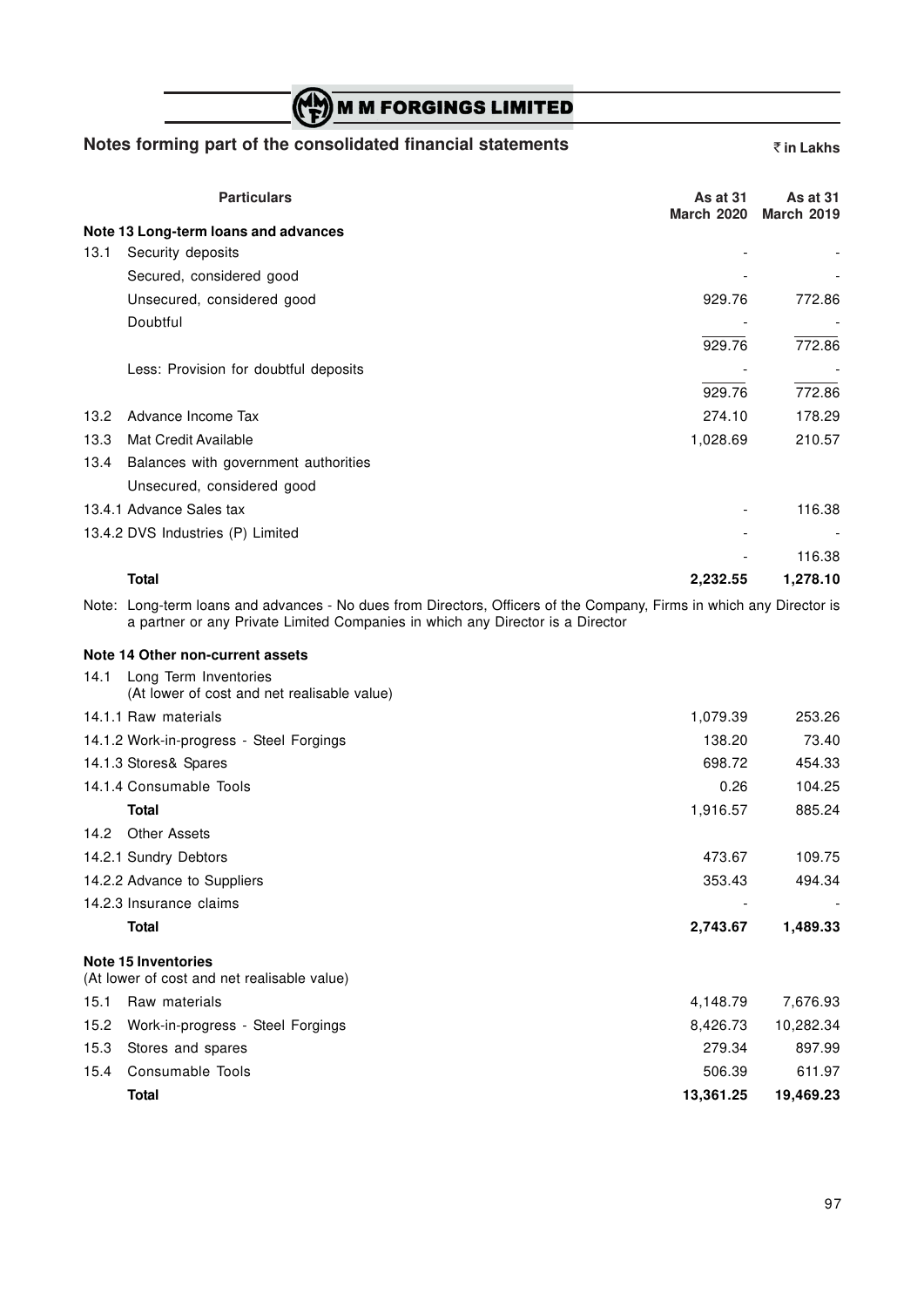## Notes forming part of the consolidated financial statements

₹ in Lakhs

| | Particulars | As at 31 March 2020 | As at 31 March 2019 |
|---|---|---|---|
| | **Note 13 Long-term loans and advances** | | |
| 13.1 | Security deposits | - | - |
| | Secured, considered good | - | - |
| | Unsecured, considered good | 929.76 | 772.86 |
| | Doubtful | - | - |
| | | 929.76 | 772.86 |
| | Less: Provision for doubtful deposits | - | - |
| | | 929.76 | 772.86 |
| 13.2 | Advance Income Tax | 274.10 | 178.29 |
| 13.3 | Mat Credit Available | 1,028.69 | 210.57 |
| 13.4 | Balances with government authorities | | |
| | Unsecured, considered good | | |
| 13.4.1 | Advance Sales tax | - | 116.38 |
| 13.4.2 | DVS Industries (P) Limited | - | - |
| | | - | 116.38 |
| | **Total** | **2,232.55** | **1,278.10** |

Note: Long-term loans and advances - No dues from Directors, Officers of the Company, Firms in which any Director is a partner or any Private Limited Companies in which any Director is a Director

| | Particulars | As at 31 March 2020 | As at 31 March 2019 |
|---|---|---|---|
| | **Note 14 Other non-current assets** | | |
| 14.1 | Long Term Inventories (At lower of cost and net realisable value) | | |
| 14.1.1 | Raw materials | 1,079.39 | 253.26 |
| 14.1.2 | Work-in-progress - Steel Forgings | 138.20 | 73.40 |
| 14.1.3 | Stores& Spares | 698.72 | 454.33 |
| 14.1.4 | Consumable Tools | 0.26 | 104.25 |
| | **Total** | 1,916.57 | 885.24 |
| 14.2 | Other Assets | | |
| 14.2.1 | Sundry Debtors | 473.67 | 109.75 |
| 14.2.2 | Advance to Suppliers | 353.43 | 494.34 |
| 14.2.3 | Insurance claims | - | - |
| | **Total** | **2,743.67** | **1,489.33** |

| | Particulars | As at 31 March 2020 | As at 31 March 2019 |
|---|---|---|---|
| | **Note 15 Inventories** (At lower of cost and net realisable value) | | |
| 15.1 | Raw materials | 4,148.79 | 7,676.93 |
| 15.2 | Work-in-progress - Steel Forgings | 8,426.73 | 10,282.34 |
| 15.3 | Stores and spares | 279.34 | 897.99 |
| 15.4 | Consumable Tools | 506.39 | 611.97 |
| | **Total** | **13,361.25** | **19,469.23** |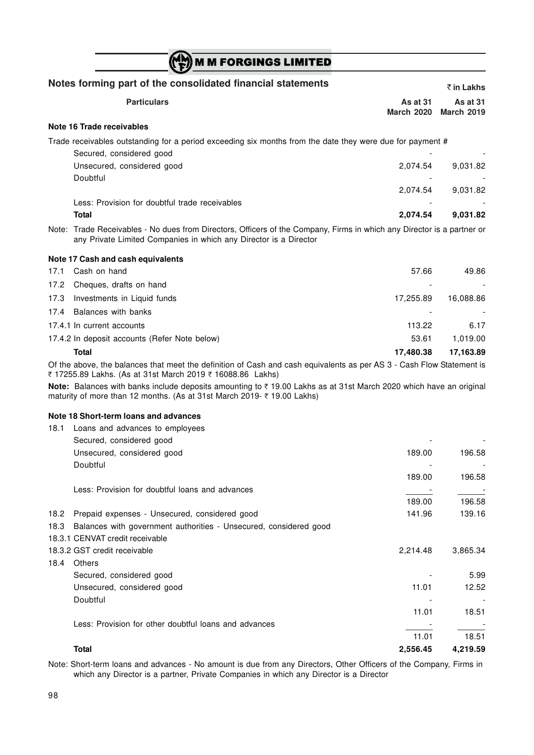## Notes forming part of the consolidated financial statements

₹ in Lakhs

| | Particulars | As at 31 March 2020 | As at 31 March 2019 |
|---|---|---|---|
| | **Note 16 Trade receivables** | | |
| | Trade receivables outstanding for a period exceeding six months from the date they were due for payment # | | |
| | Secured, considered good | - | - |
| | Unsecured, considered good | 2,074.54 | 9,031.82 |
| | Doubtful | - | - |
| | | 2,074.54 | 9,031.82 |
| | Less: Provision for doubtful trade receivables | - | - |
| | **Total** | **2,074.54** | **9,031.82** |

Note: Trade Receivables - No dues from Directors, Officers of the Company, Firms in which any Director is a partner or any Private Limited Companies in which any Director is a Director

| | Particulars | As at 31 March 2020 | As at 31 March 2019 |
|---|---|---|---|
| | **Note 17 Cash and cash equivalents** | | |
| 17.1 | Cash on hand | 57.66 | 49.86 |
| 17.2 | Cheques, drafts on hand | - | - |
| 17.3 | Investments in Liquid funds | 17,255.89 | 16,088.86 |
| 17.4 | Balances with banks | - | - |
| 17.4.1 | In current accounts | 113.22 | 6.17 |
| 17.4.2 | In deposit accounts (Refer Note below) | 53.61 | 1,019.00 |
| | **Total** | **17,480.38** | **17,163.89** |

Of the above, the balances that meet the definition of Cash and cash equivalents as per AS 3 - Cash Flow Statement is ₹ 17255.89 Lakhs. (As at 31st March 2019 ₹ 16088.86 Lakhs)

**Note:** Balances with banks include deposits amounting to ₹ 19.00 Lakhs as at 31st March 2020 which have an original maturity of more than 12 months. (As at 31st March 2019- ₹ 19.00 Lakhs)

| | Particulars | As at 31 March 2020 | As at 31 March 2019 |
|---|---|---|---|
| | **Note 18 Short-term loans and advances** | | |
| 18.1 | Loans and advances to employees | | |
| | Secured, considered good | - | - |
| | Unsecured, considered good | 189.00 | 196.58 |
| | Doubtful | - | - |
| | | 189.00 | 196.58 |
| | Less: Provision for doubtful loans and advances | - | - |
| | | 189.00 | 196.58 |
| 18.2 | Prepaid expenses - Unsecured, considered good | 141.96 | 139.16 |
| 18.3 | Balances with government authorities - Unsecured, considered good | | |
| 18.3.1 | CENVAT credit receivable | | |
| 18.3.2 | GST credit receivable | 2,214.48 | 3,865.34 |
| 18.4 | Others | | |
| | Secured, considered good | - | 5.99 |
| | Unsecured, considered good | 11.01 | 12.52 |
| | Doubtful | - | - |
| | | 11.01 | 18.51 |
| | Less: Provision for other doubtful loans and advances | - | - |
| | | 11.01 | 18.51 |
| | **Total** | **2,556.45** | **4,219.59** |

Note: Short-term loans and advances - No amount is due from any Directors, Other Officers of the Company, Firms in which any Director is a partner, Private Companies in which any Director is a Director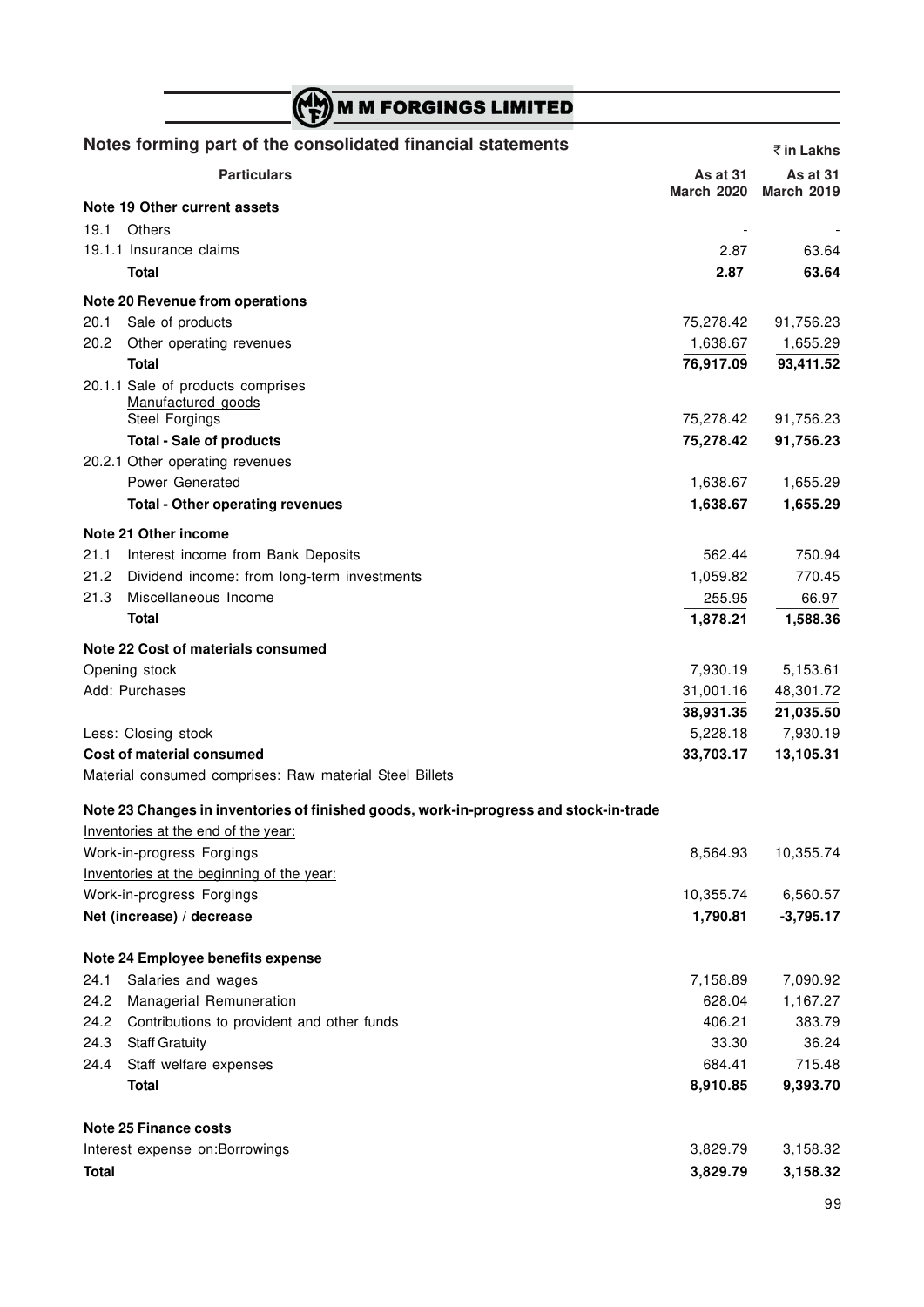## Notes forming part of the consolidated financial statements

₹ in Lakhs

| Particulars | As at 31 March 2020 | As at 31 March 2019 |
|---|---|---|
| **Note 19 Other current assets** | | |
| 19.1 Others | - | - |
| 19.1.1 Insurance claims | 2.87 | 63.64 |
| **Total** | **2.87** | **63.64** |
| **Note 20 Revenue from operations** | | |
| 20.1 Sale of products | 75,278.42 | 91,756.23 |
| 20.2 Other operating revenues | 1,638.67 | 1,655.29 |
| **Total** | **76,917.09** | **93,411.52** |
| 20.1.1 Sale of products comprises Manufactured goods | | |
| Steel Forgings | 75,278.42 | 91,756.23 |
| **Total - Sale of products** | **75,278.42** | **91,756.23** |
| 20.2.1 Other operating revenues | | |
| Power Generated | 1,638.67 | 1,655.29 |
| **Total - Other operating revenues** | **1,638.67** | **1,655.29** |
| **Note 21 Other income** | | |
| 21.1 Interest income from Bank Deposits | 562.44 | 750.94 |
| 21.2 Dividend income: from long-term investments | 1,059.82 | 770.45 |
| 21.3 Miscellaneous Income | 255.95 | 66.97 |
| **Total** | **1,878.21** | **1,588.36** |
| **Note 22 Cost of materials consumed** | | |
| Opening stock | 7,930.19 | 5,153.61 |
| Add: Purchases | 31,001.16 | 48,301.72 |
| | **38,931.35** | **21,035.50** |
| Less: Closing stock | 5,228.18 | 7,930.19 |
| **Cost of material consumed** | **33,703.17** | **13,105.31** |
| Material consumed comprises: Raw material Steel Billets | | |
| **Note 23 Changes in inventories of finished goods, work-in-progress and stock-in-trade** | | |
| Inventories at the end of the year: | | |
| Work-in-progress Forgings | 8,564.93 | 10,355.74 |
| Inventories at the beginning of the year: | | |
| Work-in-progress Forgings | 10,355.74 | 6,560.57 |
| **Net (increase) / decrease** | **1,790.81** | **-3,795.17** |
| **Note 24 Employee benefits expense** | | |
| 24.1 Salaries and wages | 7,158.89 | 7,090.92 |
| 24.2 Managerial Remuneration | 628.04 | 1,167.27 |
| 24.2 Contributions to provident and other funds | 406.21 | 383.79 |
| 24.3 Staff Gratuity | 33.30 | 36.24 |
| 24.4 Staff welfare expenses | 684.41 | 715.48 |
| **Total** | **8,910.85** | **9,393.70** |
| **Note 25 Finance costs** | | |
| Interest expense on:Borrowings | 3,829.79 | 3,158.32 |
| **Total** | **3,829.79** | **3,158.32** |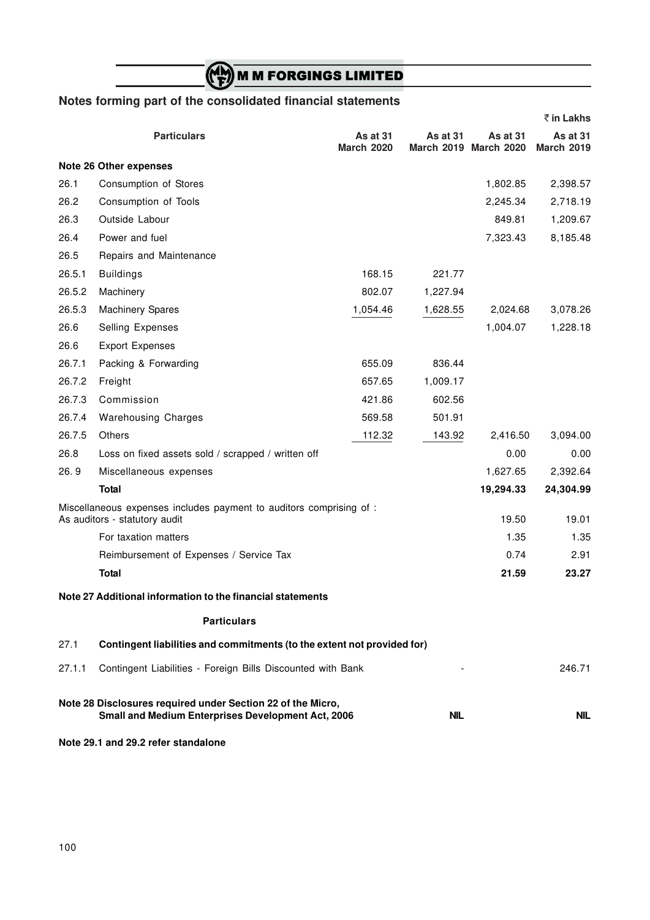# M M FORGINGS LIMITED

## Notes forming part of the consolidated financial statements

₹ in Lakhs

| | Particulars | As at 31 March 2020 | As at 31 March 2019 | As at 31 March 2020 | As at 31 March 2019 |
|---|---|---|---|---|---|
| | **Note 26 Other expenses** | | | | |
| 26.1 | Consumption of Stores | | | 1,802.85 | 2,398.57 |
| 26.2 | Consumption of Tools | | | 2,245.34 | 2,718.19 |
| 26.3 | Outside Labour | | | 849.81 | 1,209.67 |
| 26.4 | Power and fuel | | | 7,323.43 | 8,185.48 |
| 26.5 | Repairs and Maintenance | | | | |
| 26.5.1 | Buildings | 168.15 | 221.77 | | |
| 26.5.2 | Machinery | 802.07 | 1,227.94 | | |
| 26.5.3 | Machinery Spares | 1,054.46 | 1,628.55 | 2,024.68 | 3,078.26 |
| 26.6 | Selling Expenses | | | 1,004.07 | 1,228.18 |
| 26.6 | Export Expenses | | | | |
| 26.7.1 | Packing & Forwarding | 655.09 | 836.44 | | |
| 26.7.2 | Freight | 657.65 | 1,009.17 | | |
| 26.7.3 | Commission | 421.86 | 602.56 | | |
| 26.7.4 | Warehousing Charges | 569.58 | 501.91 | | |
| 26.7.5 | Others | 112.32 | 143.92 | 2,416.50 | 3,094.00 |
| 26.8 | Loss on fixed assets sold / scrapped / written off | | | 0.00 | 0.00 |
| 26. 9 | Miscellaneous expenses | | | 1,627.65 | 2,392.64 |
| | **Total** | | | **19,294.33** | **24,304.99** |
| | Miscellaneous expenses includes payment to auditors comprising of : As auditors - statutory audit | | | 19.50 | 19.01 |
| | For taxation matters | | | 1.35 | 1.35 |
| | Reimbursement of Expenses / Service Tax | | | 0.74 | 2.91 |
| | **Total** | | | **21.59** | **23.27** |

**Note 27 Additional information to the financial statements**

| | Particulars | As at 31 March 2020 | As at 31 March 2019 |
|---|---|---|---|
| 27.1 | **Contingent liabilities and commitments (to the extent not provided for)** | | |
| 27.1.1 | Contingent Liabilities - Foreign Bills Discounted with Bank | - | 246.71 |

**Note 28 Disclosures required under Section 22 of the Micro, Small and Medium Enterprises Development Act, 2006** — **NIL** — **NIL**

**Note 29.1 and 29.2 refer standalone**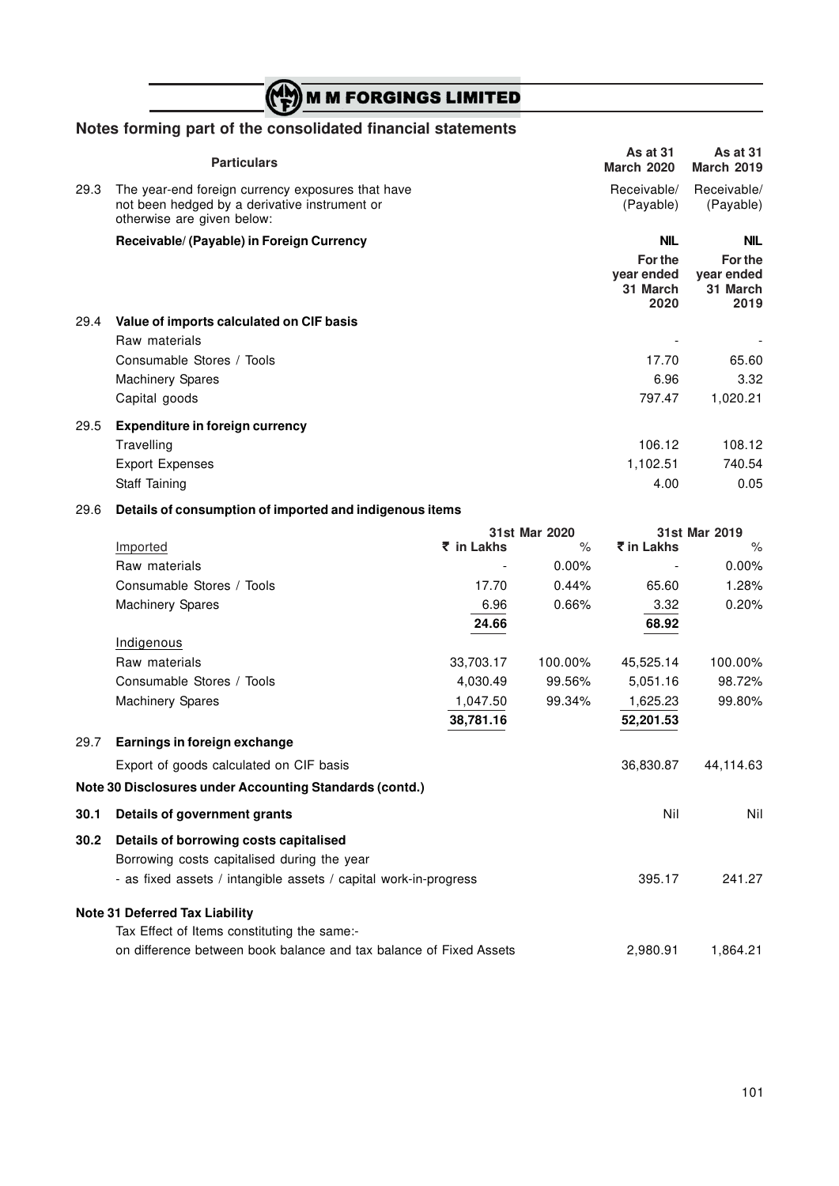## Notes forming part of the consolidated financial statements

| | Particulars | As at 31 March 2020 | As at 31 March 2019 |
|---|---|---|---|
| 29.3 | The year-end foreign currency exposures that have not been hedged by a derivative instrument or otherwise are given below: | Receivable/ (Payable) | Receivable/ (Payable) |
| | **Receivable/ (Payable) in Foreign Currency** | **NIL** | **NIL** |
| | | **For the year ended 31 March 2020** | **For the year ended 31 March 2019** |
| 29.4 | **Value of imports calculated on CIF basis** | | |
| | Raw materials | - | - |
| | Consumable Stores / Tools | 17.70 | 65.60 |
| | Machinery Spares | 6.96 | 3.32 |
| | Capital goods | 797.47 | 1,020.21 |
| 29.5 | **Expenditure in foreign currency** | | |
| | Travelling | 106.12 | 108.12 |
| | Export Expenses | 1,102.51 | 740.54 |
| | Staff Taining | 4.00 | 0.05 |

### 29.6 Details of consumption of imported and indigenous items

| | 31st Mar 2020 | | 31st Mar 2019 | |
|---|---|---|---|---|
| Imported | ₹ in Lakhs | % | ₹ in Lakhs | % |
| Raw materials | - | 0.00% | - | 0.00% |
| Consumable Stores / Tools | 17.70 | 0.44% | 65.60 | 1.28% |
| Machinery Spares | 6.96 | 0.66% | 3.32 | 0.20% |
| | **24.66** | | **68.92** | |
| Indigenous | | | | |
| Raw materials | 33,703.17 | 100.00% | 45,525.14 | 100.00% |
| Consumable Stores / Tools | 4,030.49 | 99.56% | 5,051.16 | 98.72% |
| Machinery Spares | 1,047.50 | 99.34% | 1,625.23 | 99.80% |
| | **38,781.16** | | **52,201.53** | |

| | | 31 March 2020 | 31 March 2019 |
|---|---|---|---|
| 29.7 | **Earnings in foreign exchange** | | |
| | Export of goods calculated on CIF basis | 36,830.87 | 44,114.63 |
| | **Note 30 Disclosures under Accounting Standards (contd.)** | | |
| **30.1** | **Details of government grants** | Nil | Nil |
| **30.2** | **Details of borrowing costs capitalised** | | |
| | Borrowing costs capitalised during the year | | |
| | - as fixed assets / intangible assets / capital work-in-progress | 395.17 | 241.27 |
| | **Note 31 Deferred Tax Liability** | | |
| | Tax Effect of Items constituting the same:- | | |
| | on difference between book balance and tax balance of Fixed Assets | 2,980.91 | 1,864.21 |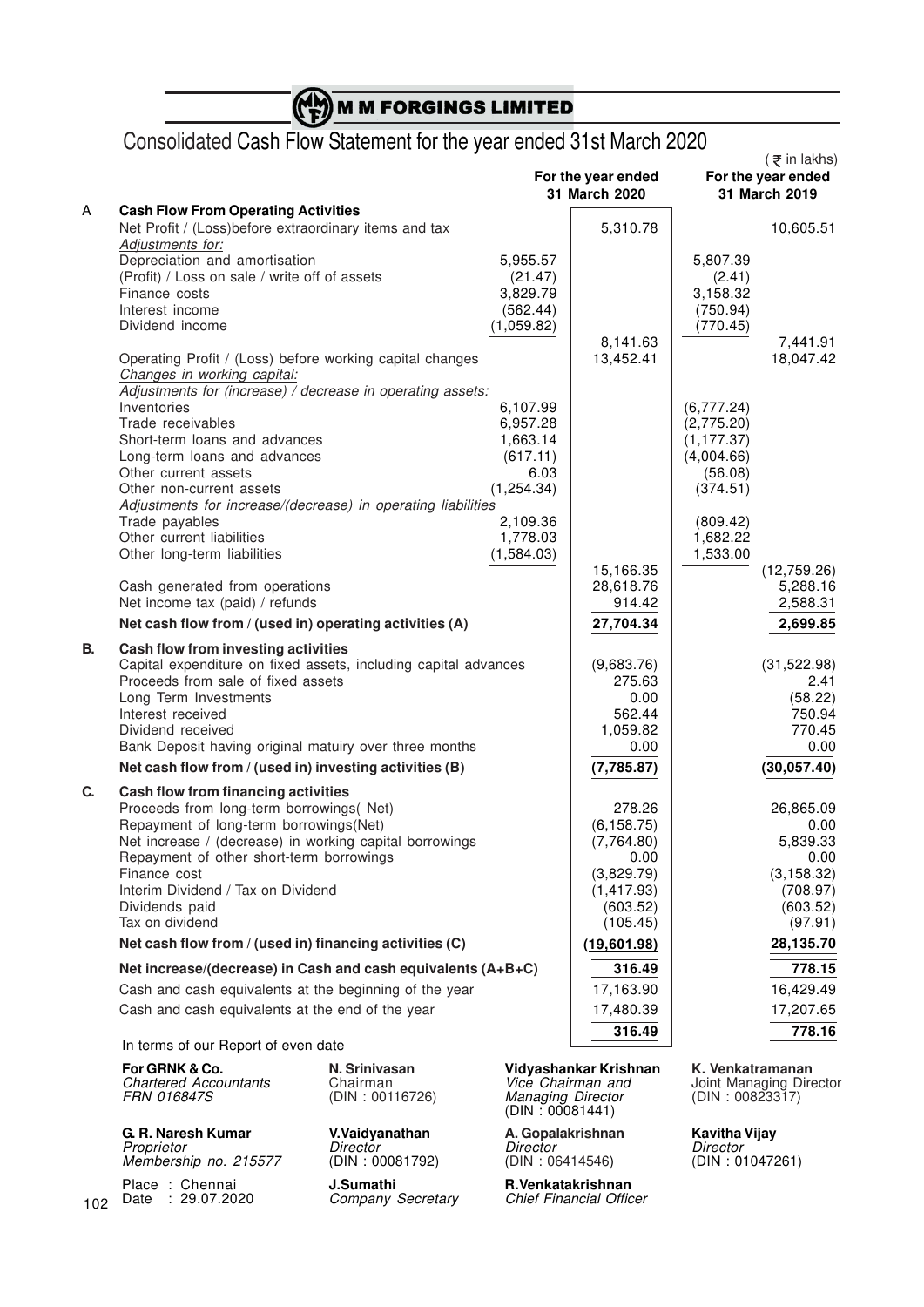# M M FORGINGS LIMITED

## Consolidated Cash Flow Statement for the year ended 31st March 2020

(₹ in lakhs)

| | | | For the year ended 31 March 2020 | | For the year ended 31 March 2019 |
|---|---|---|---|---|---|
| A | **Cash Flow From Operating Activities** | | | | |
| | Net Profit / (Loss)before extraordinary items and tax | | 5,310.78 | | 10,605.51 |
| | *Adjustments for:* | | | | |
| | Depreciation and amortisation | 5,955.57 | | 5,807.39 | |
| | (Profit) / Loss on sale / write off of assets | (21.47) | | (2.41) | |
| | Finance costs | 3,829.79 | | 3,158.32 | |
| | Interest income | (562.44) | | (750.94) | |
| | Dividend income | (1,059.82) | | (770.45) | |
| | | | 8,141.63 | | 7,441.91 |
| | Operating Profit / (Loss) before working capital changes | | 13,452.41 | | 18,047.42 |
| | *Changes in working capital:* | | | | |
| | *Adjustments for (increase) / decrease in operating assets:* | | | | |
| | Inventories | 6,107.99 | | (6,777.24) | |
| | Trade receivables | 6,957.28 | | (2,775.20) | |
| | Short-term loans and advances | 1,663.14 | | (1,177.37) | |
| | Long-term loans and advances | (617.11) | | (4,004.66) | |
| | Other current assets | 6.03 | | (56.08) | |
| | Other non-current assets | (1,254.34) | | (374.51) | |
| | *Adjustments for increase/(decrease) in operating liabilities* | | | | |
| | Trade payables | 2,109.36 | | (809.42) | |
| | Other current liabilities | 1,778.03 | | 1,682.22 | |
| | Other long-term liabilities | (1,584.03) | | 1,533.00 | |
| | | | 15,166.35 | | (12,759.26) |
| | Cash generated from operations | | 28,618.76 | | 5,288.16 |
| | Net income tax (paid) / refunds | | 914.42 | | 2,588.31 |
| | **Net cash flow from / (used in) operating activities (A)** | | **27,704.34** | | **2,699.85** |
| **B.** | **Cash flow from investing activities** | | | | |
| | Capital expenditure on fixed assets, including capital advances | | (9,683.76) | | (31,522.98) |
| | Proceeds from sale of fixed assets | | 275.63 | | 2.41 |
| | Long Term Investments | | 0.00 | | (58.22) |
| | Interest received | | 562.44 | | 750.94 |
| | Dividend received | | 1,059.82 | | 770.45 |
| | Bank Deposit having original matuiry over three months | | 0.00 | | 0.00 |
| | **Net cash flow from / (used in) investing activities (B)** | | **(7,785.87)** | | **(30,057.40)** |
| **C.** | **Cash flow from financing activities** | | | | |
| | Proceeds from long-term borrowings( Net) | | 278.26 | | 26,865.09 |
| | Repayment of long-term borrowings(Net) | | (6,158.75) | | 0.00 |
| | Net increase / (decrease) in working capital borrowings | | (7,764.80) | | 5,839.33 |
| | Repayment of other short-term borrowings | | 0.00 | | 0.00 |
| | Finance cost | | (3,829.79) | | (3,158.32) |
| | Interim Dividend / Tax on Dividend | | (1,417.93) | | (708.97) |
| | Dividends paid | | (603.52) | | (603.52) |
| | Tax on dividend | | (105.45) | | (97.91) |
| | **Net cash flow from / (used in) financing activities (C)** | | **(19,601.98)** | | **28,135.70** |
| | **Net increase/(decrease) in Cash and cash equivalents (A+B+C)** | | **316.49** | | **778.15** |
| | Cash and cash equivalents at the beginning of the year | | 17,163.90 | | 16,429.49 |
| | Cash and cash equivalents at the end of the year | | 17,480.39 | | 17,207.65 |
| | | | 316.49 | | 778.16 |

In terms of our Report of even date

**For GRNK & Co.**
*Chartered Accountants*
*FRN 016847S*

**G. R. Naresh Kumar**
*Proprietor*
*Membership no. 215577*

Place : Chennai
Date : 29.07.2020

**N. Srinivasan**
Chairman
(DIN : 00116726)

**V.Vaidyanathan**
*Director*
(DIN : 00081792)

**J.Sumathi**
*Company Secretary*

**Vidyashankar Krishnan**
*Vice Chairman and Managing Director*
(DIN : 00081441)

**A. Gopalakrishnan**
*Director*
(DIN : 06414546)

**R.Venkatakrishnan**
*Chief Financial Officer*

**K. Venkatramanan**
Joint Managing Director
(DIN : 00823317)

**Kavitha Vijay**
*Director*
(DIN : 01047261)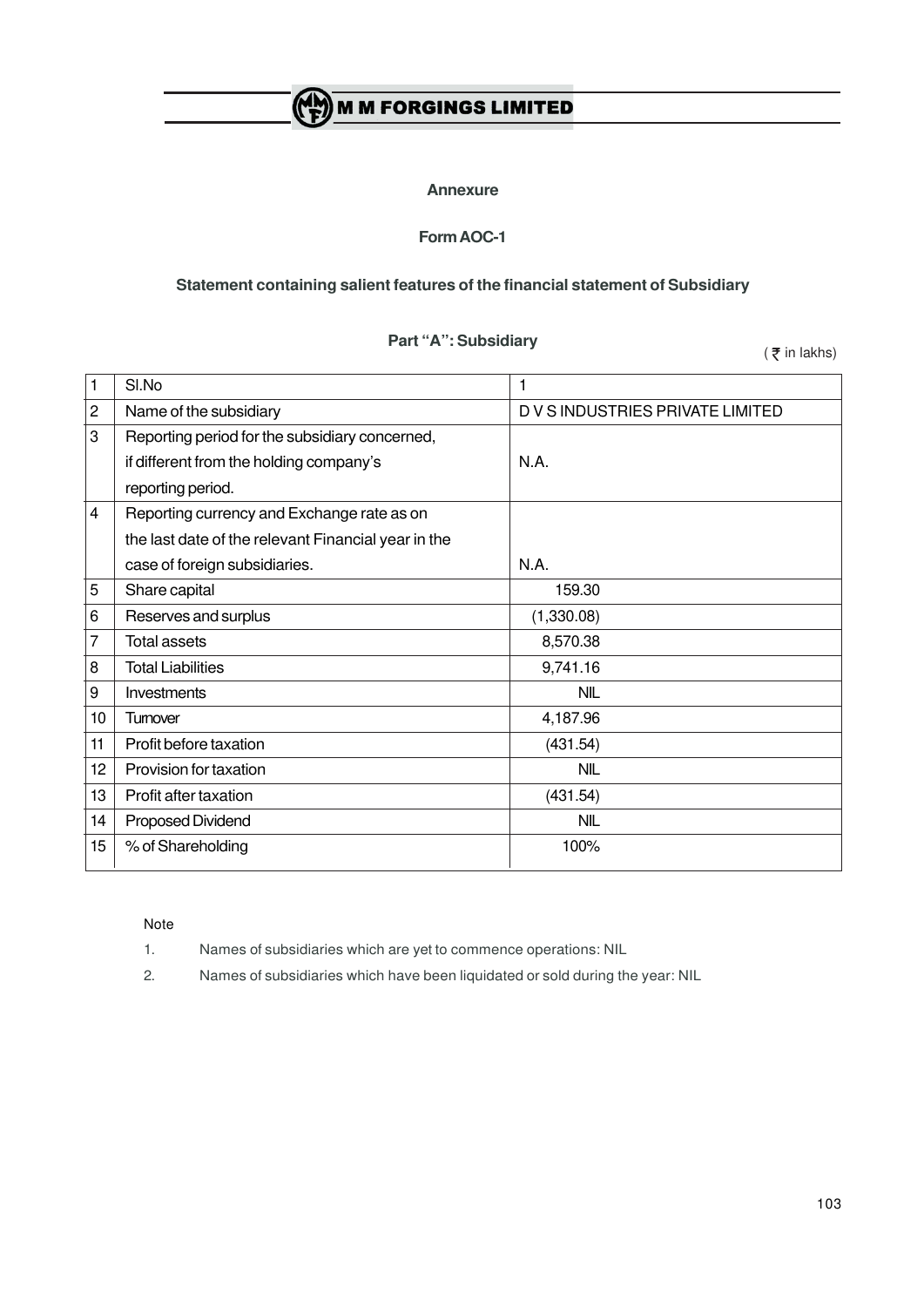## Annexure

## Form AOC-1

## Statement containing salient features of the financial statement of Subsidiary

### Part "A": Subsidiary

( ₹ in lakhs)

| 1 | Sl.No | 1 |
|---|---|---|
| 2 | Name of the subsidiary | D V S INDUSTRIES PRIVATE LIMITED |
| 3 | Reporting period for the subsidiary concerned, if different from the holding company's reporting period. | N.A. |
| 4 | Reporting currency and Exchange rate as on the last date of the relevant Financial year in the case of foreign subsidiaries. | N.A. |
| 5 | Share capital | 159.30 |
| 6 | Reserves and surplus | (1,330.08) |
| 7 | Total assets | 8,570.38 |
| 8 | Total Liabilities | 9,741.16 |
| 9 | Investments | NIL |
| 10 | Turnover | 4,187.96 |
| 11 | Profit before taxation | (431.54) |
| 12 | Provision for taxation | NIL |
| 13 | Profit after taxation | (431.54) |
| 14 | Proposed Dividend | NIL |
| 15 | % of Shareholding | 100% |

Note

1. Names of subsidiaries which are yet to commence operations: NIL
2. Names of subsidiaries which have been liquidated or sold during the year: NIL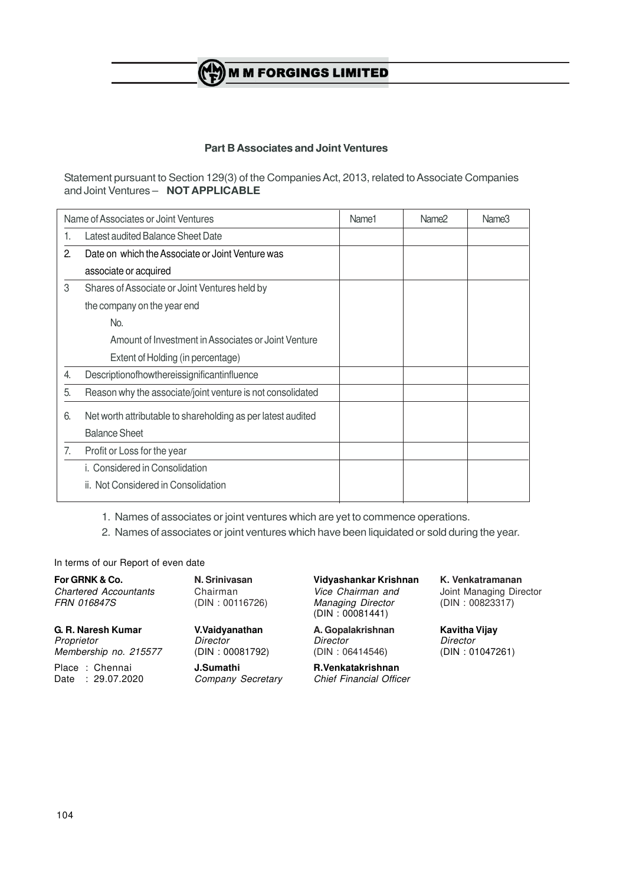## Part B Associates and Joint Ventures

Statement pursuant to Section 129(3) of the Companies Act, 2013, related to Associate Companies and Joint Ventures – **NOT APPLICABLE**

| Name of Associates or Joint Ventures | | Name1 | Name2 | Name3 |
|---|---|---|---|---|
| 1. | Latest audited Balance Sheet Date | | | |
| 2. | Date on which the Associate or Joint Venture was associate or acquired | | | |
| 3 | Shares of Associate or Joint Ventures held by the company on the year end | | | |
| | No. | | | |
| | Amount of Investment in Associates or Joint Venture | | | |
| | Extent of Holding (in percentage) | | | |
| 4. | Descriptionofhowthereissignificantinfluence | | | |
| 5. | Reason why the associate/joint venture is not consolidated | | | |
| 6. | Net worth attributable to shareholding as per latest audited Balance Sheet | | | |
| 7. | Profit or Loss for the year | | | |
| | i. Considered in Consolidation | | | |
| | ii. Not Considered in Consolidation | | | |

1. Names of associates or joint ventures which are yet to commence operations.
2. Names of associates or joint ventures which have been liquidated or sold during the year.

In terms of our Report of even date

**For GRNK & Co.**
*Chartered Accountants*
*FRN 016847S*

**G. R. Naresh Kumar**
*Proprietor*
*Membership no. 215577*

Place : Chennai
Date : 29.07.2020

**N. Srinivasan**
Chairman
(DIN : 00116726)

**V.Vaidyanathan**
*Director*
(DIN : 00081792)

**J.Sumathi**
*Company Secretary*

**Vidyashankar Krishnan**
*Vice Chairman and Managing Director*
(DIN : 00081441)

**A. Gopalakrishnan**
*Director*
(DIN : 06414546)

**R.Venkatakrishnan**
*Chief Financial Officer*

**K. Venkatramanan**
Joint Managing Director
(DIN : 00823317)

**Kavitha Vijay**
*Director*
(DIN : 01047261)